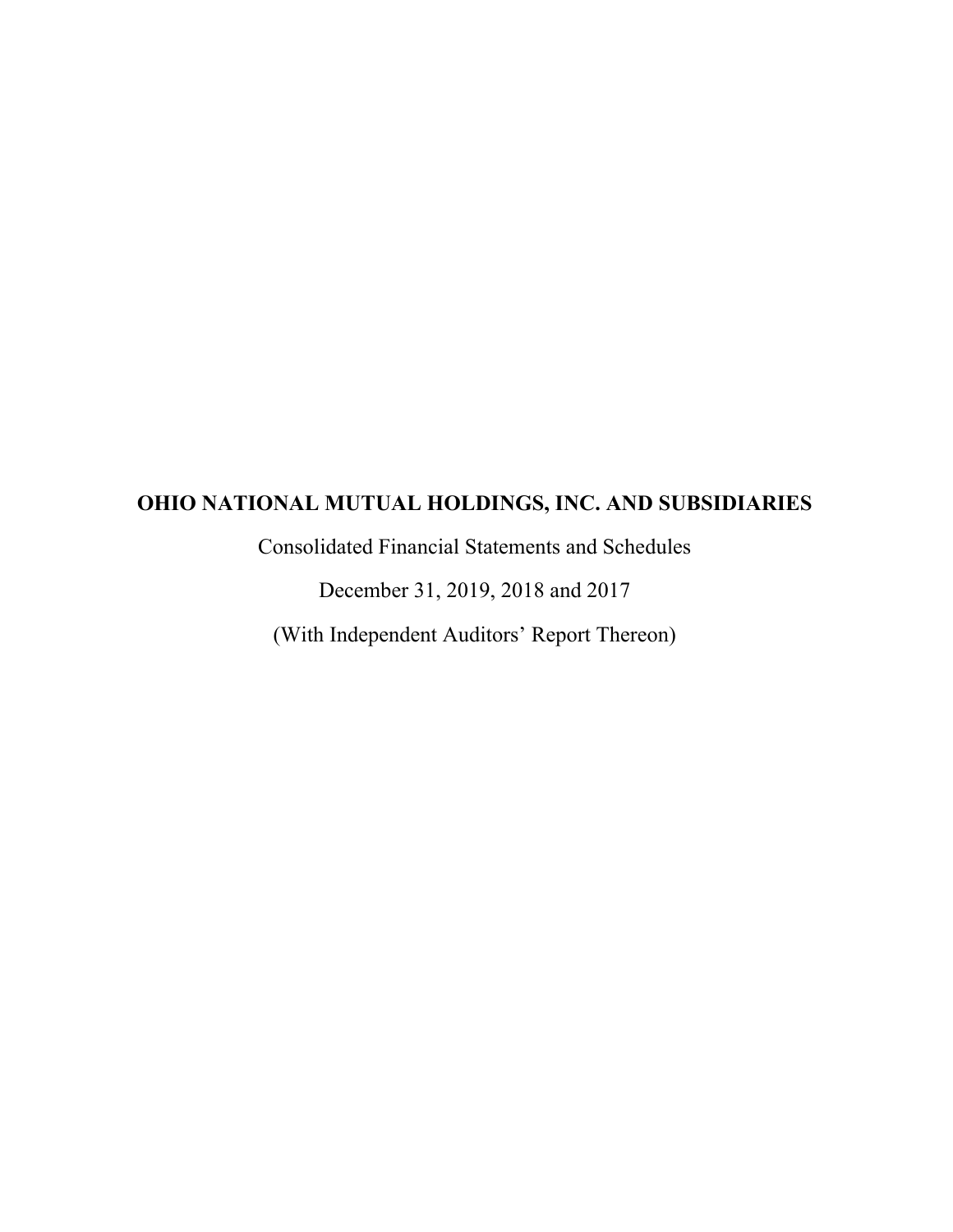# OHIO NATIONAL MUTUAL HOLDINGS, INC. AND SUBSIDIARIES

Consolidated Financial Statements and Schedules

December 31, 2019, 2018 and 2017

(With Independent Auditors' Report Thereon)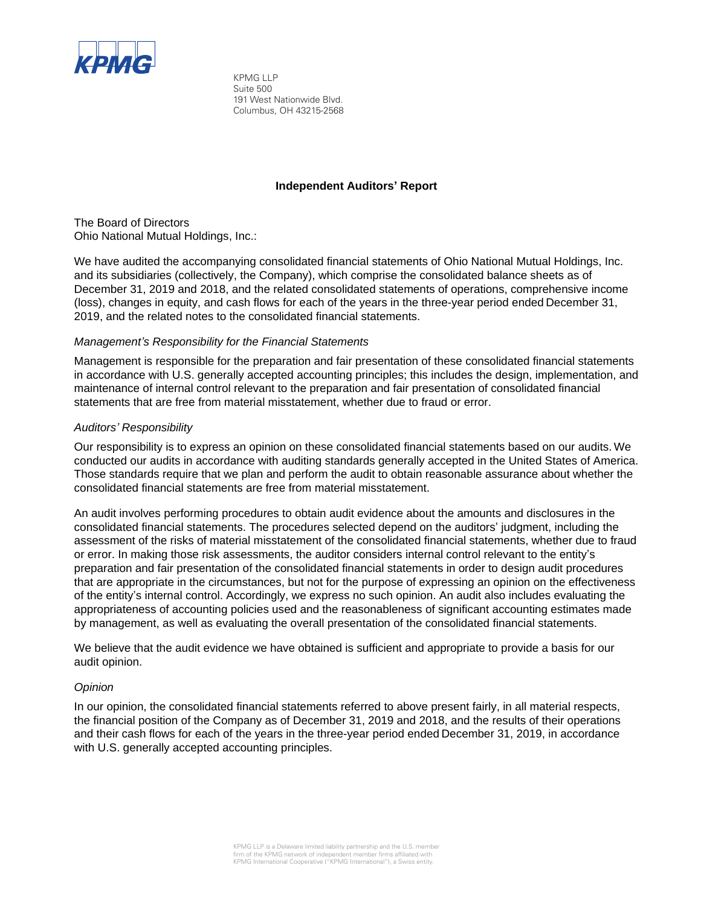KPMG

KPMG LLP
Suite 500
191 West Nationwide Blvd.
Columbus, OH 43215-2568

## Independent Auditors' Report

The Board of Directors
Ohio National Mutual Holdings, Inc.:

We have audited the accompanying consolidated financial statements of Ohio National Mutual Holdings, Inc. and its subsidiaries (collectively, the Company), which comprise the consolidated balance sheets as of December 31, 2019 and 2018, and the related consolidated statements of operations, comprehensive income (loss), changes in equity, and cash flows for each of the years in the three-year period ended December 31, 2019, and the related notes to the consolidated financial statements.

### *Management's Responsibility for the Financial Statements*

Management is responsible for the preparation and fair presentation of these consolidated financial statements in accordance with U.S. generally accepted accounting principles; this includes the design, implementation, and maintenance of internal control relevant to the preparation and fair presentation of consolidated financial statements that are free from material misstatement, whether due to fraud or error.

### *Auditors' Responsibility*

Our responsibility is to express an opinion on these consolidated financial statements based on our audits. We conducted our audits in accordance with auditing standards generally accepted in the United States of America. Those standards require that we plan and perform the audit to obtain reasonable assurance about whether the consolidated financial statements are free from material misstatement.

An audit involves performing procedures to obtain audit evidence about the amounts and disclosures in the consolidated financial statements. The procedures selected depend on the auditors' judgment, including the assessment of the risks of material misstatement of the consolidated financial statements, whether due to fraud or error. In making those risk assessments, the auditor considers internal control relevant to the entity's preparation and fair presentation of the consolidated financial statements in order to design audit procedures that are appropriate in the circumstances, but not for the purpose of expressing an opinion on the effectiveness of the entity's internal control. Accordingly, we express no such opinion. An audit also includes evaluating the appropriateness of accounting policies used and the reasonableness of significant accounting estimates made by management, as well as evaluating the overall presentation of the consolidated financial statements.

We believe that the audit evidence we have obtained is sufficient and appropriate to provide a basis for our audit opinion.

### *Opinion*

In our opinion, the consolidated financial statements referred to above present fairly, in all material respects, the financial position of the Company as of December 31, 2019 and 2018, and the results of their operations and their cash flows for each of the years in the three-year period ended December 31, 2019, in accordance with U.S. generally accepted accounting principles.

KPMG LLP is a Delaware limited liability partnership and the U.S. member firm of the KPMG network of independent member firms affiliated with KPMG International Cooperative ("KPMG International"), a Swiss entity.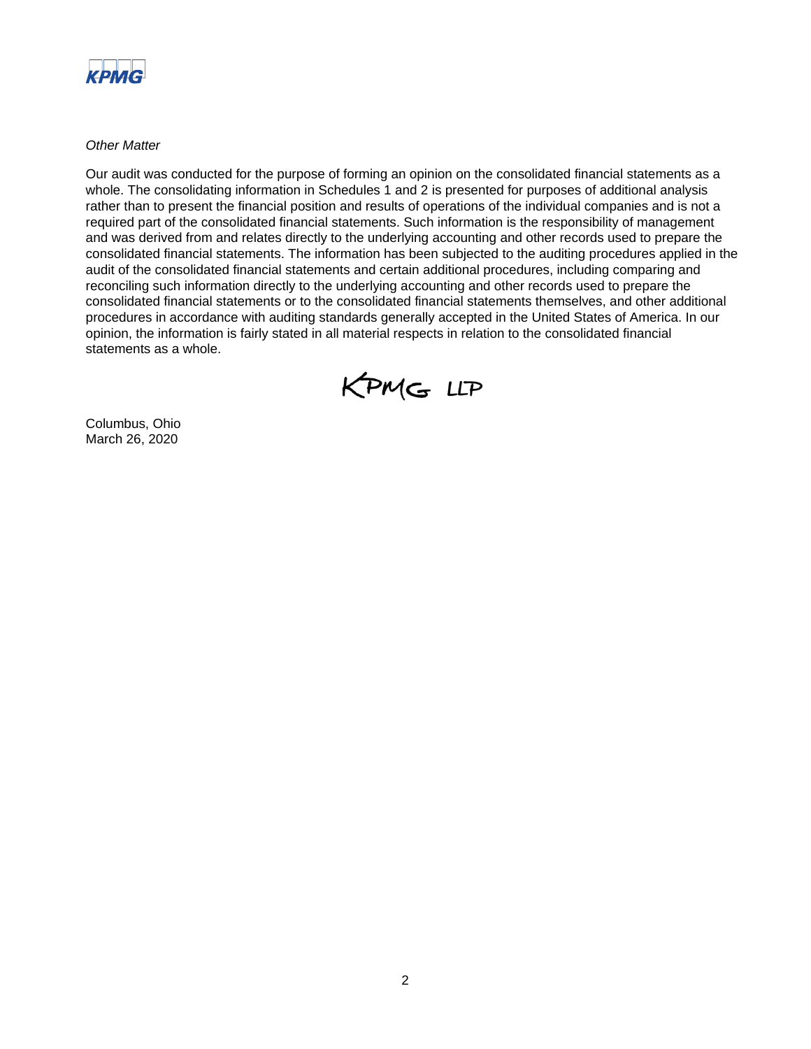*Other Matter*

Our audit was conducted for the purpose of forming an opinion on the consolidated financial statements as a whole. The consolidating information in Schedules 1 and 2 is presented for purposes of additional analysis rather than to present the financial position and results of operations of the individual companies and is not a required part of the consolidated financial statements. Such information is the responsibility of management and was derived from and relates directly to the underlying accounting and other records used to prepare the consolidated financial statements. The information has been subjected to the auditing procedures applied in the audit of the consolidated financial statements and certain additional procedures, including comparing and reconciling such information directly to the underlying accounting and other records used to prepare the consolidated financial statements or to the consolidated financial statements themselves, and other additional procedures in accordance with auditing standards generally accepted in the United States of America. In our opinion, the information is fairly stated in all material respects in relation to the consolidated financial statements as a whole.

KPMG LLP

Columbus, Ohio
March 26, 2020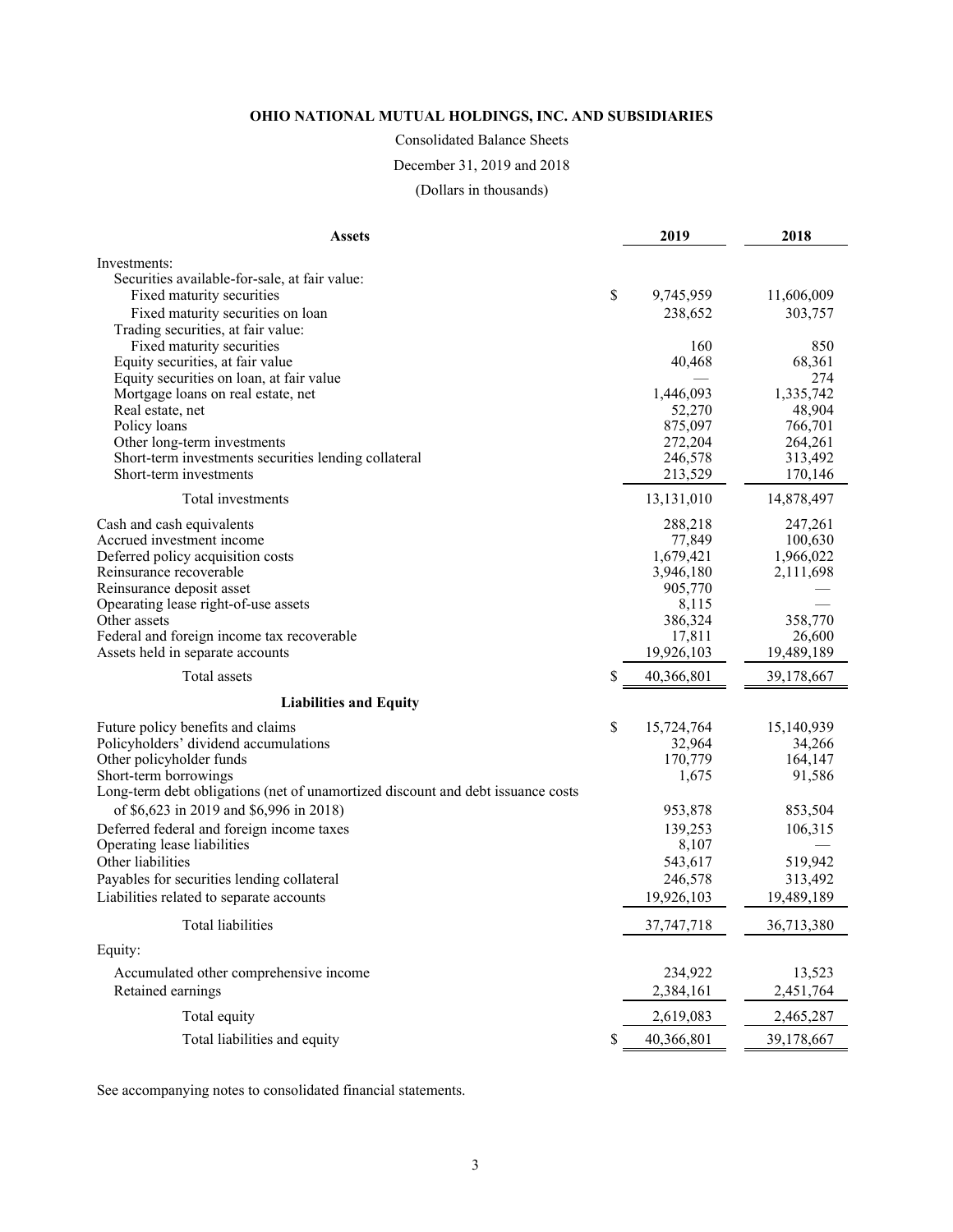**OHIO NATIONAL MUTUAL HOLDINGS, INC. AND SUBSIDIARIES**

Consolidated Balance Sheets

December 31, 2019 and 2018

(Dollars in thousands)

| **Assets** | | **2019** | **2018** |
|---|---|---|---|
| Investments: | | | |
| Securities available-for-sale, at fair value: | | | |
| Fixed maturity securities | $ | 9,745,959 | 11,606,009 |
| Fixed maturity securities on loan | | 238,652 | 303,757 |
| Trading securities, at fair value: | | | |
| Fixed maturity securities | | 160 | 850 |
| Equity securities, at fair value | | 40,468 | 68,361 |
| Equity securities on loan, at fair value | | — | 274 |
| Mortgage loans on real estate, net | | 1,446,093 | 1,335,742 |
| Real estate, net | | 52,270 | 48,904 |
| Policy loans | | 875,097 | 766,701 |
| Other long-term investments | | 272,204 | 264,261 |
| Short-term investments securities lending collateral | | 246,578 | 313,492 |
| Short-term investments | | 213,529 | 170,146 |
| Total investments | | 13,131,010 | 14,878,497 |
| Cash and cash equivalents | | 288,218 | 247,261 |
| Accrued investment income | | 77,849 | 100,630 |
| Deferred policy acquisition costs | | 1,679,421 | 1,966,022 |
| Reinsurance recoverable | | 3,946,180 | 2,111,698 |
| Reinsurance deposit asset | | 905,770 | — |
| Opearating lease right-of-use assets | | 8,115 | — |
| Other assets | | 386,324 | 358,770 |
| Federal and foreign income tax recoverable | | 17,811 | 26,600 |
| Assets held in separate accounts | | 19,926,103 | 19,489,189 |
| Total assets | $ | 40,366,801 | 39,178,667 |
| **Liabilities and Equity** | | | |
| Future policy benefits and claims | $ | 15,724,764 | 15,140,939 |
| Policyholders' dividend accumulations | | 32,964 | 34,266 |
| Other policyholder funds | | 170,779 | 164,147 |
| Short-term borrowings | | 1,675 | 91,586 |
| Long-term debt obligations (net of unamortized discount and debt issuance costs of $6,623 in 2019 and $6,996 in 2018) | | 953,878 | 853,504 |
| Deferred federal and foreign income taxes | | 139,253 | 106,315 |
| Operating lease liabilities | | 8,107 | — |
| Other liabilities | | 543,617 | 519,942 |
| Payables for securities lending collateral | | 246,578 | 313,492 |
| Liabilities related to separate accounts | | 19,926,103 | 19,489,189 |
| Total liabilities | | 37,747,718 | 36,713,380 |
| Equity: | | | |
| Accumulated other comprehensive income | | 234,922 | 13,523 |
| Retained earnings | | 2,384,161 | 2,451,764 |
| Total equity | | 2,619,083 | 2,465,287 |
| Total liabilities and equity | $ | 40,366,801 | 39,178,667 |

See accompanying notes to consolidated financial statements.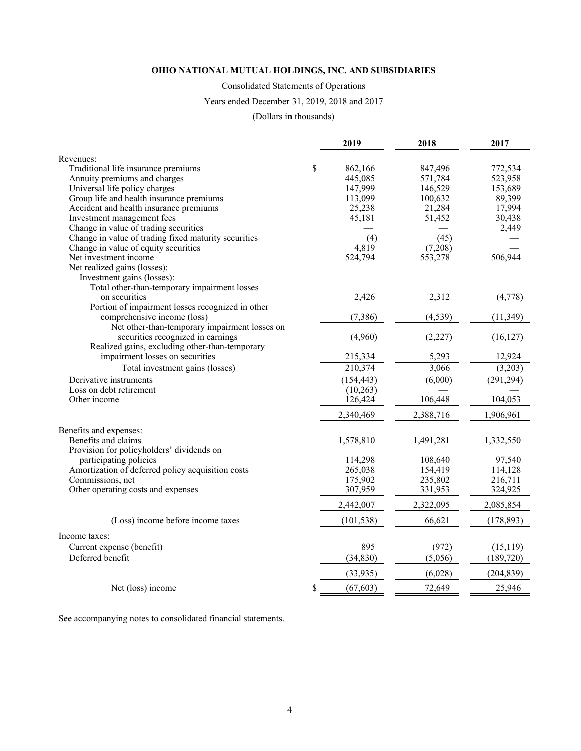**OHIO NATIONAL MUTUAL HOLDINGS, INC. AND SUBSIDIARIES**

Consolidated Statements of Operations

Years ended December 31, 2019, 2018 and 2017

(Dollars in thousands)

| | 2019 | 2018 | 2017 |
|---|---|---|---|
| Revenues: | | | |
| Traditional life insurance premiums | $ 862,166 | 847,496 | 772,534 |
| Annuity premiums and charges | 445,085 | 571,784 | 523,958 |
| Universal life policy charges | 147,999 | 146,529 | 153,689 |
| Group life and health insurance premiums | 113,099 | 100,632 | 89,399 |
| Accident and health insurance premiums | 25,238 | 21,284 | 17,994 |
| Investment management fees | 45,181 | 51,452 | 30,438 |
| Change in value of trading securities | — | — | 2,449 |
| Change in value of trading fixed maturity securities | (4) | (45) | — |
| Change in value of equity securities | 4,819 | (7,208) | — |
| Net investment income | 524,794 | 553,278 | 506,944 |
| Net realized gains (losses): | | | |
| Investment gains (losses): | | | |
| Total other-than-temporary impairment losses on securities | 2,426 | 2,312 | (4,778) |
| Portion of impairment losses recognized in other comprehensive income (loss) | (7,386) | (4,539) | (11,349) |
| Net other-than-temporary impairment losses on securities recognized in earnings | (4,960) | (2,227) | (16,127) |
| Realized gains, excluding other-than-temporary impairment losses on securities | 215,334 | 5,293 | 12,924 |
| Total investment gains (losses) | 210,374 | 3,066 | (3,203) |
| Derivative instruments | (154,443) | (6,000) | (291,294) |
| Loss on debt retirement | (10,263) | — | — |
| Other income | 126,424 | 106,448 | 104,053 |
| | 2,340,469 | 2,388,716 | 1,906,961 |
| Benefits and expenses: | | | |
| Benefits and claims | 1,578,810 | 1,491,281 | 1,332,550 |
| Provision for policyholders' dividends on participating policies | 114,298 | 108,640 | 97,540 |
| Amortization of deferred policy acquisition costs | 265,038 | 154,419 | 114,128 |
| Commissions, net | 175,902 | 235,802 | 216,711 |
| Other operating costs and expenses | 307,959 | 331,953 | 324,925 |
| | 2,442,007 | 2,322,095 | 2,085,854 |
| (Loss) income before income taxes | (101,538) | 66,621 | (178,893) |
| Income taxes: | | | |
| Current expense (benefit) | 895 | (972) | (15,119) |
| Deferred benefit | (34,830) | (5,056) | (189,720) |
| | (33,935) | (6,028) | (204,839) |
| Net (loss) income | $ (67,603) | 72,649 | 25,946 |

See accompanying notes to consolidated financial statements.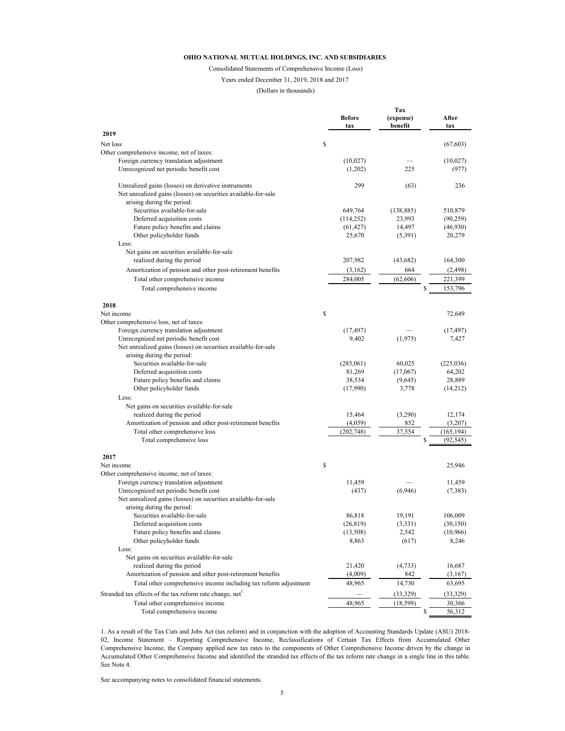**OHIO NATIONAL MUTUAL HOLDINGS, INC. AND SUBSIDIARIES**

Consolidated Statements of Comprehensive Income (Loss)

Years ended December 31, 2019, 2018 and 2017

(Dollars in thousands)

| | Before tax | Tax (expense) benefit | After tax |
|---|---|---|---|
| **2019** | | | |
| Net loss | $ | | (67,603) |
| Other comprehensive income, net of taxes: | | | |
| Foreign currency translation adjustment | (10,027) | — | (10,027) |
| Unrecognized net periodic benefit cost | (1,202) | 225 | (977) |
| Unrealized gains (losses) on derivative instruments | 299 | (63) | 236 |
| Net unrealized gains (losses) on securities available-for-sale arising during the period: | | | |
| Securities available-for-sale | 649,764 | (138,885) | 510,879 |
| Deferred acquisition costs | (114,252) | 23,993 | (90,259) |
| Future policy benefits and claims | (61,427) | 14,497 | (46,930) |
| Other policyholder funds | 25,670 | (5,391) | 20,279 |
| Less: | | | |
| Net gains on securities available-for-sale realized during the period | 207,982 | (43,682) | 164,300 |
| Amortization of pension and other post-retirement benefits | (3,162) | 664 | (2,498) |
| Total other comprehensive income | 284,005 | (62,606) | 221,399 |
| Total comprehensive income | | | $ 153,796 |
| **2018** | | | |
| Net income | $ | | 72,649 |
| Other comprehensive loss, net of taxes: | | | |
| Foreign currency translation adjustment | (17,497) | — | (17,497) |
| Unrecognized net periodic benefit cost | 9,402 | (1,975) | 7,427 |
| Net unrealized gains (losses) on securities available-for-sale arising during the period: | | | |
| Securities available-for-sale | (285,061) | 60,025 | (225,036) |
| Deferred acquisition costs | 81,269 | (17,067) | 64,202 |
| Future policy benefits and claims | 38,534 | (9,645) | 28,889 |
| Other policyholder funds | (17,990) | 3,778 | (14,212) |
| Less: | | | |
| Net gains on securities available-for-sale realized during the period | 15,464 | (3,290) | 12,174 |
| Amortization of pension and other post-retirement benefits | (4,059) | 852 | (3,207) |
| Total other comprehensive loss | (202,748) | 37,554 | (165,194) |
| Total comprehensive loss | | | $ (92,545) |
| **2017** | | | |
| Net income | $ | | 25,946 |
| Other comprehensive income, net of taxes: | | | |
| Foreign currency translation adjustment | 11,459 | — | 11,459 |
| Unrecognized net periodic benefit cost | (437) | (6,946) | (7,383) |
| Net unrealized gains (losses) on securities available-for-sale arising during the period: | | | |
| Securities available-for-sale | 86,818 | 19,191 | 106,009 |
| Deferred acquisition costs | (26,819) | (3,331) | (30,150) |
| Future policy benefits and claims | (13,508) | 2,542 | (10,966) |
| Other policyholder funds | 8,863 | (617) | 8,246 |
| Less: | | | |
| Net gains on securities available-for-sale realized during the period | 21,420 | (4,733) | 16,687 |
| Amortization of pension and other post-retirement benefits | (4,009) | 842 | (3,167) |
| Total other comprehensive income including tax reform adjustment | 48,965 | 14,730 | 63,695 |
| Stranded tax effects of the tax reform rate change, net[1] | — | (33,329) | (33,329) |
| Total other comprehensive income | 48,965 | (18,599) | 30,366 |
| Total comprehensive income | | | $ 56,312 |

1. As a result of the Tax Cuts and Jobs Act (tax reform) and in conjunction with the adoption of Accounting Standards Update (ASU) 2018-02, Income Statement – Reporting Comprehensive Income, Reclassifications of Certain Tax Effects from Accumulated Other Comprehensive Income, the Company applied new tax rates to the components of Other Comprehensive Income driven by the change in Accumulated Other Comprehensive Income and identified the stranded tax effects of the tax reform rate change in a single line in this table. See Note 4.

See accompanying notes to consolidated financial statements.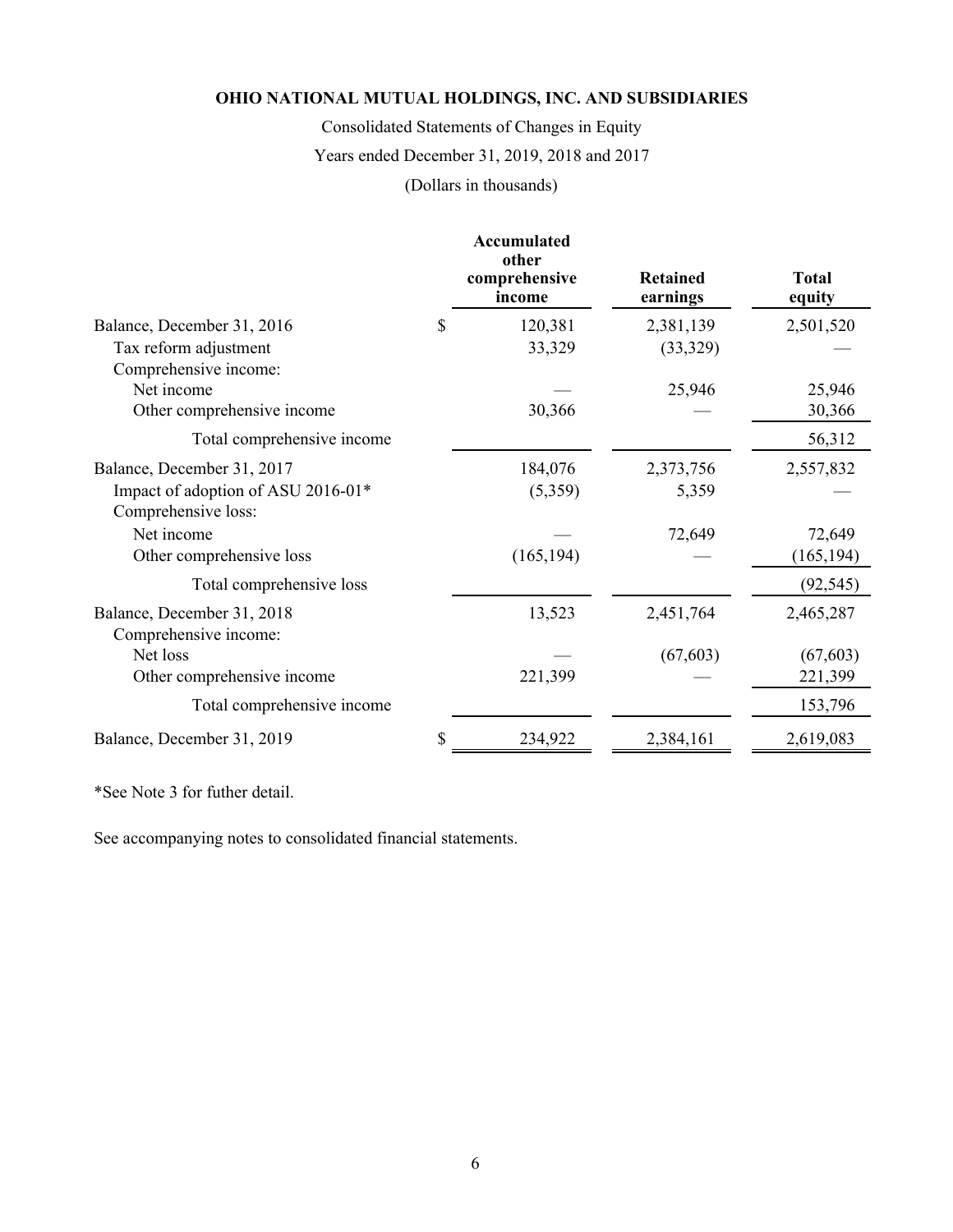**OHIO NATIONAL MUTUAL HOLDINGS, INC. AND SUBSIDIARIES**

Consolidated Statements of Changes in Equity

Years ended December 31, 2019, 2018 and 2017

(Dollars in thousands)

| | Accumulated other comprehensive income | Retained earnings | Total equity |
|---|---|---|---|
| Balance, December 31, 2016 | $ 120,381 | 2,381,139 | 2,501,520 |
| Tax reform adjustment | 33,329 | (33,329) | — |
| Comprehensive income: | | | |
| Net income | — | 25,946 | 25,946 |
| Other comprehensive income | 30,366 | — | 30,366 |
| Total comprehensive income | | | 56,312 |
| Balance, December 31, 2017 | 184,076 | 2,373,756 | 2,557,832 |
| Impact of adoption of ASU 2016-01* | (5,359) | 5,359 | — |
| Comprehensive loss: | | | |
| Net income | — | 72,649 | 72,649 |
| Other comprehensive loss | (165,194) | — | (165,194) |
| Total comprehensive loss | | | (92,545) |
| Balance, December 31, 2018 | 13,523 | 2,451,764 | 2,465,287 |
| Comprehensive income: | | | |
| Net loss | — | (67,603) | (67,603) |
| Other comprehensive income | 221,399 | — | 221,399 |
| Total comprehensive income | | | 153,796 |
| Balance, December 31, 2019 | $ 234,922 | 2,384,161 | 2,619,083 |

*See Note 3 for futher detail.

See accompanying notes to consolidated financial statements.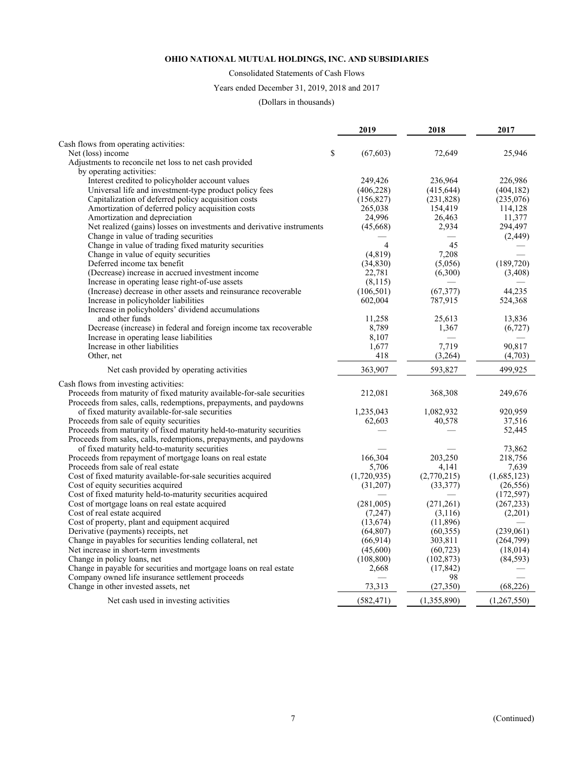**OHIO NATIONAL MUTUAL HOLDINGS, INC. AND SUBSIDIARIES**

Consolidated Statements of Cash Flows

Years ended December 31, 2019, 2018 and 2017

(Dollars in thousands)

| | 2019 | 2018 | 2017 |
|---|---|---|---|
| Cash flows from operating activities: | | | |
| Net (loss) income | $ (67,603) | 72,649 | 25,946 |
| Adjustments to reconcile net loss to net cash provided by operating activities: | | | |
| Interest credited to policyholder account values | 249,426 | 236,964 | 226,986 |
| Universal life and investment-type product policy fees | (406,228) | (415,644) | (404,182) |
| Capitalization of deferred policy acquisition costs | (156,827) | (231,828) | (235,076) |
| Amortization of deferred policy acquisition costs | 265,038 | 154,419 | 114,128 |
| Amortization and depreciation | 24,996 | 26,463 | 11,377 |
| Net realized (gains) losses on investments and derivative instruments | (45,668) | 2,934 | 294,497 |
| Change in value of trading securities | — | — | (2,449) |
| Change in value of trading fixed maturity securities | 4 | 45 | — |
| Change in value of equity securities | (4,819) | 7,208 | — |
| Deferred income tax benefit | (34,830) | (5,056) | (189,720) |
| (Decrease) increase in accrued investment income | 22,781 | (6,300) | (3,408) |
| Increase in operating lease right-of-use assets | (8,115) | — | — |
| (Increase) decrease in other assets and reinsurance recoverable | (106,501) | (67,377) | 44,235 |
| Increase in policyholder liabilities | 602,004 | 787,915 | 524,368 |
| Increase in policyholders' dividend accumulations and other funds | 11,258 | 25,613 | 13,836 |
| Decrease (increase) in federal and foreign income tax recoverable | 8,789 | 1,367 | (6,727) |
| Increase in operating lease liabilities | 8,107 | — | — |
| Increase in other liabilities | 1,677 | 7,719 | 90,817 |
| Other, net | 418 | (3,264) | (4,703) |
| Net cash provided by operating activities | 363,907 | 593,827 | 499,925 |
| Cash flows from investing activities: | | | |
| Proceeds from maturity of fixed maturity available-for-sale securities | 212,081 | 368,308 | 249,676 |
| Proceeds from sales, calls, redemptions, prepayments, and paydowns of fixed maturity available-for-sale securities | 1,235,043 | 1,082,932 | 920,959 |
| Proceeds from sale of equity securities | 62,603 | 40,578 | 37,516 |
| Proceeds from maturity of fixed maturity held-to-maturity securities | — | — | 52,445 |
| Proceeds from sales, calls, redemptions, prepayments, and paydowns of fixed maturity held-to-maturity securities | — | — | 73,862 |
| Proceeds from repayment of mortgage loans on real estate | 166,304 | 203,250 | 218,756 |
| Proceeds from sale of real estate | 5,706 | 4,141 | 7,639 |
| Cost of fixed maturity available-for-sale securities acquired | (1,720,935) | (2,770,215) | (1,685,123) |
| Cost of equity securities acquired | (31,207) | (33,377) | (26,556) |
| Cost of fixed maturity held-to-maturity securities acquired | — | — | (172,597) |
| Cost of mortgage loans on real estate acquired | (281,005) | (271,261) | (267,233) |
| Cost of real estate acquired | (7,247) | (3,116) | (2,201) |
| Cost of property, plant and equipment acquired | (13,674) | (11,896) | — |
| Derivative (payments) receipts, net | (64,807) | (60,355) | (239,061) |
| Change in payables for securities lending collateral, net | (66,914) | 303,811 | (264,799) |
| Net increase in short-term investments | (45,600) | (60,723) | (18,014) |
| Change in policy loans, net | (108,800) | (102,873) | (84,593) |
| Change in payable for securities and mortgage loans on real estate | 2,668 | (17,842) | — |
| Company owned life insurance settlement proceeds | — | 98 | — |
| Change in other invested assets, net | 73,313 | (27,350) | (68,226) |
| Net cash used in investing activities | (582,471) | (1,355,890) | (1,267,550) |

(Continued)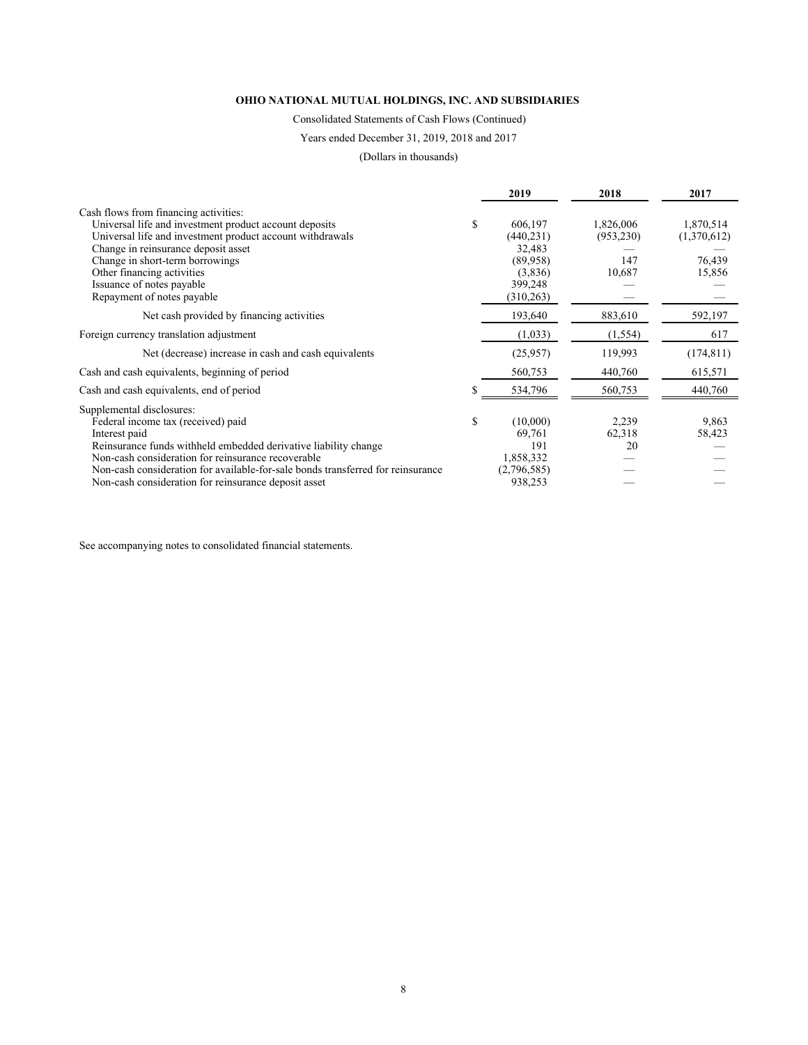**OHIO NATIONAL MUTUAL HOLDINGS, INC. AND SUBSIDIARIES**

Consolidated Statements of Cash Flows (Continued)

Years ended December 31, 2019, 2018 and 2017

(Dollars in thousands)

| | 2019 | 2018 | 2017 |
|---|---|---|---|
| Cash flows from financing activities: | | | |
| Universal life and investment product account deposits | $ 606,197 | 1,826,006 | 1,870,514 |
| Universal life and investment product account withdrawals | (440,231) | (953,230) | (1,370,612) |
| Change in reinsurance deposit asset | 32,483 | — | — |
| Change in short-term borrowings | (89,958) | 147 | 76,439 |
| Other financing activities | (3,836) | 10,687 | 15,856 |
| Issuance of notes payable | 399,248 | — | — |
| Repayment of notes payable | (310,263) | — | — |
| Net cash provided by financing activities | 193,640 | 883,610 | 592,197 |
| Foreign currency translation adjustment | (1,033) | (1,554) | 617 |
| Net (decrease) increase in cash and cash equivalents | (25,957) | 119,993 | (174,811) |
| Cash and cash equivalents, beginning of period | 560,753 | 440,760 | 615,571 |
| Cash and cash equivalents, end of period | $ 534,796 | 560,753 | 440,760 |
| Supplemental disclosures: | | | |
| Federal income tax (received) paid | $ (10,000) | 2,239 | 9,863 |
| Interest paid | 69,761 | 62,318 | 58,423 |
| Reinsurance funds withheld embedded derivative liability change | 191 | 20 | — |
| Non-cash consideration for reinsurance recoverable | 1,858,332 | — | — |
| Non-cash consideration for available-for-sale bonds transferred for reinsurance | (2,796,585) | — | — |
| Non-cash consideration for reinsurance deposit asset | 938,253 | — | — |

See accompanying notes to consolidated financial statements.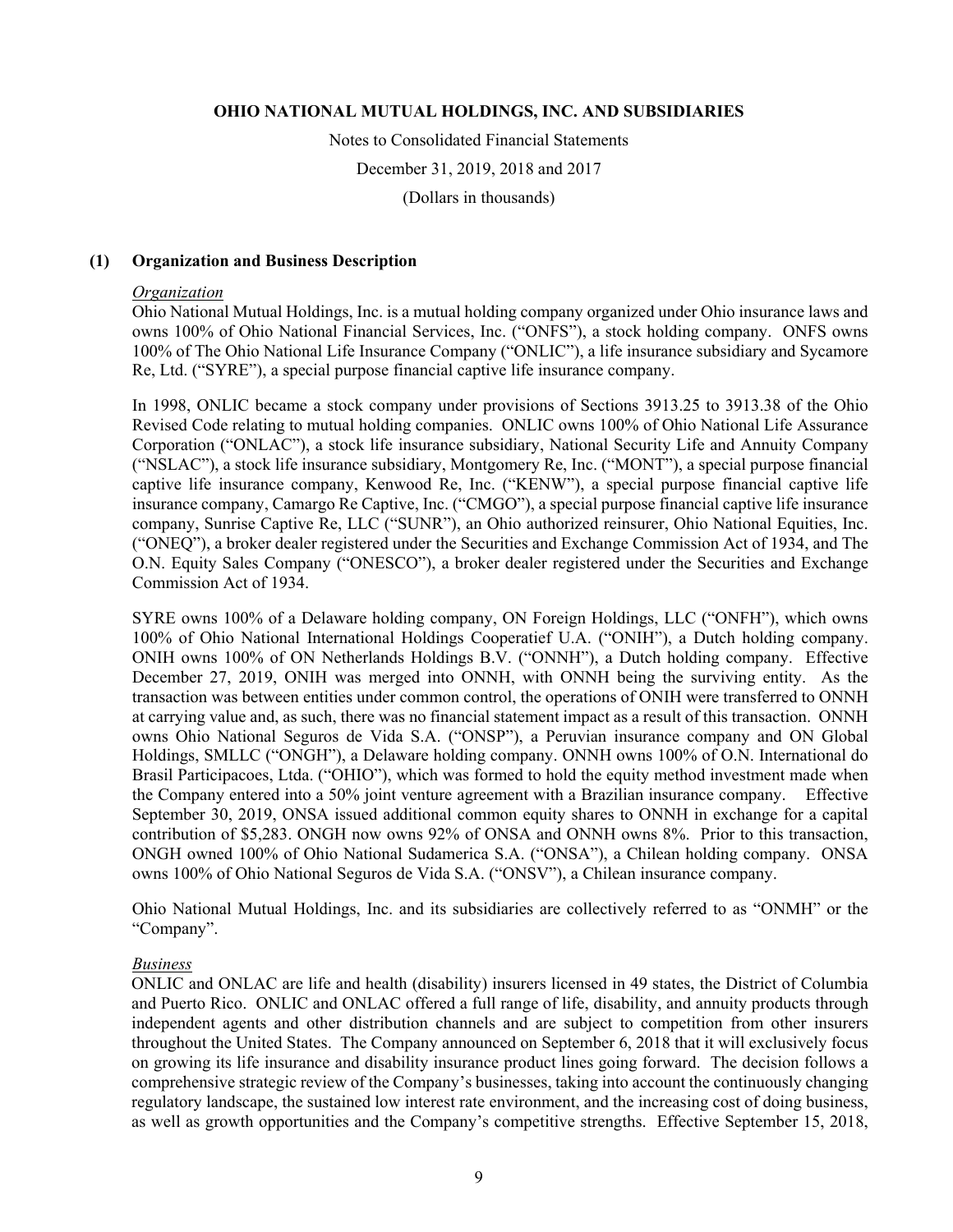# OHIO NATIONAL MUTUAL HOLDINGS, INC. AND SUBSIDIARIES

Notes to Consolidated Financial Statements

December 31, 2019, 2018 and 2017

(Dollars in thousands)

## (1) Organization and Business Description

*Organization*

Ohio National Mutual Holdings, Inc. is a mutual holding company organized under Ohio insurance laws and owns 100% of Ohio National Financial Services, Inc. ("ONFS"), a stock holding company. ONFS owns 100% of The Ohio National Life Insurance Company ("ONLIC"), a life insurance subsidiary and Sycamore Re, Ltd. ("SYRE"), a special purpose financial captive life insurance company.

In 1998, ONLIC became a stock company under provisions of Sections 3913.25 to 3913.38 of the Ohio Revised Code relating to mutual holding companies. ONLIC owns 100% of Ohio National Life Assurance Corporation ("ONLAC"), a stock life insurance subsidiary, National Security Life and Annuity Company ("NSLAC"), a stock life insurance subsidiary, Montgomery Re, Inc. ("MONT"), a special purpose financial captive life insurance company, Kenwood Re, Inc. ("KENW"), a special purpose financial captive life insurance company, Camargo Re Captive, Inc. ("CMGO"), a special purpose financial captive life insurance company, Sunrise Captive Re, LLC ("SUNR"), an Ohio authorized reinsurer, Ohio National Equities, Inc. ("ONEQ"), a broker dealer registered under the Securities and Exchange Commission Act of 1934, and The O.N. Equity Sales Company ("ONESCO"), a broker dealer registered under the Securities and Exchange Commission Act of 1934.

SYRE owns 100% of a Delaware holding company, ON Foreign Holdings, LLC ("ONFH"), which owns 100% of Ohio National International Holdings Cooperatief U.A. ("ONIH"), a Dutch holding company. ONIH owns 100% of ON Netherlands Holdings B.V. ("ONNH"), a Dutch holding company. Effective December 27, 2019, ONIH was merged into ONNH, with ONNH being the surviving entity. As the transaction was between entities under common control, the operations of ONIH were transferred to ONNH at carrying value and, as such, there was no financial statement impact as a result of this transaction. ONNH owns Ohio National Seguros de Vida S.A. ("ONSP"), a Peruvian insurance company and ON Global Holdings, SMLLC ("ONGH"), a Delaware holding company. ONNH owns 100% of O.N. International do Brasil Participacoes, Ltda. ("OHIO"), which was formed to hold the equity method investment made when the Company entered into a 50% joint venture agreement with a Brazilian insurance company. Effective September 30, 2019, ONSA issued additional common equity shares to ONNH in exchange for a capital contribution of $5,283. ONGH now owns 92% of ONSA and ONNH owns 8%. Prior to this transaction, ONGH owned 100% of Ohio National Sudamerica S.A. ("ONSA"), a Chilean holding company. ONSA owns 100% of Ohio National Seguros de Vida S.A. ("ONSV"), a Chilean insurance company.

Ohio National Mutual Holdings, Inc. and its subsidiaries are collectively referred to as "ONMH" or the "Company".

*Business*

ONLIC and ONLAC are life and health (disability) insurers licensed in 49 states, the District of Columbia and Puerto Rico. ONLIC and ONLAC offered a full range of life, disability, and annuity products through independent agents and other distribution channels and are subject to competition from other insurers throughout the United States. The Company announced on September 6, 2018 that it will exclusively focus on growing its life insurance and disability insurance product lines going forward. The decision follows a comprehensive strategic review of the Company's businesses, taking into account the continuously changing regulatory landscape, the sustained low interest rate environment, and the increasing cost of doing business, as well as growth opportunities and the Company's competitive strengths. Effective September 15, 2018,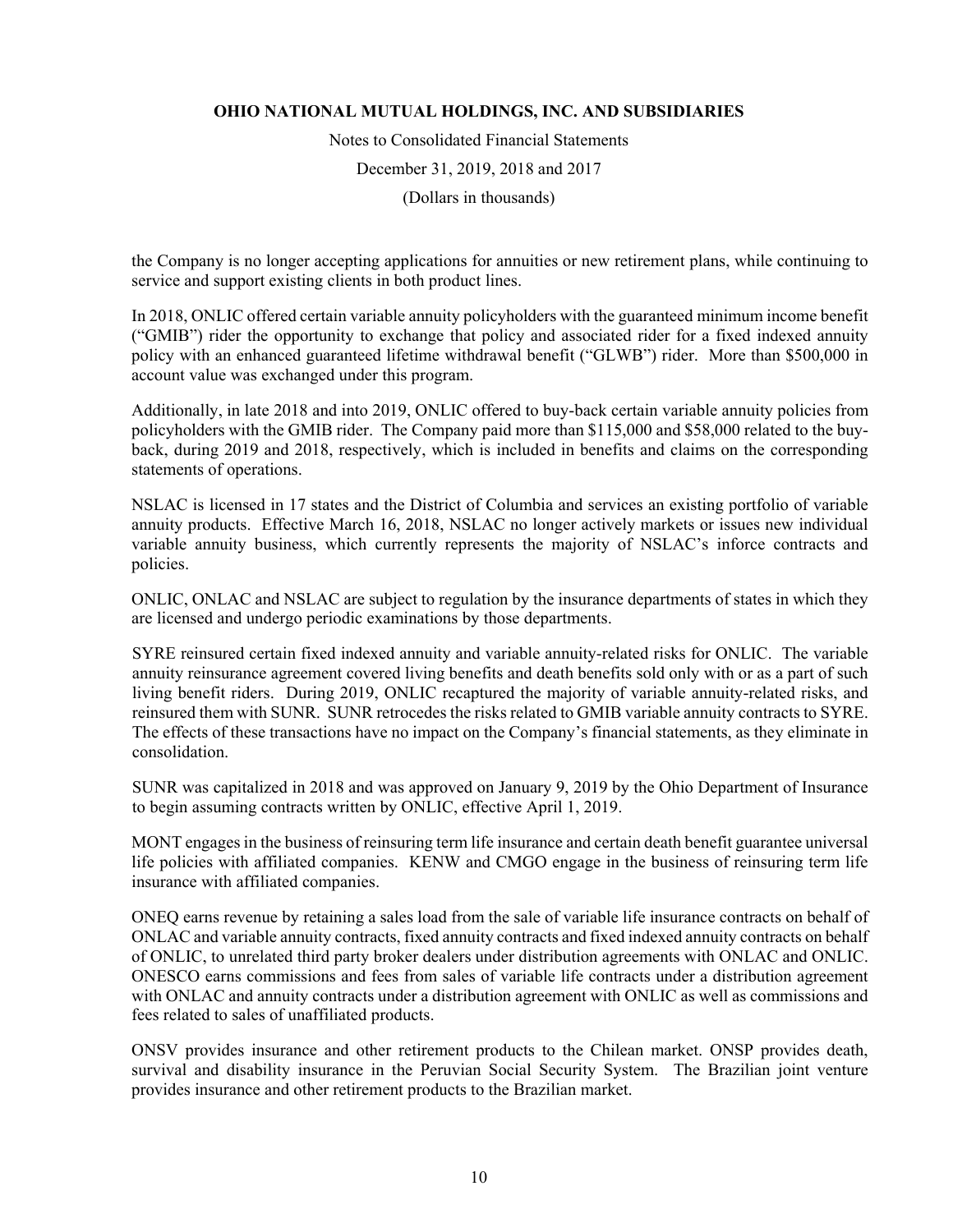the Company is no longer accepting applications for annuities or new retirement plans, while continuing to service and support existing clients in both product lines.

In 2018, ONLIC offered certain variable annuity policyholders with the guaranteed minimum income benefit ("GMIB") rider the opportunity to exchange that policy and associated rider for a fixed indexed annuity policy with an enhanced guaranteed lifetime withdrawal benefit ("GLWB") rider. More than $500,000 in account value was exchanged under this program.

Additionally, in late 2018 and into 2019, ONLIC offered to buy-back certain variable annuity policies from policyholders with the GMIB rider. The Company paid more than $115,000 and $58,000 related to the buy-back, during 2019 and 2018, respectively, which is included in benefits and claims on the corresponding statements of operations.

NSLAC is licensed in 17 states and the District of Columbia and services an existing portfolio of variable annuity products. Effective March 16, 2018, NSLAC no longer actively markets or issues new individual variable annuity business, which currently represents the majority of NSLAC's inforce contracts and policies.

ONLIC, ONLAC and NSLAC are subject to regulation by the insurance departments of states in which they are licensed and undergo periodic examinations by those departments.

SYRE reinsured certain fixed indexed annuity and variable annuity-related risks for ONLIC. The variable annuity reinsurance agreement covered living benefits and death benefits sold only with or as a part of such living benefit riders. During 2019, ONLIC recaptured the majority of variable annuity-related risks, and reinsured them with SUNR. SUNR retrocedes the risks related to GMIB variable annuity contracts to SYRE. The effects of these transactions have no impact on the Company's financial statements, as they eliminate in consolidation.

SUNR was capitalized in 2018 and was approved on January 9, 2019 by the Ohio Department of Insurance to begin assuming contracts written by ONLIC, effective April 1, 2019.

MONT engages in the business of reinsuring term life insurance and certain death benefit guarantee universal life policies with affiliated companies. KENW and CMGO engage in the business of reinsuring term life insurance with affiliated companies.

ONEQ earns revenue by retaining a sales load from the sale of variable life insurance contracts on behalf of ONLAC and variable annuity contracts, fixed annuity contracts and fixed indexed annuity contracts on behalf of ONLIC, to unrelated third party broker dealers under distribution agreements with ONLAC and ONLIC. ONESCO earns commissions and fees from sales of variable life contracts under a distribution agreement with ONLAC and annuity contracts under a distribution agreement with ONLIC as well as commissions and fees related to sales of unaffiliated products.

ONSV provides insurance and other retirement products to the Chilean market. ONSP provides death, survival and disability insurance in the Peruvian Social Security System. The Brazilian joint venture provides insurance and other retirement products to the Brazilian market.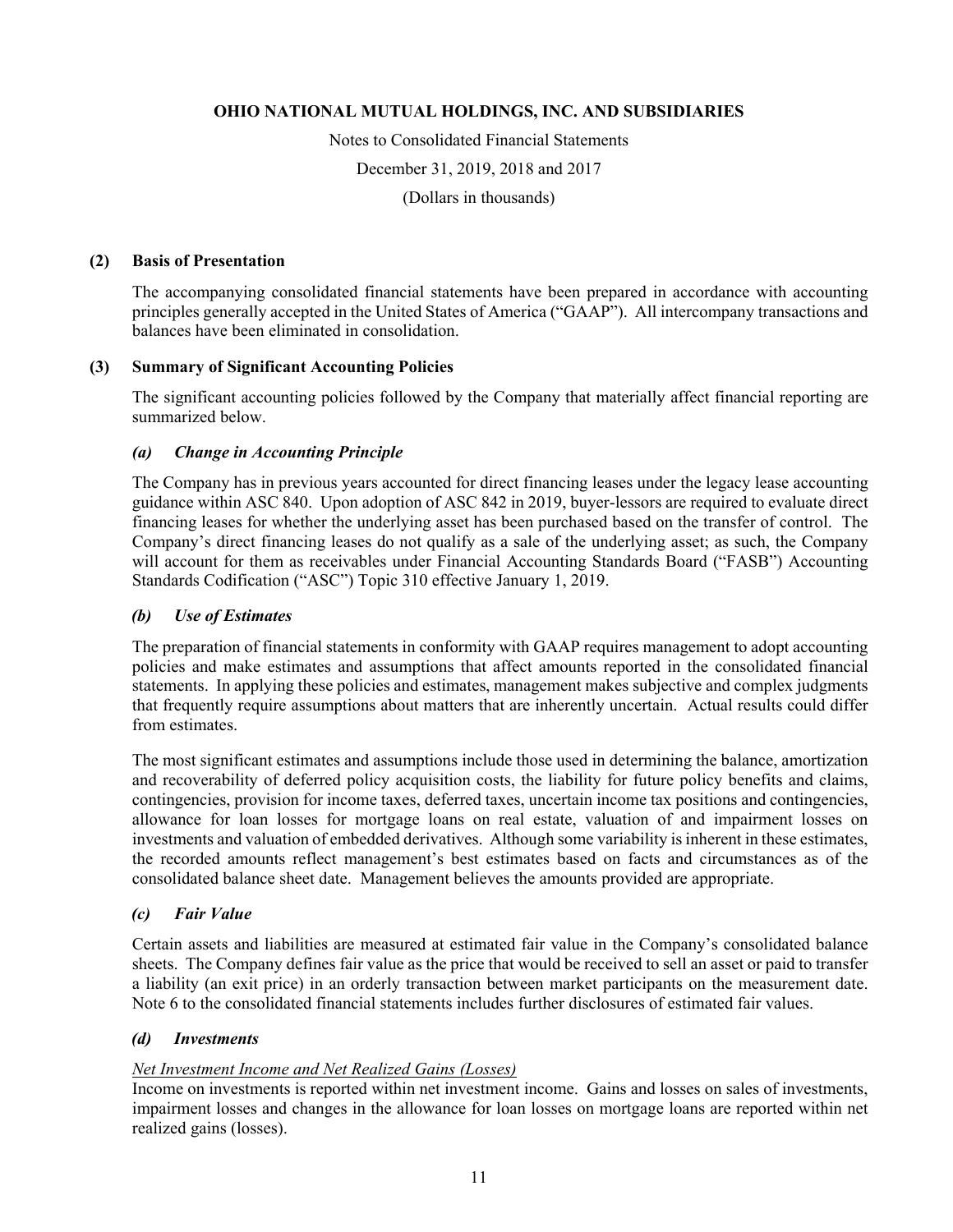## (2) Basis of Presentation

The accompanying consolidated financial statements have been prepared in accordance with accounting principles generally accepted in the United States of America ("GAAP"). All intercompany transactions and balances have been eliminated in consolidation.

## (3) Summary of Significant Accounting Policies

The significant accounting policies followed by the Company that materially affect financial reporting are summarized below.

### *(a) Change in Accounting Principle*

The Company has in previous years accounted for direct financing leases under the legacy lease accounting guidance within ASC 840. Upon adoption of ASC 842 in 2019, buyer-lessors are required to evaluate direct financing leases for whether the underlying asset has been purchased based on the transfer of control. The Company's direct financing leases do not qualify as a sale of the underlying asset; as such, the Company will account for them as receivables under Financial Accounting Standards Board ("FASB") Accounting Standards Codification ("ASC") Topic 310 effective January 1, 2019.

### *(b) Use of Estimates*

The preparation of financial statements in conformity with GAAP requires management to adopt accounting policies and make estimates and assumptions that affect amounts reported in the consolidated financial statements. In applying these policies and estimates, management makes subjective and complex judgments that frequently require assumptions about matters that are inherently uncertain. Actual results could differ from estimates.

The most significant estimates and assumptions include those used in determining the balance, amortization and recoverability of deferred policy acquisition costs, the liability for future policy benefits and claims, contingencies, provision for income taxes, deferred taxes, uncertain income tax positions and contingencies, allowance for loan losses for mortgage loans on real estate, valuation of and impairment losses on investments and valuation of embedded derivatives. Although some variability is inherent in these estimates, the recorded amounts reflect management's best estimates based on facts and circumstances as of the consolidated balance sheet date. Management believes the amounts provided are appropriate.

### *(c) Fair Value*

Certain assets and liabilities are measured at estimated fair value in the Company's consolidated balance sheets. The Company defines fair value as the price that would be received to sell an asset or paid to transfer a liability (an exit price) in an orderly transaction between market participants on the measurement date. Note 6 to the consolidated financial statements includes further disclosures of estimated fair values.

### *(d) Investments*

<u>*Net Investment Income and Net Realized Gains (Losses)*</u>

Income on investments is reported within net investment income. Gains and losses on sales of investments, impairment losses and changes in the allowance for loan losses on mortgage loans are reported within net realized gains (losses).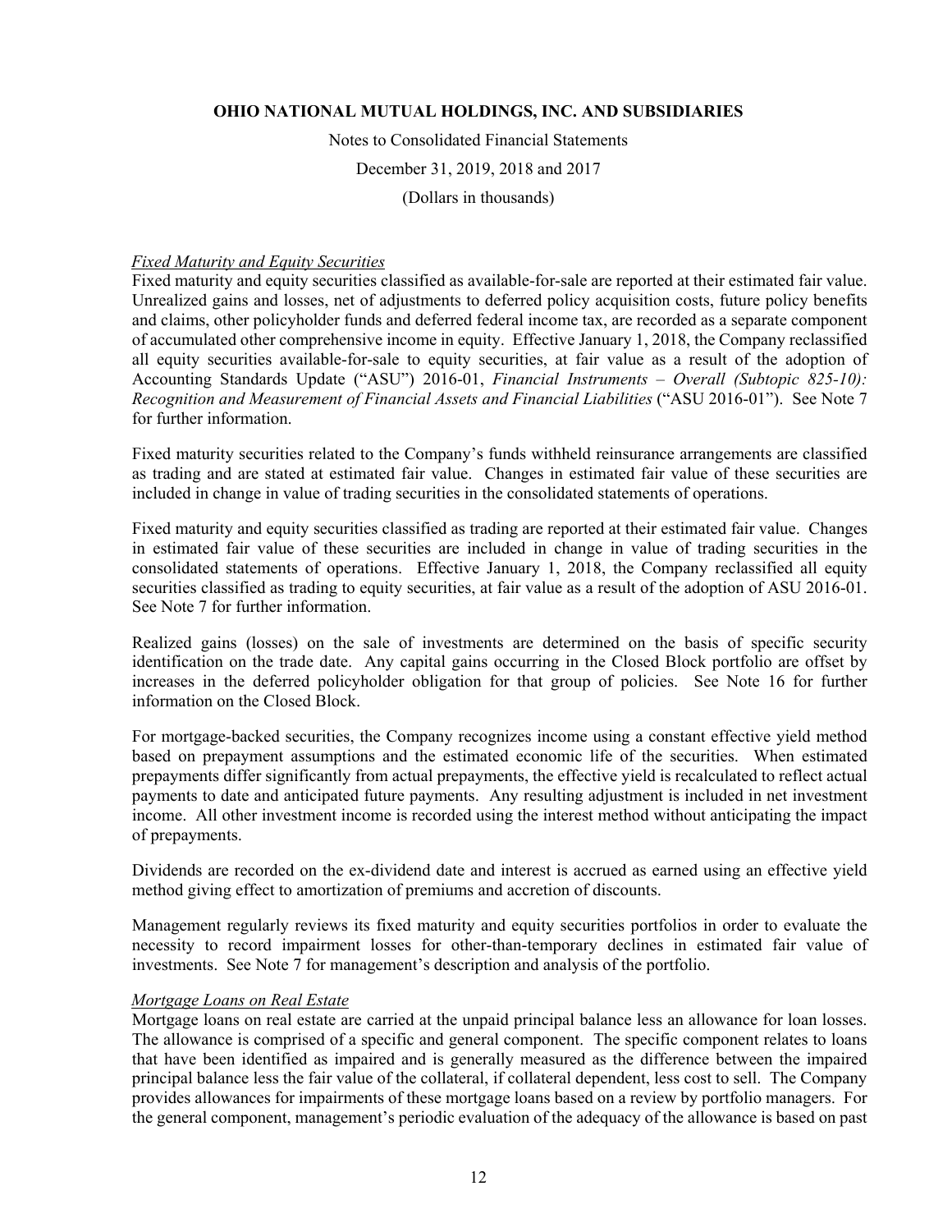*Fixed Maturity and Equity Securities*

Fixed maturity and equity securities classified as available-for-sale are reported at their estimated fair value. Unrealized gains and losses, net of adjustments to deferred policy acquisition costs, future policy benefits and claims, other policyholder funds and deferred federal income tax, are recorded as a separate component of accumulated other comprehensive income in equity. Effective January 1, 2018, the Company reclassified all equity securities available-for-sale to equity securities, at fair value as a result of the adoption of Accounting Standards Update ("ASU") 2016-01, *Financial Instruments – Overall (Subtopic 825-10): Recognition and Measurement of Financial Assets and Financial Liabilities* ("ASU 2016-01"). See Note 7 for further information.

Fixed maturity securities related to the Company's funds withheld reinsurance arrangements are classified as trading and are stated at estimated fair value. Changes in estimated fair value of these securities are included in change in value of trading securities in the consolidated statements of operations.

Fixed maturity and equity securities classified as trading are reported at their estimated fair value. Changes in estimated fair value of these securities are included in change in value of trading securities in the consolidated statements of operations. Effective January 1, 2018, the Company reclassified all equity securities classified as trading to equity securities, at fair value as a result of the adoption of ASU 2016-01. See Note 7 for further information.

Realized gains (losses) on the sale of investments are determined on the basis of specific security identification on the trade date. Any capital gains occurring in the Closed Block portfolio are offset by increases in the deferred policyholder obligation for that group of policies. See Note 16 for further information on the Closed Block.

For mortgage-backed securities, the Company recognizes income using a constant effective yield method based on prepayment assumptions and the estimated economic life of the securities. When estimated prepayments differ significantly from actual prepayments, the effective yield is recalculated to reflect actual payments to date and anticipated future payments. Any resulting adjustment is included in net investment income. All other investment income is recorded using the interest method without anticipating the impact of prepayments.

Dividends are recorded on the ex-dividend date and interest is accrued as earned using an effective yield method giving effect to amortization of premiums and accretion of discounts.

Management regularly reviews its fixed maturity and equity securities portfolios in order to evaluate the necessity to record impairment losses for other-than-temporary declines in estimated fair value of investments. See Note 7 for management's description and analysis of the portfolio.

*Mortgage Loans on Real Estate*

Mortgage loans on real estate are carried at the unpaid principal balance less an allowance for loan losses. The allowance is comprised of a specific and general component. The specific component relates to loans that have been identified as impaired and is generally measured as the difference between the impaired principal balance less the fair value of the collateral, if collateral dependent, less cost to sell. The Company provides allowances for impairments of these mortgage loans based on a review by portfolio managers. For the general component, management's periodic evaluation of the adequacy of the allowance is based on past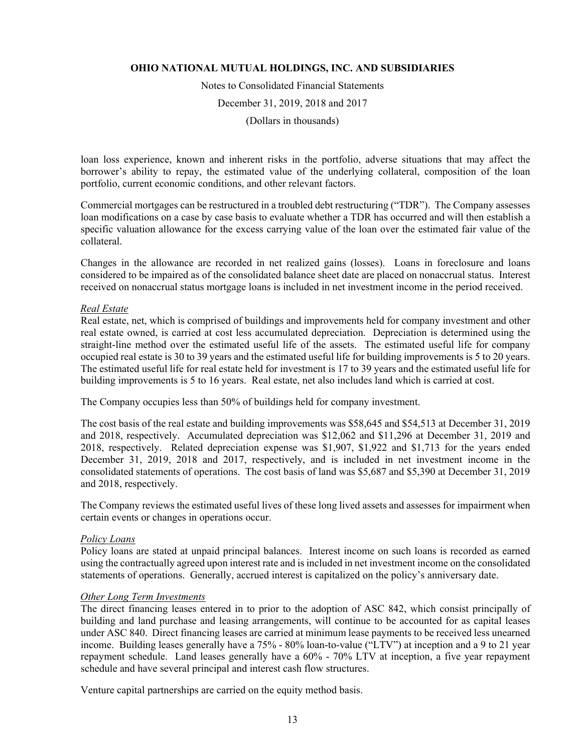loan loss experience, known and inherent risks in the portfolio, adverse situations that may affect the borrower's ability to repay, the estimated value of the underlying collateral, composition of the loan portfolio, current economic conditions, and other relevant factors.

Commercial mortgages can be restructured in a troubled debt restructuring ("TDR"). The Company assesses loan modifications on a case by case basis to evaluate whether a TDR has occurred and will then establish a specific valuation allowance for the excess carrying value of the loan over the estimated fair value of the collateral.

Changes in the allowance are recorded in net realized gains (losses). Loans in foreclosure and loans considered to be impaired as of the consolidated balance sheet date are placed on nonaccrual status. Interest received on nonaccrual status mortgage loans is included in net investment income in the period received.

*Real Estate*

Real estate, net, which is comprised of buildings and improvements held for company investment and other real estate owned, is carried at cost less accumulated depreciation. Depreciation is determined using the straight-line method over the estimated useful life of the assets. The estimated useful life for company occupied real estate is 30 to 39 years and the estimated useful life for building improvements is 5 to 20 years. The estimated useful life for real estate held for investment is 17 to 39 years and the estimated useful life for building improvements is 5 to 16 years. Real estate, net also includes land which is carried at cost.

The Company occupies less than 50% of buildings held for company investment.

The cost basis of the real estate and building improvements was $58,645 and $54,513 at December 31, 2019 and 2018, respectively. Accumulated depreciation was $12,062 and $11,296 at December 31, 2019 and 2018, respectively. Related depreciation expense was $1,907, $1,922 and $1,713 for the years ended December 31, 2019, 2018 and 2017, respectively, and is included in net investment income in the consolidated statements of operations. The cost basis of land was $5,687 and $5,390 at December 31, 2019 and 2018, respectively.

The Company reviews the estimated useful lives of these long lived assets and assesses for impairment when certain events or changes in operations occur.

*Policy Loans*

Policy loans are stated at unpaid principal balances. Interest income on such loans is recorded as earned using the contractually agreed upon interest rate and is included in net investment income on the consolidated statements of operations. Generally, accrued interest is capitalized on the policy's anniversary date.

*Other Long Term Investments*

The direct financing leases entered in to prior to the adoption of ASC 842, which consist principally of building and land purchase and leasing arrangements, will continue to be accounted for as capital leases under ASC 840. Direct financing leases are carried at minimum lease payments to be received less unearned income. Building leases generally have a 75% - 80% loan-to-value ("LTV") at inception and a 9 to 21 year repayment schedule. Land leases generally have a 60% - 70% LTV at inception, a five year repayment schedule and have several principal and interest cash flow structures.

Venture capital partnerships are carried on the equity method basis.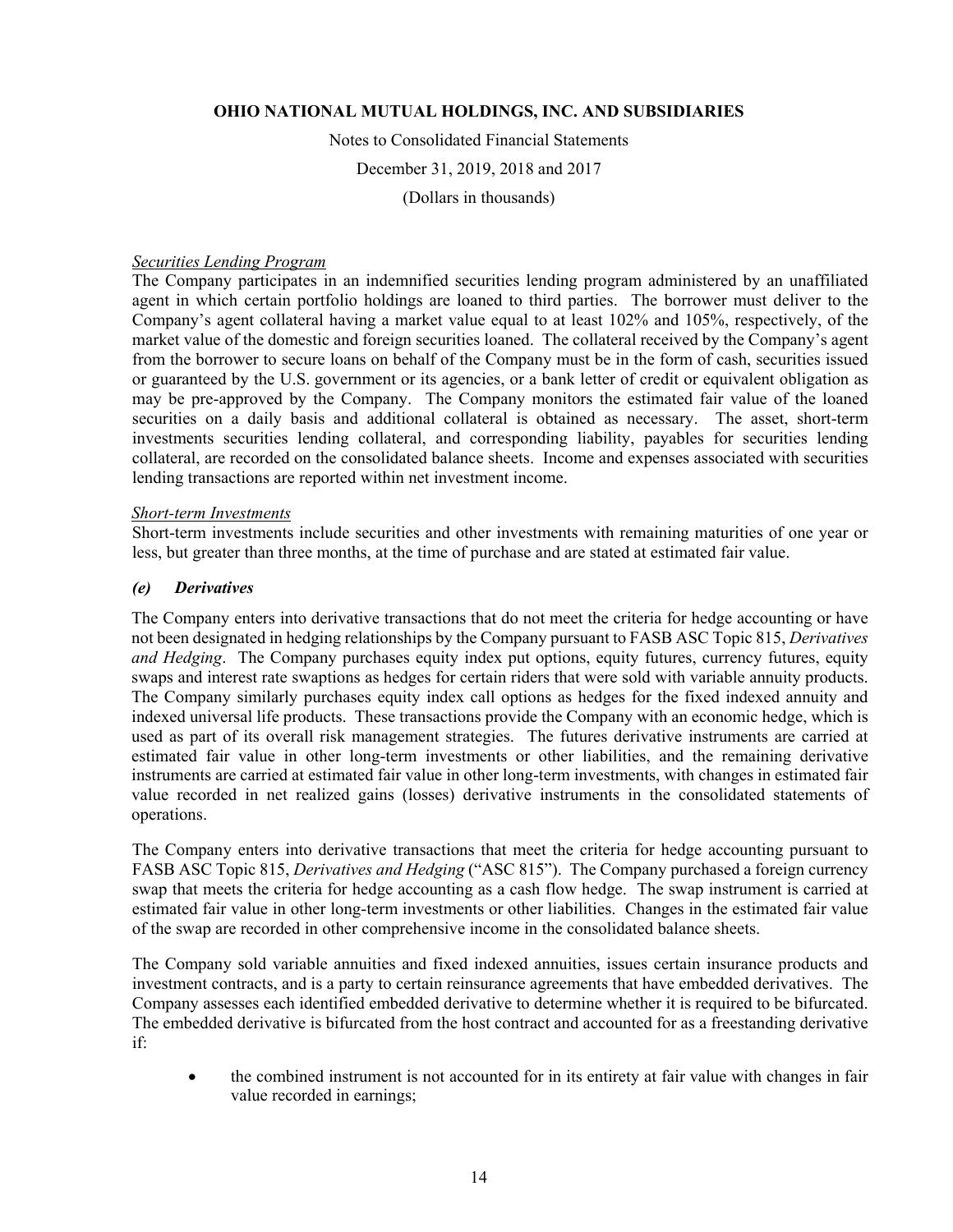*Securities Lending Program*

The Company participates in an indemnified securities lending program administered by an unaffiliated agent in which certain portfolio holdings are loaned to third parties. The borrower must deliver to the Company's agent collateral having a market value equal to at least 102% and 105%, respectively, of the market value of the domestic and foreign securities loaned. The collateral received by the Company's agent from the borrower to secure loans on behalf of the Company must be in the form of cash, securities issued or guaranteed by the U.S. government or its agencies, or a bank letter of credit or equivalent obligation as may be pre-approved by the Company. The Company monitors the estimated fair value of the loaned securities on a daily basis and additional collateral is obtained as necessary. The asset, short-term investments securities lending collateral, and corresponding liability, payables for securities lending collateral, are recorded on the consolidated balance sheets. Income and expenses associated with securities lending transactions are reported within net investment income.

*Short-term Investments*

Short-term investments include securities and other investments with remaining maturities of one year or less, but greater than three months, at the time of purchase and are stated at estimated fair value.

### *(e) Derivatives*

The Company enters into derivative transactions that do not meet the criteria for hedge accounting or have not been designated in hedging relationships by the Company pursuant to FASB ASC Topic 815, *Derivatives and Hedging*. The Company purchases equity index put options, equity futures, currency futures, equity swaps and interest rate swaptions as hedges for certain riders that were sold with variable annuity products. The Company similarly purchases equity index call options as hedges for the fixed indexed annuity and indexed universal life products. These transactions provide the Company with an economic hedge, which is used as part of its overall risk management strategies. The futures derivative instruments are carried at estimated fair value in other long-term investments or other liabilities, and the remaining derivative instruments are carried at estimated fair value in other long-term investments, with changes in estimated fair value recorded in net realized gains (losses) derivative instruments in the consolidated statements of operations.

The Company enters into derivative transactions that meet the criteria for hedge accounting pursuant to FASB ASC Topic 815, *Derivatives and Hedging* ("ASC 815"). The Company purchased a foreign currency swap that meets the criteria for hedge accounting as a cash flow hedge. The swap instrument is carried at estimated fair value in other long-term investments or other liabilities. Changes in the estimated fair value of the swap are recorded in other comprehensive income in the consolidated balance sheets.

The Company sold variable annuities and fixed indexed annuities, issues certain insurance products and investment contracts, and is a party to certain reinsurance agreements that have embedded derivatives. The Company assesses each identified embedded derivative to determine whether it is required to be bifurcated. The embedded derivative is bifurcated from the host contract and accounted for as a freestanding derivative if:

- the combined instrument is not accounted for in its entirety at fair value with changes in fair value recorded in earnings;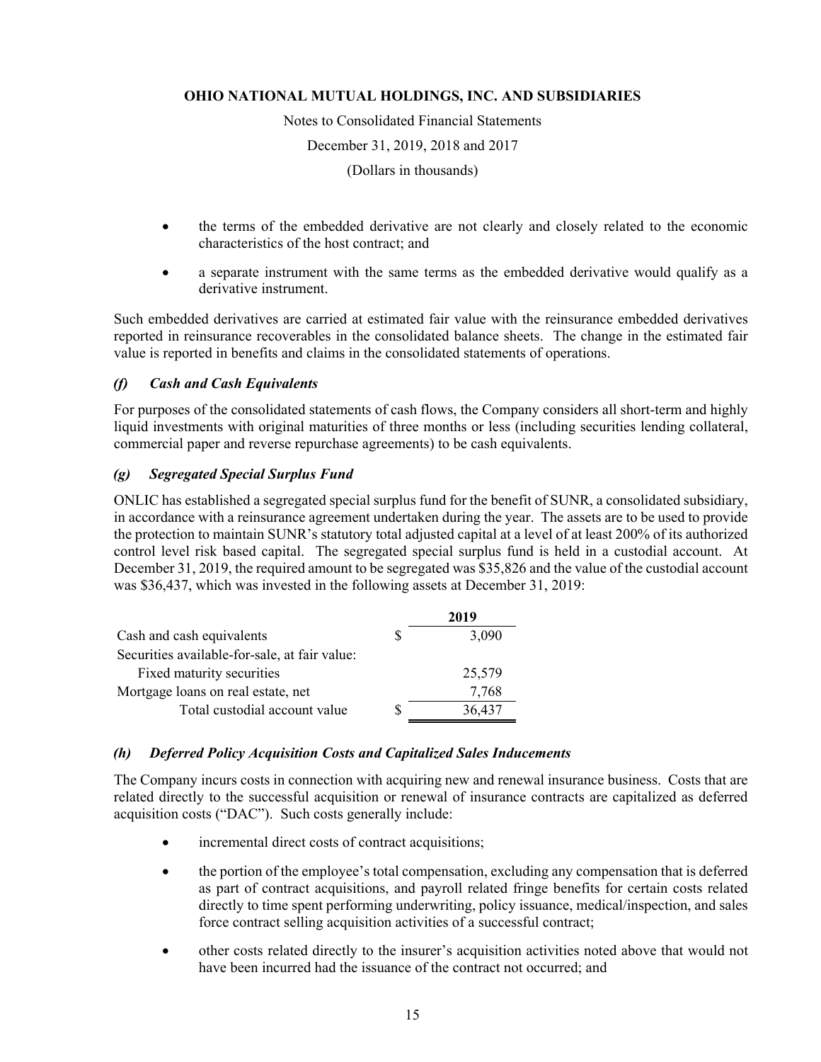- the terms of the embedded derivative are not clearly and closely related to the economic characteristics of the host contract; and
- a separate instrument with the same terms as the embedded derivative would qualify as a derivative instrument.

Such embedded derivatives are carried at estimated fair value with the reinsurance embedded derivatives reported in reinsurance recoverables in the consolidated balance sheets. The change in the estimated fair value is reported in benefits and claims in the consolidated statements of operations.

### *(f) Cash and Cash Equivalents*

For purposes of the consolidated statements of cash flows, the Company considers all short-term and highly liquid investments with original maturities of three months or less (including securities lending collateral, commercial paper and reverse repurchase agreements) to be cash equivalents.

### *(g) Segregated Special Surplus Fund*

ONLIC has established a segregated special surplus fund for the benefit of SUNR, a consolidated subsidiary, in accordance with a reinsurance agreement undertaken during the year. The assets are to be used to provide the protection to maintain SUNR's statutory total adjusted capital at a level of at least 200% of its authorized control level risk based capital. The segregated special surplus fund is held in a custodial account. At December 31, 2019, the required amount to be segregated was $35,826 and the value of the custodial account was $36,437, which was invested in the following assets at December 31, 2019:

| | | 2019 |
|---|---|---|
| Cash and cash equivalents | $ | 3,090 |
| Securities available-for-sale, at fair value: | | |
| Fixed maturity securities | | 25,579 |
| Mortgage loans on real estate, net | | 7,768 |
| Total custodial account value | $ | 36,437 |

### *(h) Deferred Policy Acquisition Costs and Capitalized Sales Inducements*

The Company incurs costs in connection with acquiring new and renewal insurance business. Costs that are related directly to the successful acquisition or renewal of insurance contracts are capitalized as deferred acquisition costs ("DAC"). Such costs generally include:

- incremental direct costs of contract acquisitions;
- the portion of the employee's total compensation, excluding any compensation that is deferred as part of contract acquisitions, and payroll related fringe benefits for certain costs related directly to time spent performing underwriting, policy issuance, medical/inspection, and sales force contract selling acquisition activities of a successful contract;
- other costs related directly to the insurer's acquisition activities noted above that would not have been incurred had the issuance of the contract not occurred; and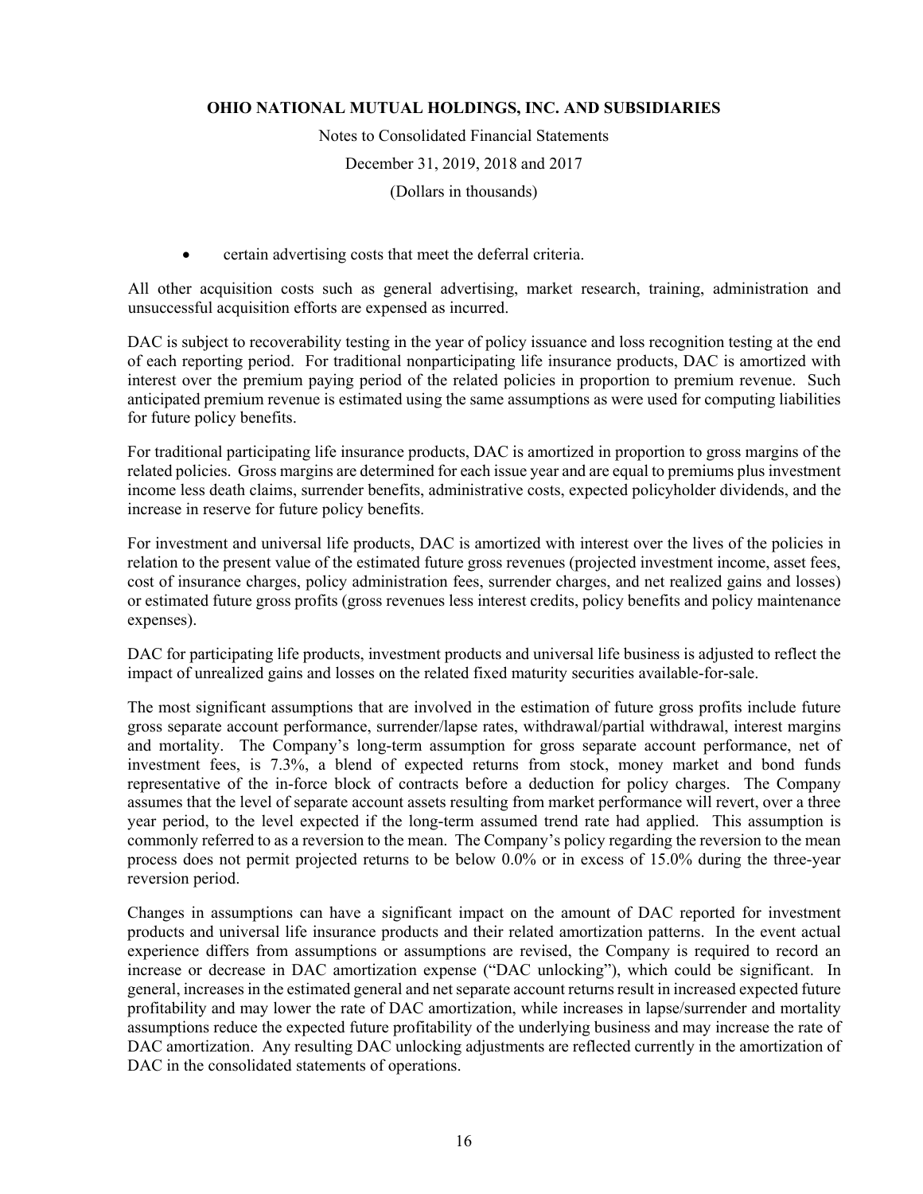- certain advertising costs that meet the deferral criteria.

All other acquisition costs such as general advertising, market research, training, administration and unsuccessful acquisition efforts are expensed as incurred.

DAC is subject to recoverability testing in the year of policy issuance and loss recognition testing at the end of each reporting period. For traditional nonparticipating life insurance products, DAC is amortized with interest over the premium paying period of the related policies in proportion to premium revenue. Such anticipated premium revenue is estimated using the same assumptions as were used for computing liabilities for future policy benefits.

For traditional participating life insurance products, DAC is amortized in proportion to gross margins of the related policies. Gross margins are determined for each issue year and are equal to premiums plus investment income less death claims, surrender benefits, administrative costs, expected policyholder dividends, and the increase in reserve for future policy benefits.

For investment and universal life products, DAC is amortized with interest over the lives of the policies in relation to the present value of the estimated future gross revenues (projected investment income, asset fees, cost of insurance charges, policy administration fees, surrender charges, and net realized gains and losses) or estimated future gross profits (gross revenues less interest credits, policy benefits and policy maintenance expenses).

DAC for participating life products, investment products and universal life business is adjusted to reflect the impact of unrealized gains and losses on the related fixed maturity securities available-for-sale.

The most significant assumptions that are involved in the estimation of future gross profits include future gross separate account performance, surrender/lapse rates, withdrawal/partial withdrawal, interest margins and mortality. The Company's long-term assumption for gross separate account performance, net of investment fees, is 7.3%, a blend of expected returns from stock, money market and bond funds representative of the in-force block of contracts before a deduction for policy charges. The Company assumes that the level of separate account assets resulting from market performance will revert, over a three year period, to the level expected if the long-term assumed trend rate had applied. This assumption is commonly referred to as a reversion to the mean. The Company's policy regarding the reversion to the mean process does not permit projected returns to be below 0.0% or in excess of 15.0% during the three-year reversion period.

Changes in assumptions can have a significant impact on the amount of DAC reported for investment products and universal life insurance products and their related amortization patterns. In the event actual experience differs from assumptions or assumptions are revised, the Company is required to record an increase or decrease in DAC amortization expense ("DAC unlocking"), which could be significant. In general, increases in the estimated general and net separate account returns result in increased expected future profitability and may lower the rate of DAC amortization, while increases in lapse/surrender and mortality assumptions reduce the expected future profitability of the underlying business and may increase the rate of DAC amortization. Any resulting DAC unlocking adjustments are reflected currently in the amortization of DAC in the consolidated statements of operations.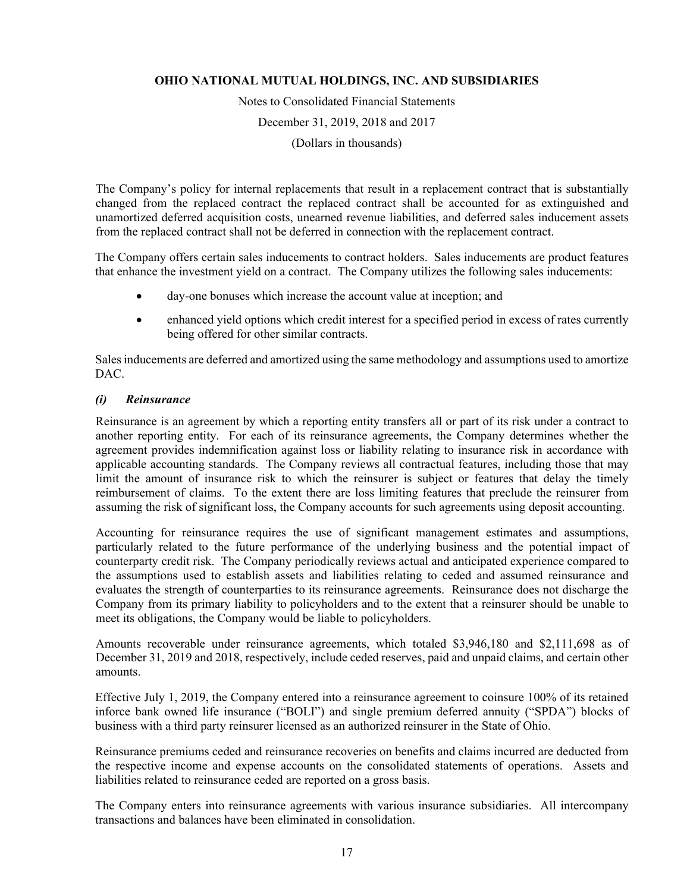The Company's policy for internal replacements that result in a replacement contract that is substantially changed from the replaced contract the replaced contract shall be accounted for as extinguished and unamortized deferred acquisition costs, unearned revenue liabilities, and deferred sales inducement assets from the replaced contract shall not be deferred in connection with the replacement contract.

The Company offers certain sales inducements to contract holders. Sales inducements are product features that enhance the investment yield on a contract. The Company utilizes the following sales inducements:

- day-one bonuses which increase the account value at inception; and
- enhanced yield options which credit interest for a specified period in excess of rates currently being offered for other similar contracts.

Sales inducements are deferred and amortized using the same methodology and assumptions used to amortize DAC.

### *(i) Reinsurance*

Reinsurance is an agreement by which a reporting entity transfers all or part of its risk under a contract to another reporting entity. For each of its reinsurance agreements, the Company determines whether the agreement provides indemnification against loss or liability relating to insurance risk in accordance with applicable accounting standards. The Company reviews all contractual features, including those that may limit the amount of insurance risk to which the reinsurer is subject or features that delay the timely reimbursement of claims. To the extent there are loss limiting features that preclude the reinsurer from assuming the risk of significant loss, the Company accounts for such agreements using deposit accounting.

Accounting for reinsurance requires the use of significant management estimates and assumptions, particularly related to the future performance of the underlying business and the potential impact of counterparty credit risk. The Company periodically reviews actual and anticipated experience compared to the assumptions used to establish assets and liabilities relating to ceded and assumed reinsurance and evaluates the strength of counterparties to its reinsurance agreements. Reinsurance does not discharge the Company from its primary liability to policyholders and to the extent that a reinsurer should be unable to meet its obligations, the Company would be liable to policyholders.

Amounts recoverable under reinsurance agreements, which totaled $3,946,180 and $2,111,698 as of December 31, 2019 and 2018, respectively, include ceded reserves, paid and unpaid claims, and certain other amounts.

Effective July 1, 2019, the Company entered into a reinsurance agreement to coinsure 100% of its retained inforce bank owned life insurance ("BOLI") and single premium deferred annuity ("SPDA") blocks of business with a third party reinsurer licensed as an authorized reinsurer in the State of Ohio.

Reinsurance premiums ceded and reinsurance recoveries on benefits and claims incurred are deducted from the respective income and expense accounts on the consolidated statements of operations. Assets and liabilities related to reinsurance ceded are reported on a gross basis.

The Company enters into reinsurance agreements with various insurance subsidiaries. All intercompany transactions and balances have been eliminated in consolidation.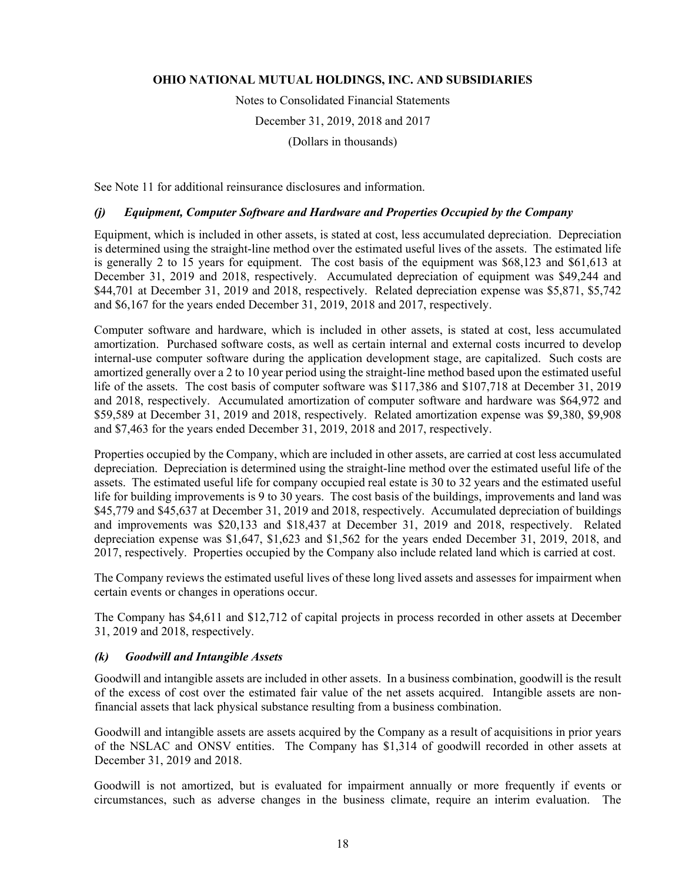See Note 11 for additional reinsurance disclosures and information.

### *(j) Equipment, Computer Software and Hardware and Properties Occupied by the Company*

Equipment, which is included in other assets, is stated at cost, less accumulated depreciation. Depreciation is determined using the straight-line method over the estimated useful lives of the assets. The estimated life is generally 2 to 15 years for equipment. The cost basis of the equipment was $68,123 and $61,613 at December 31, 2019 and 2018, respectively. Accumulated depreciation of equipment was $49,244 and $44,701 at December 31, 2019 and 2018, respectively. Related depreciation expense was $5,871, $5,742 and $6,167 for the years ended December 31, 2019, 2018 and 2017, respectively.

Computer software and hardware, which is included in other assets, is stated at cost, less accumulated amortization. Purchased software costs, as well as certain internal and external costs incurred to develop internal-use computer software during the application development stage, are capitalized. Such costs are amortized generally over a 2 to 10 year period using the straight-line method based upon the estimated useful life of the assets. The cost basis of computer software was $117,386 and $107,718 at December 31, 2019 and 2018, respectively. Accumulated amortization of computer software and hardware was $64,972 and $59,589 at December 31, 2019 and 2018, respectively. Related amortization expense was $9,380, $9,908 and $7,463 for the years ended December 31, 2019, 2018 and 2017, respectively.

Properties occupied by the Company, which are included in other assets, are carried at cost less accumulated depreciation. Depreciation is determined using the straight-line method over the estimated useful life of the assets. The estimated useful life for company occupied real estate is 30 to 32 years and the estimated useful life for building improvements is 9 to 30 years. The cost basis of the buildings, improvements and land was $45,779 and $45,637 at December 31, 2019 and 2018, respectively. Accumulated depreciation of buildings and improvements was $20,133 and $18,437 at December 31, 2019 and 2018, respectively. Related depreciation expense was $1,647, $1,623 and $1,562 for the years ended December 31, 2019, 2018, and 2017, respectively. Properties occupied by the Company also include related land which is carried at cost.

The Company reviews the estimated useful lives of these long lived assets and assesses for impairment when certain events or changes in operations occur.

The Company has $4,611 and $12,712 of capital projects in process recorded in other assets at December 31, 2019 and 2018, respectively.

### *(k) Goodwill and Intangible Assets*

Goodwill and intangible assets are included in other assets. In a business combination, goodwill is the result of the excess of cost over the estimated fair value of the net assets acquired. Intangible assets are non-financial assets that lack physical substance resulting from a business combination.

Goodwill and intangible assets are assets acquired by the Company as a result of acquisitions in prior years of the NSLAC and ONSV entities. The Company has $1,314 of goodwill recorded in other assets at December 31, 2019 and 2018.

Goodwill is not amortized, but is evaluated for impairment annually or more frequently if events or circumstances, such as adverse changes in the business climate, require an interim evaluation. The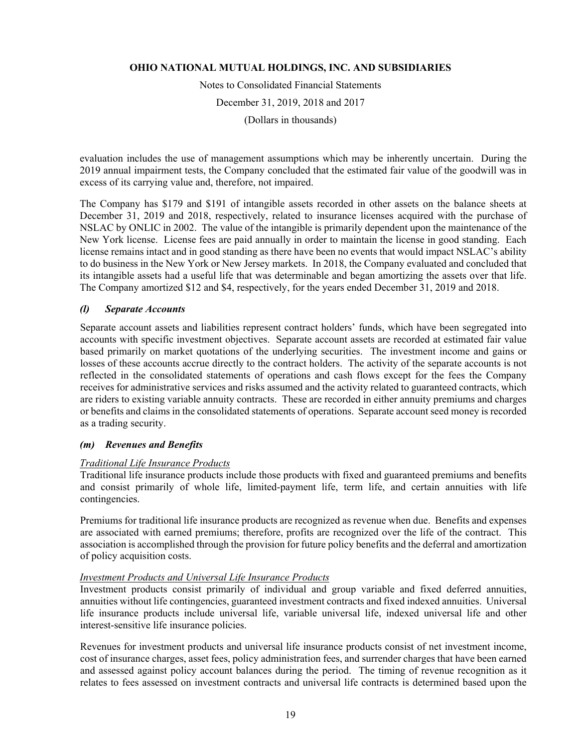evaluation includes the use of management assumptions which may be inherently uncertain. During the 2019 annual impairment tests, the Company concluded that the estimated fair value of the goodwill was in excess of its carrying value and, therefore, not impaired.

The Company has $179 and $191 of intangible assets recorded in other assets on the balance sheets at December 31, 2019 and 2018, respectively, related to insurance licenses acquired with the purchase of NSLAC by ONLIC in 2002. The value of the intangible is primarily dependent upon the maintenance of the New York license. License fees are paid annually in order to maintain the license in good standing. Each license remains intact and in good standing as there have been no events that would impact NSLAC's ability to do business in the New York or New Jersey markets. In 2018, the Company evaluated and concluded that its intangible assets had a useful life that was determinable and began amortizing the assets over that life. The Company amortized $12 and $4, respectively, for the years ended December 31, 2019 and 2018.

### *(l) Separate Accounts*

Separate account assets and liabilities represent contract holders' funds, which have been segregated into accounts with specific investment objectives. Separate account assets are recorded at estimated fair value based primarily on market quotations of the underlying securities. The investment income and gains or losses of these accounts accrue directly to the contract holders. The activity of the separate accounts is not reflected in the consolidated statements of operations and cash flows except for the fees the Company receives for administrative services and risks assumed and the activity related to guaranteed contracts, which are riders to existing variable annuity contracts. These are recorded in either annuity premiums and charges or benefits and claims in the consolidated statements of operations. Separate account seed money is recorded as a trading security.

### *(m) Revenues and Benefits*

<u>Traditional Life Insurance Products</u>
Traditional life insurance products include those products with fixed and guaranteed premiums and benefits and consist primarily of whole life, limited-payment life, term life, and certain annuities with life contingencies.

Premiums for traditional life insurance products are recognized as revenue when due. Benefits and expenses are associated with earned premiums; therefore, profits are recognized over the life of the contract. This association is accomplished through the provision for future policy benefits and the deferral and amortization of policy acquisition costs.

<u>Investment Products and Universal Life Insurance Products</u>
Investment products consist primarily of individual and group variable and fixed deferred annuities, annuities without life contingencies, guaranteed investment contracts and fixed indexed annuities. Universal life insurance products include universal life, variable universal life, indexed universal life and other interest-sensitive life insurance policies.

Revenues for investment products and universal life insurance products consist of net investment income, cost of insurance charges, asset fees, policy administration fees, and surrender charges that have been earned and assessed against policy account balances during the period. The timing of revenue recognition as it relates to fees assessed on investment contracts and universal life contracts is determined based upon the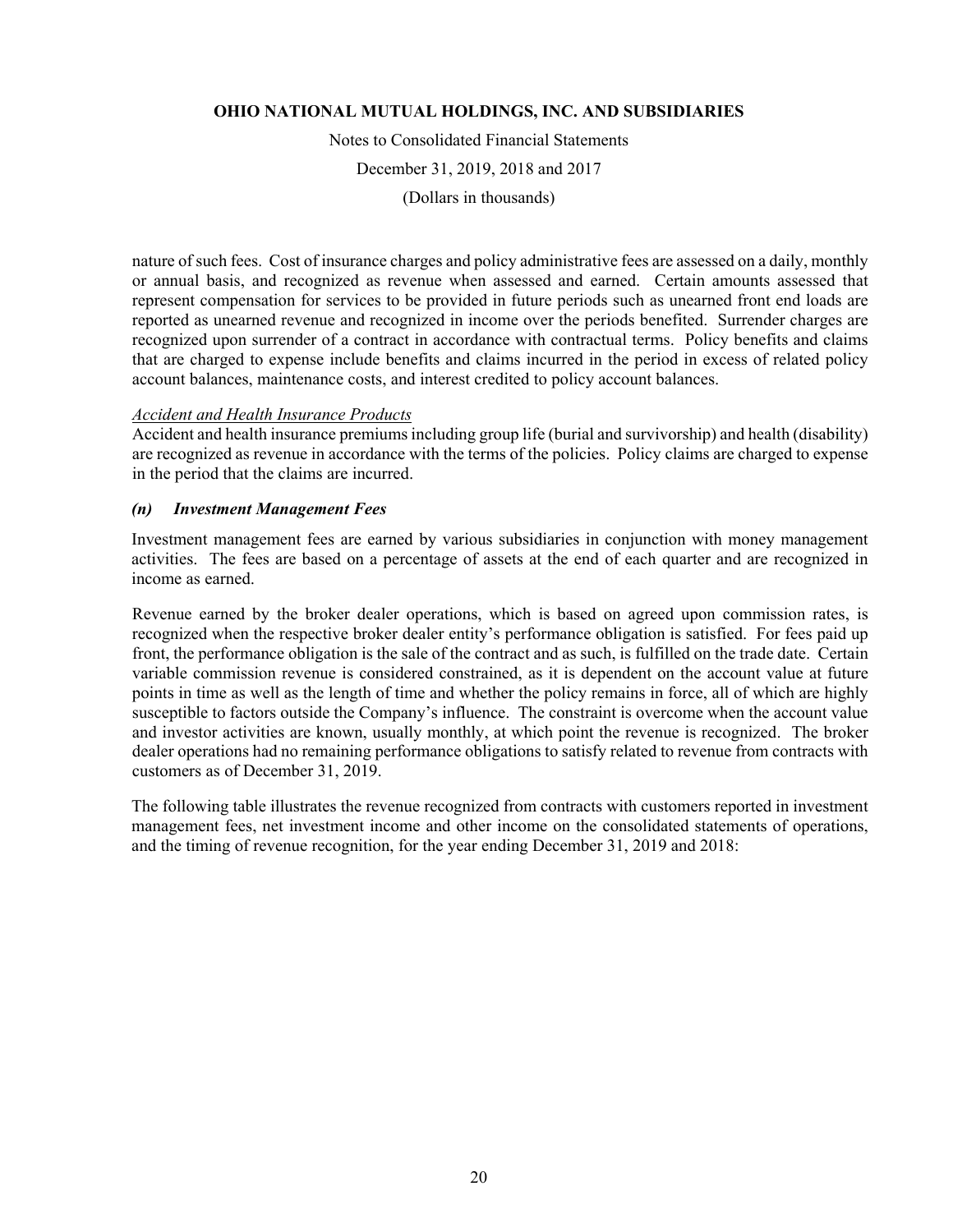nature of such fees. Cost of insurance charges and policy administrative fees are assessed on a daily, monthly or annual basis, and recognized as revenue when assessed and earned. Certain amounts assessed that represent compensation for services to be provided in future periods such as unearned front end loads are reported as unearned revenue and recognized in income over the periods benefited. Surrender charges are recognized upon surrender of a contract in accordance with contractual terms. Policy benefits and claims that are charged to expense include benefits and claims incurred in the period in excess of related policy account balances, maintenance costs, and interest credited to policy account balances.

_Accident and Health Insurance Products_

Accident and health insurance premiums including group life (burial and survivorship) and health (disability) are recognized as revenue in accordance with the terms of the policies. Policy claims are charged to expense in the period that the claims are incurred.

### *(n) Investment Management Fees*

Investment management fees are earned by various subsidiaries in conjunction with money management activities. The fees are based on a percentage of assets at the end of each quarter and are recognized in income as earned.

Revenue earned by the broker dealer operations, which is based on agreed upon commission rates, is recognized when the respective broker dealer entity's performance obligation is satisfied. For fees paid up front, the performance obligation is the sale of the contract and as such, is fulfilled on the trade date. Certain variable commission revenue is considered constrained, as it is dependent on the account value at future points in time as well as the length of time and whether the policy remains in force, all of which are highly susceptible to factors outside the Company's influence. The constraint is overcome when the account value and investor activities are known, usually monthly, at which point the revenue is recognized. The broker dealer operations had no remaining performance obligations to satisfy related to revenue from contracts with customers as of December 31, 2019.

The following table illustrates the revenue recognized from contracts with customers reported in investment management fees, net investment income and other income on the consolidated statements of operations, and the timing of revenue recognition, for the year ending December 31, 2019 and 2018: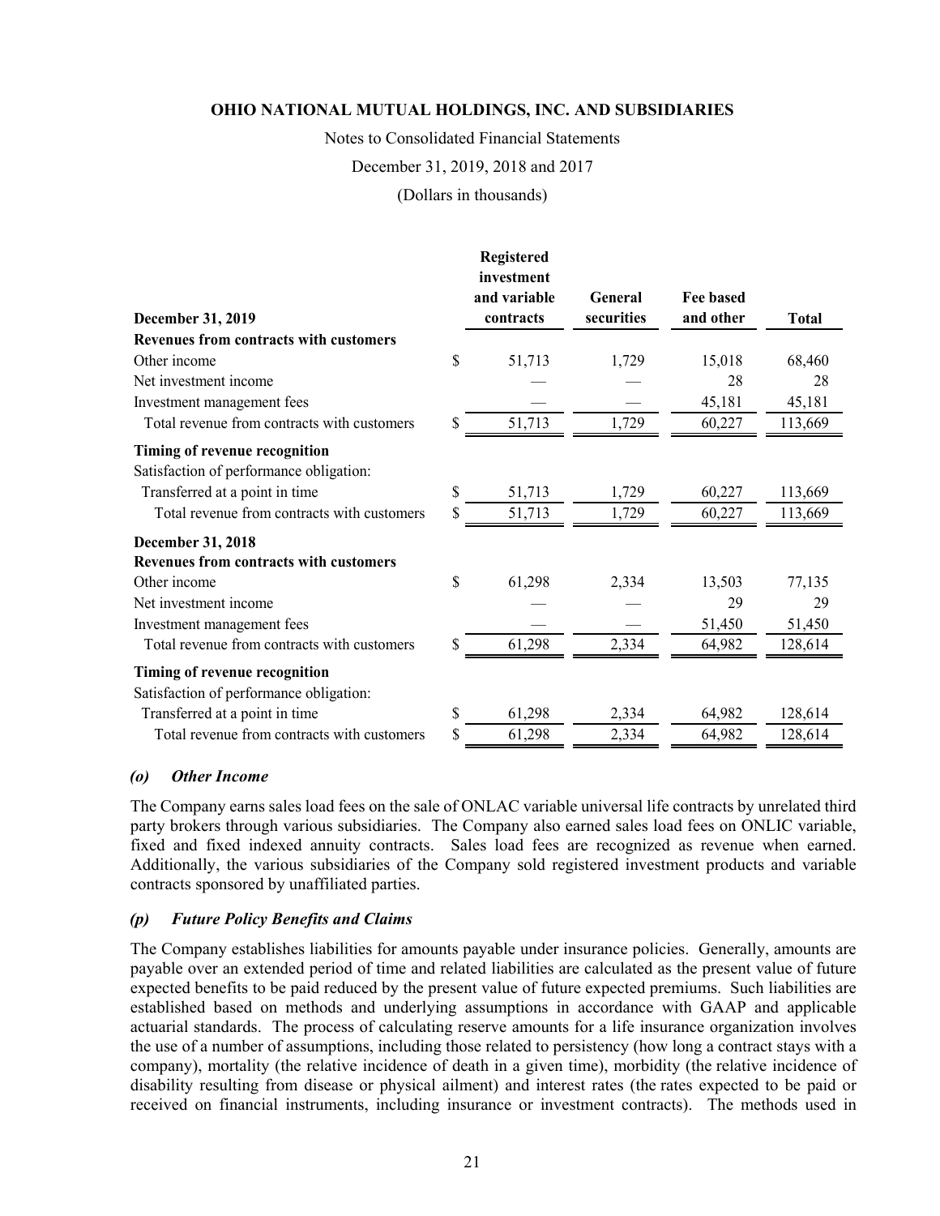| December 31, 2019 | Registered investment and variable contracts | General securities | Fee based and other | Total |
|---|---|---|---|---|
| **Revenues from contracts with customers** | | | | |
| Other income | $ 51,713 | 1,729 | 15,018 | 68,460 |
| Net investment income | — | — | 28 | 28 |
| Investment management fees | — | — | 45,181 | 45,181 |
| Total revenue from contracts with customers | $ 51,713 | 1,729 | 60,227 | 113,669 |
| **Timing of revenue recognition** | | | | |
| Satisfaction of performance obligation: | | | | |
| Transferred at a point in time | $ 51,713 | 1,729 | 60,227 | 113,669 |
| Total revenue from contracts with customers | $ 51,713 | 1,729 | 60,227 | 113,669 |
| **December 31, 2018** | | | | |
| **Revenues from contracts with customers** | | | | |
| Other income | $ 61,298 | 2,334 | 13,503 | 77,135 |
| Net investment income | — | — | 29 | 29 |
| Investment management fees | — | — | 51,450 | 51,450 |
| Total revenue from contracts with customers | $ 61,298 | 2,334 | 64,982 | 128,614 |
| **Timing of revenue recognition** | | | | |
| Satisfaction of performance obligation: | | | | |
| Transferred at a point in time | $ 61,298 | 2,334 | 64,982 | 128,614 |
| Total revenue from contracts with customers | $ 61,298 | 2,334 | 64,982 | 128,614 |

### *(o) Other Income*

The Company earns sales load fees on the sale of ONLAC variable universal life contracts by unrelated third party brokers through various subsidiaries. The Company also earned sales load fees on ONLIC variable, fixed and fixed indexed annuity contracts. Sales load fees are recognized as revenue when earned. Additionally, the various subsidiaries of the Company sold registered investment products and variable contracts sponsored by unaffiliated parties.

### *(p) Future Policy Benefits and Claims*

The Company establishes liabilities for amounts payable under insurance policies. Generally, amounts are payable over an extended period of time and related liabilities are calculated as the present value of future expected benefits to be paid reduced by the present value of future expected premiums. Such liabilities are established based on methods and underlying assumptions in accordance with GAAP and applicable actuarial standards. The process of calculating reserve amounts for a life insurance organization involves the use of a number of assumptions, including those related to persistency (how long a contract stays with a company), mortality (the relative incidence of death in a given time), morbidity (the relative incidence of disability resulting from disease or physical ailment) and interest rates (the rates expected to be paid or received on financial instruments, including insurance or investment contracts). The methods used in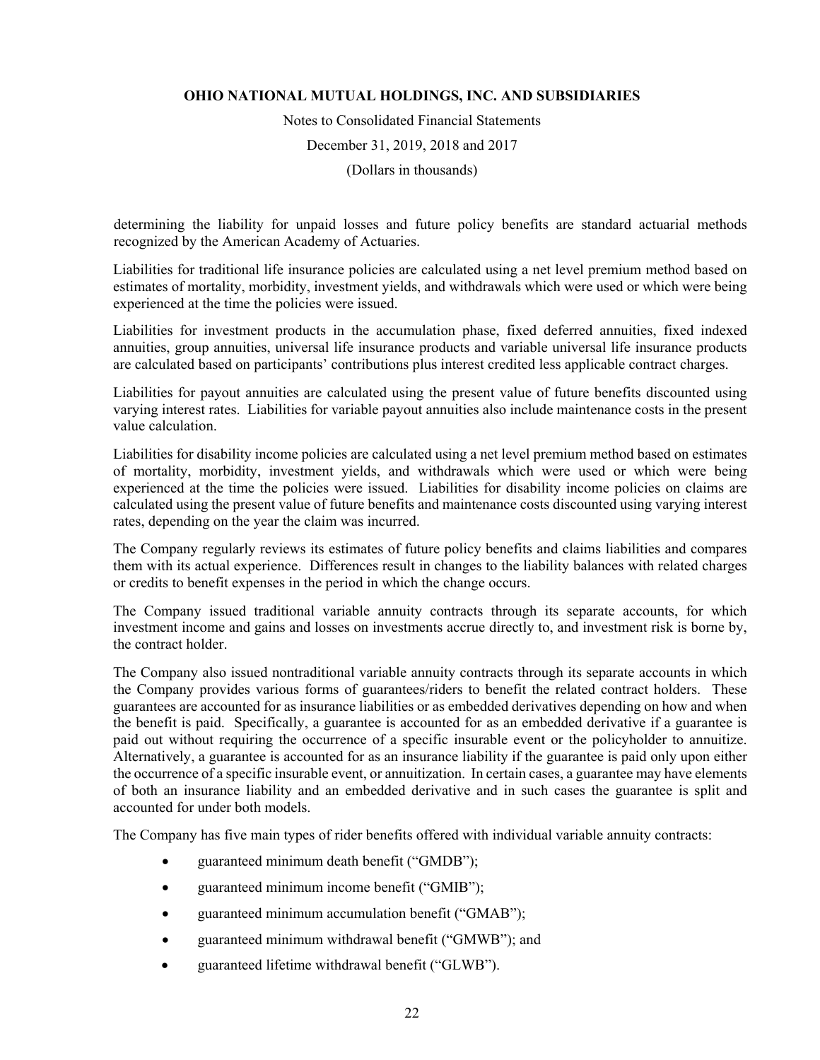determining the liability for unpaid losses and future policy benefits are standard actuarial methods recognized by the American Academy of Actuaries.

Liabilities for traditional life insurance policies are calculated using a net level premium method based on estimates of mortality, morbidity, investment yields, and withdrawals which were used or which were being experienced at the time the policies were issued.

Liabilities for investment products in the accumulation phase, fixed deferred annuities, fixed indexed annuities, group annuities, universal life insurance products and variable universal life insurance products are calculated based on participants' contributions plus interest credited less applicable contract charges.

Liabilities for payout annuities are calculated using the present value of future benefits discounted using varying interest rates. Liabilities for variable payout annuities also include maintenance costs in the present value calculation.

Liabilities for disability income policies are calculated using a net level premium method based on estimates of mortality, morbidity, investment yields, and withdrawals which were used or which were being experienced at the time the policies were issued. Liabilities for disability income policies on claims are calculated using the present value of future benefits and maintenance costs discounted using varying interest rates, depending on the year the claim was incurred.

The Company regularly reviews its estimates of future policy benefits and claims liabilities and compares them with its actual experience. Differences result in changes to the liability balances with related charges or credits to benefit expenses in the period in which the change occurs.

The Company issued traditional variable annuity contracts through its separate accounts, for which investment income and gains and losses on investments accrue directly to, and investment risk is borne by, the contract holder.

The Company also issued nontraditional variable annuity contracts through its separate accounts in which the Company provides various forms of guarantees/riders to benefit the related contract holders. These guarantees are accounted for as insurance liabilities or as embedded derivatives depending on how and when the benefit is paid. Specifically, a guarantee is accounted for as an embedded derivative if a guarantee is paid out without requiring the occurrence of a specific insurable event or the policyholder to annuitize. Alternatively, a guarantee is accounted for as an insurance liability if the guarantee is paid only upon either the occurrence of a specific insurable event, or annuitization. In certain cases, a guarantee may have elements of both an insurance liability and an embedded derivative and in such cases the guarantee is split and accounted for under both models.

The Company has five main types of rider benefits offered with individual variable annuity contracts:

- guaranteed minimum death benefit ("GMDB");
- guaranteed minimum income benefit ("GMIB");
- guaranteed minimum accumulation benefit ("GMAB");
- guaranteed minimum withdrawal benefit ("GMWB"); and
- guaranteed lifetime withdrawal benefit ("GLWB").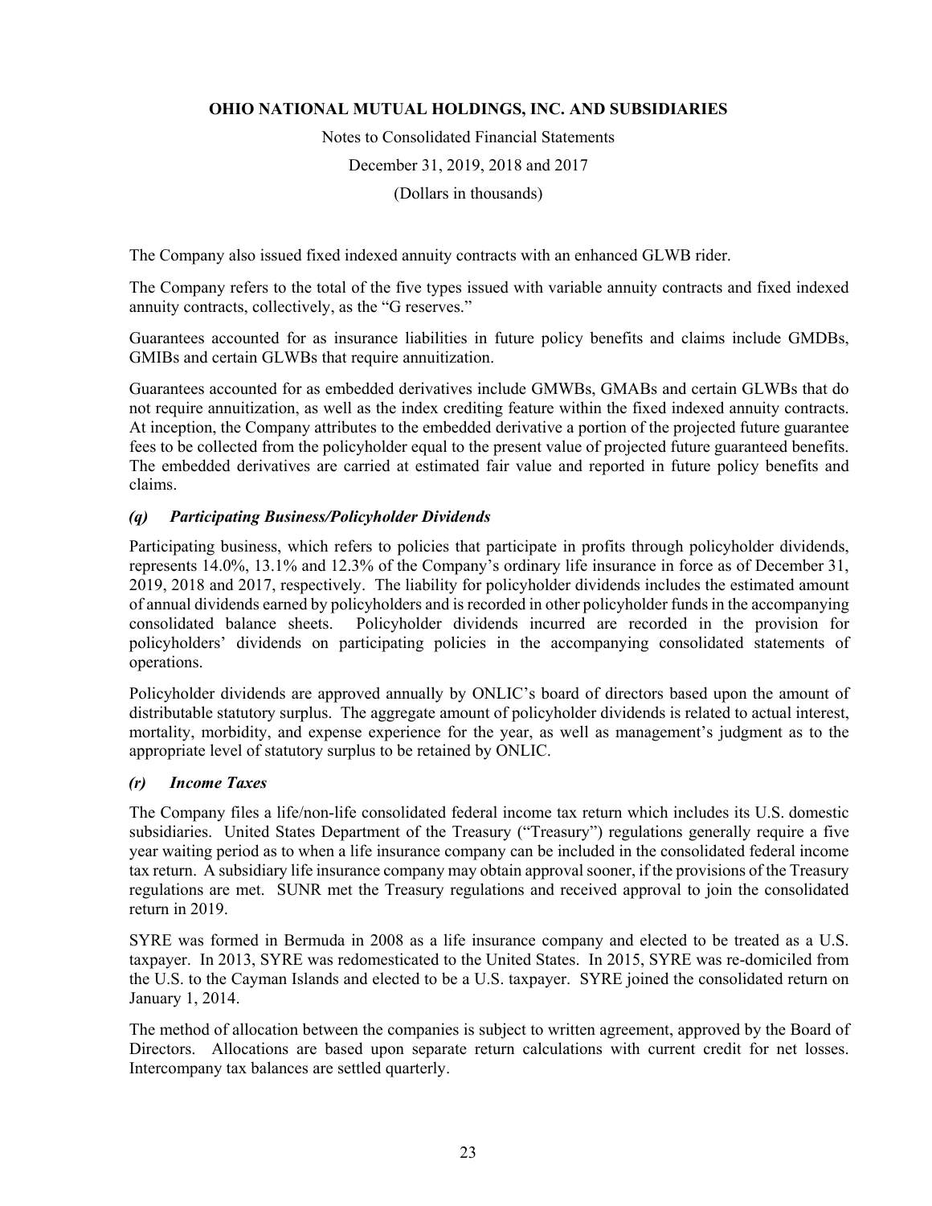The Company also issued fixed indexed annuity contracts with an enhanced GLWB rider.

The Company refers to the total of the five types issued with variable annuity contracts and fixed indexed annuity contracts, collectively, as the "G reserves."

Guarantees accounted for as insurance liabilities in future policy benefits and claims include GMDBs, GMIBs and certain GLWBs that require annuitization.

Guarantees accounted for as embedded derivatives include GMWBs, GMABs and certain GLWBs that do not require annuitization, as well as the index crediting feature within the fixed indexed annuity contracts. At inception, the Company attributes to the embedded derivative a portion of the projected future guarantee fees to be collected from the policyholder equal to the present value of projected future guaranteed benefits. The embedded derivatives are carried at estimated fair value and reported in future policy benefits and claims.

### *(q) Participating Business/Policyholder Dividends*

Participating business, which refers to policies that participate in profits through policyholder dividends, represents 14.0%, 13.1% and 12.3% of the Company's ordinary life insurance in force as of December 31, 2019, 2018 and 2017, respectively. The liability for policyholder dividends includes the estimated amount of annual dividends earned by policyholders and is recorded in other policyholder funds in the accompanying consolidated balance sheets. Policyholder dividends incurred are recorded in the provision for policyholders' dividends on participating policies in the accompanying consolidated statements of operations.

Policyholder dividends are approved annually by ONLIC's board of directors based upon the amount of distributable statutory surplus. The aggregate amount of policyholder dividends is related to actual interest, mortality, morbidity, and expense experience for the year, as well as management's judgment as to the appropriate level of statutory surplus to be retained by ONLIC.

### *(r) Income Taxes*

The Company files a life/non-life consolidated federal income tax return which includes its U.S. domestic subsidiaries. United States Department of the Treasury ("Treasury") regulations generally require a five year waiting period as to when a life insurance company can be included in the consolidated federal income tax return. A subsidiary life insurance company may obtain approval sooner, if the provisions of the Treasury regulations are met. SUNR met the Treasury regulations and received approval to join the consolidated return in 2019.

SYRE was formed in Bermuda in 2008 as a life insurance company and elected to be treated as a U.S. taxpayer. In 2013, SYRE was redomesticated to the United States. In 2015, SYRE was re-domiciled from the U.S. to the Cayman Islands and elected to be a U.S. taxpayer. SYRE joined the consolidated return on January 1, 2014.

The method of allocation between the companies is subject to written agreement, approved by the Board of Directors. Allocations are based upon separate return calculations with current credit for net losses. Intercompany tax balances are settled quarterly.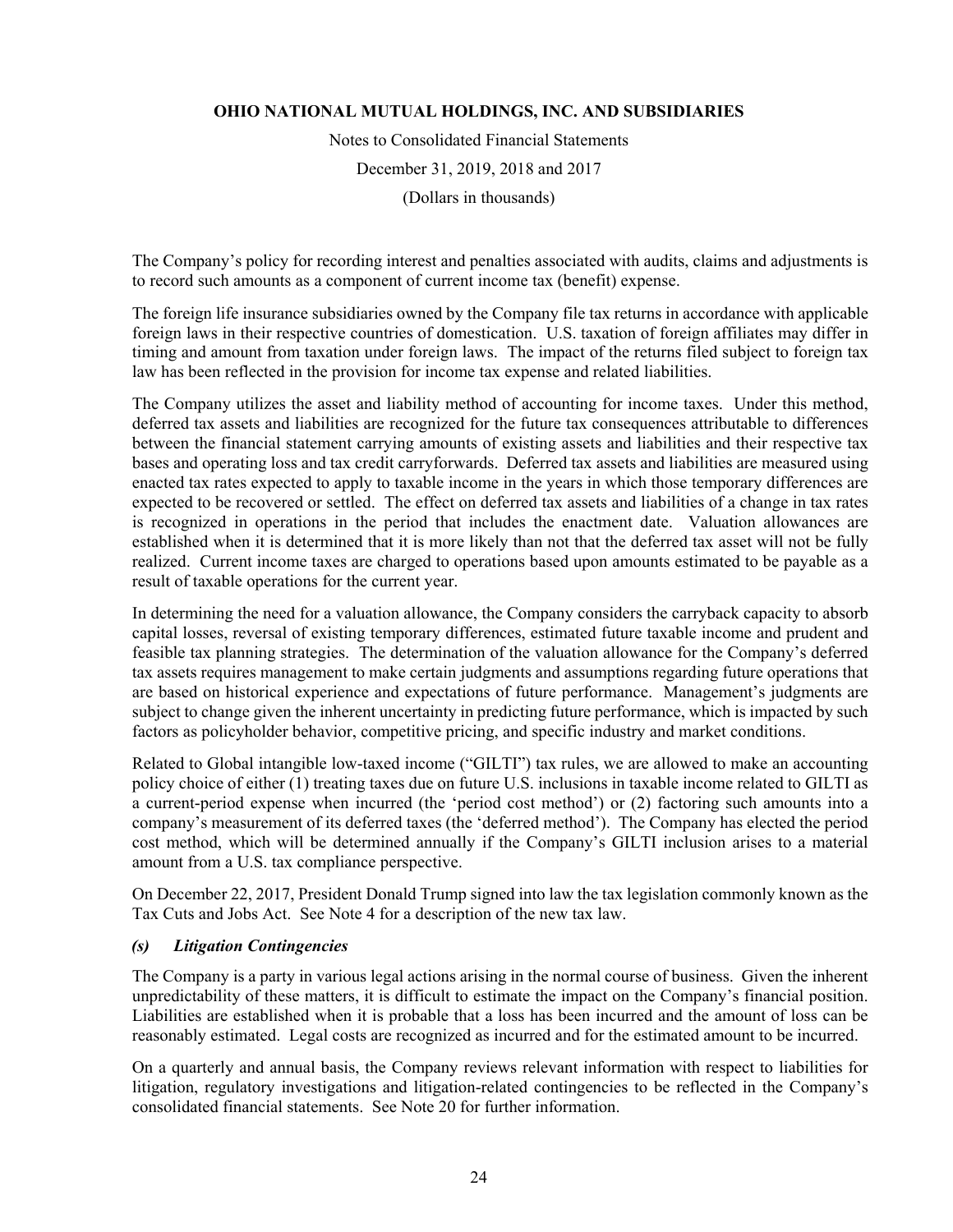The Company's policy for recording interest and penalties associated with audits, claims and adjustments is to record such amounts as a component of current income tax (benefit) expense.

The foreign life insurance subsidiaries owned by the Company file tax returns in accordance with applicable foreign laws in their respective countries of domestication. U.S. taxation of foreign affiliates may differ in timing and amount from taxation under foreign laws. The impact of the returns filed subject to foreign tax law has been reflected in the provision for income tax expense and related liabilities.

The Company utilizes the asset and liability method of accounting for income taxes. Under this method, deferred tax assets and liabilities are recognized for the future tax consequences attributable to differences between the financial statement carrying amounts of existing assets and liabilities and their respective tax bases and operating loss and tax credit carryforwards. Deferred tax assets and liabilities are measured using enacted tax rates expected to apply to taxable income in the years in which those temporary differences are expected to be recovered or settled. The effect on deferred tax assets and liabilities of a change in tax rates is recognized in operations in the period that includes the enactment date. Valuation allowances are established when it is determined that it is more likely than not that the deferred tax asset will not be fully realized. Current income taxes are charged to operations based upon amounts estimated to be payable as a result of taxable operations for the current year.

In determining the need for a valuation allowance, the Company considers the carryback capacity to absorb capital losses, reversal of existing temporary differences, estimated future taxable income and prudent and feasible tax planning strategies. The determination of the valuation allowance for the Company's deferred tax assets requires management to make certain judgments and assumptions regarding future operations that are based on historical experience and expectations of future performance. Management's judgments are subject to change given the inherent uncertainty in predicting future performance, which is impacted by such factors as policyholder behavior, competitive pricing, and specific industry and market conditions.

Related to Global intangible low-taxed income ("GILTI") tax rules, we are allowed to make an accounting policy choice of either (1) treating taxes due on future U.S. inclusions in taxable income related to GILTI as a current-period expense when incurred (the 'period cost method') or (2) factoring such amounts into a company's measurement of its deferred taxes (the 'deferred method'). The Company has elected the period cost method, which will be determined annually if the Company's GILTI inclusion arises to a material amount from a U.S. tax compliance perspective.

On December 22, 2017, President Donald Trump signed into law the tax legislation commonly known as the Tax Cuts and Jobs Act. See Note 4 for a description of the new tax law.

### *(s) Litigation Contingencies*

The Company is a party in various legal actions arising in the normal course of business. Given the inherent unpredictability of these matters, it is difficult to estimate the impact on the Company's financial position. Liabilities are established when it is probable that a loss has been incurred and the amount of loss can be reasonably estimated. Legal costs are recognized as incurred and for the estimated amount to be incurred.

On a quarterly and annual basis, the Company reviews relevant information with respect to liabilities for litigation, regulatory investigations and litigation-related contingencies to be reflected in the Company's consolidated financial statements. See Note 20 for further information.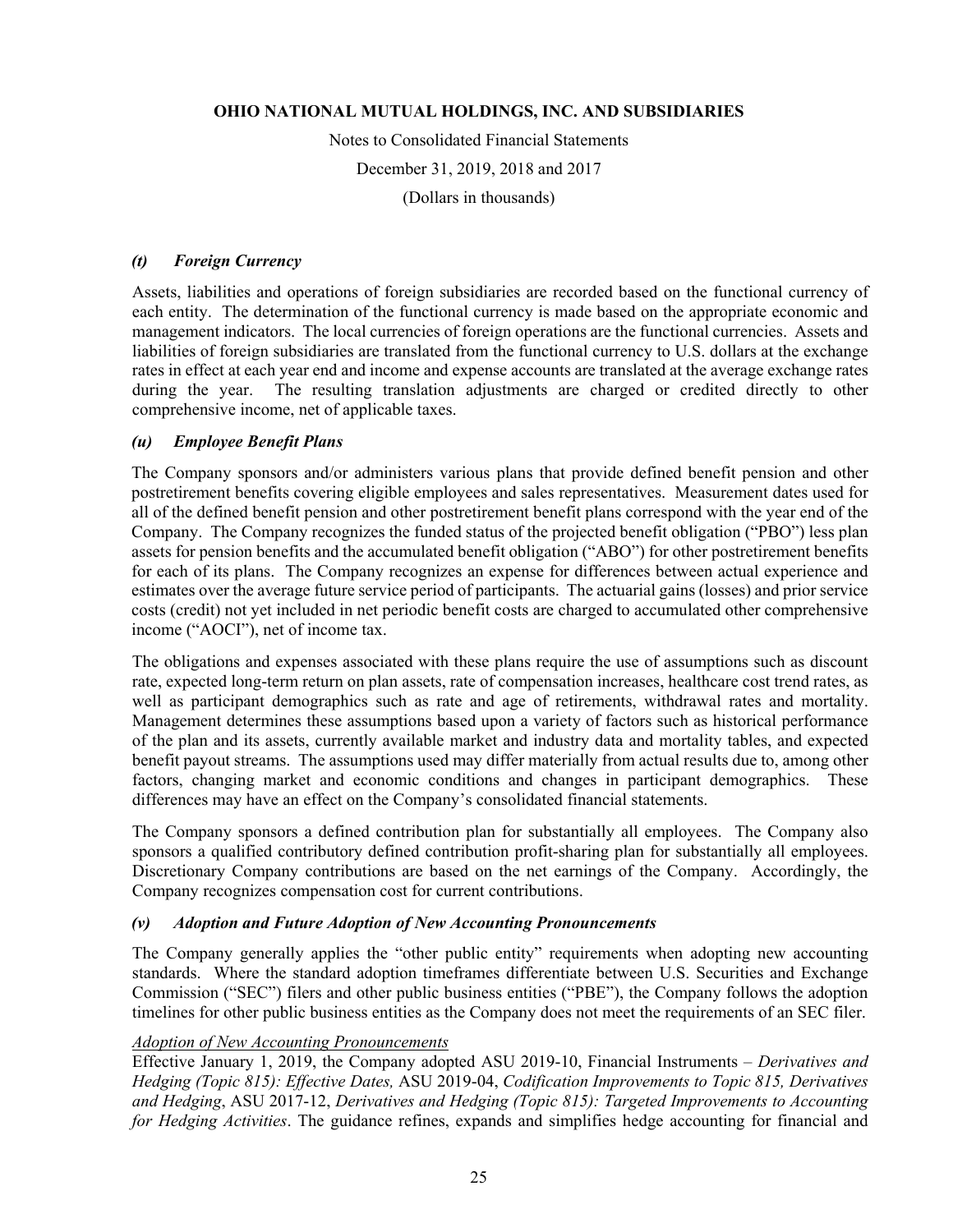#### *(t) Foreign Currency*

Assets, liabilities and operations of foreign subsidiaries are recorded based on the functional currency of each entity. The determination of the functional currency is made based on the appropriate economic and management indicators. The local currencies of foreign operations are the functional currencies. Assets and liabilities of foreign subsidiaries are translated from the functional currency to U.S. dollars at the exchange rates in effect at each year end and income and expense accounts are translated at the average exchange rates during the year. The resulting translation adjustments are charged or credited directly to other comprehensive income, net of applicable taxes.

#### *(u) Employee Benefit Plans*

The Company sponsors and/or administers various plans that provide defined benefit pension and other postretirement benefits covering eligible employees and sales representatives. Measurement dates used for all of the defined benefit pension and other postretirement benefit plans correspond with the year end of the Company. The Company recognizes the funded status of the projected benefit obligation ("PBO") less plan assets for pension benefits and the accumulated benefit obligation ("ABO") for other postretirement benefits for each of its plans. The Company recognizes an expense for differences between actual experience and estimates over the average future service period of participants. The actuarial gains (losses) and prior service costs (credit) not yet included in net periodic benefit costs are charged to accumulated other comprehensive income ("AOCI"), net of income tax.

The obligations and expenses associated with these plans require the use of assumptions such as discount rate, expected long-term return on plan assets, rate of compensation increases, healthcare cost trend rates, as well as participant demographics such as rate and age of retirements, withdrawal rates and mortality. Management determines these assumptions based upon a variety of factors such as historical performance of the plan and its assets, currently available market and industry data and mortality tables, and expected benefit payout streams. The assumptions used may differ materially from actual results due to, among other factors, changing market and economic conditions and changes in participant demographics. These differences may have an effect on the Company's consolidated financial statements.

The Company sponsors a defined contribution plan for substantially all employees. The Company also sponsors a qualified contributory defined contribution profit-sharing plan for substantially all employees. Discretionary Company contributions are based on the net earnings of the Company. Accordingly, the Company recognizes compensation cost for current contributions.

#### *(v) Adoption and Future Adoption of New Accounting Pronouncements*

The Company generally applies the "other public entity" requirements when adopting new accounting standards. Where the standard adoption timeframes differentiate between U.S. Securities and Exchange Commission ("SEC") filers and other public business entities ("PBE"), the Company follows the adoption timelines for other public business entities as the Company does not meet the requirements of an SEC filer.

*Adoption of New Accounting Pronouncements*

Effective January 1, 2019, the Company adopted ASU 2019-10, Financial Instruments – *Derivatives and Hedging (Topic 815): Effective Dates,* ASU 2019-04, *Codification Improvements to Topic 815, Derivatives and Hedging*, ASU 2017-12, *Derivatives and Hedging (Topic 815): Targeted Improvements to Accounting for Hedging Activities*. The guidance refines, expands and simplifies hedge accounting for financial and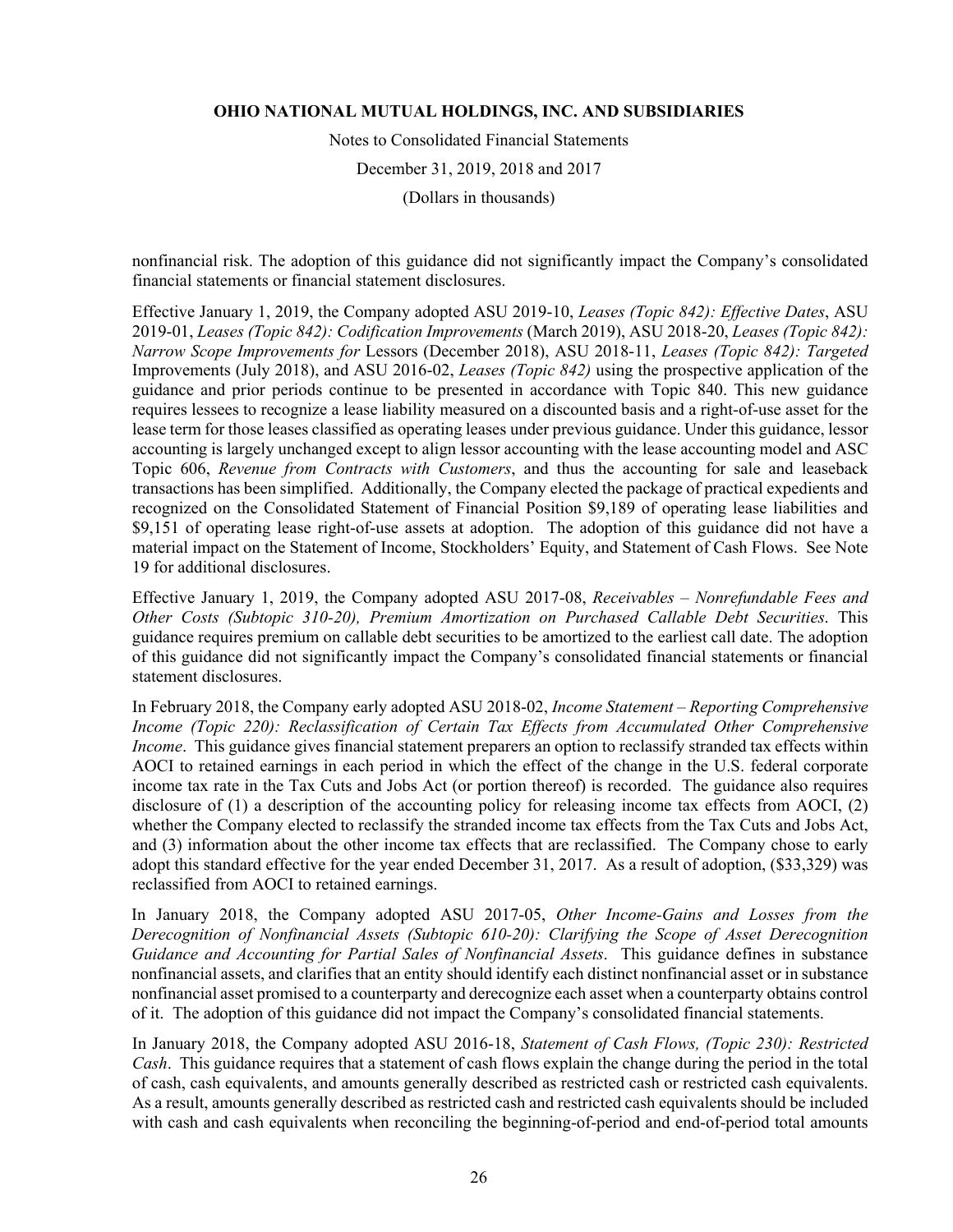nonfinancial risk. The adoption of this guidance did not significantly impact the Company's consolidated financial statements or financial statement disclosures.

Effective January 1, 2019, the Company adopted ASU 2019-10, *Leases (Topic 842): Effective Dates*, ASU 2019-01, *Leases (Topic 842): Codification Improvements* (March 2019), ASU 2018-20, *Leases (Topic 842): Narrow Scope Improvements for* Lessors (December 2018), ASU 2018-11, *Leases (Topic 842): Targeted* Improvements (July 2018), and ASU 2016-02, *Leases (Topic 842)* using the prospective application of the guidance and prior periods continue to be presented in accordance with Topic 840. This new guidance requires lessees to recognize a lease liability measured on a discounted basis and a right-of-use asset for the lease term for those leases classified as operating leases under previous guidance. Under this guidance, lessor accounting is largely unchanged except to align lessor accounting with the lease accounting model and ASC Topic 606, *Revenue from Contracts with Customers*, and thus the accounting for sale and leaseback transactions has been simplified. Additionally, the Company elected the package of practical expedients and recognized on the Consolidated Statement of Financial Position $9,189 of operating lease liabilities and $9,151 of operating lease right-of-use assets at adoption. The adoption of this guidance did not have a material impact on the Statement of Income, Stockholders' Equity, and Statement of Cash Flows. See Note 19 for additional disclosures.

Effective January 1, 2019, the Company adopted ASU 2017-08, *Receivables – Nonrefundable Fees and Other Costs (Subtopic 310-20), Premium Amortization on Purchased Callable Debt Securities*. This guidance requires premium on callable debt securities to be amortized to the earliest call date. The adoption of this guidance did not significantly impact the Company's consolidated financial statements or financial statement disclosures.

In February 2018, the Company early adopted ASU 2018-02, *Income Statement – Reporting Comprehensive Income (Topic 220): Reclassification of Certain Tax Effects from Accumulated Other Comprehensive Income*. This guidance gives financial statement preparers an option to reclassify stranded tax effects within AOCI to retained earnings in each period in which the effect of the change in the U.S. federal corporate income tax rate in the Tax Cuts and Jobs Act (or portion thereof) is recorded. The guidance also requires disclosure of (1) a description of the accounting policy for releasing income tax effects from AOCI, (2) whether the Company elected to reclassify the stranded income tax effects from the Tax Cuts and Jobs Act, and (3) information about the other income tax effects that are reclassified. The Company chose to early adopt this standard effective for the year ended December 31, 2017. As a result of adoption, ($33,329) was reclassified from AOCI to retained earnings.

In January 2018, the Company adopted ASU 2017-05, *Other Income-Gains and Losses from the Derecognition of Nonfinancial Assets (Subtopic 610-20): Clarifying the Scope of Asset Derecognition Guidance and Accounting for Partial Sales of Nonfinancial Assets*. This guidance defines in substance nonfinancial assets, and clarifies that an entity should identify each distinct nonfinancial asset or in substance nonfinancial asset promised to a counterparty and derecognize each asset when a counterparty obtains control of it. The adoption of this guidance did not impact the Company's consolidated financial statements.

In January 2018, the Company adopted ASU 2016-18, *Statement of Cash Flows, (Topic 230): Restricted Cash*. This guidance requires that a statement of cash flows explain the change during the period in the total of cash, cash equivalents, and amounts generally described as restricted cash or restricted cash equivalents. As a result, amounts generally described as restricted cash and restricted cash equivalents should be included with cash and cash equivalents when reconciling the beginning-of-period and end-of-period total amounts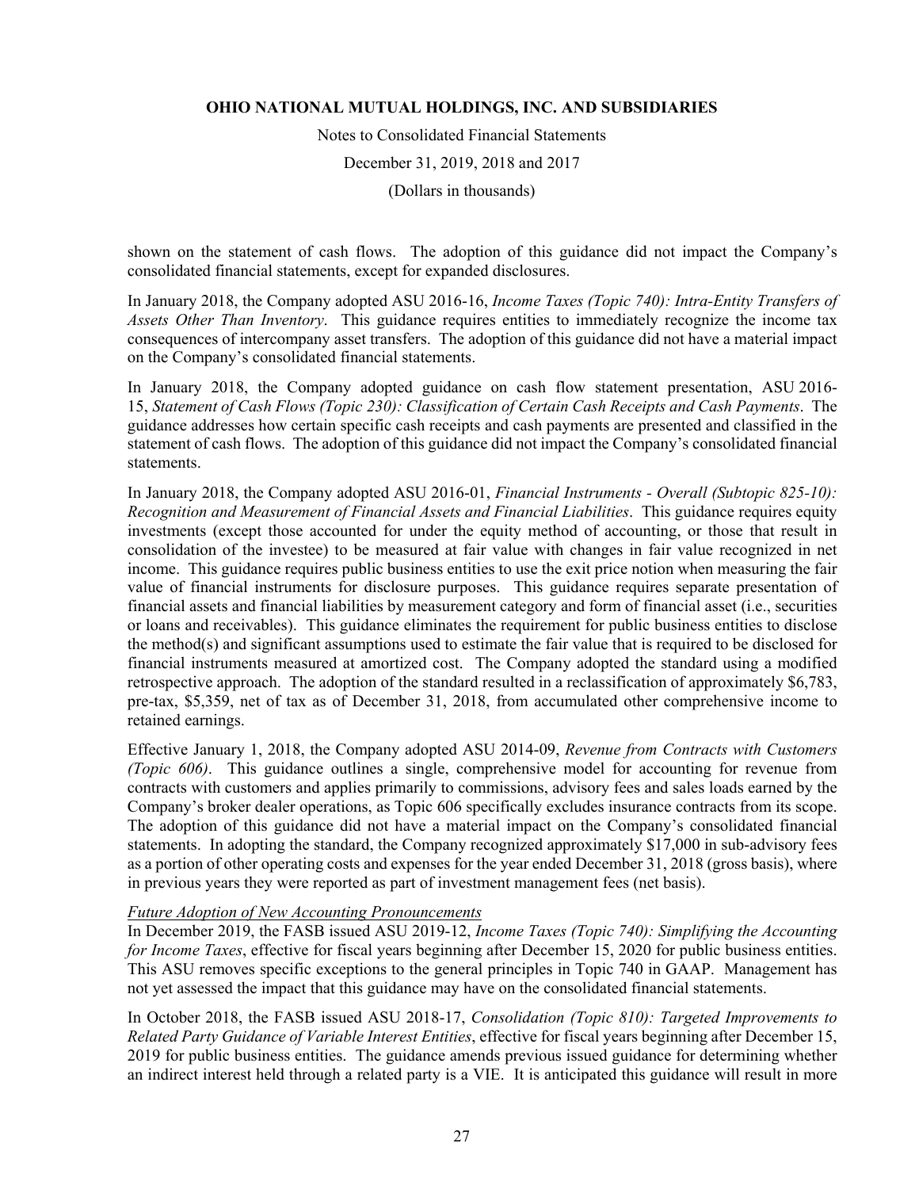shown on the statement of cash flows. The adoption of this guidance did not impact the Company's consolidated financial statements, except for expanded disclosures.

In January 2018, the Company adopted ASU 2016-16, *Income Taxes (Topic 740): Intra-Entity Transfers of Assets Other Than Inventory*. This guidance requires entities to immediately recognize the income tax consequences of intercompany asset transfers. The adoption of this guidance did not have a material impact on the Company's consolidated financial statements.

In January 2018, the Company adopted guidance on cash flow statement presentation, ASU 2016-15, *Statement of Cash Flows (Topic 230): Classification of Certain Cash Receipts and Cash Payments*. The guidance addresses how certain specific cash receipts and cash payments are presented and classified in the statement of cash flows. The adoption of this guidance did not impact the Company's consolidated financial statements.

In January 2018, the Company adopted ASU 2016-01, *Financial Instruments - Overall (Subtopic 825-10): Recognition and Measurement of Financial Assets and Financial Liabilities*. This guidance requires equity investments (except those accounted for under the equity method of accounting, or those that result in consolidation of the investee) to be measured at fair value with changes in fair value recognized in net income. This guidance requires public business entities to use the exit price notion when measuring the fair value of financial instruments for disclosure purposes. This guidance requires separate presentation of financial assets and financial liabilities by measurement category and form of financial asset (i.e., securities or loans and receivables). This guidance eliminates the requirement for public business entities to disclose the method(s) and significant assumptions used to estimate the fair value that is required to be disclosed for financial instruments measured at amortized cost. The Company adopted the standard using a modified retrospective approach. The adoption of the standard resulted in a reclassification of approximately $6,783, pre-tax, $5,359, net of tax as of December 31, 2018, from accumulated other comprehensive income to retained earnings.

Effective January 1, 2018, the Company adopted ASU 2014-09, *Revenue from Contracts with Customers (Topic 606)*. This guidance outlines a single, comprehensive model for accounting for revenue from contracts with customers and applies primarily to commissions, advisory fees and sales loads earned by the Company's broker dealer operations, as Topic 606 specifically excludes insurance contracts from its scope. The adoption of this guidance did not have a material impact on the Company's consolidated financial statements. In adopting the standard, the Company recognized approximately $17,000 in sub-advisory fees as a portion of other operating costs and expenses for the year ended December 31, 2018 (gross basis), where in previous years they were reported as part of investment management fees (net basis).

*Future Adoption of New Accounting Pronouncements*

In December 2019, the FASB issued ASU 2019-12, *Income Taxes (Topic 740): Simplifying the Accounting for Income Taxes*, effective for fiscal years beginning after December 15, 2020 for public business entities. This ASU removes specific exceptions to the general principles in Topic 740 in GAAP. Management has not yet assessed the impact that this guidance may have on the consolidated financial statements.

In October 2018, the FASB issued ASU 2018-17, *Consolidation (Topic 810): Targeted Improvements to Related Party Guidance of Variable Interest Entities*, effective for fiscal years beginning after December 15, 2019 for public business entities. The guidance amends previous issued guidance for determining whether an indirect interest held through a related party is a VIE. It is anticipated this guidance will result in more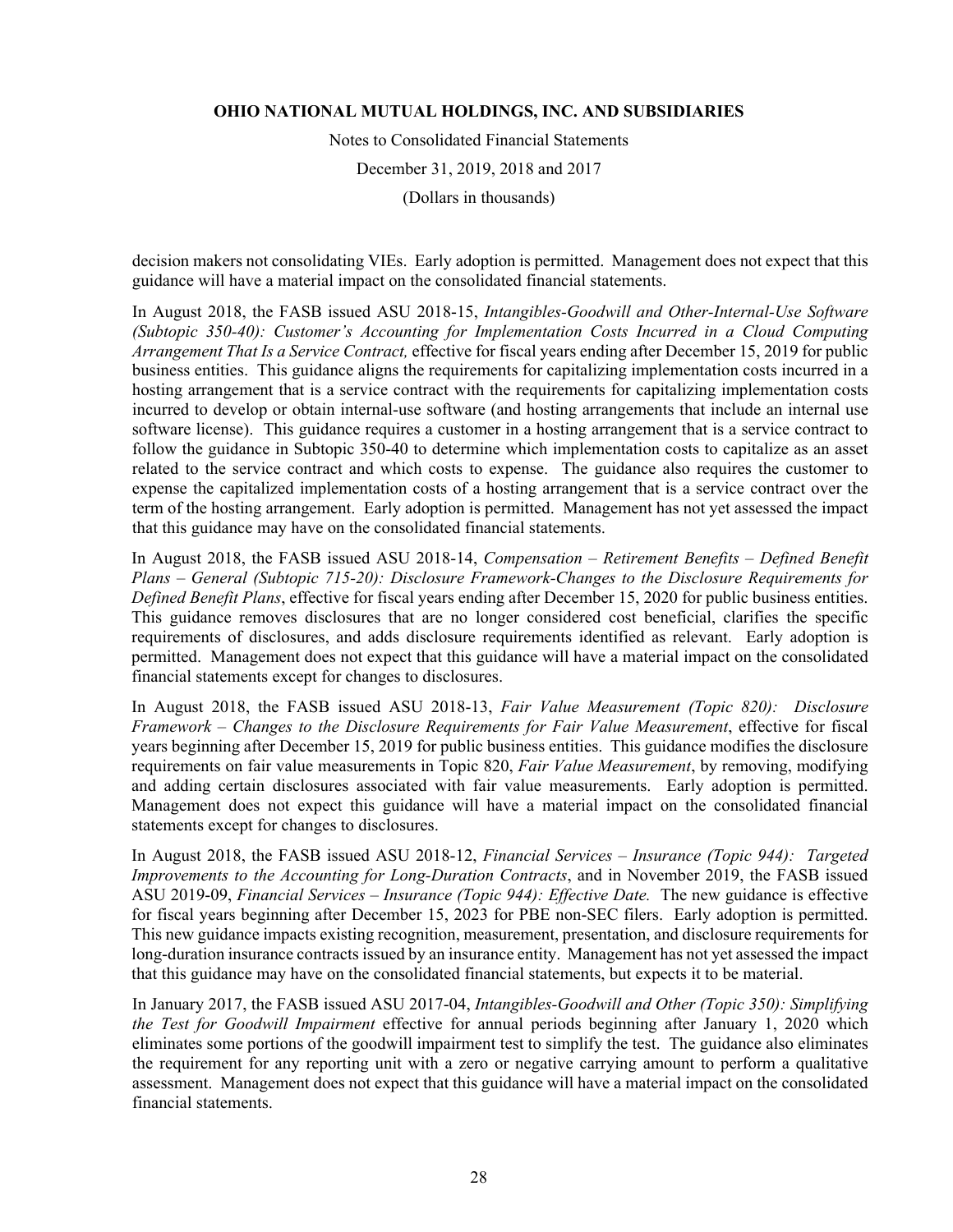decision makers not consolidating VIEs. Early adoption is permitted. Management does not expect that this guidance will have a material impact on the consolidated financial statements.

In August 2018, the FASB issued ASU 2018-15, *Intangibles-Goodwill and Other-Internal-Use Software (Subtopic 350-40): Customer's Accounting for Implementation Costs Incurred in a Cloud Computing Arrangement That Is a Service Contract,* effective for fiscal years ending after December 15, 2019 for public business entities. This guidance aligns the requirements for capitalizing implementation costs incurred in a hosting arrangement that is a service contract with the requirements for capitalizing implementation costs incurred to develop or obtain internal-use software (and hosting arrangements that include an internal use software license). This guidance requires a customer in a hosting arrangement that is a service contract to follow the guidance in Subtopic 350-40 to determine which implementation costs to capitalize as an asset related to the service contract and which costs to expense. The guidance also requires the customer to expense the capitalized implementation costs of a hosting arrangement that is a service contract over the term of the hosting arrangement. Early adoption is permitted. Management has not yet assessed the impact that this guidance may have on the consolidated financial statements.

In August 2018, the FASB issued ASU 2018-14, *Compensation – Retirement Benefits – Defined Benefit Plans – General (Subtopic 715-20): Disclosure Framework-Changes to the Disclosure Requirements for Defined Benefit Plans*, effective for fiscal years ending after December 15, 2020 for public business entities. This guidance removes disclosures that are no longer considered cost beneficial, clarifies the specific requirements of disclosures, and adds disclosure requirements identified as relevant. Early adoption is permitted. Management does not expect that this guidance will have a material impact on the consolidated financial statements except for changes to disclosures.

In August 2018, the FASB issued ASU 2018-13, *Fair Value Measurement (Topic 820): Disclosure Framework – Changes to the Disclosure Requirements for Fair Value Measurement*, effective for fiscal years beginning after December 15, 2019 for public business entities. This guidance modifies the disclosure requirements on fair value measurements in Topic 820, *Fair Value Measurement*, by removing, modifying and adding certain disclosures associated with fair value measurements. Early adoption is permitted. Management does not expect this guidance will have a material impact on the consolidated financial statements except for changes to disclosures.

In August 2018, the FASB issued ASU 2018-12, *Financial Services – Insurance (Topic 944): Targeted Improvements to the Accounting for Long-Duration Contracts*, and in November 2019, the FASB issued ASU 2019-09, *Financial Services – Insurance (Topic 944): Effective Date.* The new guidance is effective for fiscal years beginning after December 15, 2023 for PBE non-SEC filers. Early adoption is permitted. This new guidance impacts existing recognition, measurement, presentation, and disclosure requirements for long-duration insurance contracts issued by an insurance entity. Management has not yet assessed the impact that this guidance may have on the consolidated financial statements, but expects it to be material.

In January 2017, the FASB issued ASU 2017-04, *Intangibles-Goodwill and Other (Topic 350): Simplifying the Test for Goodwill Impairment* effective for annual periods beginning after January 1, 2020 which eliminates some portions of the goodwill impairment test to simplify the test. The guidance also eliminates the requirement for any reporting unit with a zero or negative carrying amount to perform a qualitative assessment. Management does not expect that this guidance will have a material impact on the consolidated financial statements.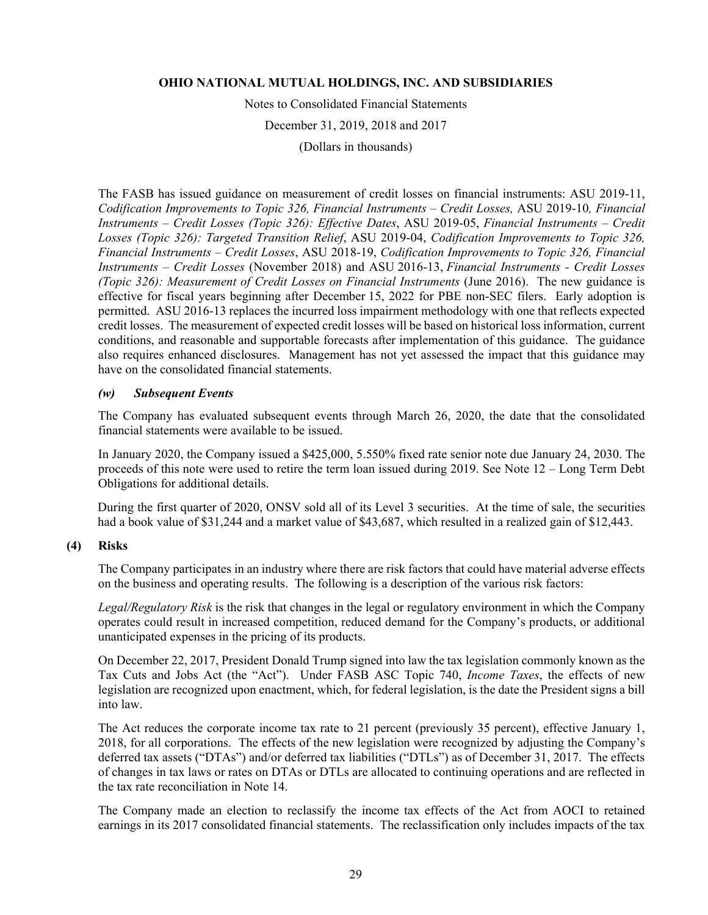The FASB has issued guidance on measurement of credit losses on financial instruments: ASU 2019-11, *Codification Improvements to Topic 326, Financial Instruments – Credit Losses,* ASU 2019-10*, Financial Instruments – Credit Losses (Topic 326): Effective Dates*, ASU 2019-05, *Financial Instruments – Credit Losses (Topic 326): Targeted Transition Relief*, ASU 2019-04, *Codification Improvements to Topic 326, Financial Instruments – Credit Losses*, ASU 2018-19, *Codification Improvements to Topic 326, Financial Instruments – Credit Losses* (November 2018) and ASU 2016-13, *Financial Instruments - Credit Losses (Topic 326): Measurement of Credit Losses on Financial Instruments* (June 2016). The new guidance is effective for fiscal years beginning after December 15, 2022 for PBE non-SEC filers. Early adoption is permitted. ASU 2016-13 replaces the incurred loss impairment methodology with one that reflects expected credit losses. The measurement of expected credit losses will be based on historical loss information, current conditions, and reasonable and supportable forecasts after implementation of this guidance. The guidance also requires enhanced disclosures. Management has not yet assessed the impact that this guidance may have on the consolidated financial statements.

### *(w) Subsequent Events*

The Company has evaluated subsequent events through March 26, 2020, the date that the consolidated financial statements were available to be issued.

In January 2020, the Company issued a $425,000, 5.550% fixed rate senior note due January 24, 2030. The proceeds of this note were used to retire the term loan issued during 2019. See Note 12 – Long Term Debt Obligations for additional details.

During the first quarter of 2020, ONSV sold all of its Level 3 securities. At the time of sale, the securities had a book value of $31,244 and a market value of $43,687, which resulted in a realized gain of $12,443.

## (4) Risks

The Company participates in an industry where there are risk factors that could have material adverse effects on the business and operating results. The following is a description of the various risk factors:

*Legal/Regulatory Risk* is the risk that changes in the legal or regulatory environment in which the Company operates could result in increased competition, reduced demand for the Company's products, or additional unanticipated expenses in the pricing of its products.

On December 22, 2017, President Donald Trump signed into law the tax legislation commonly known as the Tax Cuts and Jobs Act (the "Act"). Under FASB ASC Topic 740, *Income Taxes*, the effects of new legislation are recognized upon enactment, which, for federal legislation, is the date the President signs a bill into law.

The Act reduces the corporate income tax rate to 21 percent (previously 35 percent), effective January 1, 2018, for all corporations. The effects of the new legislation were recognized by adjusting the Company's deferred tax assets ("DTAs") and/or deferred tax liabilities ("DTLs") as of December 31, 2017. The effects of changes in tax laws or rates on DTAs or DTLs are allocated to continuing operations and are reflected in the tax rate reconciliation in Note 14.

The Company made an election to reclassify the income tax effects of the Act from AOCI to retained earnings in its 2017 consolidated financial statements. The reclassification only includes impacts of the tax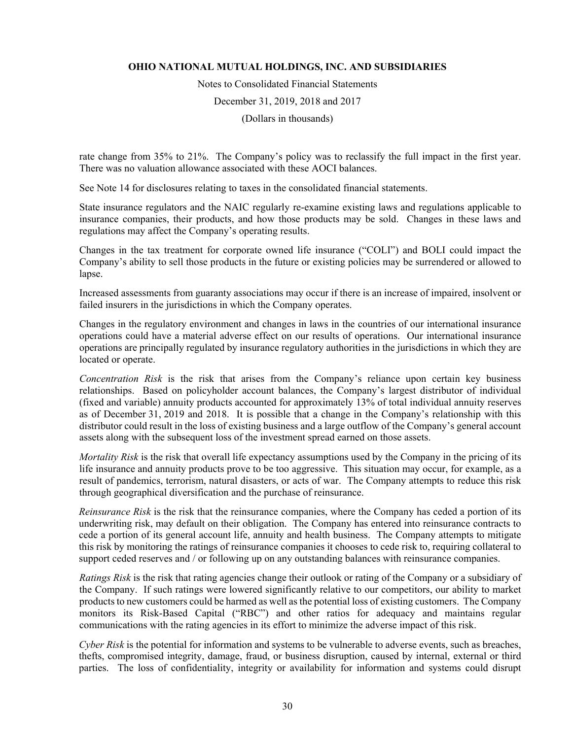rate change from 35% to 21%. The Company's policy was to reclassify the full impact in the first year. There was no valuation allowance associated with these AOCI balances.

See Note 14 for disclosures relating to taxes in the consolidated financial statements.

State insurance regulators and the NAIC regularly re-examine existing laws and regulations applicable to insurance companies, their products, and how those products may be sold. Changes in these laws and regulations may affect the Company's operating results.

Changes in the tax treatment for corporate owned life insurance ("COLI") and BOLI could impact the Company's ability to sell those products in the future or existing policies may be surrendered or allowed to lapse.

Increased assessments from guaranty associations may occur if there is an increase of impaired, insolvent or failed insurers in the jurisdictions in which the Company operates.

Changes in the regulatory environment and changes in laws in the countries of our international insurance operations could have a material adverse effect on our results of operations. Our international insurance operations are principally regulated by insurance regulatory authorities in the jurisdictions in which they are located or operate.

*Concentration Risk* is the risk that arises from the Company's reliance upon certain key business relationships. Based on policyholder account balances, the Company's largest distributor of individual (fixed and variable) annuity products accounted for approximately 13% of total individual annuity reserves as of December 31, 2019 and 2018. It is possible that a change in the Company's relationship with this distributor could result in the loss of existing business and a large outflow of the Company's general account assets along with the subsequent loss of the investment spread earned on those assets.

*Mortality Risk* is the risk that overall life expectancy assumptions used by the Company in the pricing of its life insurance and annuity products prove to be too aggressive. This situation may occur, for example, as a result of pandemics, terrorism, natural disasters, or acts of war. The Company attempts to reduce this risk through geographical diversification and the purchase of reinsurance.

*Reinsurance Risk* is the risk that the reinsurance companies, where the Company has ceded a portion of its underwriting risk, may default on their obligation. The Company has entered into reinsurance contracts to cede a portion of its general account life, annuity and health business. The Company attempts to mitigate this risk by monitoring the ratings of reinsurance companies it chooses to cede risk to, requiring collateral to support ceded reserves and / or following up on any outstanding balances with reinsurance companies.

*Ratings Risk* is the risk that rating agencies change their outlook or rating of the Company or a subsidiary of the Company. If such ratings were lowered significantly relative to our competitors, our ability to market products to new customers could be harmed as well as the potential loss of existing customers. The Company monitors its Risk-Based Capital ("RBC") and other ratios for adequacy and maintains regular communications with the rating agencies in its effort to minimize the adverse impact of this risk.

*Cyber Risk* is the potential for information and systems to be vulnerable to adverse events, such as breaches, thefts, compromised integrity, damage, fraud, or business disruption, caused by internal, external or third parties. The loss of confidentiality, integrity or availability for information and systems could disrupt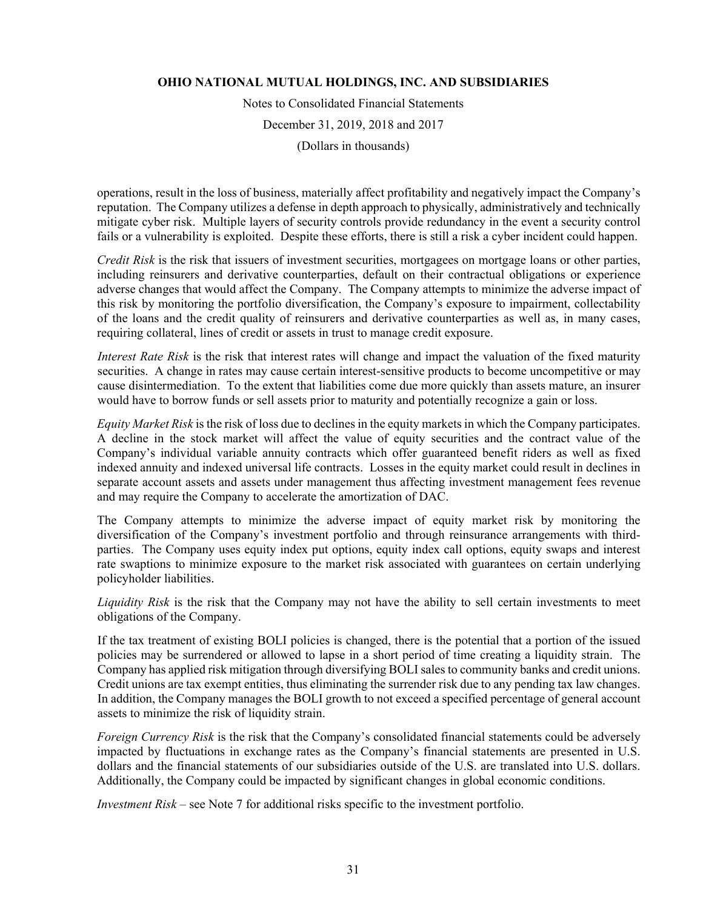operations, result in the loss of business, materially affect profitability and negatively impact the Company's reputation. The Company utilizes a defense in depth approach to physically, administratively and technically mitigate cyber risk. Multiple layers of security controls provide redundancy in the event a security control fails or a vulnerability is exploited. Despite these efforts, there is still a risk a cyber incident could happen.

*Credit Risk* is the risk that issuers of investment securities, mortgagees on mortgage loans or other parties, including reinsurers and derivative counterparties, default on their contractual obligations or experience adverse changes that would affect the Company. The Company attempts to minimize the adverse impact of this risk by monitoring the portfolio diversification, the Company's exposure to impairment, collectability of the loans and the credit quality of reinsurers and derivative counterparties as well as, in many cases, requiring collateral, lines of credit or assets in trust to manage credit exposure.

*Interest Rate Risk* is the risk that interest rates will change and impact the valuation of the fixed maturity securities. A change in rates may cause certain interest-sensitive products to become uncompetitive or may cause disintermediation. To the extent that liabilities come due more quickly than assets mature, an insurer would have to borrow funds or sell assets prior to maturity and potentially recognize a gain or loss.

*Equity Market Risk* is the risk of loss due to declines in the equity markets in which the Company participates. A decline in the stock market will affect the value of equity securities and the contract value of the Company's individual variable annuity contracts which offer guaranteed benefit riders as well as fixed indexed annuity and indexed universal life contracts. Losses in the equity market could result in declines in separate account assets and assets under management thus affecting investment management fees revenue and may require the Company to accelerate the amortization of DAC.

The Company attempts to minimize the adverse impact of equity market risk by monitoring the diversification of the Company's investment portfolio and through reinsurance arrangements with third-parties. The Company uses equity index put options, equity index call options, equity swaps and interest rate swaptions to minimize exposure to the market risk associated with guarantees on certain underlying policyholder liabilities.

*Liquidity Risk* is the risk that the Company may not have the ability to sell certain investments to meet obligations of the Company.

If the tax treatment of existing BOLI policies is changed, there is the potential that a portion of the issued policies may be surrendered or allowed to lapse in a short period of time creating a liquidity strain. The Company has applied risk mitigation through diversifying BOLI sales to community banks and credit unions. Credit unions are tax exempt entities, thus eliminating the surrender risk due to any pending tax law changes. In addition, the Company manages the BOLI growth to not exceed a specified percentage of general account assets to minimize the risk of liquidity strain.

*Foreign Currency Risk* is the risk that the Company's consolidated financial statements could be adversely impacted by fluctuations in exchange rates as the Company's financial statements are presented in U.S. dollars and the financial statements of our subsidiaries outside of the U.S. are translated into U.S. dollars. Additionally, the Company could be impacted by significant changes in global economic conditions.

*Investment Risk* – see Note 7 for additional risks specific to the investment portfolio.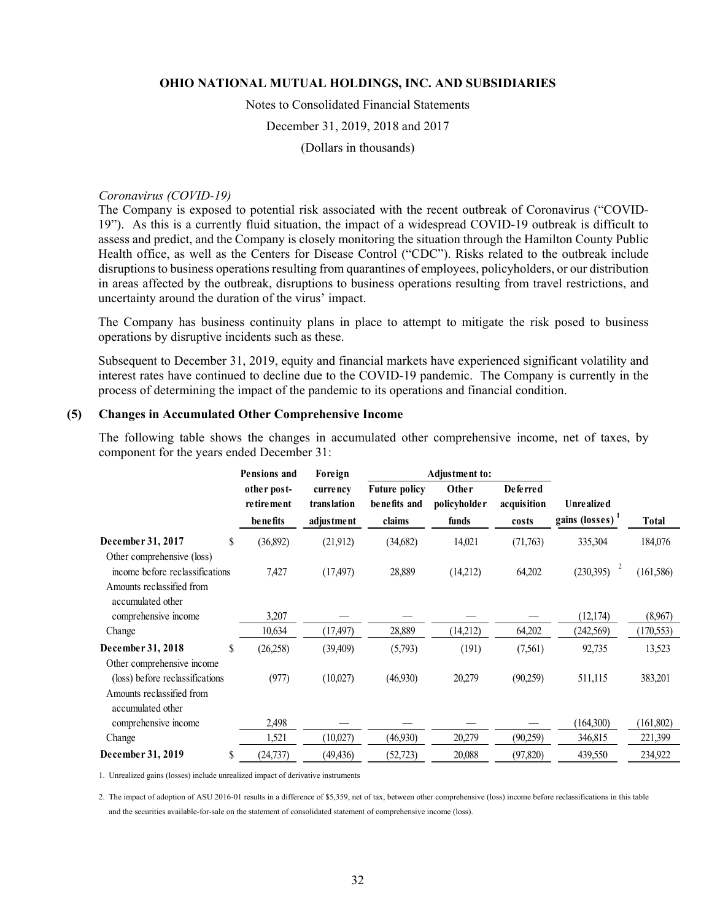*Coronavirus (COVID-19)*

The Company is exposed to potential risk associated with the recent outbreak of Coronavirus ("COVID-19"). As this is a currently fluid situation, the impact of a widespread COVID-19 outbreak is difficult to assess and predict, and the Company is closely monitoring the situation through the Hamilton County Public Health office, as well as the Centers for Disease Control ("CDC"). Risks related to the outbreak include disruptions to business operations resulting from quarantines of employees, policyholders, or our distribution in areas affected by the outbreak, disruptions to business operations resulting from travel restrictions, and uncertainty around the duration of the virus' impact.

The Company has business continuity plans in place to attempt to mitigate the risk posed to business operations by disruptive incidents such as these.

Subsequent to December 31, 2019, equity and financial markets have experienced significant volatility and interest rates have continued to decline due to the COVID-19 pandemic. The Company is currently in the process of determining the impact of the pandemic to its operations and financial condition.

## (5) Changes in Accumulated Other Comprehensive Income

The following table shows the changes in accumulated other comprehensive income, net of taxes, by component for the years ended December 31:

| | Pensions and other post-retirement benefits | Foreign currency translation adjustment | Adjustment to: Future policy benefits and claims | Adjustment to: Other policyholder funds | Adjustment to: Deferred acquisition costs | Unrealized gains (losses) [1] | Total |
|---|---|---|---|---|---|---|---|
| **December 31, 2017** | $ (36,892) | (21,912) | (34,682) | 14,021 | (71,763) | 335,304 | 184,076 |
| Other comprehensive (loss) income before reclassifications | 7,427 | (17,497) | 28,889 | (14,212) | 64,202 | (230,395) [2] | (161,586) |
| Amounts reclassified from accumulated other comprehensive income | 3,207 | — | — | — | — | (12,174) | (8,967) |
| Change | 10,634 | (17,497) | 28,889 | (14,212) | 64,202 | (242,569) | (170,553) |
| **December 31, 2018** | $ (26,258) | (39,409) | (5,793) | (191) | (7,561) | 92,735 | 13,523 |
| Other comprehensive income (loss) before reclassifications | (977) | (10,027) | (46,930) | 20,279 | (90,259) | 511,115 | 383,201 |
| Amounts reclassified from accumulated other comprehensive income | 2,498 | — | — | — | — | (164,300) | (161,802) |
| Change | 1,521 | (10,027) | (46,930) | 20,279 | (90,259) | 346,815 | 221,399 |
| **December 31, 2019** | $ (24,737) | (49,436) | (52,723) | 20,088 | (97,820) | 439,550 | 234,922 |

1. Unrealized gains (losses) include unrealized impact of derivative instruments

2. The impact of adoption of ASU 2016-01 results in a difference of $5,359, net of tax, between other comprehensive (loss) income before reclassifications in this table and the securities available-for-sale on the statement of consolidated statement of comprehensive income (loss).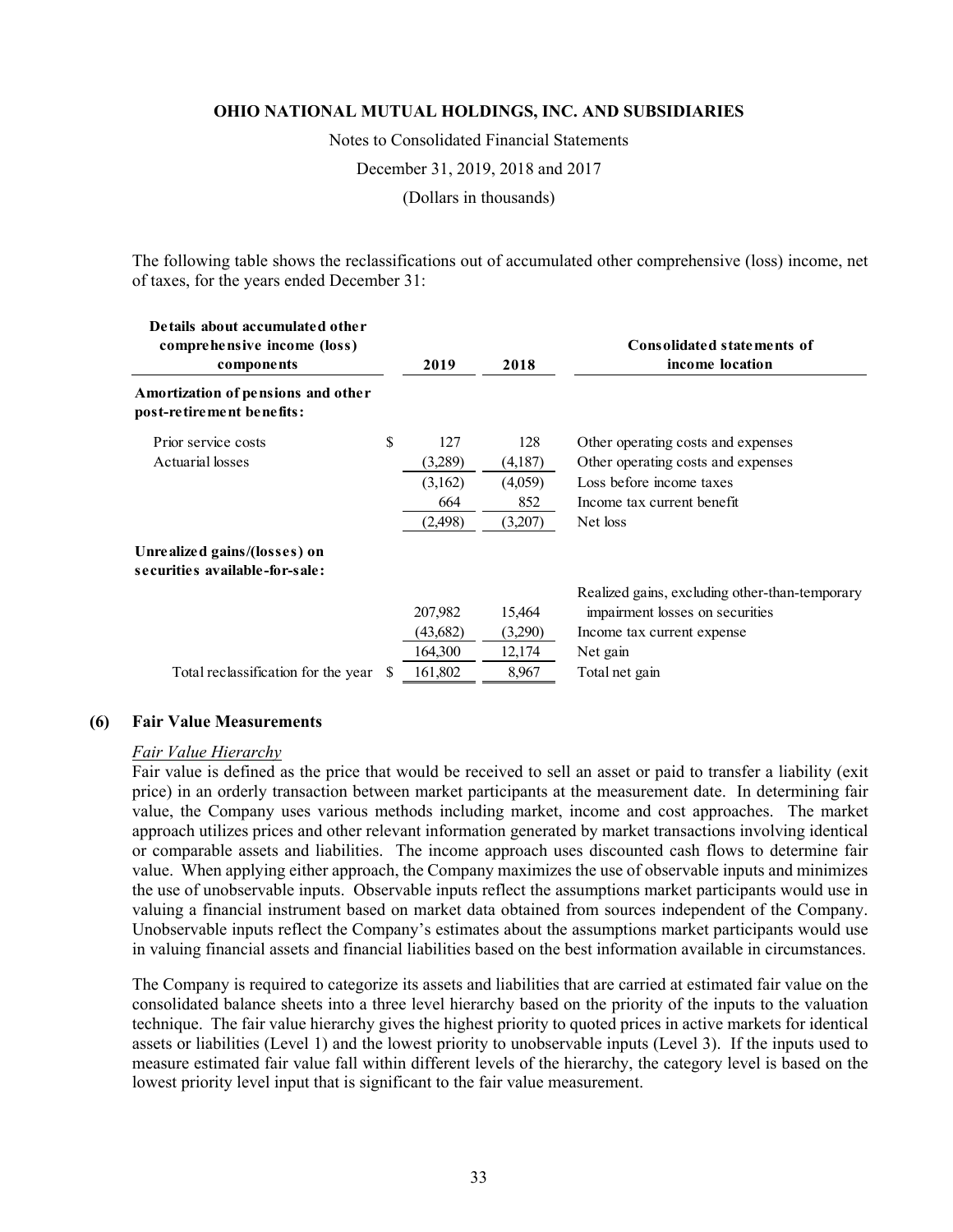The following table shows the reclassifications out of accumulated other comprehensive (loss) income, net of taxes, for the years ended December 31:

| Details about accumulated other comprehensive income (loss) components | | 2019 | 2018 | Consolidated statements of income location |
|---|---|---|---|---|
| **Amortization of pensions and other post-retirement benefits:** | | | | |
| Prior service costs | $ | 127 | 128 | Other operating costs and expenses |
| Actuarial losses | | (3,289) | (4,187) | Other operating costs and expenses |
| | | (3,162) | (4,059) | Loss before income taxes |
| | | 664 | 852 | Income tax current benefit |
| | | (2,498) | (3,207) | Net loss |
| **Unrealized gains/(losses) on securities available-for-sale:** | | | | |
| | | 207,982 | 15,464 | Realized gains, excluding other-than-temporary impairment losses on securities |
| | | (43,682) | (3,290) | Income tax current expense |
| | | 164,300 | 12,174 | Net gain |
| Total reclassification for the year | $ | 161,802 | 8,967 | Total net gain |

## (6) Fair Value Measurements

*Fair Value Hierarchy*

Fair value is defined as the price that would be received to sell an asset or paid to transfer a liability (exit price) in an orderly transaction between market participants at the measurement date. In determining fair value, the Company uses various methods including market, income and cost approaches. The market approach utilizes prices and other relevant information generated by market transactions involving identical or comparable assets and liabilities. The income approach uses discounted cash flows to determine fair value. When applying either approach, the Company maximizes the use of observable inputs and minimizes the use of unobservable inputs. Observable inputs reflect the assumptions market participants would use in valuing a financial instrument based on market data obtained from sources independent of the Company. Unobservable inputs reflect the Company's estimates about the assumptions market participants would use in valuing financial assets and financial liabilities based on the best information available in circumstances.

The Company is required to categorize its assets and liabilities that are carried at estimated fair value on the consolidated balance sheets into a three level hierarchy based on the priority of the inputs to the valuation technique. The fair value hierarchy gives the highest priority to quoted prices in active markets for identical assets or liabilities (Level 1) and the lowest priority to unobservable inputs (Level 3). If the inputs used to measure estimated fair value fall within different levels of the hierarchy, the category level is based on the lowest priority level input that is significant to the fair value measurement.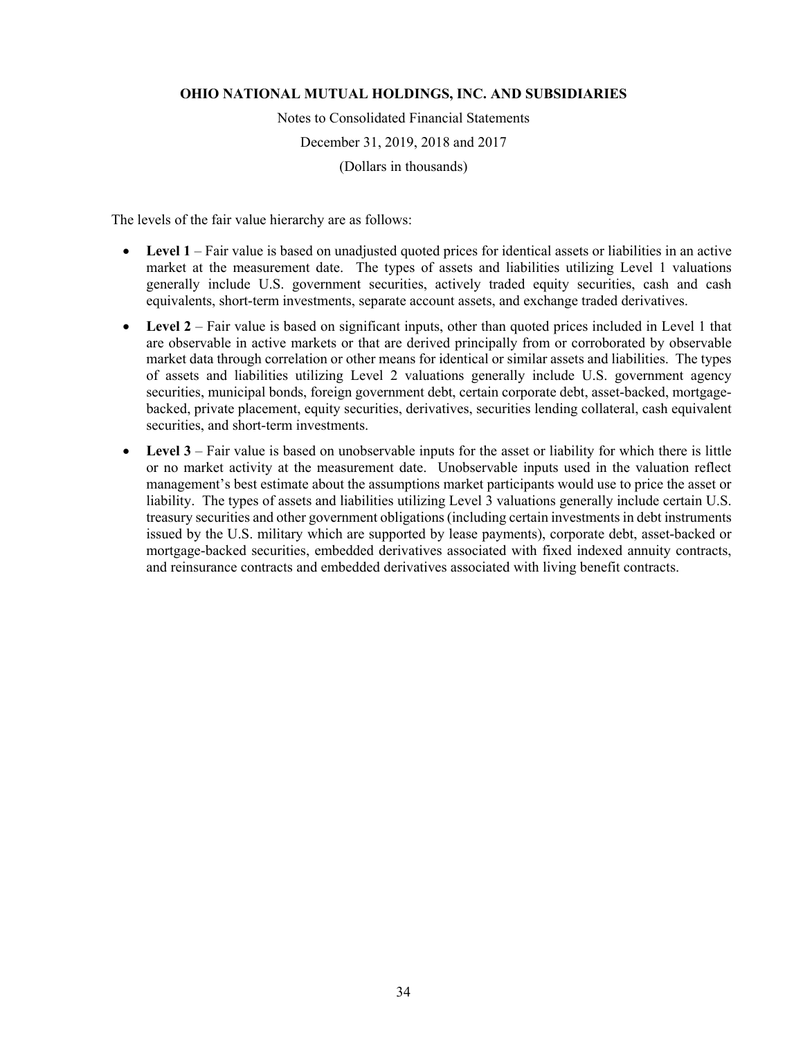The levels of the fair value hierarchy are as follows:

- **Level 1** – Fair value is based on unadjusted quoted prices for identical assets or liabilities in an active market at the measurement date. The types of assets and liabilities utilizing Level 1 valuations generally include U.S. government securities, actively traded equity securities, cash and cash equivalents, short-term investments, separate account assets, and exchange traded derivatives.
- **Level 2** – Fair value is based on significant inputs, other than quoted prices included in Level 1 that are observable in active markets or that are derived principally from or corroborated by observable market data through correlation or other means for identical or similar assets and liabilities. The types of assets and liabilities utilizing Level 2 valuations generally include U.S. government agency securities, municipal bonds, foreign government debt, certain corporate debt, asset-backed, mortgage-backed, private placement, equity securities, derivatives, securities lending collateral, cash equivalent securities, and short-term investments.
- **Level 3** – Fair value is based on unobservable inputs for the asset or liability for which there is little or no market activity at the measurement date. Unobservable inputs used in the valuation reflect management's best estimate about the assumptions market participants would use to price the asset or liability. The types of assets and liabilities utilizing Level 3 valuations generally include certain U.S. treasury securities and other government obligations (including certain investments in debt instruments issued by the U.S. military which are supported by lease payments), corporate debt, asset-backed or mortgage-backed securities, embedded derivatives associated with fixed indexed annuity contracts, and reinsurance contracts and embedded derivatives associated with living benefit contracts.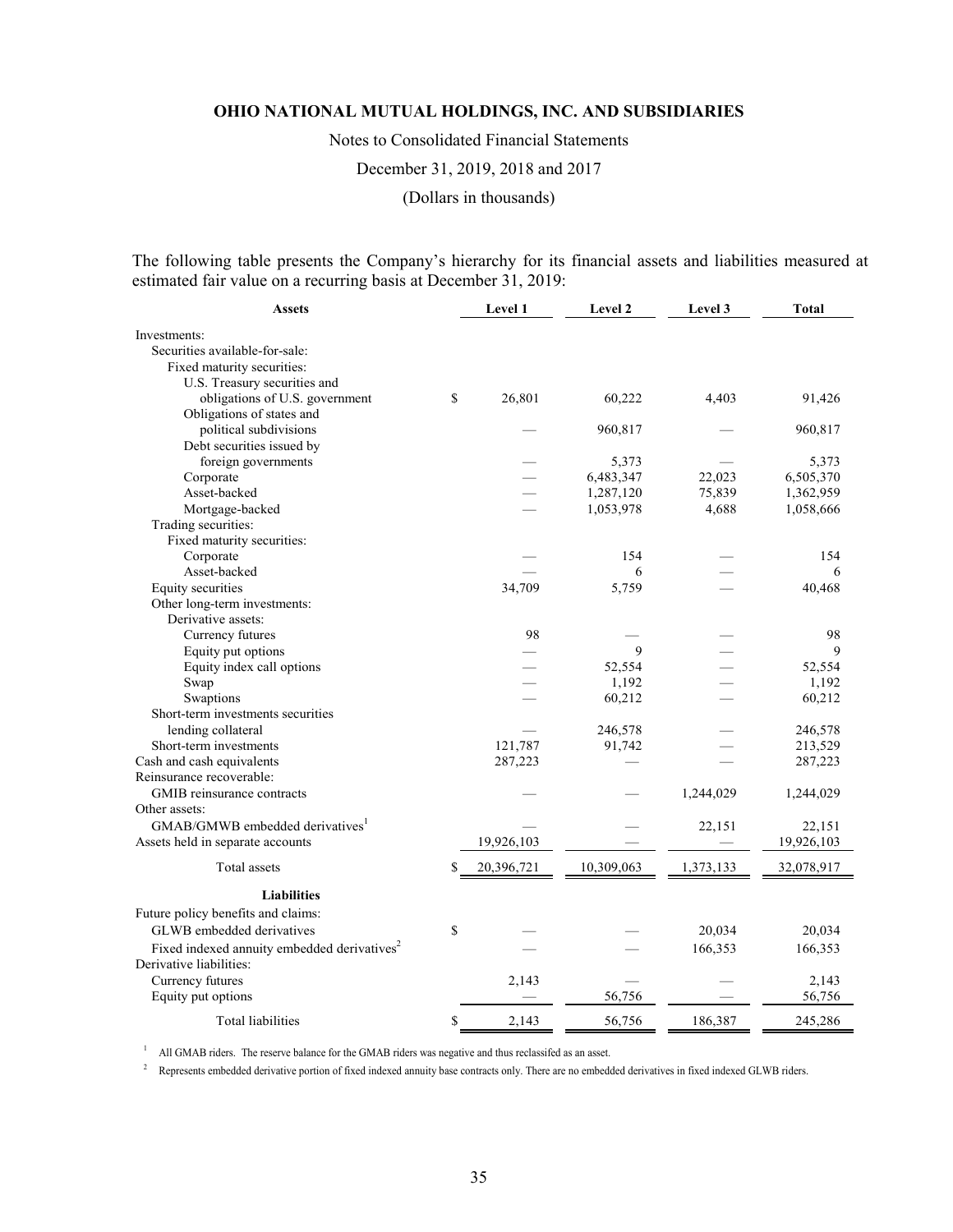**OHIO NATIONAL MUTUAL HOLDINGS, INC. AND SUBSIDIARIES**

Notes to Consolidated Financial Statements

December 31, 2019, 2018 and 2017

(Dollars in thousands)

The following table presents the Company's hierarchy for its financial assets and liabilities measured at estimated fair value on a recurring basis at December 31, 2019:

| Assets | Level 1 | Level 2 | Level 3 | Total |
|---|---|---|---|---|
| Investments: | | | | |
| Securities available-for-sale: | | | | |
| Fixed maturity securities: | | | | |
| U.S. Treasury securities and obligations of U.S. government | $ 26,801 | 60,222 | 4,403 | 91,426 |
| Obligations of states and political subdivisions | — | 960,817 | — | 960,817 |
| Debt securities issued by foreign governments | — | 5,373 | — | 5,373 |
| Corporate | — | 6,483,347 | 22,023 | 6,505,370 |
| Asset-backed | — | 1,287,120 | 75,839 | 1,362,959 |
| Mortgage-backed | — | 1,053,978 | 4,688 | 1,058,666 |
| Trading securities: | | | | |
| Fixed maturity securities: | | | | |
| Corporate | — | 154 | — | 154 |
| Asset-backed | — | 6 | — | 6 |
| Equity securities | 34,709 | 5,759 | — | 40,468 |
| Other long-term investments: | | | | |
| Derivative assets: | | | | |
| Currency futures | 98 | — | — | 98 |
| Equity put options | — | 9 | — | 9 |
| Equity index call options | — | 52,554 | — | 52,554 |
| Swap | — | 1,192 | — | 1,192 |
| Swaptions | — | 60,212 | — | 60,212 |
| Short-term investments securities lending collateral | — | 246,578 | — | 246,578 |
| Short-term investments | 121,787 | 91,742 | — | 213,529 |
| Cash and cash equivalents | 287,223 | — | — | 287,223 |
| Reinsurance recoverable: | | | | |
| GMIB reinsurance contracts | — | — | 1,244,029 | 1,244,029 |
| Other assets: | | | | |
| GMAB/GMWB embedded derivatives[1] | — | — | 22,151 | 22,151 |
| Assets held in separate accounts | 19,926,103 | — | — | 19,926,103 |
| Total assets | $ 20,396,721 | 10,309,063 | 1,373,133 | 32,078,917 |
| **Liabilities** | | | | |
| Future policy benefits and claims: | | | | |
| GLWB embedded derivatives | $ — | — | 20,034 | 20,034 |
| Fixed indexed annuity embedded derivatives[2] | — | — | 166,353 | 166,353 |
| Derivative liabilities: | | | | |
| Currency futures | 2,143 | — | — | 2,143 |
| Equity put options | — | 56,756 | — | 56,756 |
| Total liabilities | $ 2,143 | 56,756 | 186,387 | 245,286 |

[1] All GMAB riders. The reserve balance for the GMAB riders was negative and thus reclassifed as an asset.

[2] Represents embedded derivative portion of fixed indexed annuity base contracts only. There are no embedded derivatives in fixed indexed GLWB riders.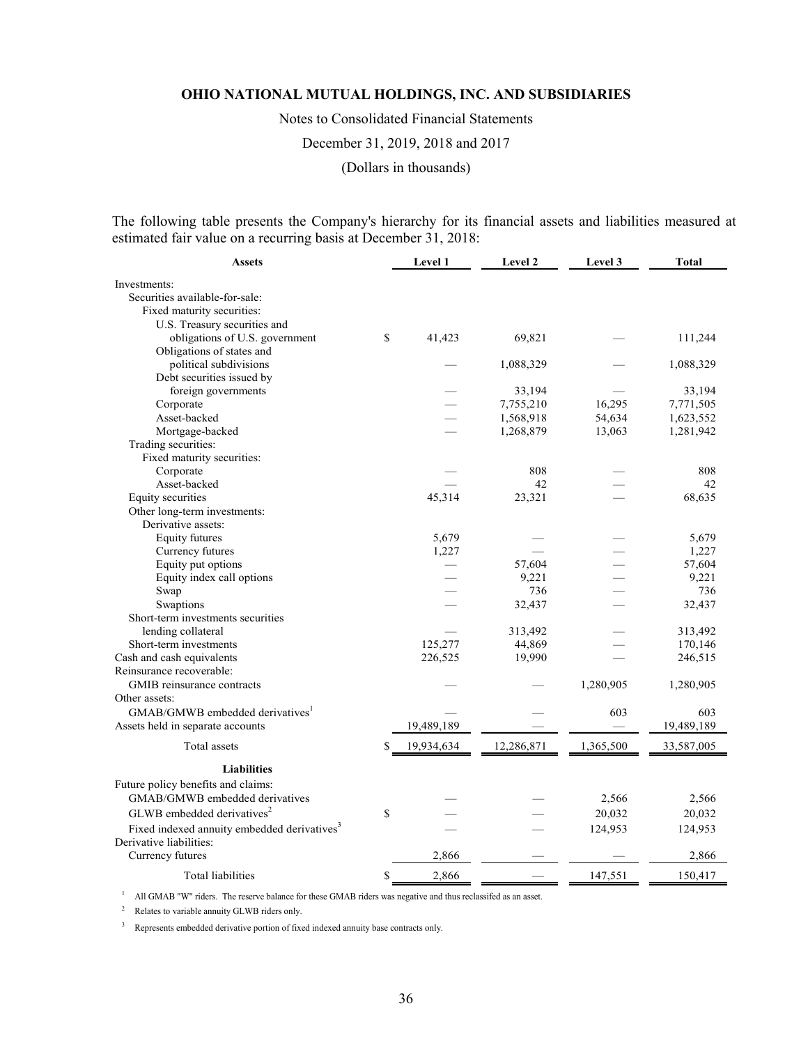The following table presents the Company's hierarchy for its financial assets and liabilities measured at estimated fair value on a recurring basis at December 31, 2018:

| Assets | Level 1 | Level 2 | Level 3 | Total |
|---|---|---|---|---|
| Investments: | | | | |
| Securities available-for-sale: | | | | |
| Fixed maturity securities: | | | | |
| U.S. Treasury securities and obligations of U.S. government | $ 41,423 | 69,821 | — | 111,244 |
| Obligations of states and political subdivisions | — | 1,088,329 | — | 1,088,329 |
| Debt securities issued by foreign governments | — | 33,194 | — | 33,194 |
| Corporate | — | 7,755,210 | 16,295 | 7,771,505 |
| Asset-backed | — | 1,568,918 | 54,634 | 1,623,552 |
| Mortgage-backed | — | 1,268,879 | 13,063 | 1,281,942 |
| Trading securities: | | | | |
| Fixed maturity securities: | | | | |
| Corporate | — | 808 | — | 808 |
| Asset-backed | — | 42 | — | 42 |
| Equity securities | 45,314 | 23,321 | — | 68,635 |
| Other long-term investments: | | | | |
| Derivative assets: | | | | |
| Equity futures | 5,679 | — | — | 5,679 |
| Currency futures | 1,227 | — | — | 1,227 |
| Equity put options | — | 57,604 | — | 57,604 |
| Equity index call options | — | 9,221 | — | 9,221 |
| Swap | — | 736 | — | 736 |
| Swaptions | — | 32,437 | — | 32,437 |
| Short-term investments securities lending collateral | — | 313,492 | — | 313,492 |
| Short-term investments | 125,277 | 44,869 | — | 170,146 |
| Cash and cash equivalents | 226,525 | 19,990 | — | 246,515 |
| Reinsurance recoverable: | | | | |
| GMIB reinsurance contracts | — | — | 1,280,905 | 1,280,905 |
| Other assets: | | | | |
| GMAB/GMWB embedded derivatives[1] | — | — | 603 | 603 |
| Assets held in separate accounts | 19,489,189 | — | — | 19,489,189 |
| Total assets | $ 19,934,634 | 12,286,871 | 1,365,500 | 33,587,005 |
| **Liabilities** | | | | |
| Future policy benefits and claims: | | | | |
| GMAB/GMWB embedded derivatives | — | — | 2,566 | 2,566 |
| GLWB embedded derivatives[2] | $ — | — | 20,032 | 20,032 |
| Fixed indexed annuity embedded derivatives[3] | — | — | 124,953 | 124,953 |
| Derivative liabilities: | | | | |
| Currency futures | 2,866 | — | — | 2,866 |
| Total liabilities | $ 2,866 | — | 147,551 | 150,417 |

[1] All GMAB "W" riders. The reserve balance for these GMAB riders was negative and thus reclassifed as an asset.

[2] Relates to variable annuity GLWB riders only.

[3] Represents embedded derivative portion of fixed indexed annuity base contracts only.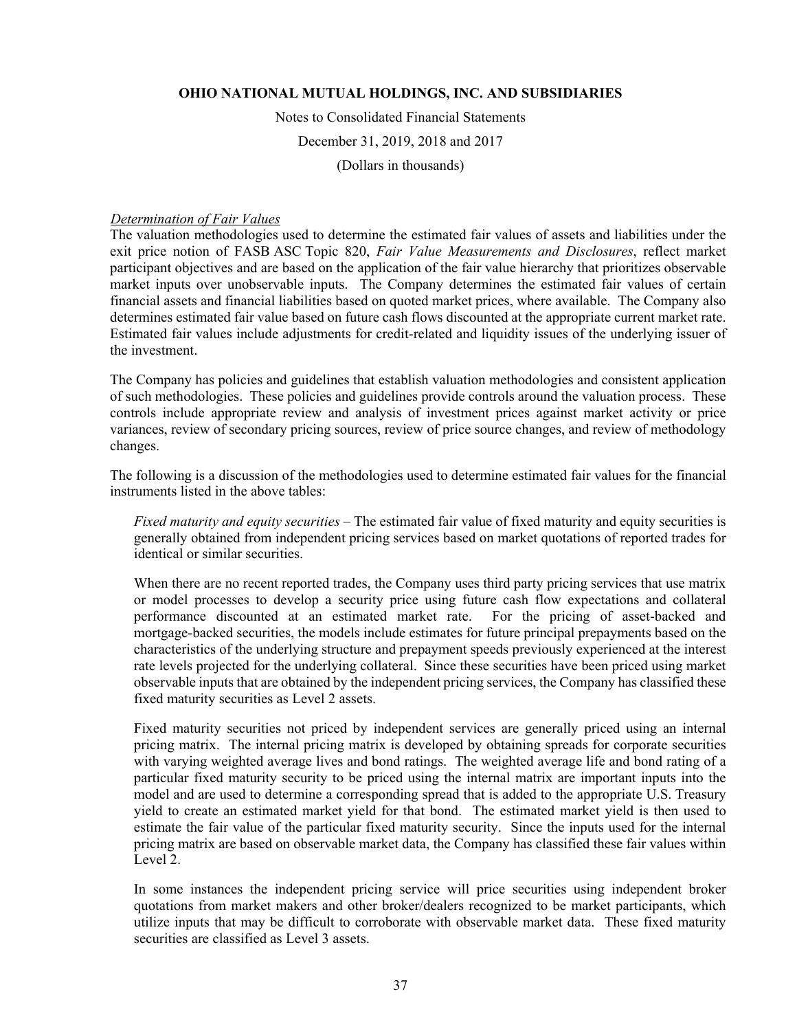*Determination of Fair Values*

The valuation methodologies used to determine the estimated fair values of assets and liabilities under the exit price notion of FASB ASC Topic 820, *Fair Value Measurements and Disclosures*, reflect market participant objectives and are based on the application of the fair value hierarchy that prioritizes observable market inputs over unobservable inputs. The Company determines the estimated fair values of certain financial assets and financial liabilities based on quoted market prices, where available. The Company also determines estimated fair value based on future cash flows discounted at the appropriate current market rate. Estimated fair values include adjustments for credit-related and liquidity issues of the underlying issuer of the investment.

The Company has policies and guidelines that establish valuation methodologies and consistent application of such methodologies. These policies and guidelines provide controls around the valuation process. These controls include appropriate review and analysis of investment prices against market activity or price variances, review of secondary pricing sources, review of price source changes, and review of methodology changes.

The following is a discussion of the methodologies used to determine estimated fair values for the financial instruments listed in the above tables:

*Fixed maturity and equity securities* – The estimated fair value of fixed maturity and equity securities is generally obtained from independent pricing services based on market quotations of reported trades for identical or similar securities.

When there are no recent reported trades, the Company uses third party pricing services that use matrix or model processes to develop a security price using future cash flow expectations and collateral performance discounted at an estimated market rate. For the pricing of asset-backed and mortgage-backed securities, the models include estimates for future principal prepayments based on the characteristics of the underlying structure and prepayment speeds previously experienced at the interest rate levels projected for the underlying collateral. Since these securities have been priced using market observable inputs that are obtained by the independent pricing services, the Company has classified these fixed maturity securities as Level 2 assets.

Fixed maturity securities not priced by independent services are generally priced using an internal pricing matrix. The internal pricing matrix is developed by obtaining spreads for corporate securities with varying weighted average lives and bond ratings. The weighted average life and bond rating of a particular fixed maturity security to be priced using the internal matrix are important inputs into the model and are used to determine a corresponding spread that is added to the appropriate U.S. Treasury yield to create an estimated market yield for that bond. The estimated market yield is then used to estimate the fair value of the particular fixed maturity security. Since the inputs used for the internal pricing matrix are based on observable market data, the Company has classified these fair values within Level 2.

In some instances the independent pricing service will price securities using independent broker quotations from market makers and other broker/dealers recognized to be market participants, which utilize inputs that may be difficult to corroborate with observable market data. These fixed maturity securities are classified as Level 3 assets.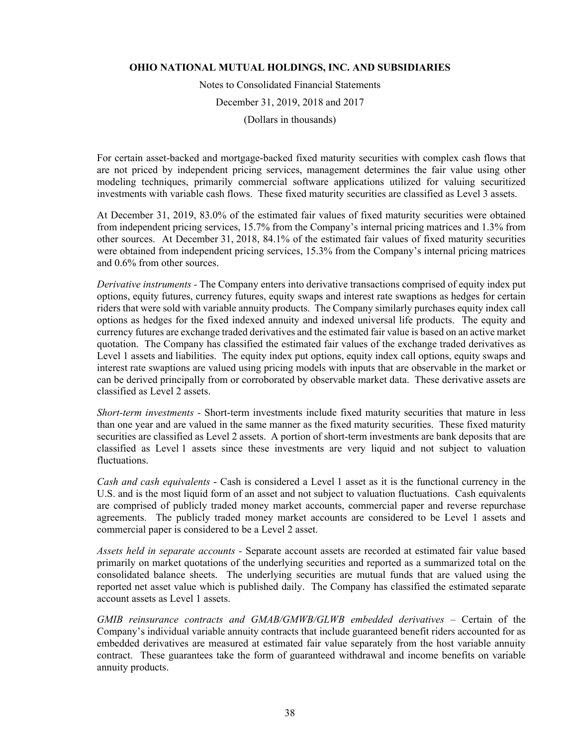For certain asset-backed and mortgage-backed fixed maturity securities with complex cash flows that are not priced by independent pricing services, management determines the fair value using other modeling techniques, primarily commercial software applications utilized for valuing securitized investments with variable cash flows. These fixed maturity securities are classified as Level 3 assets.

At December 31, 2019, 83.0% of the estimated fair values of fixed maturity securities were obtained from independent pricing services, 15.7% from the Company's internal pricing matrices and 1.3% from other sources. At December 31, 2018, 84.1% of the estimated fair values of fixed maturity securities were obtained from independent pricing services, 15.3% from the Company's internal pricing matrices and 0.6% from other sources.

*Derivative instruments* - The Company enters into derivative transactions comprised of equity index put options, equity futures, currency futures, equity swaps and interest rate swaptions as hedges for certain riders that were sold with variable annuity products. The Company similarly purchases equity index call options as hedges for the fixed indexed annuity and indexed universal life products. The equity and currency futures are exchange traded derivatives and the estimated fair value is based on an active market quotation. The Company has classified the estimated fair values of the exchange traded derivatives as Level 1 assets and liabilities. The equity index put options, equity index call options, equity swaps and interest rate swaptions are valued using pricing models with inputs that are observable in the market or can be derived principally from or corroborated by observable market data. These derivative assets are classified as Level 2 assets.

*Short-term investments* - Short-term investments include fixed maturity securities that mature in less than one year and are valued in the same manner as the fixed maturity securities. These fixed maturity securities are classified as Level 2 assets. A portion of short-term investments are bank deposits that are classified as Level 1 assets since these investments are very liquid and not subject to valuation fluctuations.

*Cash and cash equivalents* - Cash is considered a Level 1 asset as it is the functional currency in the U.S. and is the most liquid form of an asset and not subject to valuation fluctuations. Cash equivalents are comprised of publicly traded money market accounts, commercial paper and reverse repurchase agreements. The publicly traded money market accounts are considered to be Level 1 assets and commercial paper is considered to be a Level 2 asset.

*Assets held in separate accounts* - Separate account assets are recorded at estimated fair value based primarily on market quotations of the underlying securities and reported as a summarized total on the consolidated balance sheets. The underlying securities are mutual funds that are valued using the reported net asset value which is published daily. The Company has classified the estimated separate account assets as Level 1 assets.

*GMIB reinsurance contracts and GMAB/GMWB/GLWB embedded derivatives* – Certain of the Company's individual variable annuity contracts that include guaranteed benefit riders accounted for as embedded derivatives are measured at estimated fair value separately from the host variable annuity contract. These guarantees take the form of guaranteed withdrawal and income benefits on variable annuity products.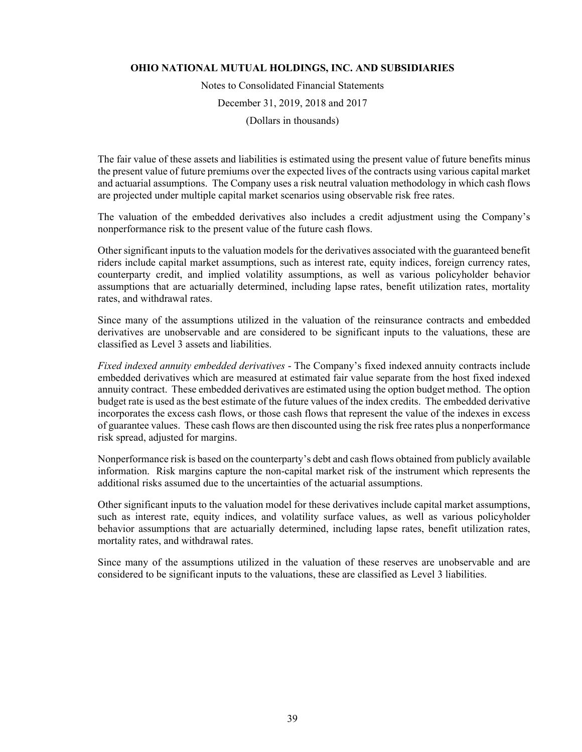The fair value of these assets and liabilities is estimated using the present value of future benefits minus the present value of future premiums over the expected lives of the contracts using various capital market and actuarial assumptions. The Company uses a risk neutral valuation methodology in which cash flows are projected under multiple capital market scenarios using observable risk free rates.

The valuation of the embedded derivatives also includes a credit adjustment using the Company's nonperformance risk to the present value of the future cash flows.

Other significant inputs to the valuation models for the derivatives associated with the guaranteed benefit riders include capital market assumptions, such as interest rate, equity indices, foreign currency rates, counterparty credit, and implied volatility assumptions, as well as various policyholder behavior assumptions that are actuarially determined, including lapse rates, benefit utilization rates, mortality rates, and withdrawal rates.

Since many of the assumptions utilized in the valuation of the reinsurance contracts and embedded derivatives are unobservable and are considered to be significant inputs to the valuations, these are classified as Level 3 assets and liabilities.

*Fixed indexed annuity embedded derivatives* - The Company's fixed indexed annuity contracts include embedded derivatives which are measured at estimated fair value separate from the host fixed indexed annuity contract. These embedded derivatives are estimated using the option budget method. The option budget rate is used as the best estimate of the future values of the index credits. The embedded derivative incorporates the excess cash flows, or those cash flows that represent the value of the indexes in excess of guarantee values. These cash flows are then discounted using the risk free rates plus a nonperformance risk spread, adjusted for margins.

Nonperformance risk is based on the counterparty's debt and cash flows obtained from publicly available information. Risk margins capture the non-capital market risk of the instrument which represents the additional risks assumed due to the uncertainties of the actuarial assumptions.

Other significant inputs to the valuation model for these derivatives include capital market assumptions, such as interest rate, equity indices, and volatility surface values, as well as various policyholder behavior assumptions that are actuarially determined, including lapse rates, benefit utilization rates, mortality rates, and withdrawal rates.

Since many of the assumptions utilized in the valuation of these reserves are unobservable and are considered to be significant inputs to the valuations, these are classified as Level 3 liabilities.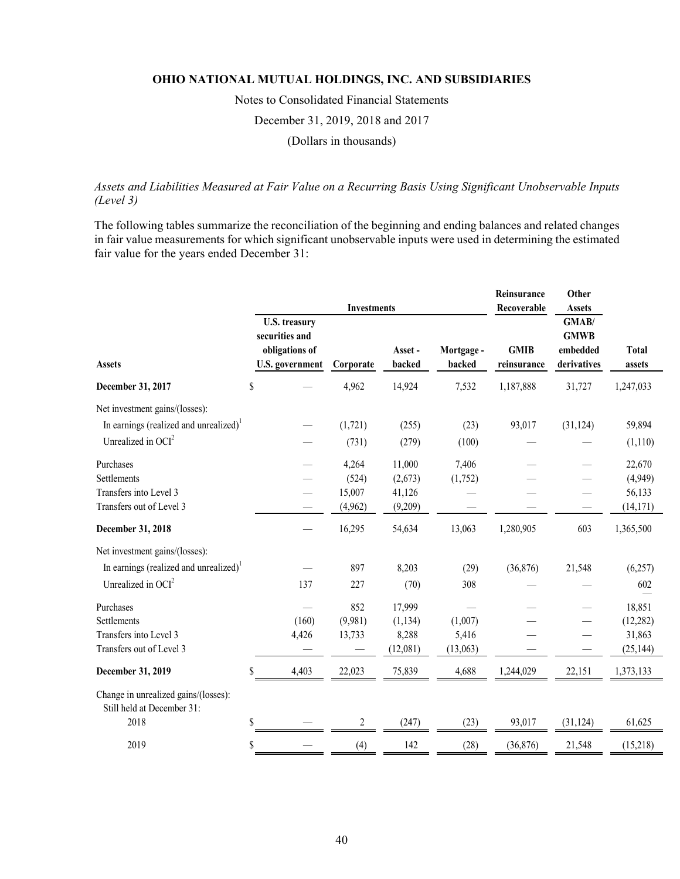**OHIO NATIONAL MUTUAL HOLDINGS, INC. AND SUBSIDIARIES**

Notes to Consolidated Financial Statements

December 31, 2019, 2018 and 2017

(Dollars in thousands)

*Assets and Liabilities Measured at Fair Value on a Recurring Basis Using Significant Unobservable Inputs (Level 3)*

The following tables summarize the reconciliation of the beginning and ending balances and related changes in fair value measurements for which significant unobservable inputs were used in determining the estimated fair value for the years ended December 31:

| | Investments | | | | Reinsurance Recoverable | Other Assets | |
|---|---|---|---|---|---|---|---|
| **Assets** | **U.S. treasury securities and obligations of U.S. government** | **Corporate** | **Asset - backed** | **Mortgage - backed** | **GMIB reinsurance** | **GMAB/ GMWB embedded derivatives** | **Total assets** |
| **December 31, 2017** | $ — | 4,962 | 14,924 | 7,532 | 1,187,888 | 31,727 | 1,247,033 |
| Net investment gains/(losses): | | | | | | | |
| In earnings (realized and unrealized)[1] | — | (1,721) | (255) | (23) | 93,017 | (31,124) | 59,894 |
| Unrealized in OCI[2] | — | (731) | (279) | (100) | — | — | (1,110) |
| Purchases | — | 4,264 | 11,000 | 7,406 | — | — | 22,670 |
| Settlements | — | (524) | (2,673) | (1,752) | — | — | (4,949) |
| Transfers into Level 3 | — | 15,007 | 41,126 | — | — | — | 56,133 |
| Transfers out of Level 3 | — | (4,962) | (9,209) | — | — | — | (14,171) |
| **December 31, 2018** | — | 16,295 | 54,634 | 13,063 | 1,280,905 | 603 | 1,365,500 |
| Net investment gains/(losses): | | | | | | | |
| In earnings (realized and unrealized)[1] | — | 897 | 8,203 | (29) | (36,876) | 21,548 | (6,257) |
| Unrealized in OCI[2] | 137 | 227 | (70) | 308 | — | — | 602 |
| Purchases | — | 852 | 17,999 | — | — | — | 18,851 |
| Settlements | (160) | (9,981) | (1,134) | (1,007) | — | — | (12,282) |
| Transfers into Level 3 | 4,426 | 13,733 | 8,288 | 5,416 | — | — | 31,863 |
| Transfers out of Level 3 | — | — | (12,081) | (13,063) | — | — | (25,144) |
| **December 31, 2019** | $ 4,403 | 22,023 | 75,839 | 4,688 | 1,244,029 | 22,151 | 1,373,133 |
| Change in unrealized gains/(losses): Still held at December 31: | | | | | | | |
| 2018 | $ — | 2 | (247) | (23) | 93,017 | (31,124) | 61,625 |
| 2019 | $ — | (4) | 142 | (28) | (36,876) | 21,548 | (15,218) |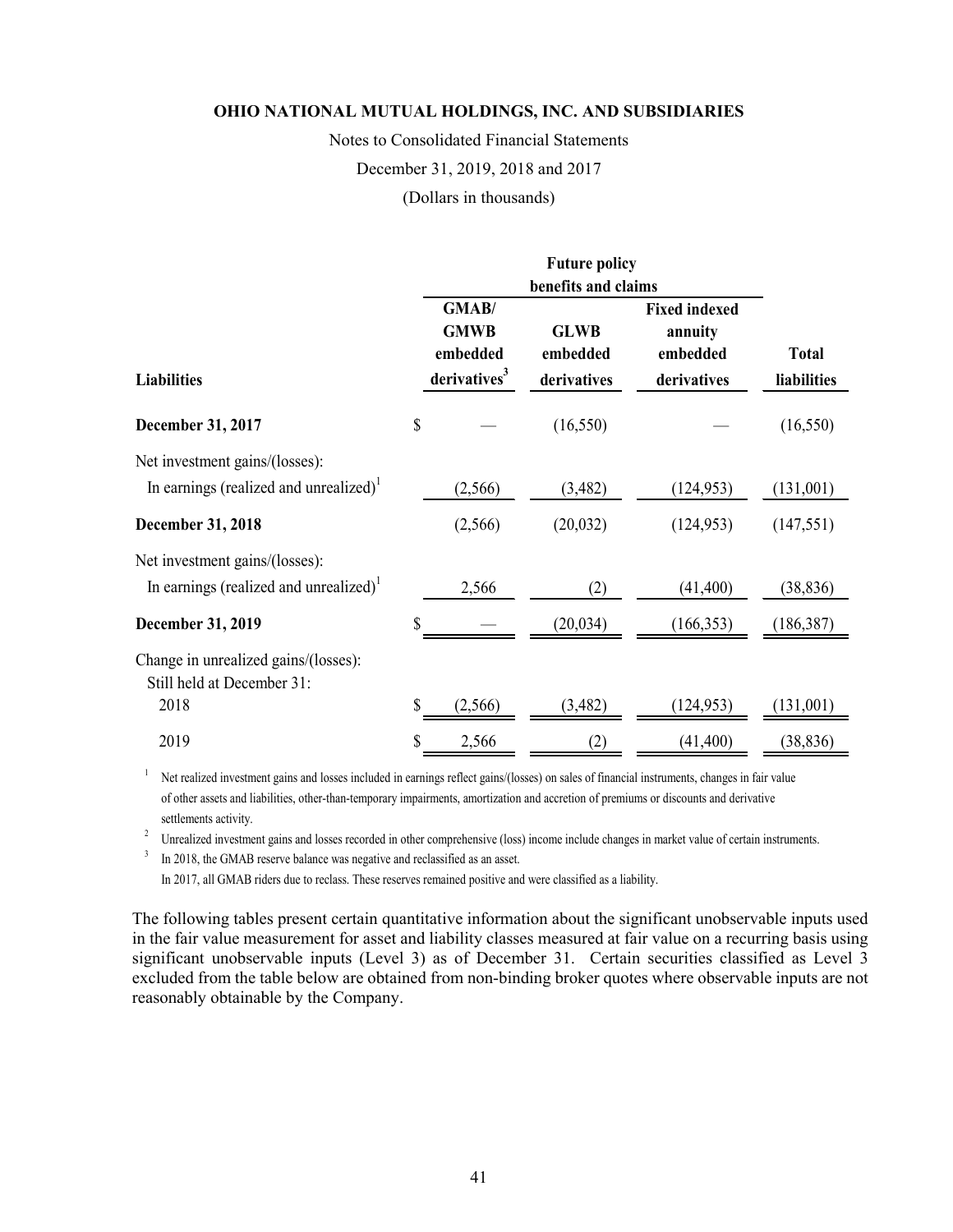**OHIO NATIONAL MUTUAL HOLDINGS, INC. AND SUBSIDIARIES**

Notes to Consolidated Financial Statements

December 31, 2019, 2018 and 2017

(Dollars in thousands)

| | Future policy benefits and claims | | | |
|---|---|---|---|---|
| **Liabilities** | **GMAB/ GMWB embedded derivatives**[3] | **GLWB embedded derivatives** | **Fixed indexed annuity embedded derivatives** | **Total liabilities** |
| **December 31, 2017** | $ — | (16,550) | — | (16,550) |
| Net investment gains/(losses): | | | | |
| In earnings (realized and unrealized)[1] | (2,566) | (3,482) | (124,953) | (131,001) |
| **December 31, 2018** | (2,566) | (20,032) | (124,953) | (147,551) |
| Net investment gains/(losses): | | | | |
| In earnings (realized and unrealized)[1] | 2,566 | (2) | (41,400) | (38,836) |
| **December 31, 2019** | $ — | (20,034) | (166,353) | (186,387) |
| Change in unrealized gains/(losses): Still held at December 31: | | | | |
| 2018 | $ (2,566) | (3,482) | (124,953) | (131,001) |
| 2019 | $ 2,566 | (2) | (41,400) | (38,836) |

[1] Net realized investment gains and losses included in earnings reflect gains/(losses) on sales of financial instruments, changes in fair value of other assets and liabilities, other-than-temporary impairments, amortization and accretion of premiums or discounts and derivative settlements activity.

[2] Unrealized investment gains and losses recorded in other comprehensive (loss) income include changes in market value of certain instruments.

[3] In 2018, the GMAB reserve balance was negative and reclassified as an asset.
In 2017, all GMAB riders due to reclass. These reserves remained positive and were classified as a liability.

The following tables present certain quantitative information about the significant unobservable inputs used in the fair value measurement for asset and liability classes measured at fair value on a recurring basis using significant unobservable inputs (Level 3) as of December 31. Certain securities classified as Level 3 excluded from the table below are obtained from non-binding broker quotes where observable inputs are not reasonably obtainable by the Company.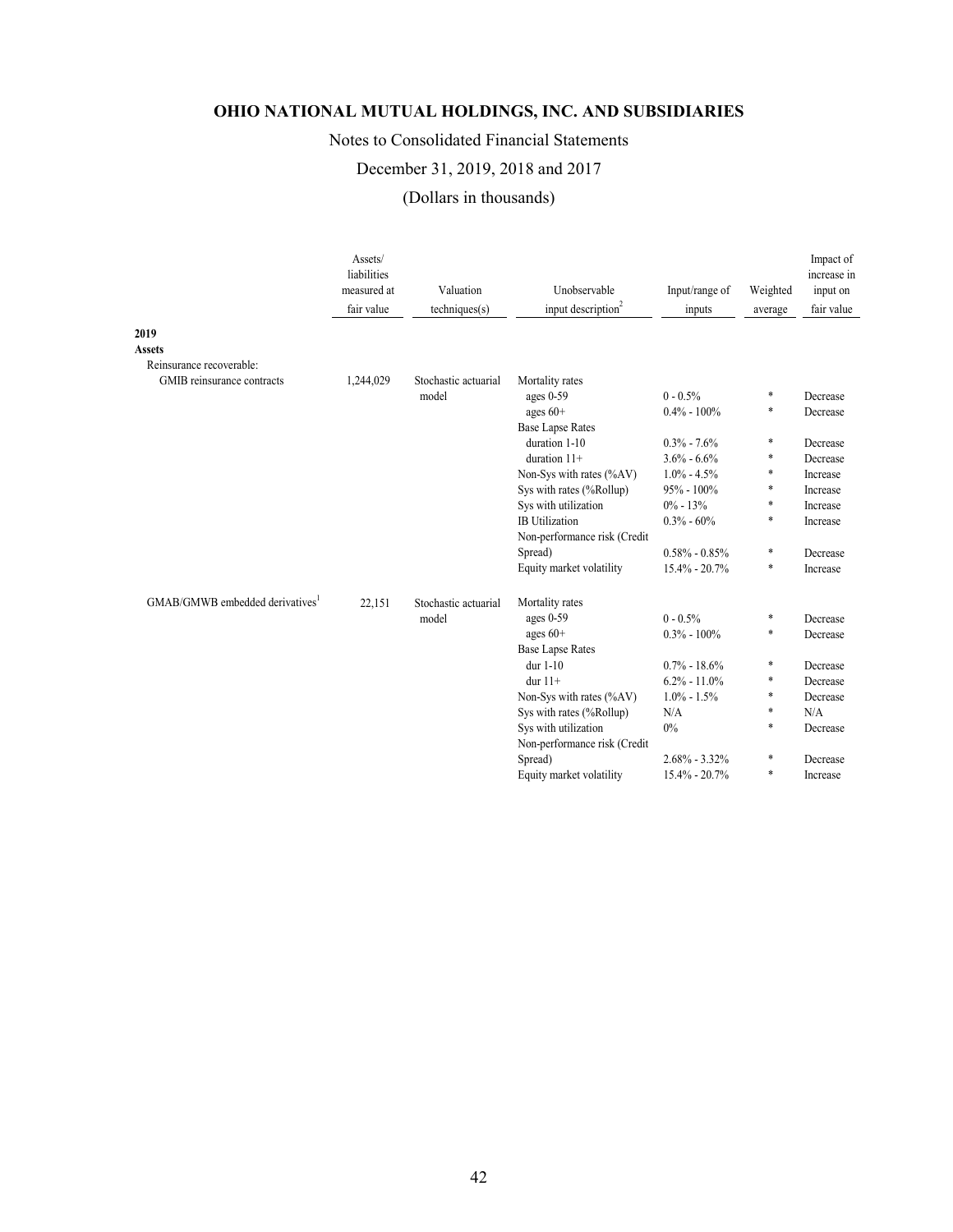# OHIO NATIONAL MUTUAL HOLDINGS, INC. AND SUBSIDIARIES

Notes to Consolidated Financial Statements

December 31, 2019, 2018 and 2017

(Dollars in thousands)

| | Assets/ liabilities measured at fair value | Valuation techniques(s) | Unobservable input description[2] | Input/range of inputs | Weighted average | Impact of increase in input on fair value |
|---|---|---|---|---|---|---|
| **2019** | | | | | | |
| **Assets** | | | | | | |
| Reinsurance recoverable: | | | | | | |
| GMIB reinsurance contracts | 1,244,029 | Stochastic actuarial model | Mortality rates | | | |
| | | | ages 0-59 | 0 - 0.5% | * | Decrease |
| | | | ages 60+ | 0.4% - 100% | * | Decrease |
| | | | Base Lapse Rates | | | |
| | | | duration 1-10 | 0.3% - 7.6% | * | Decrease |
| | | | duration 11+ | 3.6% - 6.6% | * | Decrease |
| | | | Non-Sys with rates (%AV) | 1.0% - 4.5% | * | Increase |
| | | | Sys with rates (%Rollup) | 95% - 100% | * | Increase |
| | | | Sys with utilization | 0% - 13% | * | Increase |
| | | | IB Utilization | 0.3% - 60% | * | Increase |
| | | | Non-performance risk (Credit Spread) | 0.58% - 0.85% | * | Decrease |
| | | | Equity market volatility | 15.4% - 20.7% | * | Increase |
| GMAB/GMWB embedded derivatives[1] | 22,151 | Stochastic actuarial model | Mortality rates | | | |
| | | | ages 0-59 | 0 - 0.5% | * | Decrease |
| | | | ages 60+ | 0.3% - 100% | * | Decrease |
| | | | Base Lapse Rates | | | |
| | | | dur 1-10 | 0.7% - 18.6% | * | Decrease |
| | | | dur 11+ | 6.2% - 11.0% | * | Decrease |
| | | | Non-Sys with rates (%AV) | 1.0% - 1.5% | * | Decrease |
| | | | Sys with rates (%Rollup) | N/A | * | N/A |
| | | | Sys with utilization | 0% | * | Decrease |
| | | | Non-performance risk (Credit Spread) | 2.68% - 3.32% | * | Decrease |
| | | | Equity market volatility | 15.4% - 20.7% | * | Increase |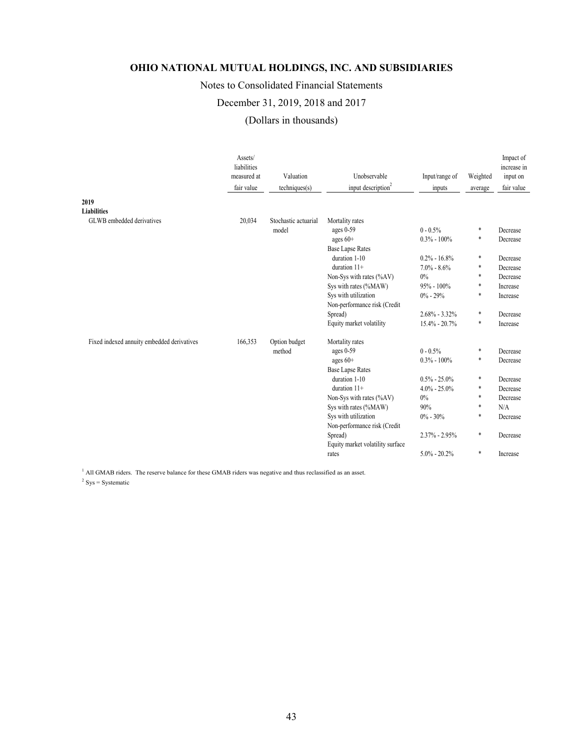# OHIO NATIONAL MUTUAL HOLDINGS, INC. AND SUBSIDIARIES

Notes to Consolidated Financial Statements

December 31, 2019, 2018 and 2017

(Dollars in thousands)

| | Assets/ liabilities measured at fair value | Valuation techniques(s) | Unobservable input description[2] | Input/range of inputs | Weighted average | Impact of increase in input on fair value |
|---|---|---|---|---|---|---|
| **2019** | | | | | | |
| **Liabilities** | | | | | | |
| GLWB embedded derivatives | 20,034 | Stochastic actuarial model | Mortality rates | | | |
| | | | ages 0-59 | 0 - 0.5% | * | Decrease |
| | | | ages 60+ | 0.3% - 100% | * | Decrease |
| | | | Base Lapse Rates | | | |
| | | | duration 1-10 | 0.2% - 16.8% | * | Decrease |
| | | | duration 11+ | 7.0% - 8.6% | * | Decrease |
| | | | Non-Sys with rates (%AV) | 0% | * | Decrease |
| | | | Sys with rates (%MAW) | 95% - 100% | * | Increase |
| | | | Sys with utilization | 0% - 29% | * | Increase |
| | | | Non-performance risk (Credit Spread) | 2.68% - 3.32% | * | Decrease |
| | | | Equity market volatility | 15.4% - 20.7% | * | Increase |
| Fixed indexed annuity embedded derivatives | 166,353 | Option budget method | Mortality rates | | | |
| | | | ages 0-59 | 0 - 0.5% | * | Decrease |
| | | | ages 60+ | 0.3% - 100% | * | Decrease |
| | | | Base Lapse Rates | | | |
| | | | duration 1-10 | 0.5% - 25.0% | * | Decrease |
| | | | duration 11+ | 4.0% - 25.0% | * | Decrease |
| | | | Non-Sys with rates (%AV) | 0% | * | Decrease |
| | | | Sys with rates (%MAW) | 90% | * | N/A |
| | | | Sys with utilization | 0% - 30% | * | Decrease |
| | | | Non-performance risk (Credit Spread) | 2.37% - 2.95% | * | Decrease |
| | | | Equity market volatility surface rates | 5.0% - 20.2% | * | Increase |

[1] All GMAB riders. The reserve balance for these GMAB riders was negative and thus reclassified as an asset.

[2] Sys = Systematic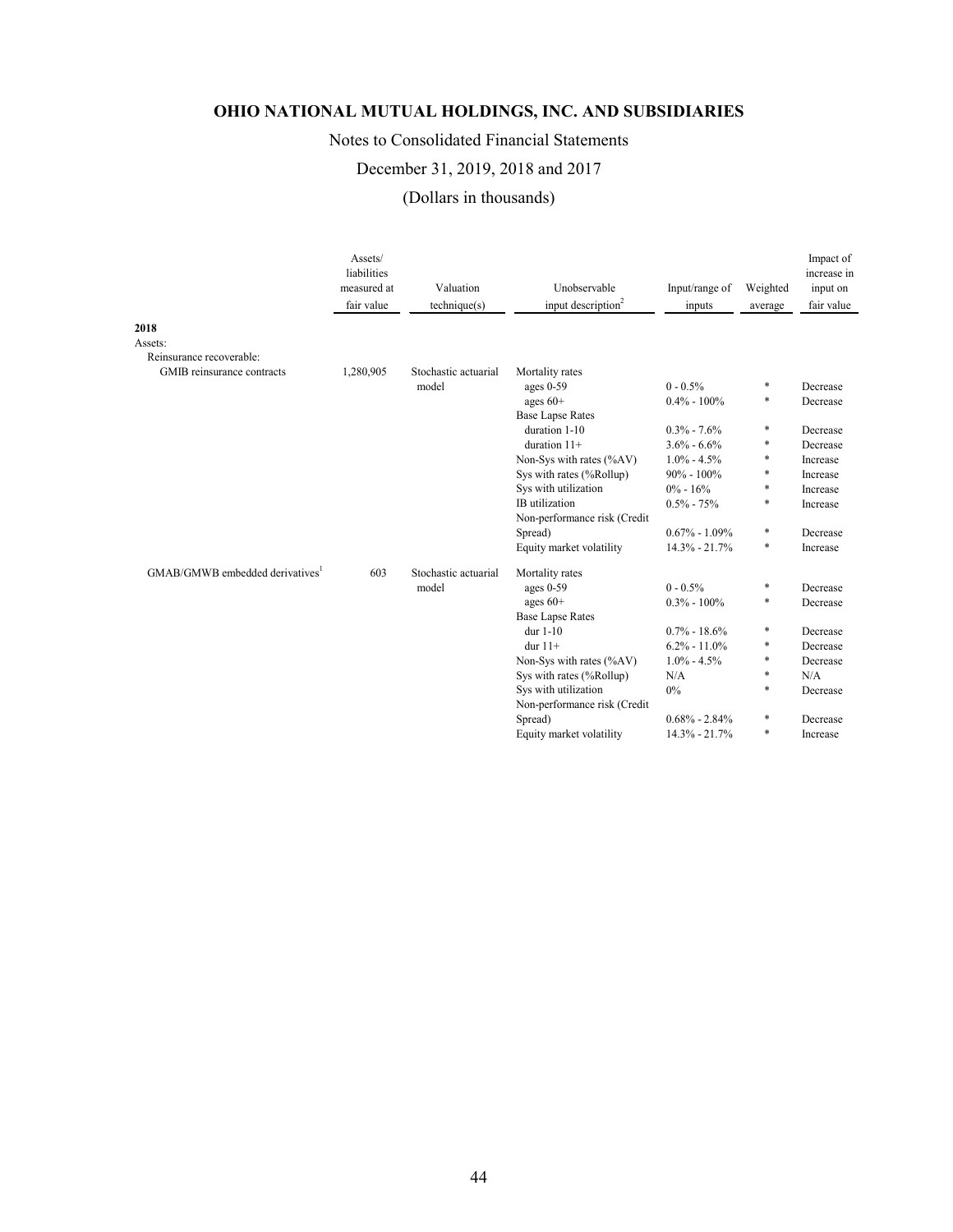# OHIO NATIONAL MUTUAL HOLDINGS, INC. AND SUBSIDIARIES

Notes to Consolidated Financial Statements

December 31, 2019, 2018 and 2017

(Dollars in thousands)

| | Assets/ liabilities measured at fair value | Valuation technique(s) | Unobservable input description[2] | Input/range of inputs | Weighted average | Impact of increase in input on fair value |
|---|---|---|---|---|---|---|
| **2018** | | | | | | |
| Assets: | | | | | | |
| Reinsurance recoverable: | | | | | | |
| GMIB reinsurance contracts | 1,280,905 | Stochastic actuarial model | Mortality rates | | | |
| | | | ages 0-59 | 0 - 0.5% | * | Decrease |
| | | | ages 60+ | 0.4% - 100% | * | Decrease |
| | | | Base Lapse Rates | | | |
| | | | duration 1-10 | 0.3% - 7.6% | * | Decrease |
| | | | duration 11+ | 3.6% - 6.6% | * | Decrease |
| | | | Non-Sys with rates (%AV) | 1.0% - 4.5% | * | Increase |
| | | | Sys with rates (%Rollup) | 90% - 100% | * | Increase |
| | | | Sys with utilization | 0% - 16% | * | Increase |
| | | | IB utilization | 0.5% - 75% | * | Increase |
| | | | Non-performance risk (Credit Spread) | 0.67% - 1.09% | * | Decrease |
| | | | Equity market volatility | 14.3% - 21.7% | * | Increase |
| GMAB/GMWB embedded derivatives[1] | 603 | Stochastic actuarial model | Mortality rates | | | |
| | | | ages 0-59 | 0 - 0.5% | * | Decrease |
| | | | ages 60+ | 0.3% - 100% | * | Decrease |
| | | | Base Lapse Rates | | | |
| | | | dur 1-10 | 0.7% - 18.6% | * | Decrease |
| | | | dur 11+ | 6.2% - 11.0% | * | Decrease |
| | | | Non-Sys with rates (%AV) | 1.0% - 4.5% | * | Decrease |
| | | | Sys with rates (%Rollup) | N/A | * | N/A |
| | | | Sys with utilization | 0% | * | Decrease |
| | | | Non-performance risk (Credit Spread) | 0.68% - 2.84% | * | Decrease |
| | | | Equity market volatility | 14.3% - 21.7% | * | Increase |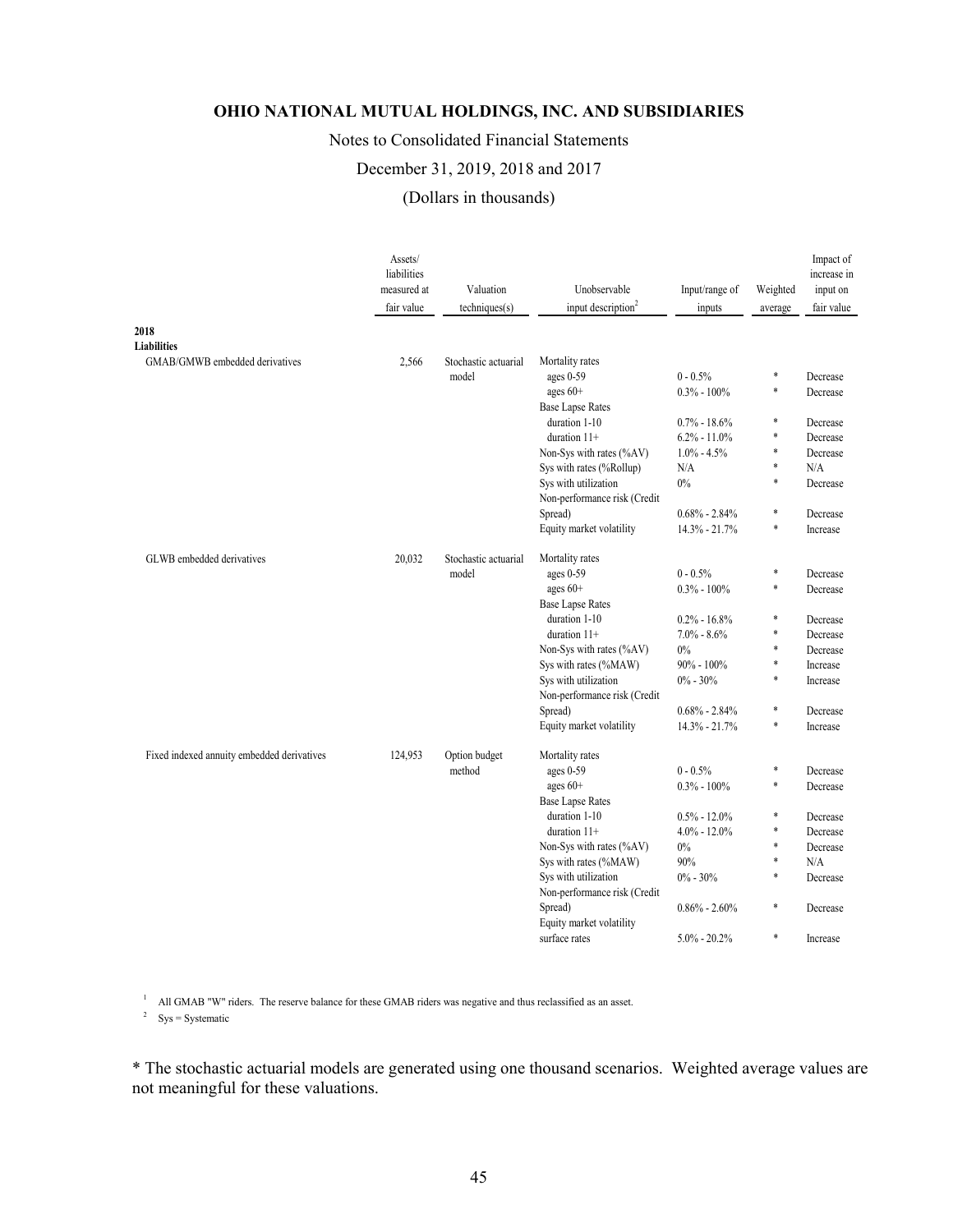# OHIO NATIONAL MUTUAL HOLDINGS, INC. AND SUBSIDIARIES

Notes to Consolidated Financial Statements

December 31, 2019, 2018 and 2017

(Dollars in thousands)

| | Assets/ liabilities measured at fair value | Valuation techniques(s) | Unobservable input description[2] | Input/range of inputs | Weighted average | Impact of increase in input on fair value |
|---|---|---|---|---|---|---|
| **2018** | | | | | | |
| **Liabilities** | | | | | | |
| GMAB/GMWB embedded derivatives | 2,566 | Stochastic actuarial model | Mortality rates | | | |
| | | | ages 0-59 | 0 - 0.5% | * | Decrease |
| | | | ages 60+ | 0.3% - 100% | * | Decrease |
| | | | Base Lapse Rates | | | |
| | | | duration 1-10 | 0.7% - 18.6% | * | Decrease |
| | | | duration 11+ | 6.2% - 11.0% | * | Decrease |
| | | | Non-Sys with rates (%AV) | 1.0% - 4.5% | * | Decrease |
| | | | Sys with rates (%Rollup) | N/A | * | N/A |
| | | | Sys with utilization | 0% | * | Decrease |
| | | | Non-performance risk (Credit Spread) | 0.68% - 2.84% | * | Decrease |
| | | | Equity market volatility | 14.3% - 21.7% | * | Increase |
| GLWB embedded derivatives | 20,032 | Stochastic actuarial model | Mortality rates | | | |
| | | | ages 0-59 | 0 - 0.5% | * | Decrease |
| | | | ages 60+ | 0.3% - 100% | * | Decrease |
| | | | Base Lapse Rates | | | |
| | | | duration 1-10 | 0.2% - 16.8% | * | Decrease |
| | | | duration 11+ | 7.0% - 8.6% | * | Decrease |
| | | | Non-Sys with rates (%AV) | 0% | * | Decrease |
| | | | Sys with rates (%MAW) | 90% - 100% | * | Increase |
| | | | Sys with utilization | 0% - 30% | * | Increase |
| | | | Non-performance risk (Credit Spread) | 0.68% - 2.84% | * | Decrease |
| | | | Equity market volatility | 14.3% - 21.7% | * | Increase |
| Fixed indexed annuity embedded derivatives | 124,953 | Option budget method | Mortality rates | | | |
| | | | ages 0-59 | 0 - 0.5% | * | Decrease |
| | | | ages 60+ | 0.3% - 100% | * | Decrease |
| | | | Base Lapse Rates | | | |
| | | | duration 1-10 | 0.5% - 12.0% | * | Decrease |
| | | | duration 11+ | 4.0% - 12.0% | * | Decrease |
| | | | Non-Sys with rates (%AV) | 0% | * | Decrease |
| | | | Sys with rates (%MAW) | 90% | * | N/A |
| | | | Sys with utilization | 0% - 30% | * | Decrease |
| | | | Non-performance risk (Credit Spread) | 0.86% - 2.60% | * | Decrease |
| | | | Equity market volatility surface rates | 5.0% - 20.2% | * | Increase |

[1] All GMAB "W" riders. The reserve balance for these GMAB riders was negative and thus reclassified as an asset.

[2] Sys = Systematic

\* The stochastic actuarial models are generated using one thousand scenarios. Weighted average values are not meaningful for these valuations.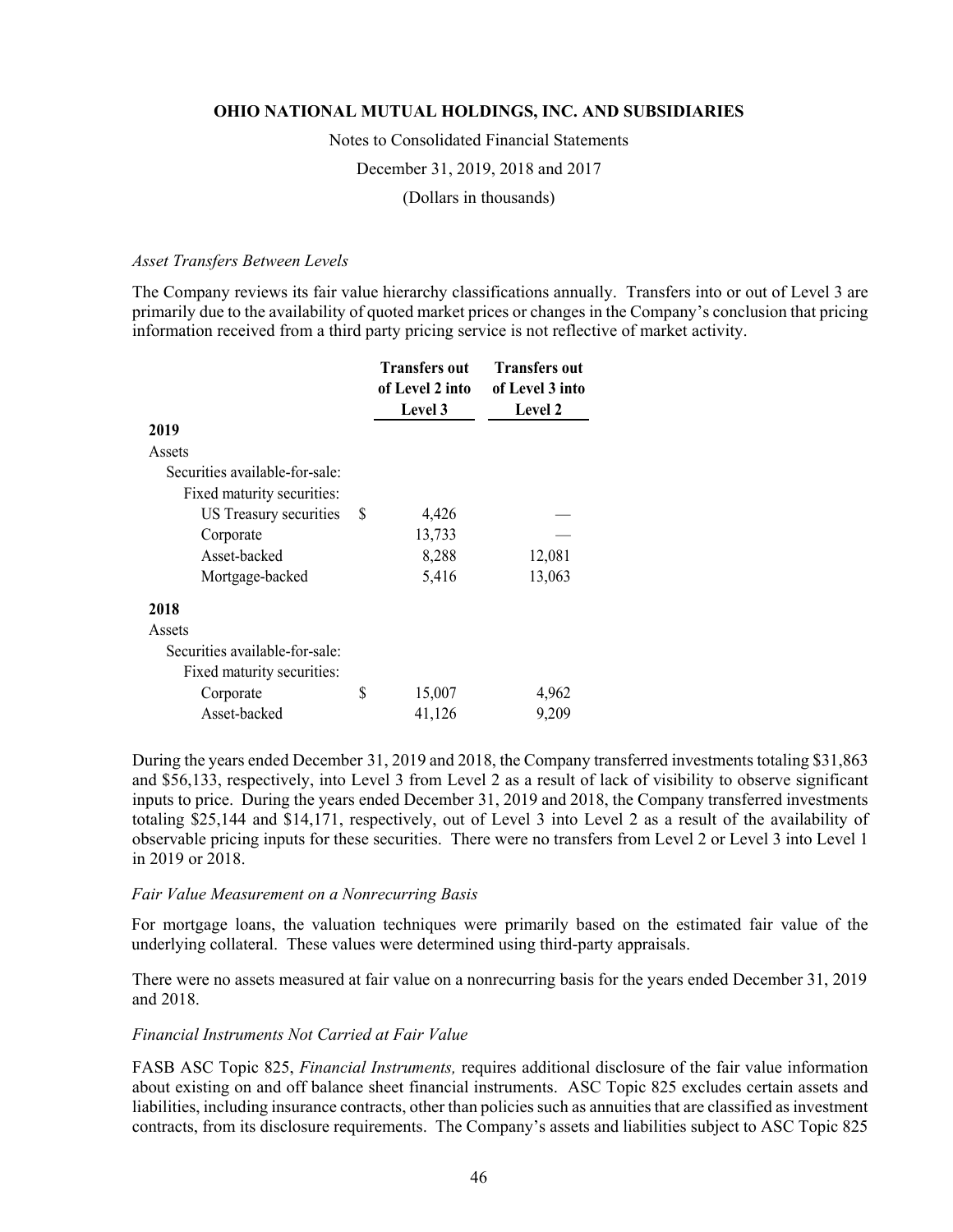*Asset Transfers Between Levels*

The Company reviews its fair value hierarchy classifications annually. Transfers into or out of Level 3 are primarily due to the availability of quoted market prices or changes in the Company's conclusion that pricing information received from a third party pricing service is not reflective of market activity.

| | Transfers out of Level 2 into Level 3 | Transfers out of Level 3 into Level 2 |
|---|---|---|
| **2019** | | |
| Assets | | |
| Securities available-for-sale: | | |
| Fixed maturity securities: | | |
| US Treasury securities | $ 4,426 | — |
| Corporate | 13,733 | — |
| Asset-backed | 8,288 | 12,081 |
| Mortgage-backed | 5,416 | 13,063 |
| **2018** | | |
| Assets | | |
| Securities available-for-sale: | | |
| Fixed maturity securities: | | |
| Corporate | $ 15,007 | 4,962 |
| Asset-backed | 41,126 | 9,209 |

During the years ended December 31, 2019 and 2018, the Company transferred investments totaling $31,863 and $56,133, respectively, into Level 3 from Level 2 as a result of lack of visibility to observe significant inputs to price. During the years ended December 31, 2019 and 2018, the Company transferred investments totaling $25,144 and $14,171, respectively, out of Level 3 into Level 2 as a result of the availability of observable pricing inputs for these securities. There were no transfers from Level 2 or Level 3 into Level 1 in 2019 or 2018.

*Fair Value Measurement on a Nonrecurring Basis*

For mortgage loans, the valuation techniques were primarily based on the estimated fair value of the underlying collateral. These values were determined using third-party appraisals.

There were no assets measured at fair value on a nonrecurring basis for the years ended December 31, 2019 and 2018.

*Financial Instruments Not Carried at Fair Value*

FASB ASC Topic 825, *Financial Instruments,* requires additional disclosure of the fair value information about existing on and off balance sheet financial instruments. ASC Topic 825 excludes certain assets and liabilities, including insurance contracts, other than policies such as annuities that are classified as investment contracts, from its disclosure requirements. The Company's assets and liabilities subject to ASC Topic 825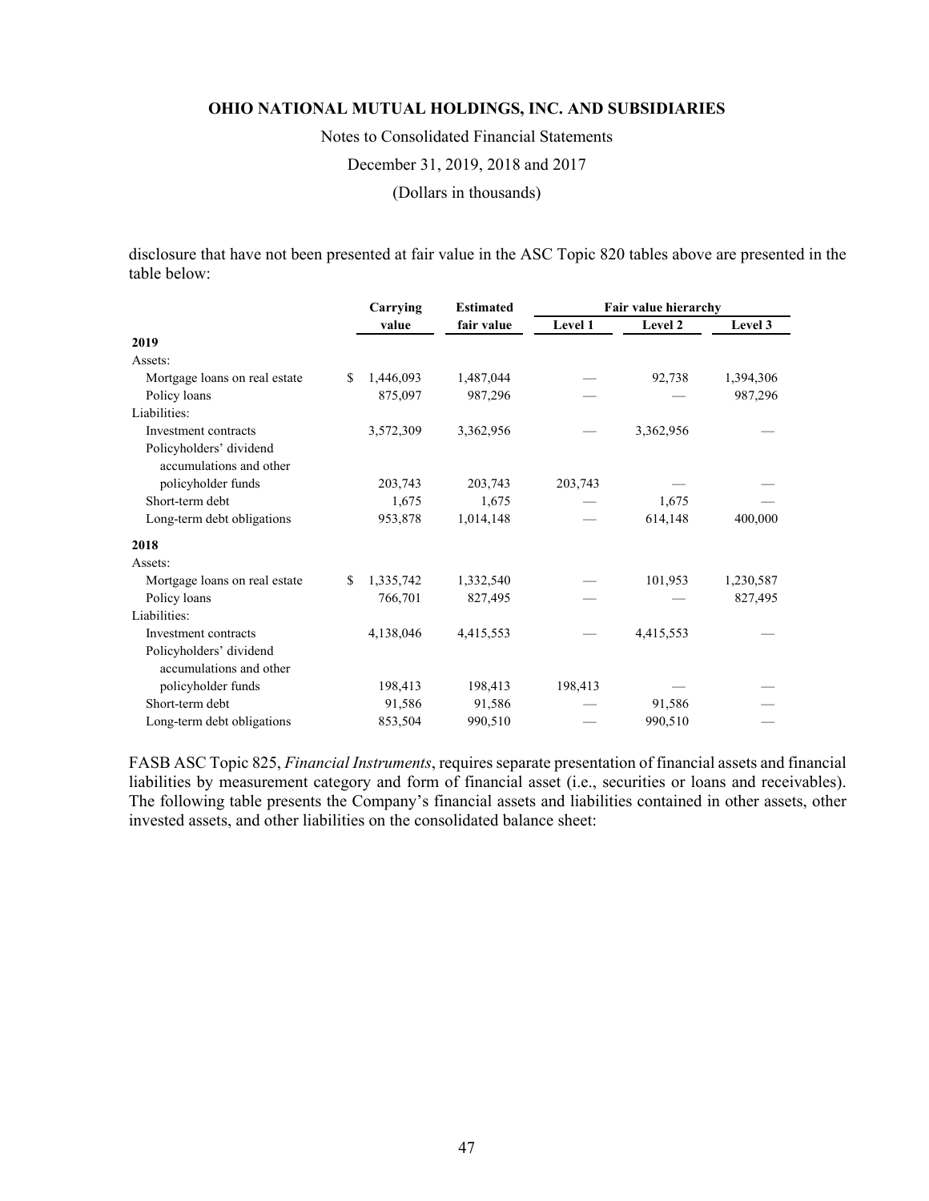disclosure that have not been presented at fair value in the ASC Topic 820 tables above are presented in the table below:

| | Carrying value | Estimated fair value | Fair value hierarchy | | |
|---|---|---|---|---|---|
| | | | Level 1 | Level 2 | Level 3 |
| **2019** | | | | | |
| Assets: | | | | | |
| Mortgage loans on real estate | $ 1,446,093 | 1,487,044 | — | 92,738 | 1,394,306 |
| Policy loans | 875,097 | 987,296 | — | — | 987,296 |
| Liabilities: | | | | | |
| Investment contracts | 3,572,309 | 3,362,956 | — | 3,362,956 | — |
| Policyholders' dividend accumulations and other policyholder funds | 203,743 | 203,743 | 203,743 | — | — |
| Short-term debt | 1,675 | 1,675 | — | 1,675 | — |
| Long-term debt obligations | 953,878 | 1,014,148 | — | 614,148 | 400,000 |
| **2018** | | | | | |
| Assets: | | | | | |
| Mortgage loans on real estate | $ 1,335,742 | 1,332,540 | — | 101,953 | 1,230,587 |
| Policy loans | 766,701 | 827,495 | — | — | 827,495 |
| Liabilities: | | | | | |
| Investment contracts | 4,138,046 | 4,415,553 | — | 4,415,553 | — |
| Policyholders' dividend accumulations and other policyholder funds | 198,413 | 198,413 | 198,413 | — | — |
| Short-term debt | 91,586 | 91,586 | — | 91,586 | — |
| Long-term debt obligations | 853,504 | 990,510 | — | 990,510 | — |

FASB ASC Topic 825, *Financial Instruments*, requires separate presentation of financial assets and financial liabilities by measurement category and form of financial asset (i.e., securities or loans and receivables). The following table presents the Company's financial assets and liabilities contained in other assets, other invested assets, and other liabilities on the consolidated balance sheet: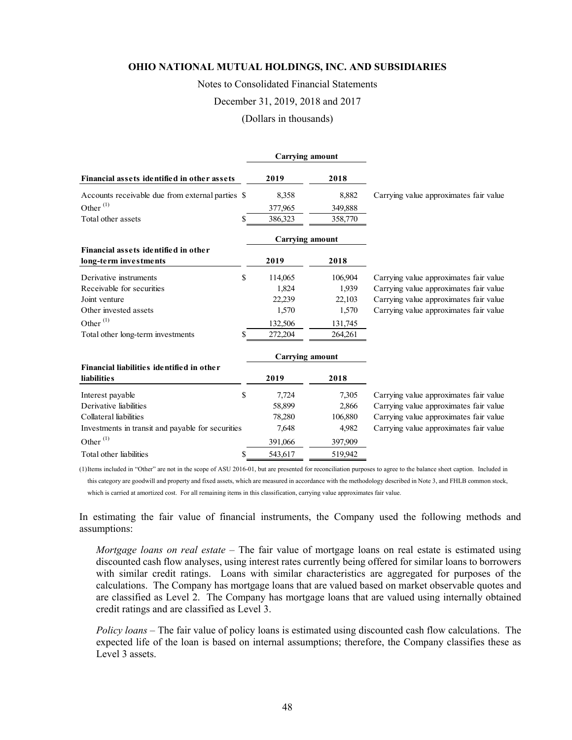# OHIO NATIONAL MUTUAL HOLDINGS, INC. AND SUBSIDIARIES

Notes to Consolidated Financial Statements

December 31, 2019, 2018 and 2017

(Dollars in thousands)

| | Carrying amount | | |
|---|---|---|---|
| **Financial assets identified in other assets** | **2019** | **2018** | |
| Accounts receivable due from external parties | $ 8,358 | 8,882 | Carrying value approximates fair value |
| Other [(1)] | 377,965 | 349,888 | |
| Total other assets | $ 386,323 | 358,770 | |

| | Carrying amount | | |
|---|---|---|---|
| **Financial assets identified in other long-term investments** | **2019** | **2018** | |
| Derivative instruments | $ 114,065 | 106,904 | Carrying value approximates fair value |
| Receivable for securities | 1,824 | 1,939 | Carrying value approximates fair value |
| Joint venture | 22,239 | 22,103 | Carrying value approximates fair value |
| Other invested assets | 1,570 | 1,570 | Carrying value approximates fair value |
| Other [(1)] | 132,506 | 131,745 | |
| Total other long-term investments | $ 272,204 | 264,261 | |

| | Carrying amount | | |
|---|---|---|---|
| **Financial liabilities identified in other liabilities** | **2019** | **2018** | |
| Interest payable | $ 7,724 | 7,305 | Carrying value approximates fair value |
| Derivative liabilities | 58,899 | 2,866 | Carrying value approximates fair value |
| Collateral liabilities | 78,280 | 106,880 | Carrying value approximates fair value |
| Investments in transit and payable for securities | 7,648 | 4,982 | Carrying value approximates fair value |
| Other [(1)] | 391,066 | 397,909 | |
| Total other liabilities | $ 543,617 | 519,942 | |

(1) Items included in "Other" are not in the scope of ASU 2016-01, but are presented for reconciliation purposes to agree to the balance sheet caption. Included in this category are goodwill and property and fixed assets, which are measured in accordance with the methodology described in Note 3, and FHLB common stock, which is carried at amortized cost. For all remaining items in this classification, carrying value approximates fair value.

In estimating the fair value of financial instruments, the Company used the following methods and assumptions:

*Mortgage loans on real estate* – The fair value of mortgage loans on real estate is estimated using discounted cash flow analyses, using interest rates currently being offered for similar loans to borrowers with similar credit ratings. Loans with similar characteristics are aggregated for purposes of the calculations. The Company has mortgage loans that are valued based on market observable quotes and are classified as Level 2. The Company has mortgage loans that are valued using internally obtained credit ratings and are classified as Level 3.

*Policy loans* – The fair value of policy loans is estimated using discounted cash flow calculations. The expected life of the loan is based on internal assumptions; therefore, the Company classifies these as Level 3 assets.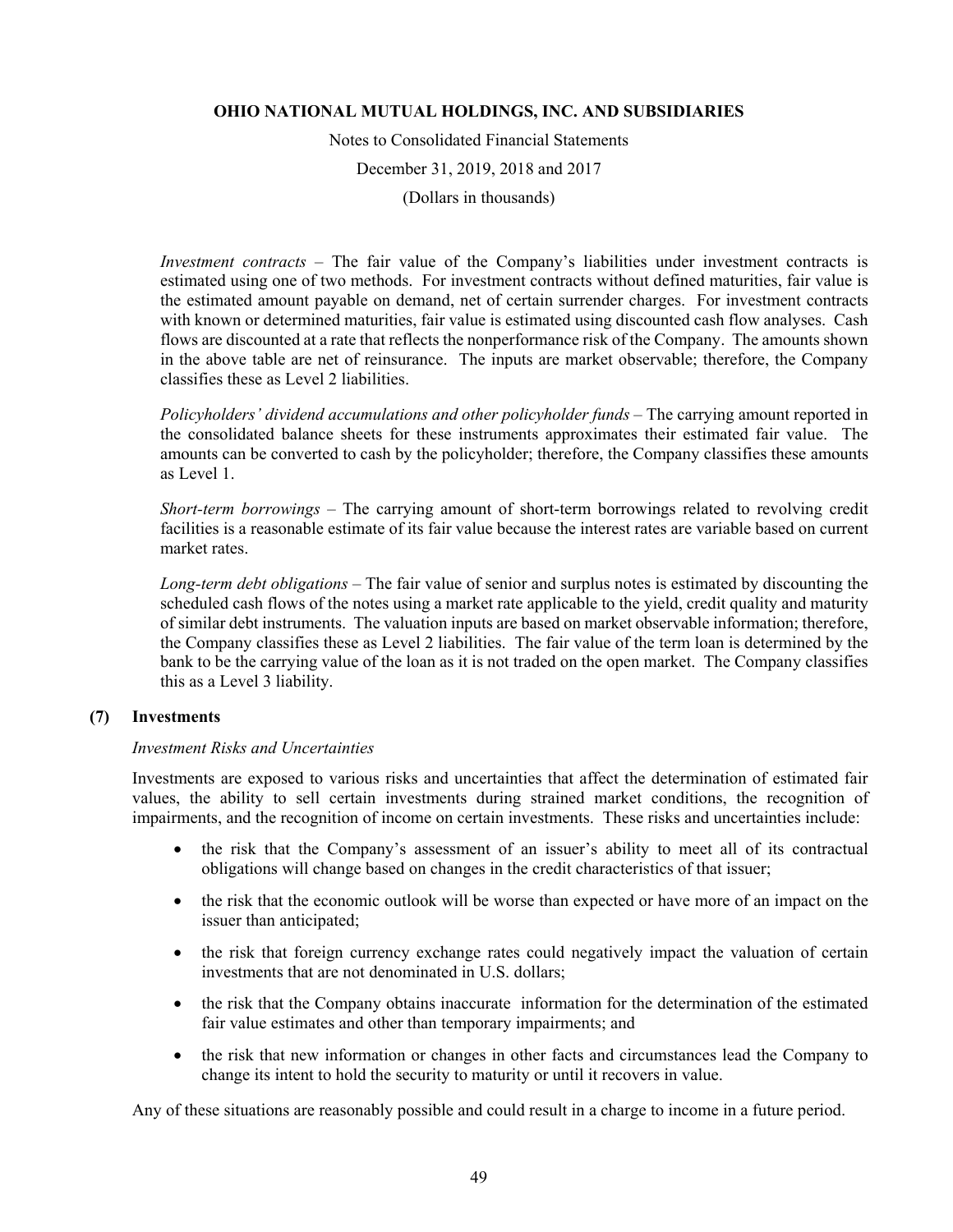*Investment contracts* – The fair value of the Company's liabilities under investment contracts is estimated using one of two methods. For investment contracts without defined maturities, fair value is the estimated amount payable on demand, net of certain surrender charges. For investment contracts with known or determined maturities, fair value is estimated using discounted cash flow analyses. Cash flows are discounted at a rate that reflects the nonperformance risk of the Company. The amounts shown in the above table are net of reinsurance. The inputs are market observable; therefore, the Company classifies these as Level 2 liabilities.

*Policyholders' dividend accumulations and other policyholder funds* – The carrying amount reported in the consolidated balance sheets for these instruments approximates their estimated fair value. The amounts can be converted to cash by the policyholder; therefore, the Company classifies these amounts as Level 1.

*Short-term borrowings* – The carrying amount of short-term borrowings related to revolving credit facilities is a reasonable estimate of its fair value because the interest rates are variable based on current market rates.

*Long-term debt obligations* – The fair value of senior and surplus notes is estimated by discounting the scheduled cash flows of the notes using a market rate applicable to the yield, credit quality and maturity of similar debt instruments. The valuation inputs are based on market observable information; therefore, the Company classifies these as Level 2 liabilities. The fair value of the term loan is determined by the bank to be the carrying value of the loan as it is not traded on the open market. The Company classifies this as a Level 3 liability.

## (7) Investments

*Investment Risks and Uncertainties*

Investments are exposed to various risks and uncertainties that affect the determination of estimated fair values, the ability to sell certain investments during strained market conditions, the recognition of impairments, and the recognition of income on certain investments. These risks and uncertainties include:

- the risk that the Company's assessment of an issuer's ability to meet all of its contractual obligations will change based on changes in the credit characteristics of that issuer;
- the risk that the economic outlook will be worse than expected or have more of an impact on the issuer than anticipated;
- the risk that foreign currency exchange rates could negatively impact the valuation of certain investments that are not denominated in U.S. dollars;
- the risk that the Company obtains inaccurate information for the determination of the estimated fair value estimates and other than temporary impairments; and
- the risk that new information or changes in other facts and circumstances lead the Company to change its intent to hold the security to maturity or until it recovers in value.

Any of these situations are reasonably possible and could result in a charge to income in a future period.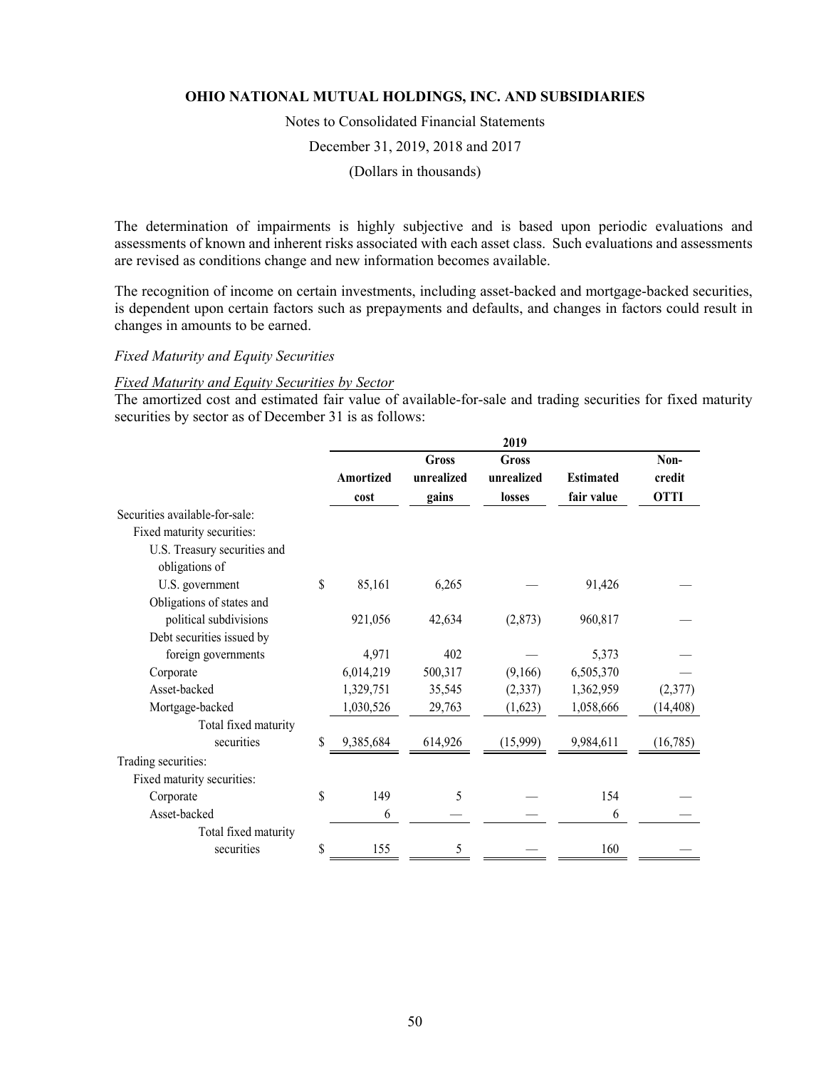The determination of impairments is highly subjective and is based upon periodic evaluations and assessments of known and inherent risks associated with each asset class. Such evaluations and assessments are revised as conditions change and new information becomes available.

The recognition of income on certain investments, including asset-backed and mortgage-backed securities, is dependent upon certain factors such as prepayments and defaults, and changes in factors could result in changes in amounts to be earned.

*Fixed Maturity and Equity Securities*

*Fixed Maturity and Equity Securities by Sector*

The amortized cost and estimated fair value of available-for-sale and trading securities for fixed maturity securities by sector as of December 31 is as follows:

| | 2019 | | | | |
|---|---|---|---|---|---|
| | Amortized cost | Gross unrealized gains | Gross unrealized losses | Estimated fair value | Non-credit OTTI |
| Securities available-for-sale: | | | | | |
| Fixed maturity securities: | | | | | |
| U.S. Treasury securities and obligations of U.S. government | $ 85,161 | 6,265 | — | 91,426 | — |
| Obligations of states and political subdivisions | 921,056 | 42,634 | (2,873) | 960,817 | — |
| Debt securities issued by foreign governments | 4,971 | 402 | — | 5,373 | — |
| Corporate | 6,014,219 | 500,317 | (9,166) | 6,505,370 | — |
| Asset-backed | 1,329,751 | 35,545 | (2,337) | 1,362,959 | (2,377) |
| Mortgage-backed | 1,030,526 | 29,763 | (1,623) | 1,058,666 | (14,408) |
| Total fixed maturity securities | $ 9,385,684 | 614,926 | (15,999) | 9,984,611 | (16,785) |
| Trading securities: | | | | | |
| Fixed maturity securities: | | | | | |
| Corporate | $ 149 | 5 | — | 154 | — |
| Asset-backed | 6 | — | — | 6 | — |
| Total fixed maturity securities | $ 155 | 5 | — | 160 | — |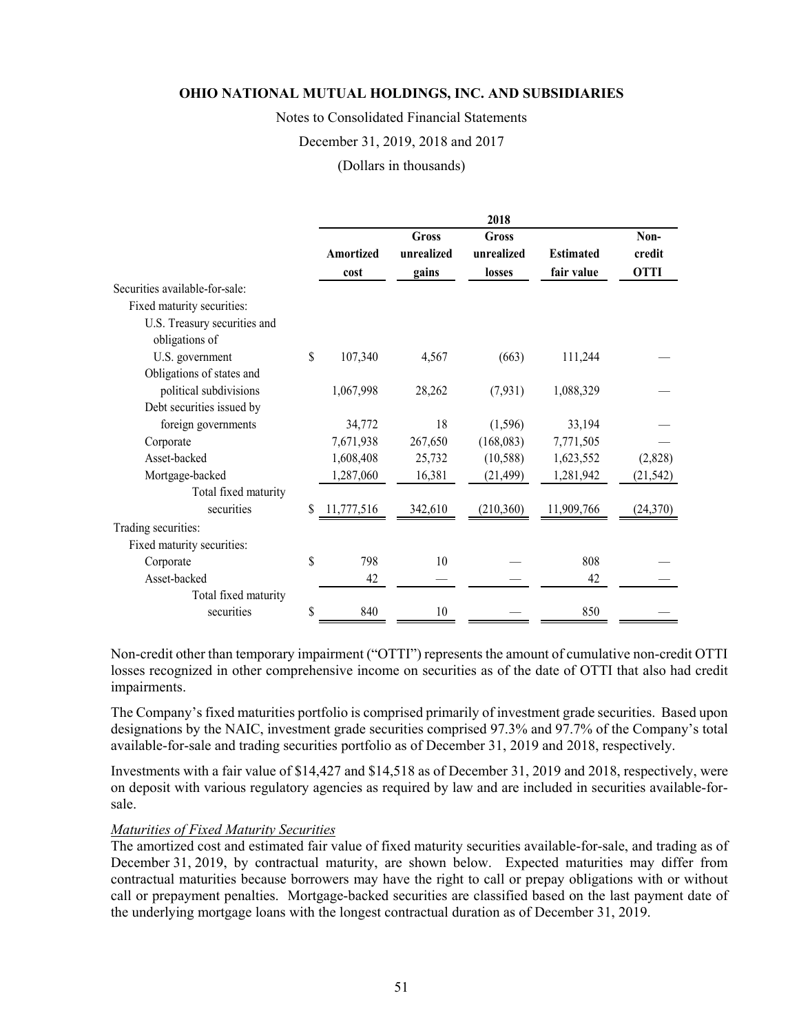| | 2018 | | | | |
|---|---|---|---|---|---|
| | Amortized cost | Gross unrealized gains | Gross unrealized losses | Estimated fair value | Non-credit OTTI |
| Securities available-for-sale: | | | | | |
| Fixed maturity securities: | | | | | |
| U.S. Treasury securities and obligations of U.S. government | $ 107,340 | 4,567 | (663) | 111,244 | — |
| Obligations of states and political subdivisions | 1,067,998 | 28,262 | (7,931) | 1,088,329 | — |
| Debt securities issued by foreign governments | 34,772 | 18 | (1,596) | 33,194 | — |
| Corporate | 7,671,938 | 267,650 | (168,083) | 7,771,505 | — |
| Asset-backed | 1,608,408 | 25,732 | (10,588) | 1,623,552 | (2,828) |
| Mortgage-backed | 1,287,060 | 16,381 | (21,499) | 1,281,942 | (21,542) |
| Total fixed maturity securities | $ 11,777,516 | 342,610 | (210,360) | 11,909,766 | (24,370) |
| Trading securities: | | | | | |
| Fixed maturity securities: | | | | | |
| Corporate | $ 798 | 10 | — | 808 | — |
| Asset-backed | 42 | — | — | 42 | — |
| Total fixed maturity securities | $ 840 | 10 | — | 850 | — |

Non-credit other than temporary impairment ("OTTI") represents the amount of cumulative non-credit OTTI losses recognized in other comprehensive income on securities as of the date of OTTI that also had credit impairments.

The Company's fixed maturities portfolio is comprised primarily of investment grade securities. Based upon designations by the NAIC, investment grade securities comprised 97.3% and 97.7% of the Company's total available-for-sale and trading securities portfolio as of December 31, 2019 and 2018, respectively.

Investments with a fair value of $14,427 and $14,518 as of December 31, 2019 and 2018, respectively, were on deposit with various regulatory agencies as required by law and are included in securities available-for-sale.

*Maturities of Fixed Maturity Securities*

The amortized cost and estimated fair value of fixed maturity securities available-for-sale, and trading as of December 31, 2019, by contractual maturity, are shown below. Expected maturities may differ from contractual maturities because borrowers may have the right to call or prepay obligations with or without call or prepayment penalties. Mortgage-backed securities are classified based on the last payment date of the underlying mortgage loans with the longest contractual duration as of December 31, 2019.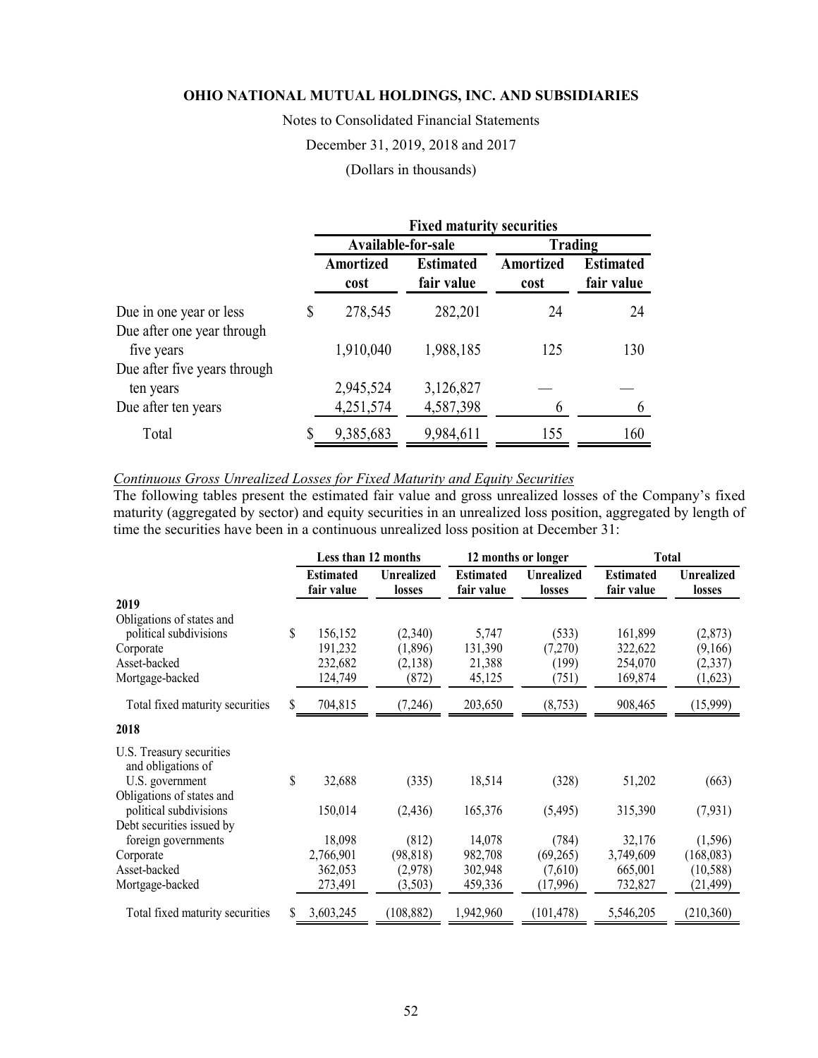**OHIO NATIONAL MUTUAL HOLDINGS, INC. AND SUBSIDIARIES**

Notes to Consolidated Financial Statements

December 31, 2019, 2018 and 2017

(Dollars in thousands)

| | Fixed maturity securities | | | |
|---|---|---|---|---|
| | Available-for-sale | | Trading | |
| | Amortized cost | Estimated fair value | Amortized cost | Estimated fair value |
| Due in one year or less | $ 278,545 | 282,201 | 24 | 24 |
| Due after one year through five years | 1,910,040 | 1,988,185 | 125 | 130 |
| Due after five years through ten years | 2,945,524 | 3,126,827 | — | — |
| Due after ten years | 4,251,574 | 4,587,398 | 6 | 6 |
| Total | $ 9,385,683 | 9,984,611 | 155 | 160 |

*Continuous Gross Unrealized Losses for Fixed Maturity and Equity Securities*

The following tables present the estimated fair value and gross unrealized losses of the Company's fixed maturity (aggregated by sector) and equity securities in an unrealized loss position, aggregated by length of time the securities have been in a continuous unrealized loss position at December 31:

| | Less than 12 months | | 12 months or longer | | Total | |
|---|---|---|---|---|---|---|
| | Estimated fair value | Unrealized losses | Estimated fair value | Unrealized losses | Estimated fair value | Unrealized losses |
| **2019** | | | | | | |
| Obligations of states and political subdivisions | $ 156,152 | (2,340) | 5,747 | (533) | 161,899 | (2,873) |
| Corporate | 191,232 | (1,896) | 131,390 | (7,270) | 322,622 | (9,166) |
| Asset-backed | 232,682 | (2,138) | 21,388 | (199) | 254,070 | (2,337) |
| Mortgage-backed | 124,749 | (872) | 45,125 | (751) | 169,874 | (1,623) |
| Total fixed maturity securities | $ 704,815 | (7,246) | 203,650 | (8,753) | 908,465 | (15,999) |
| **2018** | | | | | | |
| U.S. Treasury securities and obligations of U.S. government | $ 32,688 | (335) | 18,514 | (328) | 51,202 | (663) |
| Obligations of states and political subdivisions | 150,014 | (2,436) | 165,376 | (5,495) | 315,390 | (7,931) |
| Debt securities issued by foreign governments | 18,098 | (812) | 14,078 | (784) | 32,176 | (1,596) |
| Corporate | 2,766,901 | (98,818) | 982,708 | (69,265) | 3,749,609 | (168,083) |
| Asset-backed | 362,053 | (2,978) | 302,948 | (7,610) | 665,001 | (10,588) |
| Mortgage-backed | 273,491 | (3,503) | 459,336 | (17,996) | 732,827 | (21,499) |
| Total fixed maturity securities | $ 3,603,245 | (108,882) | 1,942,960 | (101,478) | 5,546,205 | (210,360) |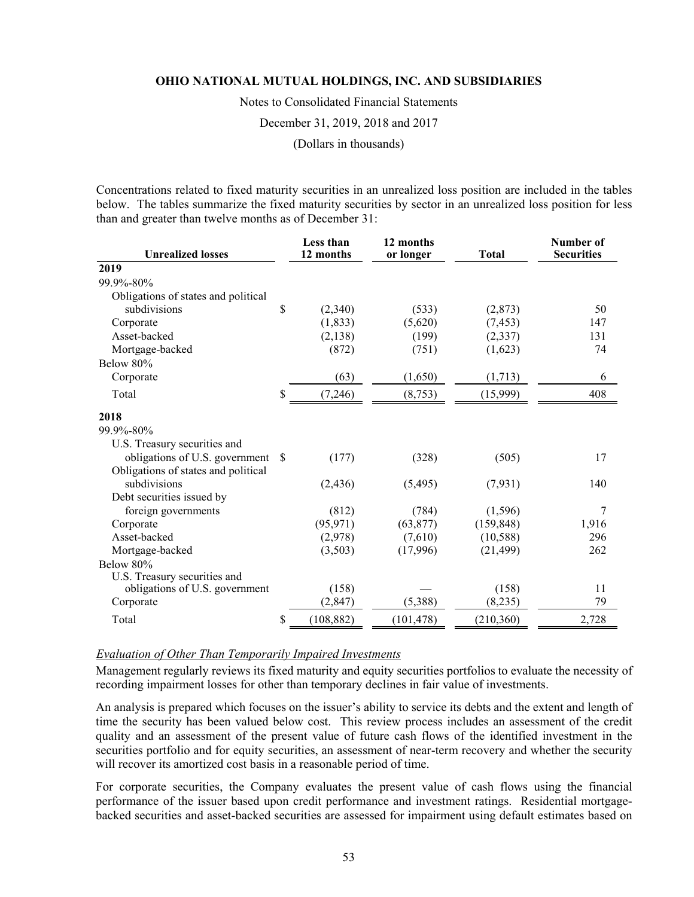Concentrations related to fixed maturity securities in an unrealized loss position are included in the tables below. The tables summarize the fixed maturity securities by sector in an unrealized loss position for less than and greater than twelve months as of December 31:

| Unrealized losses | Less than 12 months | 12 months or longer | Total | Number of Securities |
|---|---|---|---|---|
| **2019** | | | | |
| 99.9%-80% | | | | |
| Obligations of states and political subdivisions | $ (2,340) | (533) | (2,873) | 50 |
| Corporate | (1,833) | (5,620) | (7,453) | 147 |
| Asset-backed | (2,138) | (199) | (2,337) | 131 |
| Mortgage-backed | (872) | (751) | (1,623) | 74 |
| Below 80% | | | | |
| Corporate | (63) | (1,650) | (1,713) | 6 |
| Total | $ (7,246) | (8,753) | (15,999) | 408 |
| **2018** | | | | |
| 99.9%-80% | | | | |
| U.S. Treasury securities and obligations of U.S. government | $ (177) | (328) | (505) | 17 |
| Obligations of states and political subdivisions | (2,436) | (5,495) | (7,931) | 140 |
| Debt securities issued by foreign governments | (812) | (784) | (1,596) | 7 |
| Corporate | (95,971) | (63,877) | (159,848) | 1,916 |
| Asset-backed | (2,978) | (7,610) | (10,588) | 296 |
| Mortgage-backed | (3,503) | (17,996) | (21,499) | 262 |
| Below 80% | | | | |
| U.S. Treasury securities and obligations of U.S. government | (158) | — | (158) | 11 |
| Corporate | (2,847) | (5,388) | (8,235) | 79 |
| Total | $ (108,882) | (101,478) | (210,360) | 2,728 |

*Evaluation of Other Than Temporarily Impaired Investments*

Management regularly reviews its fixed maturity and equity securities portfolios to evaluate the necessity of recording impairment losses for other than temporary declines in fair value of investments.

An analysis is prepared which focuses on the issuer's ability to service its debts and the extent and length of time the security has been valued below cost. This review process includes an assessment of the credit quality and an assessment of the present value of future cash flows of the identified investment in the securities portfolio and for equity securities, an assessment of near-term recovery and whether the security will recover its amortized cost basis in a reasonable period of time.

For corporate securities, the Company evaluates the present value of cash flows using the financial performance of the issuer based upon credit performance and investment ratings. Residential mortgage-backed securities and asset-backed securities are assessed for impairment using default estimates based on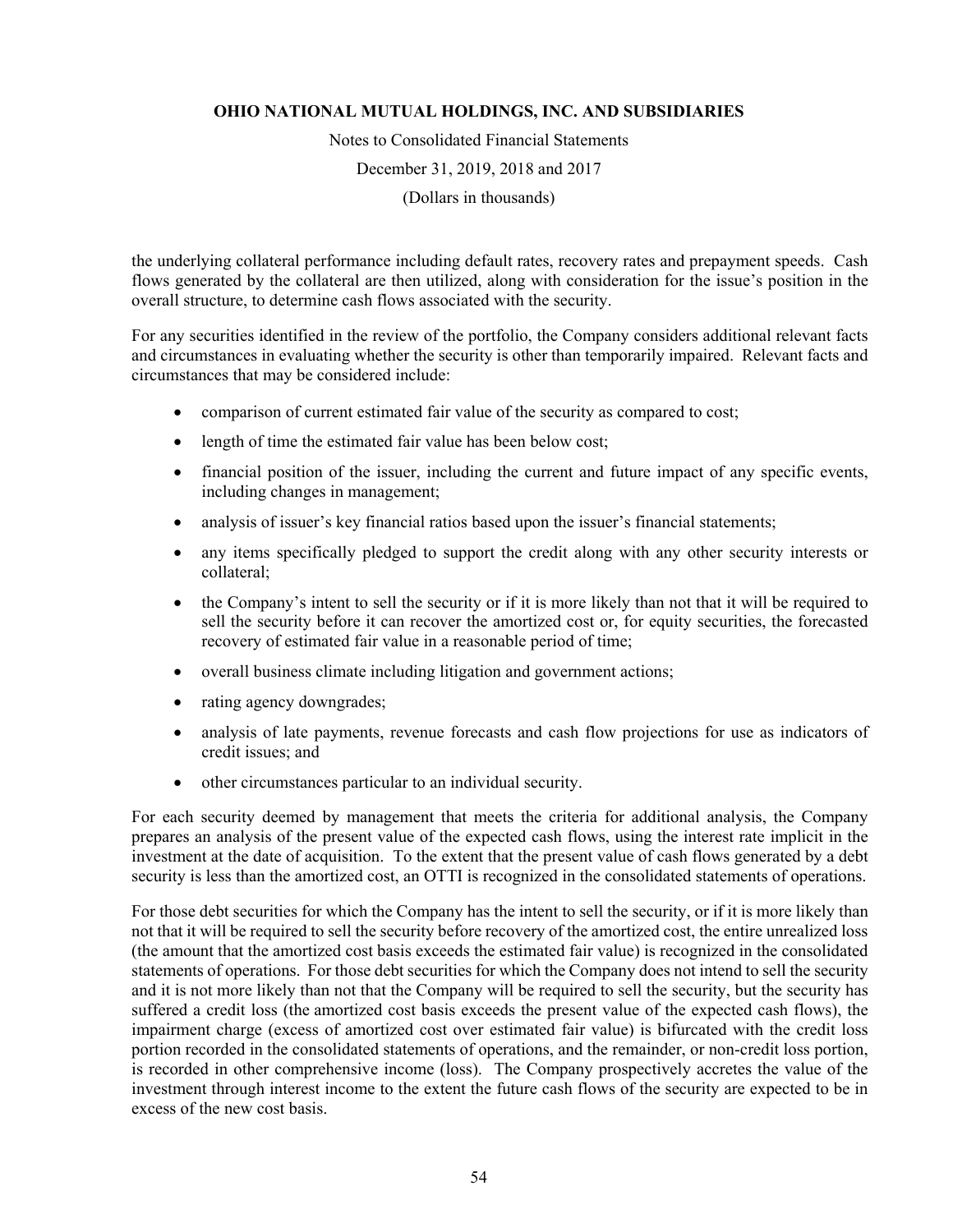the underlying collateral performance including default rates, recovery rates and prepayment speeds. Cash flows generated by the collateral are then utilized, along with consideration for the issue's position in the overall structure, to determine cash flows associated with the security.

For any securities identified in the review of the portfolio, the Company considers additional relevant facts and circumstances in evaluating whether the security is other than temporarily impaired. Relevant facts and circumstances that may be considered include:

- comparison of current estimated fair value of the security as compared to cost;
- length of time the estimated fair value has been below cost;
- financial position of the issuer, including the current and future impact of any specific events, including changes in management;
- analysis of issuer's key financial ratios based upon the issuer's financial statements;
- any items specifically pledged to support the credit along with any other security interests or collateral;
- the Company's intent to sell the security or if it is more likely than not that it will be required to sell the security before it can recover the amortized cost or, for equity securities, the forecasted recovery of estimated fair value in a reasonable period of time;
- overall business climate including litigation and government actions;
- rating agency downgrades;
- analysis of late payments, revenue forecasts and cash flow projections for use as indicators of credit issues; and
- other circumstances particular to an individual security.

For each security deemed by management that meets the criteria for additional analysis, the Company prepares an analysis of the present value of the expected cash flows, using the interest rate implicit in the investment at the date of acquisition. To the extent that the present value of cash flows generated by a debt security is less than the amortized cost, an OTTI is recognized in the consolidated statements of operations.

For those debt securities for which the Company has the intent to sell the security, or if it is more likely than not that it will be required to sell the security before recovery of the amortized cost, the entire unrealized loss (the amount that the amortized cost basis exceeds the estimated fair value) is recognized in the consolidated statements of operations. For those debt securities for which the Company does not intend to sell the security and it is not more likely than not that the Company will be required to sell the security, but the security has suffered a credit loss (the amortized cost basis exceeds the present value of the expected cash flows), the impairment charge (excess of amortized cost over estimated fair value) is bifurcated with the credit loss portion recorded in the consolidated statements of operations, and the remainder, or non-credit loss portion, is recorded in other comprehensive income (loss). The Company prospectively accretes the value of the investment through interest income to the extent the future cash flows of the security are expected to be in excess of the new cost basis.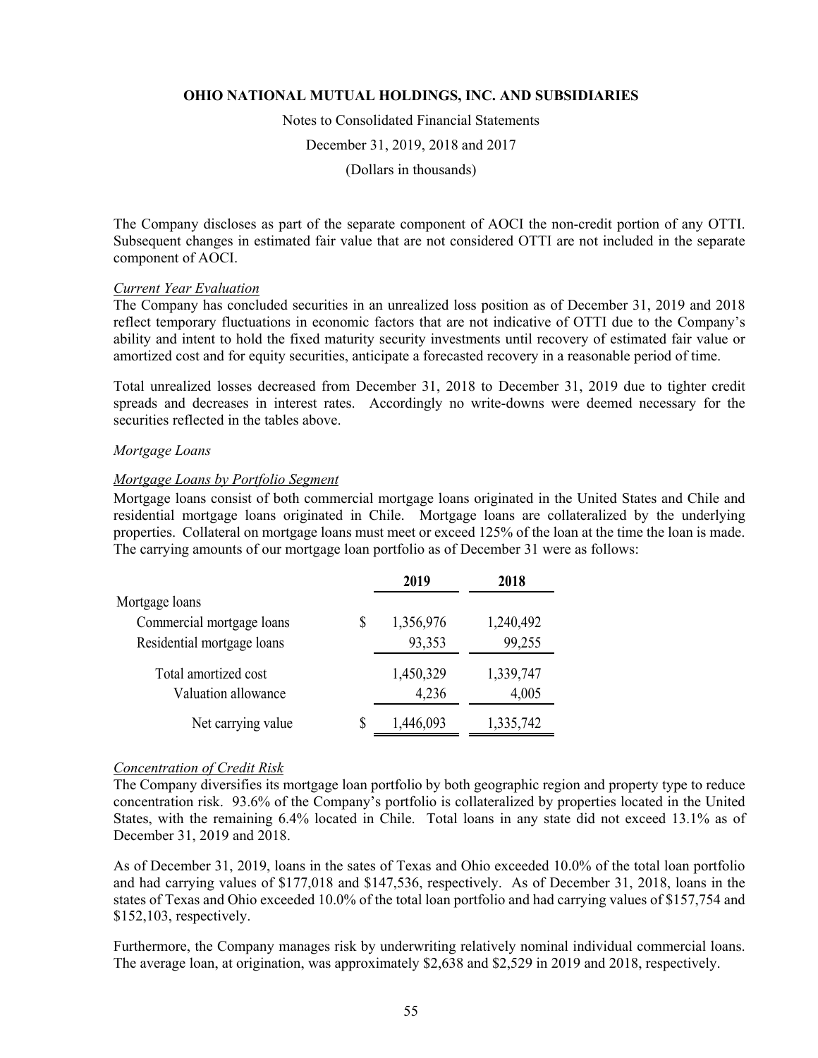The Company discloses as part of the separate component of AOCI the non-credit portion of any OTTI. Subsequent changes in estimated fair value that are not considered OTTI are not included in the separate component of AOCI.

*Current Year Evaluation*

The Company has concluded securities in an unrealized loss position as of December 31, 2019 and 2018 reflect temporary fluctuations in economic factors that are not indicative of OTTI due to the Company's ability and intent to hold the fixed maturity security investments until recovery of estimated fair value or amortized cost and for equity securities, anticipate a forecasted recovery in a reasonable period of time.

Total unrealized losses decreased from December 31, 2018 to December 31, 2019 due to tighter credit spreads and decreases in interest rates. Accordingly no write-downs were deemed necessary for the securities reflected in the tables above.

*Mortgage Loans*

*Mortgage Loans by Portfolio Segment*

Mortgage loans consist of both commercial mortgage loans originated in the United States and Chile and residential mortgage loans originated in Chile. Mortgage loans are collateralized by the underlying properties. Collateral on mortgage loans must meet or exceed 125% of the loan at the time the loan is made. The carrying amounts of our mortgage loan portfolio as of December 31 were as follows:

| | 2019 | 2018 |
|---|---|---|
| Mortgage loans | | |
| Commercial mortgage loans | $ 1,356,976 | 1,240,492 |
| Residential mortgage loans | 93,353 | 99,255 |
| Total amortized cost | 1,450,329 | 1,339,747 |
| Valuation allowance | 4,236 | 4,005 |
| Net carrying value | $ 1,446,093 | 1,335,742 |

*Concentration of Credit Risk*

The Company diversifies its mortgage loan portfolio by both geographic region and property type to reduce concentration risk. 93.6% of the Company's portfolio is collateralized by properties located in the United States, with the remaining 6.4% located in Chile. Total loans in any state did not exceed 13.1% as of December 31, 2019 and 2018.

As of December 31, 2019, loans in the sates of Texas and Ohio exceeded 10.0% of the total loan portfolio and had carrying values of $177,018 and $147,536, respectively. As of December 31, 2018, loans in the states of Texas and Ohio exceeded 10.0% of the total loan portfolio and had carrying values of $157,754 and $152,103, respectively.

Furthermore, the Company manages risk by underwriting relatively nominal individual commercial loans. The average loan, at origination, was approximately $2,638 and $2,529 in 2019 and 2018, respectively.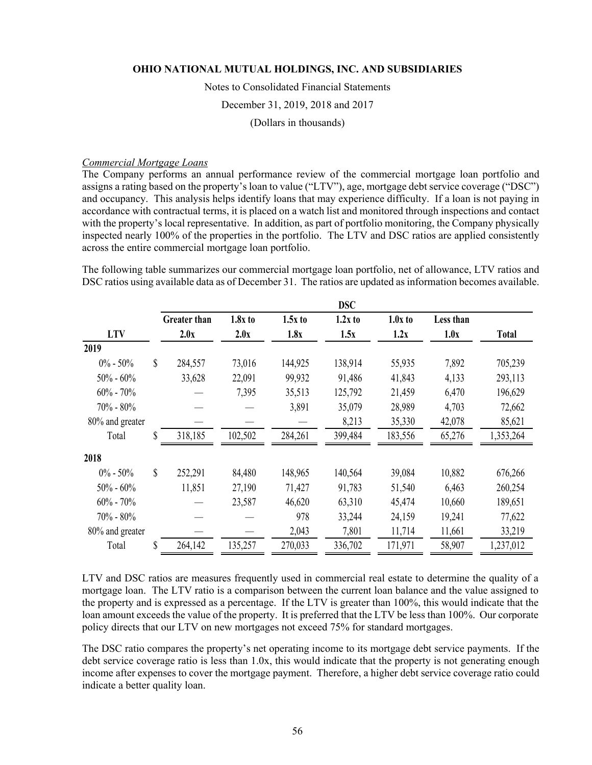**OHIO NATIONAL MUTUAL HOLDINGS, INC. AND SUBSIDIARIES**

Notes to Consolidated Financial Statements

December 31, 2019, 2018 and 2017

(Dollars in thousands)

*Commercial Mortgage Loans*

The Company performs an annual performance review of the commercial mortgage loan portfolio and assigns a rating based on the property's loan to value ("LTV"), age, mortgage debt service coverage ("DSC") and occupancy. This analysis helps identify loans that may experience difficulty. If a loan is not paying in accordance with contractual terms, it is placed on a watch list and monitored through inspections and contact with the property's local representative. In addition, as part of portfolio monitoring, the Company physically inspected nearly 100% of the properties in the portfolio. The LTV and DSC ratios are applied consistently across the entire commercial mortgage loan portfolio.

The following table summarizes our commercial mortgage loan portfolio, net of allowance, LTV ratios and DSC ratios using available data as of December 31. The ratios are updated as information becomes available.

| | DSC | | | | | | |
|---|---|---|---|---|---|---|---|
| **LTV** | **Greater than 2.0x** | **1.8x to 2.0x** | **1.5x to 1.8x** | **1.2x to 1.5x** | **1.0x to 1.2x** | **Less than 1.0x** | **Total** |
| **2019** | | | | | | | |
| 0% - 50% | $ 284,557 | 73,016 | 144,925 | 138,914 | 55,935 | 7,892 | 705,239 |
| 50% - 60% | 33,628 | 22,091 | 99,932 | 91,486 | 41,843 | 4,133 | 293,113 |
| 60% - 70% | — | 7,395 | 35,513 | 125,792 | 21,459 | 6,470 | 196,629 |
| 70% - 80% | — | — | 3,891 | 35,079 | 28,989 | 4,703 | 72,662 |
| 80% and greater | — | — | — | 8,213 | 35,330 | 42,078 | 85,621 |
| Total | $ 318,185 | 102,502 | 284,261 | 399,484 | 183,556 | 65,276 | 1,353,264 |
| **2018** | | | | | | | |
| 0% - 50% | $ 252,291 | 84,480 | 148,965 | 140,564 | 39,084 | 10,882 | 676,266 |
| 50% - 60% | 11,851 | 27,190 | 71,427 | 91,783 | 51,540 | 6,463 | 260,254 |
| 60% - 70% | — | 23,587 | 46,620 | 63,310 | 45,474 | 10,660 | 189,651 |
| 70% - 80% | — | — | 978 | 33,244 | 24,159 | 19,241 | 77,622 |
| 80% and greater | — | — | 2,043 | 7,801 | 11,714 | 11,661 | 33,219 |
| Total | $ 264,142 | 135,257 | 270,033 | 336,702 | 171,971 | 58,907 | 1,237,012 |

LTV and DSC ratios are measures frequently used in commercial real estate to determine the quality of a mortgage loan. The LTV ratio is a comparison between the current loan balance and the value assigned to the property and is expressed as a percentage. If the LTV is greater than 100%, this would indicate that the loan amount exceeds the value of the property. It is preferred that the LTV be less than 100%. Our corporate policy directs that our LTV on new mortgages not exceed 75% for standard mortgages.

The DSC ratio compares the property's net operating income to its mortgage debt service payments. If the debt service coverage ratio is less than 1.0x, this would indicate that the property is not generating enough income after expenses to cover the mortgage payment. Therefore, a higher debt service coverage ratio could indicate a better quality loan.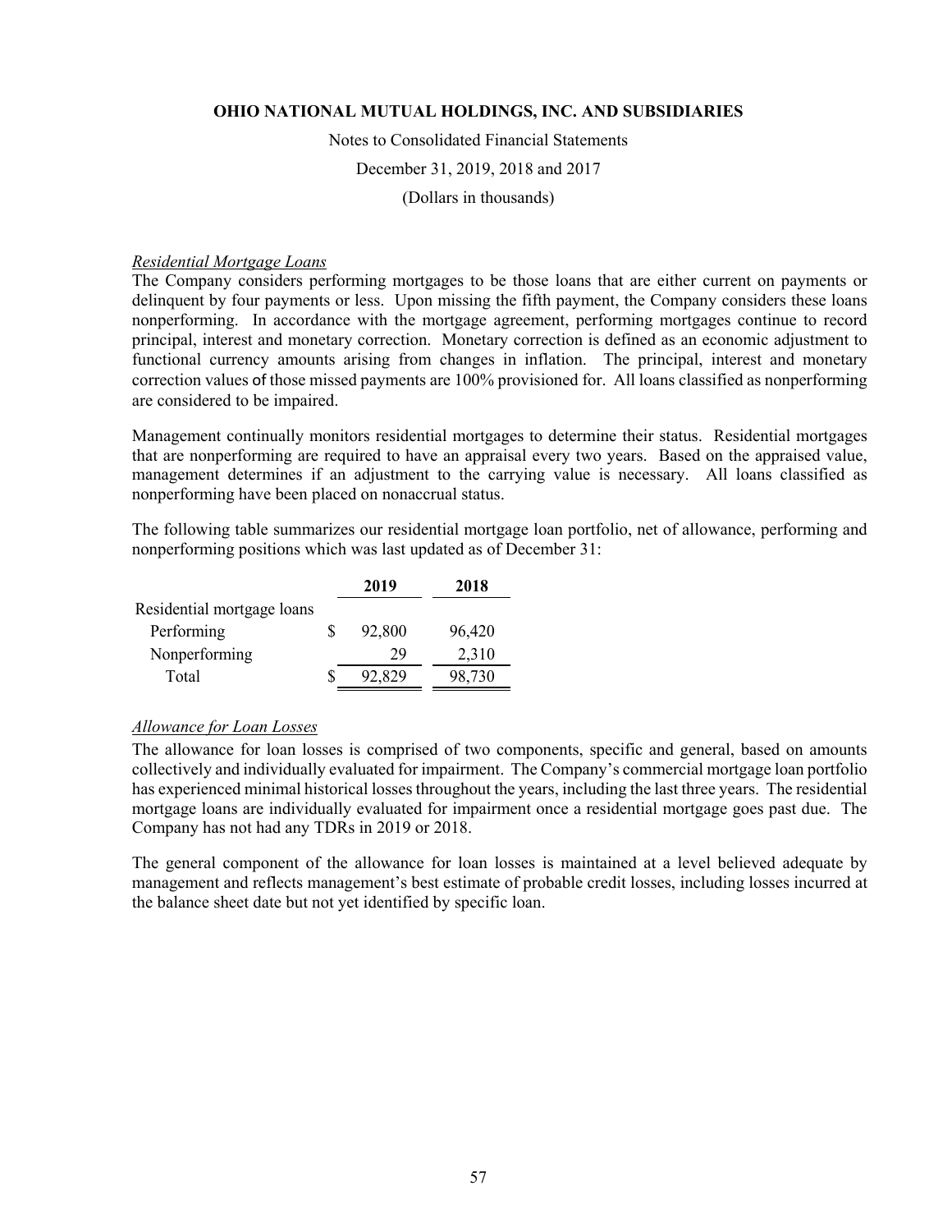*Residential Mortgage Loans*

The Company considers performing mortgages to be those loans that are either current on payments or delinquent by four payments or less. Upon missing the fifth payment, the Company considers these loans nonperforming. In accordance with the mortgage agreement, performing mortgages continue to record principal, interest and monetary correction. Monetary correction is defined as an economic adjustment to functional currency amounts arising from changes in inflation. The principal, interest and monetary correction values of those missed payments are 100% provisioned for. All loans classified as nonperforming are considered to be impaired.

Management continually monitors residential mortgages to determine their status. Residential mortgages that are nonperforming are required to have an appraisal every two years. Based on the appraised value, management determines if an adjustment to the carrying value is necessary. All loans classified as nonperforming have been placed on nonaccrual status.

The following table summarizes our residential mortgage loan portfolio, net of allowance, performing and nonperforming positions which was last updated as of December 31:

| | 2019 | 2018 |
|---|---|---|
| Residential mortgage loans | | |
| Performing | $ 92,800 | 96,420 |
| Nonperforming | 29 | 2,310 |
| Total | $ 92,829 | 98,730 |

*Allowance for Loan Losses*

The allowance for loan losses is comprised of two components, specific and general, based on amounts collectively and individually evaluated for impairment. The Company's commercial mortgage loan portfolio has experienced minimal historical losses throughout the years, including the last three years. The residential mortgage loans are individually evaluated for impairment once a residential mortgage goes past due. The Company has not had any TDRs in 2019 or 2018.

The general component of the allowance for loan losses is maintained at a level believed adequate by management and reflects management's best estimate of probable credit losses, including losses incurred at the balance sheet date but not yet identified by specific loan.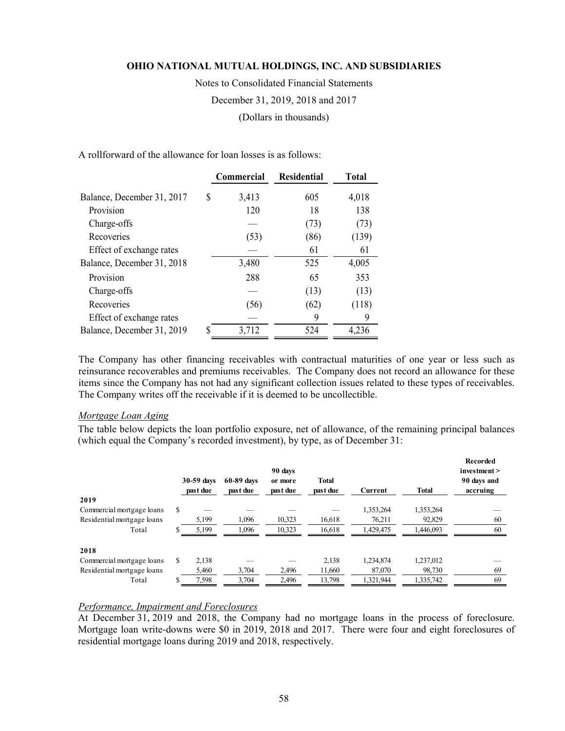A rollforward of the allowance for loan losses is as follows:

| | Commercial | Residential | Total |
|---|---|---|---|
| Balance, December 31, 2017 | $ 3,413 | 605 | 4,018 |
| Provision | 120 | 18 | 138 |
| Charge-offs | — | (73) | (73) |
| Recoveries | (53) | (86) | (139) |
| Effect of exchange rates | — | 61 | 61 |
| Balance, December 31, 2018 | 3,480 | 525 | 4,005 |
| Provision | 288 | 65 | 353 |
| Charge-offs | — | (13) | (13) |
| Recoveries | (56) | (62) | (118) |
| Effect of exchange rates | — | 9 | 9 |
| Balance, December 31, 2019 | $ 3,712 | 524 | 4,236 |

The Company has other financing receivables with contractual maturities of one year or less such as reinsurance recoverables and premiums receivables. The Company does not record an allowance for these items since the Company has not had any significant collection issues related to these types of receivables. The Company writes off the receivable if it is deemed to be uncollectible.

*Mortgage Loan Aging*

The table below depicts the loan portfolio exposure, net of allowance, of the remaining principal balances (which equal the Company's recorded investment), by type, as of December 31:

| | 30-59 days past due | 60-89 days past due | 90 days or more past due | Total past due | Current | Total | Recorded investment > 90 days and accruing |
|---|---|---|---|---|---|---|---|
| **2019** | | | | | | | |
| Commercial mortgage loans | $ — | — | — | — | 1,353,264 | 1,353,264 | — |
| Residential mortgage loans | 5,199 | 1,096 | 10,323 | 16,618 | 76,211 | 92,829 | 60 |
| Total | $ 5,199 | 1,096 | 10,323 | 16,618 | 1,429,475 | 1,446,093 | 60 |
| **2018** | | | | | | | |
| Commercial mortgage loans | $ 2,138 | — | — | 2,138 | 1,234,874 | 1,237,012 | — |
| Residential mortgage loans | 5,460 | 3,704 | 2,496 | 11,660 | 87,070 | 98,730 | 69 |
| Total | $ 7,598 | 3,704 | 2,496 | 13,798 | 1,321,944 | 1,335,742 | 69 |

*Performance, Impairment and Foreclosures*

At December 31, 2019 and 2018, the Company had no mortgage loans in the process of foreclosure. Mortgage loan write-downs were $0 in 2019, 2018 and 2017. There were four and eight foreclosures of residential mortgage loans during 2019 and 2018, respectively.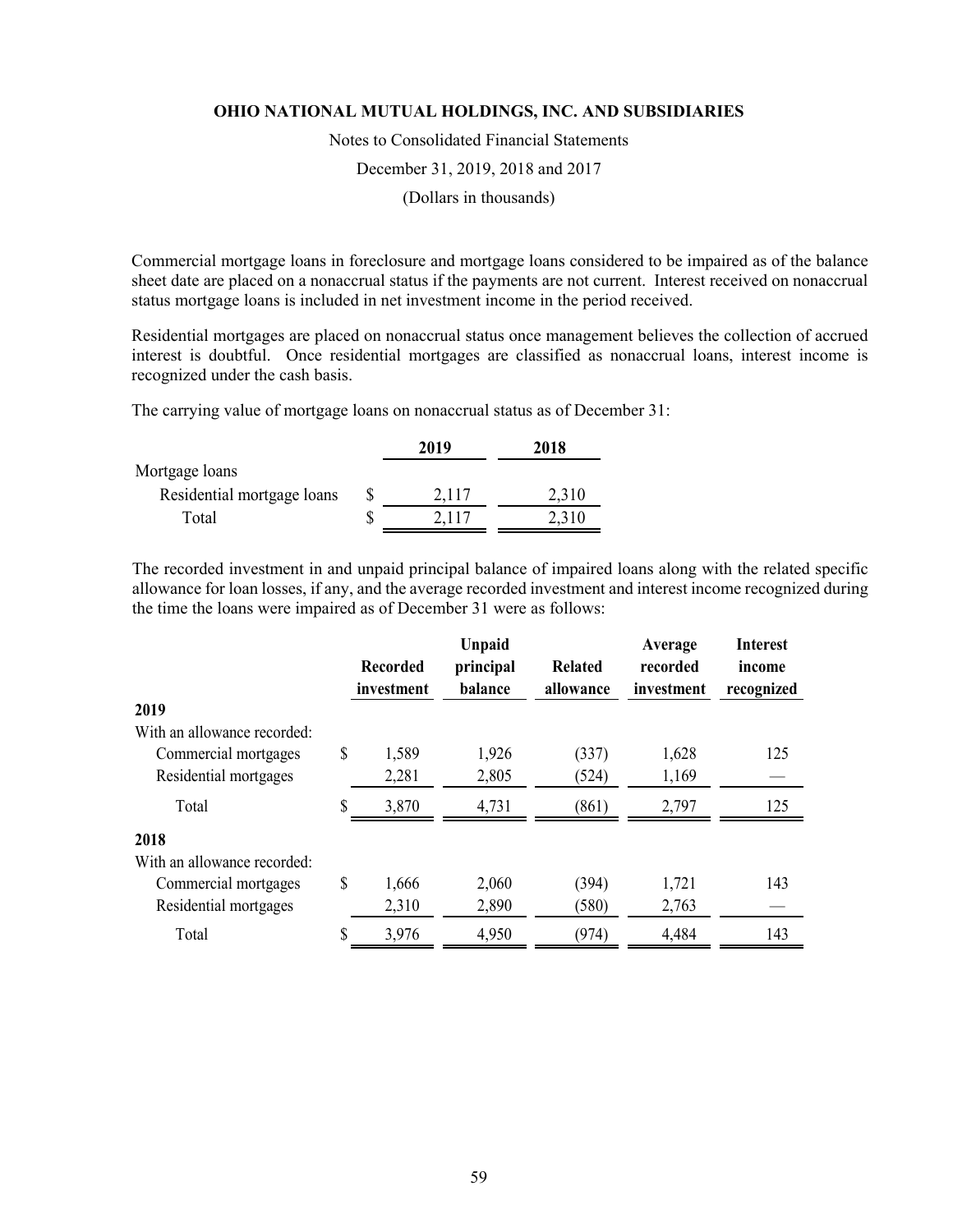Commercial mortgage loans in foreclosure and mortgage loans considered to be impaired as of the balance sheet date are placed on a nonaccrual status if the payments are not current. Interest received on nonaccrual status mortgage loans is included in net investment income in the period received.

Residential mortgages are placed on nonaccrual status once management believes the collection of accrued interest is doubtful. Once residential mortgages are classified as nonaccrual loans, interest income is recognized under the cash basis.

The carrying value of mortgage loans on nonaccrual status as of December 31:

| | 2019 | 2018 |
|---|---|---|
| Mortgage loans | | |
| Residential mortgage loans | $ 2,117 | 2,310 |
| Total | $ 2,117 | 2,310 |

The recorded investment in and unpaid principal balance of impaired loans along with the related specific allowance for loan losses, if any, and the average recorded investment and interest income recognized during the time the loans were impaired as of December 31 were as follows:

| | Recorded investment | Unpaid principal balance | Related allowance | Average recorded investment | Interest income recognized |
|---|---|---|---|---|---|
| **2019** | | | | | |
| With an allowance recorded: | | | | | |
| Commercial mortgages | $ 1,589 | 1,926 | (337) | 1,628 | 125 |
| Residential mortgages | 2,281 | 2,805 | (524) | 1,169 | — |
| Total | $ 3,870 | 4,731 | (861) | 2,797 | 125 |
| **2018** | | | | | |
| With an allowance recorded: | | | | | |
| Commercial mortgages | $ 1,666 | 2,060 | (394) | 1,721 | 143 |
| Residential mortgages | 2,310 | 2,890 | (580) | 2,763 | — |
| Total | $ 3,976 | 4,950 | (974) | 4,484 | 143 |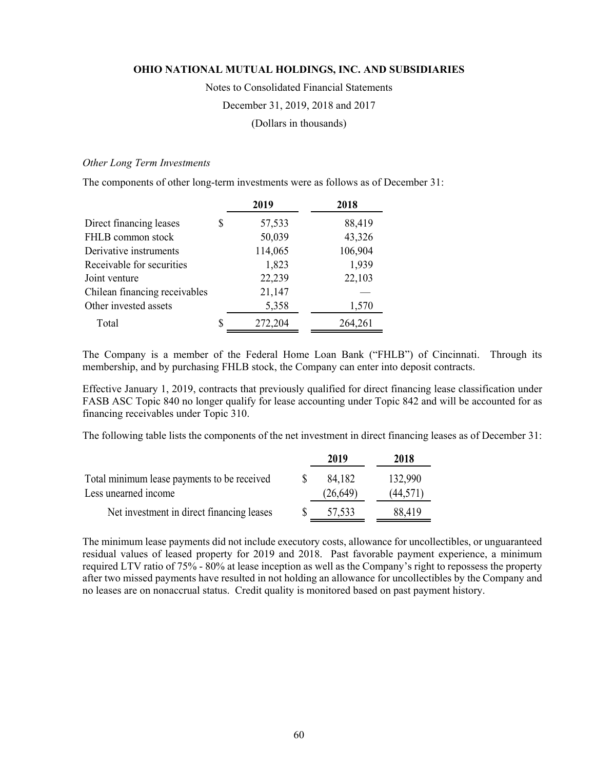*Other Long Term Investments*

The components of other long-term investments were as follows as of December 31:

| | 2019 | 2018 |
|---|---|---|
| Direct financing leases | $ 57,533 | 88,419 |
| FHLB common stock | 50,039 | 43,326 |
| Derivative instruments | 114,065 | 106,904 |
| Receivable for securities | 1,823 | 1,939 |
| Joint venture | 22,239 | 22,103 |
| Chilean financing receivables | 21,147 | — |
| Other invested assets | 5,358 | 1,570 |
| Total | $ 272,204 | 264,261 |

The Company is a member of the Federal Home Loan Bank ("FHLB") of Cincinnati. Through its membership, and by purchasing FHLB stock, the Company can enter into deposit contracts.

Effective January 1, 2019, contracts that previously qualified for direct financing lease classification under FASB ASC Topic 840 no longer qualify for lease accounting under Topic 842 and will be accounted for as financing receivables under Topic 310.

The following table lists the components of the net investment in direct financing leases as of December 31:

| | 2019 | 2018 |
|---|---|---|
| Total minimum lease payments to be received | $ 84,182 | 132,990 |
| Less unearned income | (26,649) | (44,571) |
| Net investment in direct financing leases | $ 57,533 | 88,419 |

The minimum lease payments did not include executory costs, allowance for uncollectibles, or unguaranteed residual values of leased property for 2019 and 2018. Past favorable payment experience, a minimum required LTV ratio of 75% - 80% at lease inception as well as the Company's right to repossess the property after two missed payments have resulted in not holding an allowance for uncollectibles by the Company and no leases are on nonaccrual status. Credit quality is monitored based on past payment history.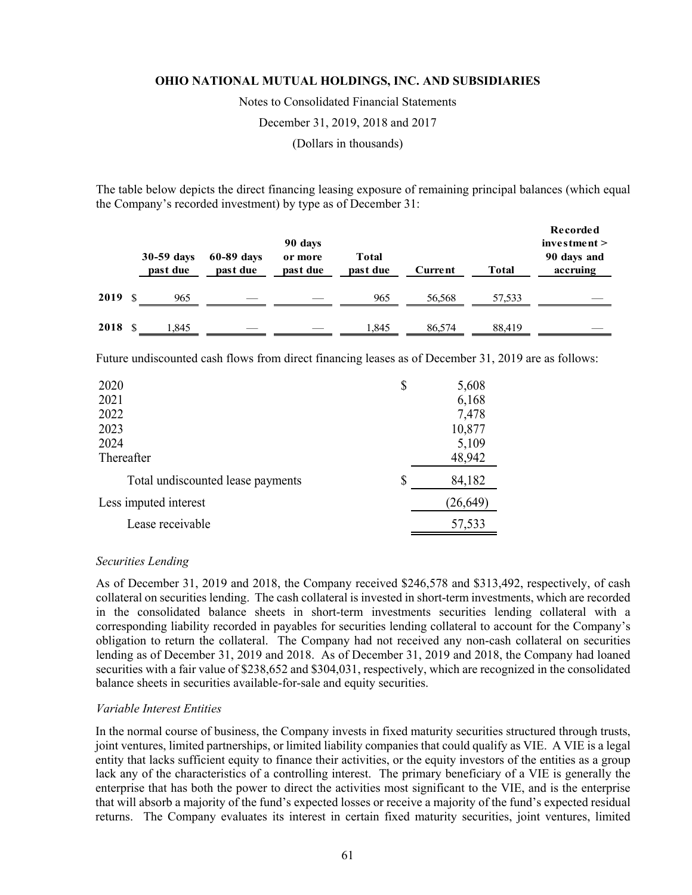The table below depicts the direct financing leasing exposure of remaining principal balances (which equal the Company's recorded investment) by type as of December 31:

| | 30-59 days past due | 60-89 days past due | 90 days or more past due | Total past due | Current | Total | Recorded investment > 90 days and accruing |
|---|---|---|---|---|---|---|---|
| **2019** | $ 965 | — | — | 965 | 56,568 | 57,533 | — |
| **2018** | $ 1,845 | — | — | 1,845 | 86,574 | 88,419 | — |

Future undiscounted cash flows from direct financing leases as of December 31, 2019 are as follows:

| | |
|---|---|
| 2020 | $ 5,608 |
| 2021 | 6,168 |
| 2022 | 7,478 |
| 2023 | 10,877 |
| 2024 | 5,109 |
| Thereafter | 48,942 |
| Total undiscounted lease payments | $ 84,182 |
| Less imputed interest | (26,649) |
| Lease receivable | 57,533 |

*Securities Lending*

As of December 31, 2019 and 2018, the Company received $246,578 and $313,492, respectively, of cash collateral on securities lending. The cash collateral is invested in short-term investments, which are recorded in the consolidated balance sheets in short-term investments securities lending collateral with a corresponding liability recorded in payables for securities lending collateral to account for the Company's obligation to return the collateral. The Company had not received any non-cash collateral on securities lending as of December 31, 2019 and 2018. As of December 31, 2019 and 2018, the Company had loaned securities with a fair value of $238,652 and $304,031, respectively, which are recognized in the consolidated balance sheets in securities available-for-sale and equity securities.

*Variable Interest Entities*

In the normal course of business, the Company invests in fixed maturity securities structured through trusts, joint ventures, limited partnerships, or limited liability companies that could qualify as VIE. A VIE is a legal entity that lacks sufficient equity to finance their activities, or the equity investors of the entities as a group lack any of the characteristics of a controlling interest. The primary beneficiary of a VIE is generally the enterprise that has both the power to direct the activities most significant to the VIE, and is the enterprise that will absorb a majority of the fund's expected losses or receive a majority of the fund's expected residual returns. The Company evaluates its interest in certain fixed maturity securities, joint ventures, limited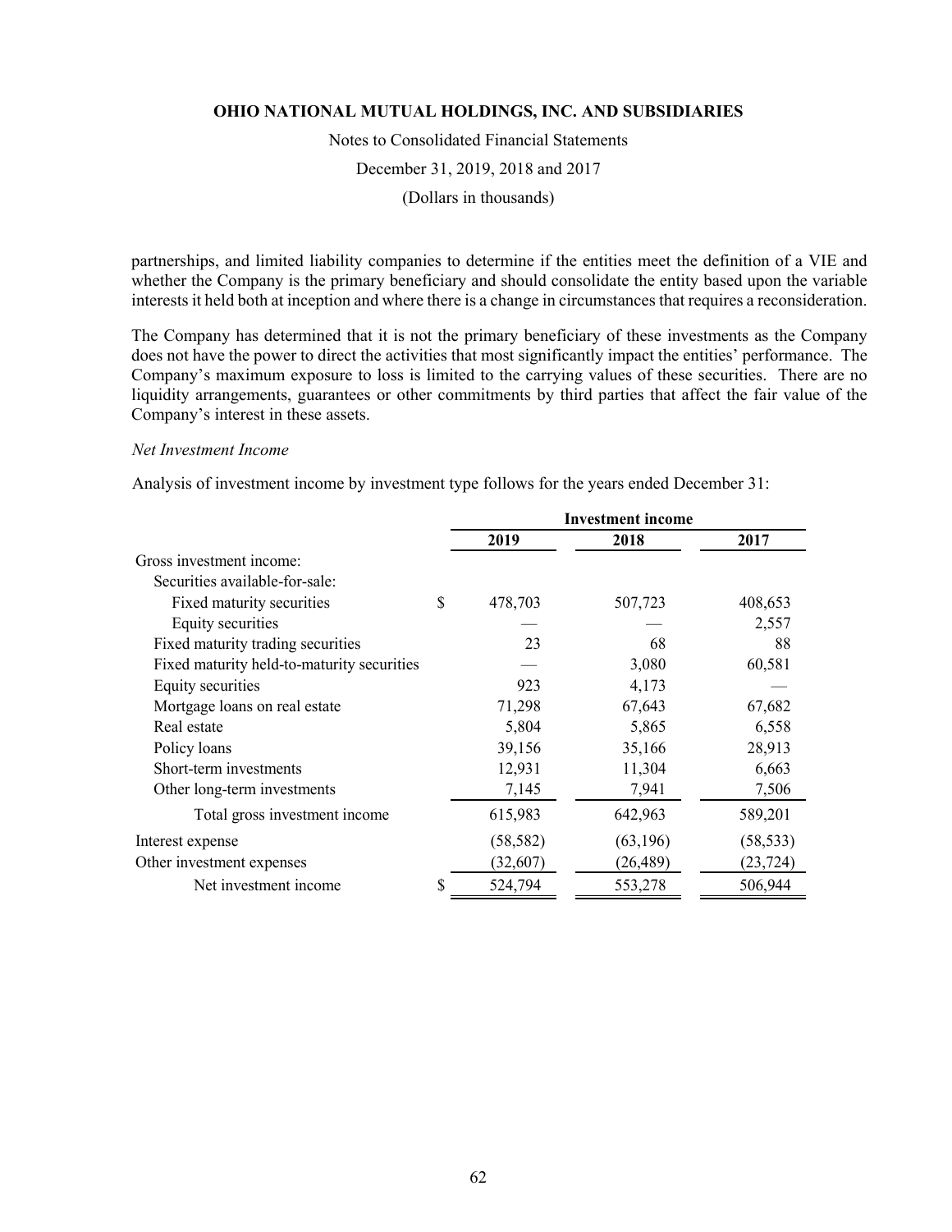partnerships, and limited liability companies to determine if the entities meet the definition of a VIE and whether the Company is the primary beneficiary and should consolidate the entity based upon the variable interests it held both at inception and where there is a change in circumstances that requires a reconsideration.

The Company has determined that it is not the primary beneficiary of these investments as the Company does not have the power to direct the activities that most significantly impact the entities' performance. The Company's maximum exposure to loss is limited to the carrying values of these securities. There are no liquidity arrangements, guarantees or other commitments by third parties that affect the fair value of the Company's interest in these assets.

*Net Investment Income*

Analysis of investment income by investment type follows for the years ended December 31:

| | Investment income | | |
|---|---|---|---|
| | 2019 | 2018 | 2017 |
| Gross investment income: | | | |
| Securities available-for-sale: | | | |
| Fixed maturity securities | $ 478,703 | 507,723 | 408,653 |
| Equity securities | — | — | 2,557 |
| Fixed maturity trading securities | 23 | 68 | 88 |
| Fixed maturity held-to-maturity securities | — | 3,080 | 60,581 |
| Equity securities | 923 | 4,173 | — |
| Mortgage loans on real estate | 71,298 | 67,643 | 67,682 |
| Real estate | 5,804 | 5,865 | 6,558 |
| Policy loans | 39,156 | 35,166 | 28,913 |
| Short-term investments | 12,931 | 11,304 | 6,663 |
| Other long-term investments | 7,145 | 7,941 | 7,506 |
| Total gross investment income | 615,983 | 642,963 | 589,201 |
| Interest expense | (58,582) | (63,196) | (58,533) |
| Other investment expenses | (32,607) | (26,489) | (23,724) |
| Net investment income | $ 524,794 | 553,278 | 506,944 |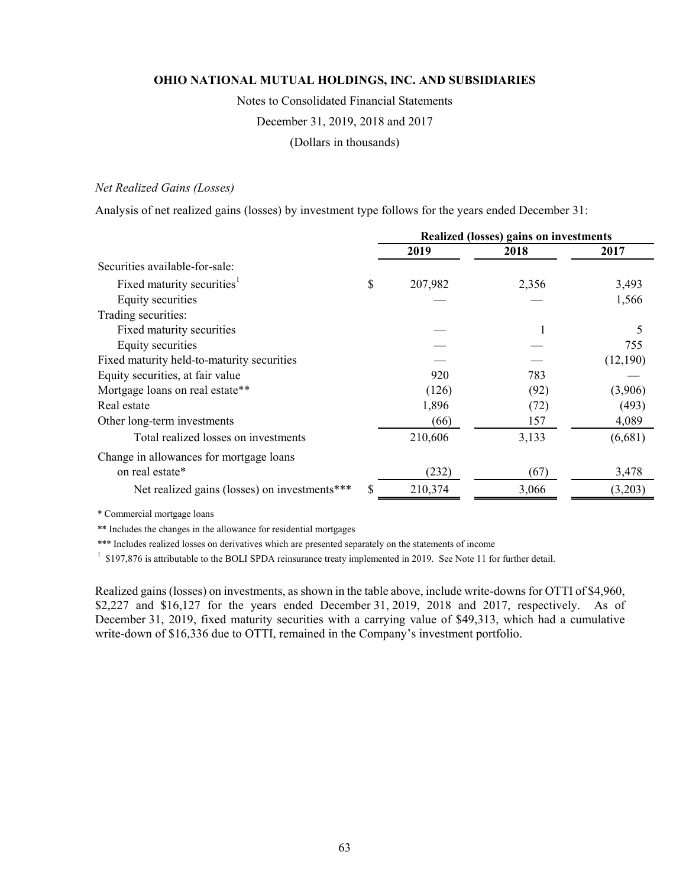# OHIO NATIONAL MUTUAL HOLDINGS, INC. AND SUBSIDIARIES

Notes to Consolidated Financial Statements

December 31, 2019, 2018 and 2017

(Dollars in thousands)

*Net Realized Gains (Losses)*

Analysis of net realized gains (losses) by investment type follows for the years ended December 31:

| | Realized (losses) gains on investments | | |
|---|---|---|---|
| | **2019** | **2018** | **2017** |
| Securities available-for-sale: | | | |
| Fixed maturity securities[1] | $ 207,982 | 2,356 | 3,493 |
| Equity securities | — | — | 1,566 |
| Trading securities: | | | |
| Fixed maturity securities | — | 1 | 5 |
| Equity securities | — | — | 755 |
| Fixed maturity held-to-maturity securities | — | — | (12,190) |
| Equity securities, at fair value | 920 | 783 | — |
| Mortgage loans on real estate** | (126) | (92) | (3,906) |
| Real estate | 1,896 | (72) | (493) |
| Other long-term investments | (66) | 157 | 4,089 |
| Total realized losses on investments | 210,606 | 3,133 | (6,681) |
| Change in allowances for mortgage loans on real estate* | (232) | (67) | 3,478 |
| Net realized gains (losses) on investments*** | $ 210,374 | 3,066 | (3,203) |

* Commercial mortgage loans

** Includes the changes in the allowance for residential mortgages

*** Includes realized losses on derivatives which are presented separately on the statements of income

[1] $197,876 is attributable to the BOLI SPDA reinsurance treaty implemented in 2019. See Note 11 for further detail.

Realized gains (losses) on investments, as shown in the table above, include write-downs for OTTI of $4,960, $2,227 and $16,127 for the years ended December 31, 2019, 2018 and 2017, respectively. As of December 31, 2019, fixed maturity securities with a carrying value of $49,313, which had a cumulative write-down of $16,336 due to OTTI, remained in the Company's investment portfolio.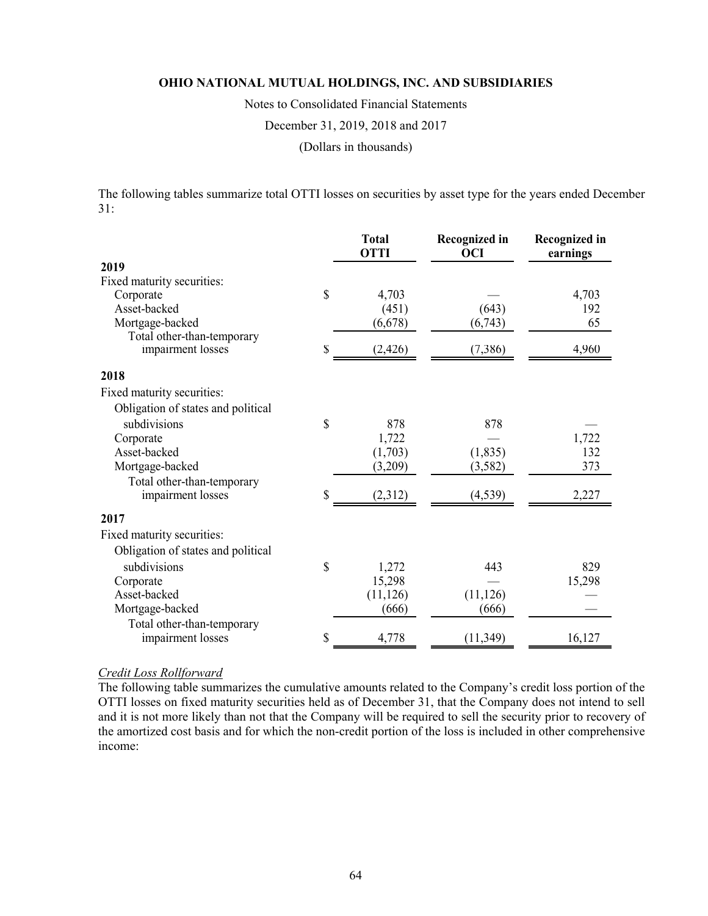# OHIO NATIONAL MUTUAL HOLDINGS, INC. AND SUBSIDIARIES

Notes to Consolidated Financial Statements

December 31, 2019, 2018 and 2017

(Dollars in thousands)

The following tables summarize total OTTI losses on securities by asset type for the years ended December 31:

| | Total OTTI | Recognized in OCI | Recognized in earnings |
|---|---|---|---|
| **2019** | | | |
| Fixed maturity securities: | | | |
| Corporate | $ 4,703 | — | 4,703 |
| Asset-backed | (451) | (643) | 192 |
| Mortgage-backed | (6,678) | (6,743) | 65 |
| Total other-than-temporary impairment losses | $ (2,426) | (7,386) | 4,960 |
| **2018** | | | |
| Fixed maturity securities: | | | |
| Obligation of states and political subdivisions | $ 878 | 878 | — |
| Corporate | 1,722 | — | 1,722 |
| Asset-backed | (1,703) | (1,835) | 132 |
| Mortgage-backed | (3,209) | (3,582) | 373 |
| Total other-than-temporary impairment losses | $ (2,312) | (4,539) | 2,227 |
| **2017** | | | |
| Fixed maturity securities: | | | |
| Obligation of states and political subdivisions | $ 1,272 | 443 | 829 |
| Corporate | 15,298 | — | 15,298 |
| Asset-backed | (11,126) | (11,126) | — |
| Mortgage-backed | (666) | (666) | — |
| Total other-than-temporary impairment losses | $ 4,778 | (11,349) | 16,127 |

*Credit Loss Rollforward*

The following table summarizes the cumulative amounts related to the Company's credit loss portion of the OTTI losses on fixed maturity securities held as of December 31, that the Company does not intend to sell and it is not more likely than not that the Company will be required to sell the security prior to recovery of the amortized cost basis and for which the non-credit portion of the loss is included in other comprehensive income: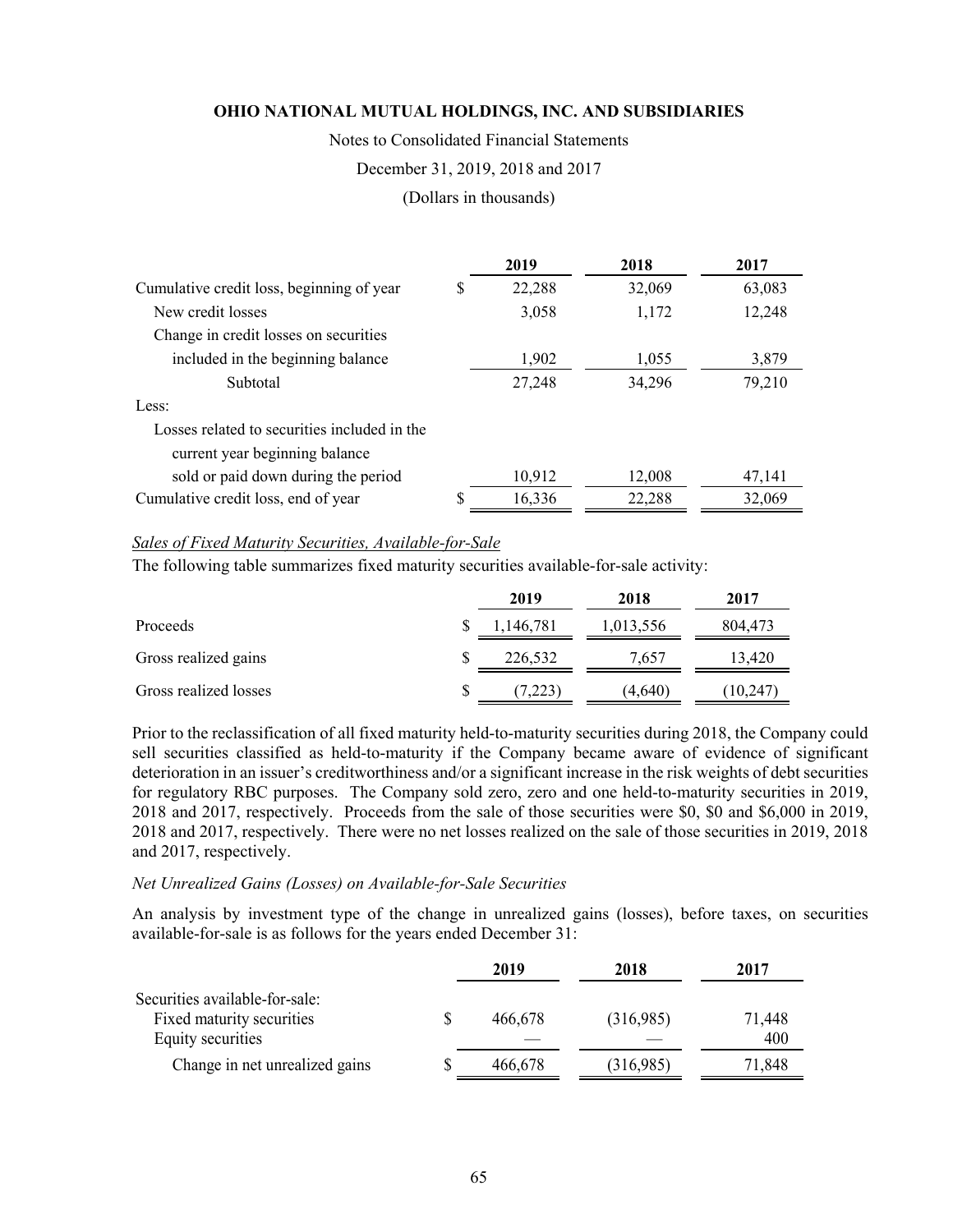| | 2019 | 2018 | 2017 |
|---|---|---|---|
| Cumulative credit loss, beginning of year | $ 22,288 | 32,069 | 63,083 |
| New credit losses | 3,058 | 1,172 | 12,248 |
| Change in credit losses on securities included in the beginning balance | 1,902 | 1,055 | 3,879 |
| Subtotal | 27,248 | 34,296 | 79,210 |
| Less: | | | |
| Losses related to securities included in the current year beginning balance sold or paid down during the period | 10,912 | 12,008 | 47,141 |
| Cumulative credit loss, end of year | $ 16,336 | 22,288 | 32,069 |

*Sales of Fixed Maturity Securities, Available-for-Sale*

The following table summarizes fixed maturity securities available-for-sale activity:

| | 2019 | 2018 | 2017 |
|---|---|---|---|
| Proceeds | $ 1,146,781 | 1,013,556 | 804,473 |
| Gross realized gains | $ 226,532 | 7,657 | 13,420 |
| Gross realized losses | $ (7,223) | (4,640) | (10,247) |

Prior to the reclassification of all fixed maturity held-to-maturity securities during 2018, the Company could sell securities classified as held-to-maturity if the Company became aware of evidence of significant deterioration in an issuer's creditworthiness and/or a significant increase in the risk weights of debt securities for regulatory RBC purposes. The Company sold zero, zero and one held-to-maturity securities in 2019, 2018 and 2017, respectively. Proceeds from the sale of those securities were $0, $0 and $6,000 in 2019, 2018 and 2017, respectively. There were no net losses realized on the sale of those securities in 2019, 2018 and 2017, respectively.

*Net Unrealized Gains (Losses) on Available-for-Sale Securities*

An analysis by investment type of the change in unrealized gains (losses), before taxes, on securities available-for-sale is as follows for the years ended December 31:

| | 2019 | 2018 | 2017 |
|---|---|---|---|
| Securities available-for-sale: | | | |
| Fixed maturity securities | $ 466,678 | (316,985) | 71,448 |
| Equity securities | — | — | 400 |
| Change in net unrealized gains | $ 466,678 | (316,985) | 71,848 |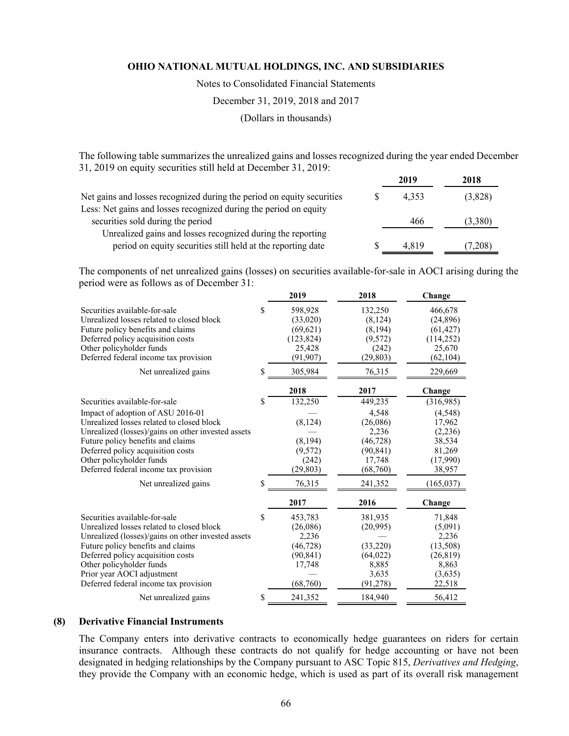The following table summarizes the unrealized gains and losses recognized during the year ended December 31, 2019 on equity securities still held at December 31, 2019:

| | 2019 | 2018 |
|---|---|---|
| Net gains and losses recognized during the period on equity securities | $ 4,353 | (3,828) |
| Less: Net gains and losses recognized during the period on equity securities sold during the period | 466 | (3,380) |
| Unrealized gains and losses recognized during the reporting period on equity securities still held at the reporting date | $ 4,819 | (7,208) |

The components of net unrealized gains (losses) on securities available-for-sale in AOCI arising during the period were as follows as of December 31:

| | 2019 | 2018 | Change |
|---|---|---|---|
| Securities available-for-sale | $ 598,928 | 132,250 | 466,678 |
| Unrealized losses related to closed block | (33,020) | (8,124) | (24,896) |
| Future policy benefits and claims | (69,621) | (8,194) | (61,427) |
| Deferred policy acquisition costs | (123,824) | (9,572) | (114,252) |
| Other policyholder funds | 25,428 | (242) | 25,670 |
| Deferred federal income tax provision | (91,907) | (29,803) | (62,104) |
| Net unrealized gains | $ 305,984 | 76,315 | 229,669 |

| | 2018 | 2017 | Change |
|---|---|---|---|
| Securities available-for-sale | $ 132,250 | 449,235 | (316,985) |
| Impact of adoption of ASU 2016-01 | — | 4,548 | (4,548) |
| Unrealized losses related to closed block | (8,124) | (26,086) | 17,962 |
| Unrealized (losses)/gains on other invested assets | — | 2,236 | (2,236) |
| Future policy benefits and claims | (8,194) | (46,728) | 38,534 |
| Deferred policy acquisition costs | (9,572) | (90,841) | 81,269 |
| Other policyholder funds | (242) | 17,748 | (17,990) |
| Deferred federal income tax provision | (29,803) | (68,760) | 38,957 |
| Net unrealized gains | $ 76,315 | 241,352 | (165,037) |

| | 2017 | 2016 | Change |
|---|---|---|---|
| Securities available-for-sale | $ 453,783 | 381,935 | 71,848 |
| Unrealized losses related to closed block | (26,086) | (20,995) | (5,091) |
| Unrealized (losses)/gains on other invested assets | 2,236 | — | 2,236 |
| Future policy benefits and claims | (46,728) | (33,220) | (13,508) |
| Deferred policy acquisition costs | (90,841) | (64,022) | (26,819) |
| Other policyholder funds | 17,748 | 8,885 | 8,863 |
| Prior year AOCI adjustment | — | 3,635 | (3,635) |
| Deferred federal income tax provision | (68,760) | (91,278) | 22,518 |
| Net unrealized gains | $ 241,352 | 184,940 | 56,412 |

## (8) Derivative Financial Instruments

The Company enters into derivative contracts to economically hedge guarantees on riders for certain insurance contracts. Although these contracts do not qualify for hedge accounting or have not been designated in hedging relationships by the Company pursuant to ASC Topic 815, *Derivatives and Hedging*, they provide the Company with an economic hedge, which is used as part of its overall risk management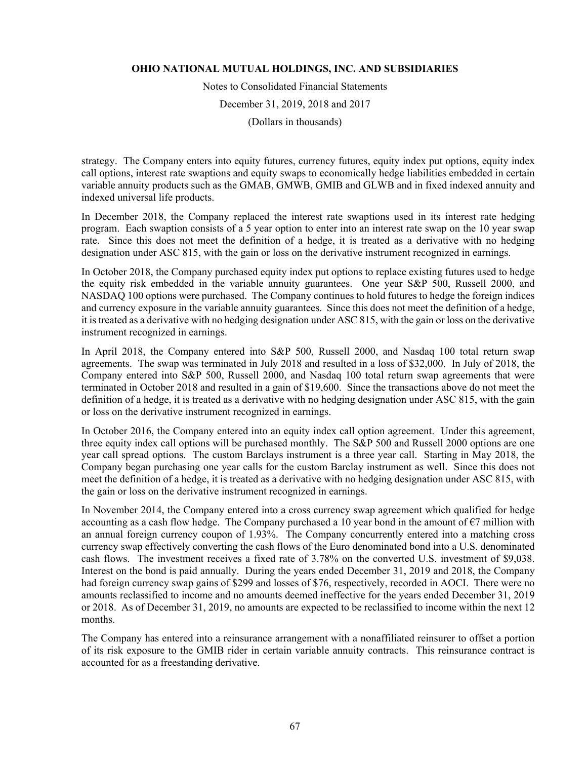strategy. The Company enters into equity futures, currency futures, equity index put options, equity index call options, interest rate swaptions and equity swaps to economically hedge liabilities embedded in certain variable annuity products such as the GMAB, GMWB, GMIB and GLWB and in fixed indexed annuity and indexed universal life products.

In December 2018, the Company replaced the interest rate swaptions used in its interest rate hedging program. Each swaption consists of a 5 year option to enter into an interest rate swap on the 10 year swap rate. Since this does not meet the definition of a hedge, it is treated as a derivative with no hedging designation under ASC 815, with the gain or loss on the derivative instrument recognized in earnings.

In October 2018, the Company purchased equity index put options to replace existing futures used to hedge the equity risk embedded in the variable annuity guarantees. One year S&P 500, Russell 2000, and NASDAQ 100 options were purchased. The Company continues to hold futures to hedge the foreign indices and currency exposure in the variable annuity guarantees. Since this does not meet the definition of a hedge, it is treated as a derivative with no hedging designation under ASC 815, with the gain or loss on the derivative instrument recognized in earnings.

In April 2018, the Company entered into S&P 500, Russell 2000, and Nasdaq 100 total return swap agreements. The swap was terminated in July 2018 and resulted in a loss of $32,000. In July of 2018, the Company entered into S&P 500, Russell 2000, and Nasdaq 100 total return swap agreements that were terminated in October 2018 and resulted in a gain of $19,600. Since the transactions above do not meet the definition of a hedge, it is treated as a derivative with no hedging designation under ASC 815, with the gain or loss on the derivative instrument recognized in earnings.

In October 2016, the Company entered into an equity index call option agreement. Under this agreement, three equity index call options will be purchased monthly. The S&P 500 and Russell 2000 options are one year call spread options. The custom Barclays instrument is a three year call. Starting in May 2018, the Company began purchasing one year calls for the custom Barclay instrument as well. Since this does not meet the definition of a hedge, it is treated as a derivative with no hedging designation under ASC 815, with the gain or loss on the derivative instrument recognized in earnings.

In November 2014, the Company entered into a cross currency swap agreement which qualified for hedge accounting as a cash flow hedge. The Company purchased a 10 year bond in the amount of €7 million with an annual foreign currency coupon of 1.93%. The Company concurrently entered into a matching cross currency swap effectively converting the cash flows of the Euro denominated bond into a U.S. denominated cash flows. The investment receives a fixed rate of 3.78% on the converted U.S. investment of $9,038. Interest on the bond is paid annually. During the years ended December 31, 2019 and 2018, the Company had foreign currency swap gains of $299 and losses of $76, respectively, recorded in AOCI. There were no amounts reclassified to income and no amounts deemed ineffective for the years ended December 31, 2019 or 2018. As of December 31, 2019, no amounts are expected to be reclassified to income within the next 12 months.

The Company has entered into a reinsurance arrangement with a nonaffiliated reinsurer to offset a portion of its risk exposure to the GMIB rider in certain variable annuity contracts. This reinsurance contract is accounted for as a freestanding derivative.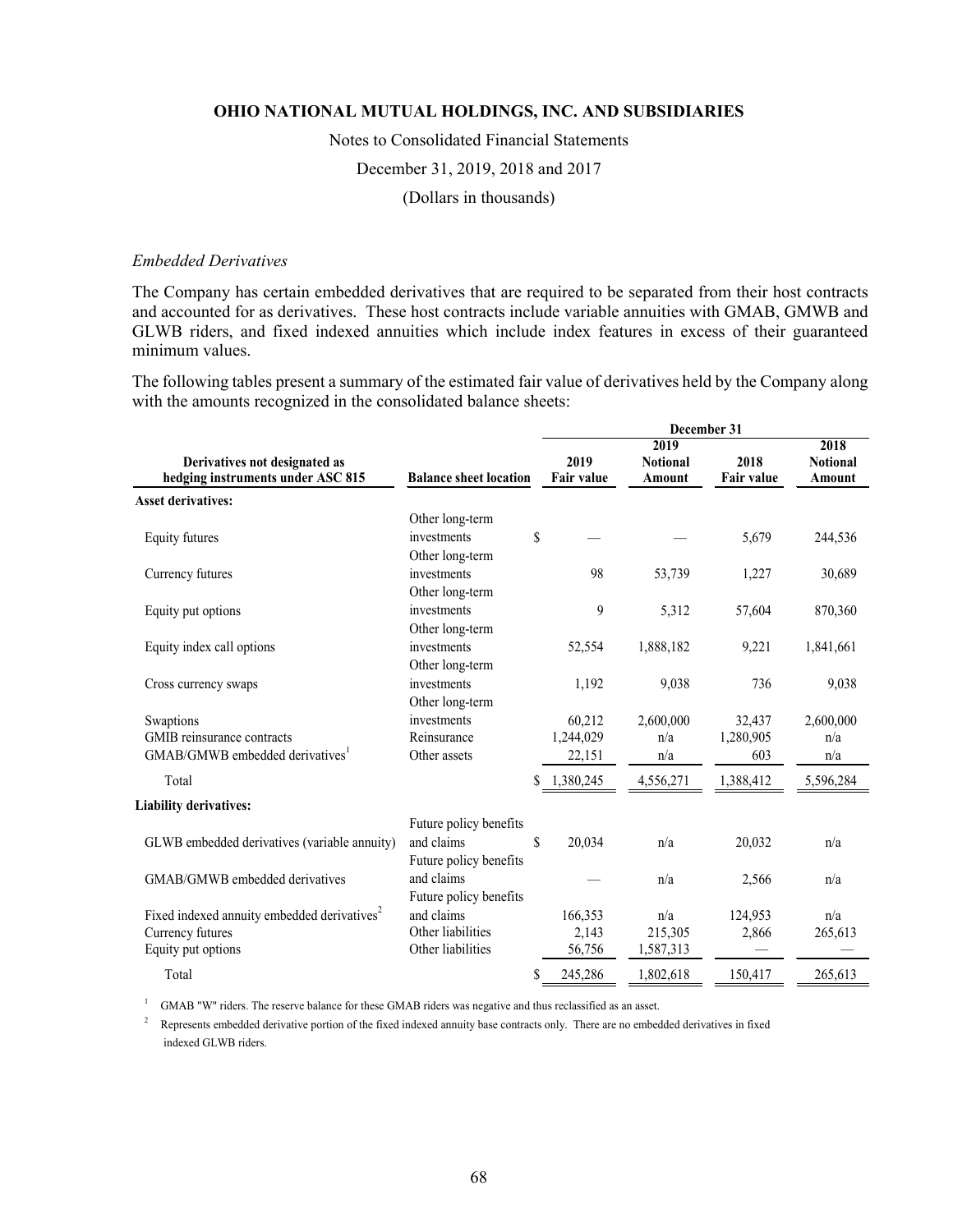*Embedded Derivatives*

The Company has certain embedded derivatives that are required to be separated from their host contracts and accounted for as derivatives. These host contracts include variable annuities with GMAB, GMWB and GLWB riders, and fixed indexed annuities which include index features in excess of their guaranteed minimum values.

The following tables present a summary of the estimated fair value of derivatives held by the Company along with the amounts recognized in the consolidated balance sheets:

| Derivatives not designated as hedging instruments under ASC 815 | Balance sheet location | December 31 2019 Fair value | 2019 Notional Amount | 2018 Fair value | 2018 Notional Amount |
|---|---|---|---|---|---|
| **Asset derivatives:** | | | | | |
| Equity futures | Other long-term investments | $ — | — | 5,679 | 244,536 |
| Currency futures | Other long-term investments | 98 | 53,739 | 1,227 | 30,689 |
| Equity put options | Other long-term investments | 9 | 5,312 | 57,604 | 870,360 |
| Equity index call options | Other long-term investments | 52,554 | 1,888,182 | 9,221 | 1,841,661 |
| Cross currency swaps | Other long-term investments | 1,192 | 9,038 | 736 | 9,038 |
| Swaptions | Other long-term investments | 60,212 | 2,600,000 | 32,437 | 2,600,000 |
| GMIB reinsurance contracts | Reinsurance | 1,244,029 | n/a | 1,280,905 | n/a |
| GMAB/GMWB embedded derivatives[1] | Other assets | 22,151 | n/a | 603 | n/a |
| Total | | $ 1,380,245 | 4,556,271 | 1,388,412 | 5,596,284 |
| **Liability derivatives:** | | | | | |
| GLWB embedded derivatives (variable annuity) | Future policy benefits and claims | $ 20,034 | n/a | 20,032 | n/a |
| GMAB/GMWB embedded derivatives | Future policy benefits and claims | — | n/a | 2,566 | n/a |
| Fixed indexed annuity embedded derivatives[2] | Future policy benefits and claims | 166,353 | n/a | 124,953 | n/a |
| Currency futures | Other liabilities | 2,143 | 215,305 | 2,866 | 265,613 |
| Equity put options | Other liabilities | 56,756 | 1,587,313 | — | — |
| Total | | $ 245,286 | 1,802,618 | 150,417 | 265,613 |

[1] GMAB "W" riders. The reserve balance for these GMAB riders was negative and thus reclassified as an asset.

[2] Represents embedded derivative portion of the fixed indexed annuity base contracts only. There are no embedded derivatives in fixed indexed GLWB riders.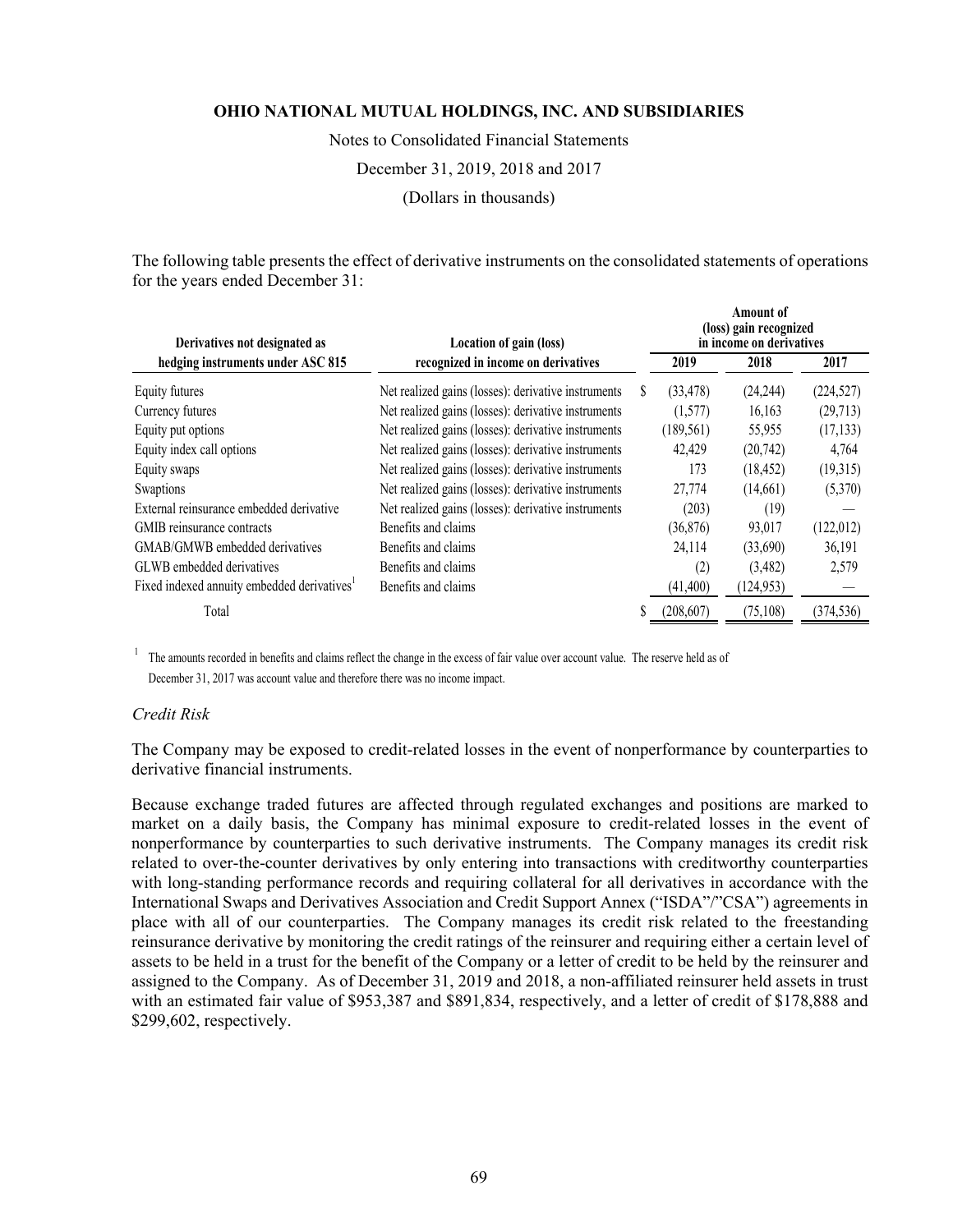The following table presents the effect of derivative instruments on the consolidated statements of operations for the years ended December 31:

| Derivatives not designated as hedging instruments under ASC 815 | Location of gain (loss) recognized in income on derivatives | Amount of (loss) gain recognized in income on derivatives | | |
|---|---|---|---|---|
| | | 2019 | 2018 | 2017 |
| Equity futures | Net realized gains (losses): derivative instruments | $ (33,478) | (24,244) | (224,527) |
| Currency futures | Net realized gains (losses): derivative instruments | (1,577) | 16,163 | (29,713) |
| Equity put options | Net realized gains (losses): derivative instruments | (189,561) | 55,955 | (17,133) |
| Equity index call options | Net realized gains (losses): derivative instruments | 42,429 | (20,742) | 4,764 |
| Equity swaps | Net realized gains (losses): derivative instruments | 173 | (18,452) | (19,315) |
| Swaptions | Net realized gains (losses): derivative instruments | 27,774 | (14,661) | (5,370) |
| External reinsurance embedded derivative | Net realized gains (losses): derivative instruments | (203) | (19) | — |
| GMIB reinsurance contracts | Benefits and claims | (36,876) | 93,017 | (122,012) |
| GMAB/GMWB embedded derivatives | Benefits and claims | 24,114 | (33,690) | 36,191 |
| GLWB embedded derivatives | Benefits and claims | (2) | (3,482) | 2,579 |
| Fixed indexed annuity embedded derivatives[1] | Benefits and claims | (41,400) | (124,953) | — |
| Total | | $ (208,607) | (75,108) | (374,536) |

[1] The amounts recorded in benefits and claims reflect the change in the excess of fair value over account value. The reserve held as of December 31, 2017 was account value and therefore there was no income impact.

*Credit Risk*

The Company may be exposed to credit-related losses in the event of nonperformance by counterparties to derivative financial instruments.

Because exchange traded futures are affected through regulated exchanges and positions are marked to market on a daily basis, the Company has minimal exposure to credit-related losses in the event of nonperformance by counterparties to such derivative instruments. The Company manages its credit risk related to over-the-counter derivatives by only entering into transactions with creditworthy counterparties with long-standing performance records and requiring collateral for all derivatives in accordance with the International Swaps and Derivatives Association and Credit Support Annex ("ISDA"/"CSA") agreements in place with all of our counterparties. The Company manages its credit risk related to the freestanding reinsurance derivative by monitoring the credit ratings of the reinsurer and requiring either a certain level of assets to be held in a trust for the benefit of the Company or a letter of credit to be held by the reinsurer and assigned to the Company. As of December 31, 2019 and 2018, a non-affiliated reinsurer held assets in trust with an estimated fair value of $953,387 and $891,834, respectively, and a letter of credit of $178,888 and $299,602, respectively.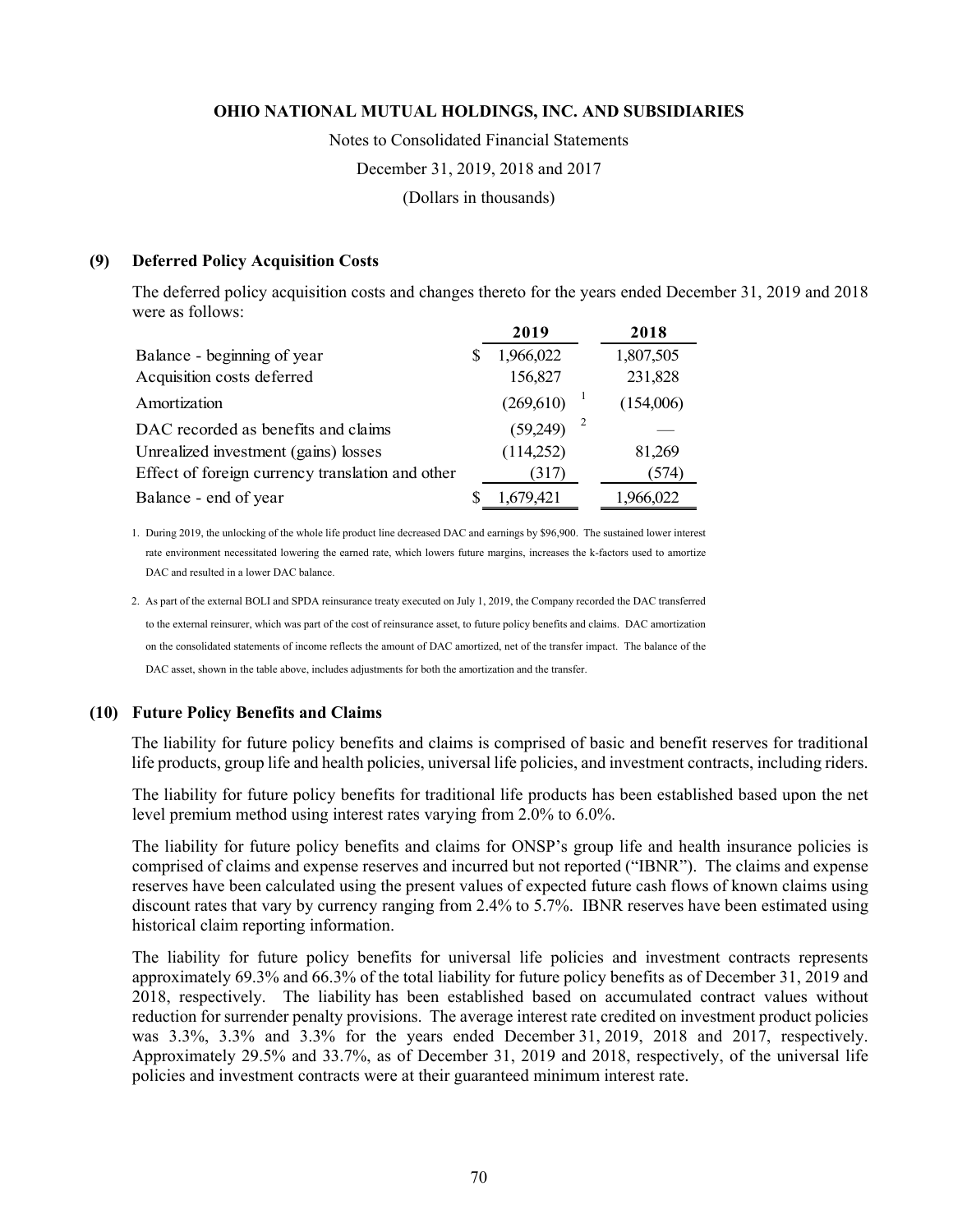**OHIO NATIONAL MUTUAL HOLDINGS, INC. AND SUBSIDIARIES**

Notes to Consolidated Financial Statements

December 31, 2019, 2018 and 2017

(Dollars in thousands)

## (9) Deferred Policy Acquisition Costs

The deferred policy acquisition costs and changes thereto for the years ended December 31, 2019 and 2018 were as follows:

| | 2019 | 2018 |
|---|---|---|
| Balance - beginning of year | $ 1,966,022 | 1,807,505 |
| Acquisition costs deferred | 156,827 | 231,828 |
| Amortization | (269,610) [1] | (154,006) |
| DAC recorded as benefits and claims | (59,249) [2] | — |
| Unrealized investment (gains) losses | (114,252) | 81,269 |
| Effect of foreign currency translation and other | (317) | (574) |
| Balance - end of year | $ 1,679,421 | 1,966,022 |

1. During 2019, the unlocking of the whole life product line decreased DAC and earnings by $96,900. The sustained lower interest rate environment necessitated lowering the earned rate, which lowers future margins, increases the k-factors used to amortize DAC and resulted in a lower DAC balance.

2. As part of the external BOLI and SPDA reinsurance treaty executed on July 1, 2019, the Company recorded the DAC transferred to the external reinsurer, which was part of the cost of reinsurance asset, to future policy benefits and claims. DAC amortization on the consolidated statements of income reflects the amount of DAC amortized, net of the transfer impact. The balance of the DAC asset, shown in the table above, includes adjustments for both the amortization and the transfer.

## (10) Future Policy Benefits and Claims

The liability for future policy benefits and claims is comprised of basic and benefit reserves for traditional life products, group life and health policies, universal life policies, and investment contracts, including riders.

The liability for future policy benefits for traditional life products has been established based upon the net level premium method using interest rates varying from 2.0% to 6.0%.

The liability for future policy benefits and claims for ONSP's group life and health insurance policies is comprised of claims and expense reserves and incurred but not reported ("IBNR"). The claims and expense reserves have been calculated using the present values of expected future cash flows of known claims using discount rates that vary by currency ranging from 2.4% to 5.7%. IBNR reserves have been estimated using historical claim reporting information.

The liability for future policy benefits for universal life policies and investment contracts represents approximately 69.3% and 66.3% of the total liability for future policy benefits as of December 31, 2019 and 2018, respectively. The liability has been established based on accumulated contract values without reduction for surrender penalty provisions. The average interest rate credited on investment product policies was 3.3%, 3.3% and 3.3% for the years ended December 31, 2019, 2018 and 2017, respectively. Approximately 29.5% and 33.7%, as of December 31, 2019 and 2018, respectively, of the universal life policies and investment contracts were at their guaranteed minimum interest rate.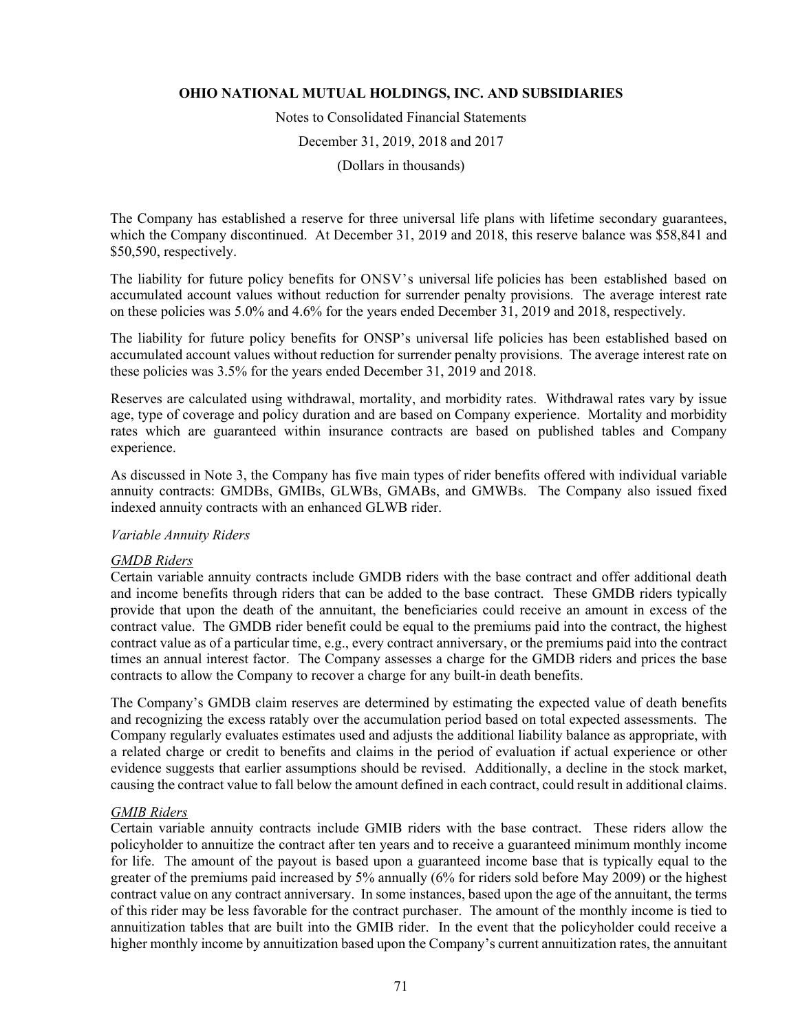The Company has established a reserve for three universal life plans with lifetime secondary guarantees, which the Company discontinued. At December 31, 2019 and 2018, this reserve balance was $58,841 and $50,590, respectively.

The liability for future policy benefits for ONSV's universal life policies has been established based on accumulated account values without reduction for surrender penalty provisions. The average interest rate on these policies was 5.0% and 4.6% for the years ended December 31, 2019 and 2018, respectively.

The liability for future policy benefits for ONSP's universal life policies has been established based on accumulated account values without reduction for surrender penalty provisions. The average interest rate on these policies was 3.5% for the years ended December 31, 2019 and 2018.

Reserves are calculated using withdrawal, mortality, and morbidity rates. Withdrawal rates vary by issue age, type of coverage and policy duration and are based on Company experience. Mortality and morbidity rates which are guaranteed within insurance contracts are based on published tables and Company experience.

As discussed in Note 3, the Company has five main types of rider benefits offered with individual variable annuity contracts: GMDBs, GMIBs, GLWBs, GMABs, and GMWBs. The Company also issued fixed indexed annuity contracts with an enhanced GLWB rider.

*Variable Annuity Riders*

*GMDB Riders*

Certain variable annuity contracts include GMDB riders with the base contract and offer additional death and income benefits through riders that can be added to the base contract. These GMDB riders typically provide that upon the death of the annuitant, the beneficiaries could receive an amount in excess of the contract value. The GMDB rider benefit could be equal to the premiums paid into the contract, the highest contract value as of a particular time, e.g., every contract anniversary, or the premiums paid into the contract times an annual interest factor. The Company assesses a charge for the GMDB riders and prices the base contracts to allow the Company to recover a charge for any built-in death benefits.

The Company's GMDB claim reserves are determined by estimating the expected value of death benefits and recognizing the excess ratably over the accumulation period based on total expected assessments. The Company regularly evaluates estimates used and adjusts the additional liability balance as appropriate, with a related charge or credit to benefits and claims in the period of evaluation if actual experience or other evidence suggests that earlier assumptions should be revised. Additionally, a decline in the stock market, causing the contract value to fall below the amount defined in each contract, could result in additional claims.

*GMIB Riders*

Certain variable annuity contracts include GMIB riders with the base contract. These riders allow the policyholder to annuitize the contract after ten years and to receive a guaranteed minimum monthly income for life. The amount of the payout is based upon a guaranteed income base that is typically equal to the greater of the premiums paid increased by 5% annually (6% for riders sold before May 2009) or the highest contract value on any contract anniversary. In some instances, based upon the age of the annuitant, the terms of this rider may be less favorable for the contract purchaser. The amount of the monthly income is tied to annuitization tables that are built into the GMIB rider. In the event that the policyholder could receive a higher monthly income by annuitization based upon the Company's current annuitization rates, the annuitant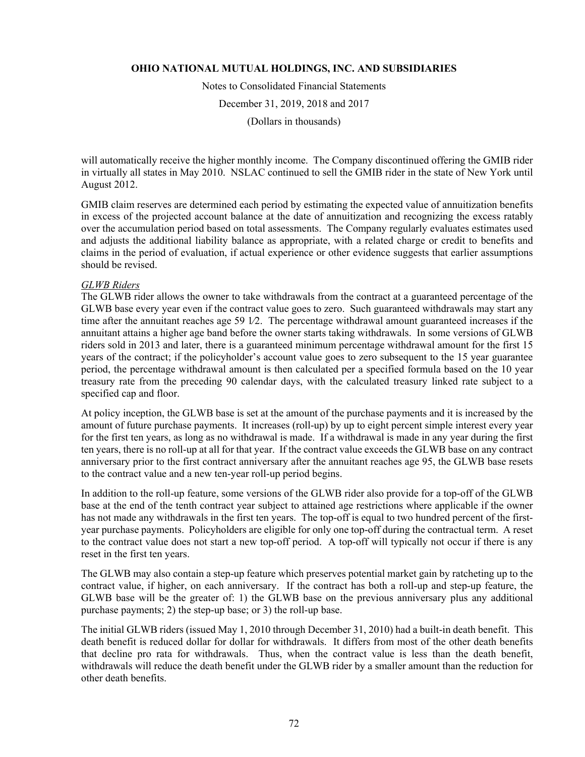will automatically receive the higher monthly income. The Company discontinued offering the GMIB rider in virtually all states in May 2010. NSLAC continued to sell the GMIB rider in the state of New York until August 2012.

GMIB claim reserves are determined each period by estimating the expected value of annuitization benefits in excess of the projected account balance at the date of annuitization and recognizing the excess ratably over the accumulation period based on total assessments. The Company regularly evaluates estimates used and adjusts the additional liability balance as appropriate, with a related charge or credit to benefits and claims in the period of evaluation, if actual experience or other evidence suggests that earlier assumptions should be revised.

*GLWB Riders*

The GLWB rider allows the owner to take withdrawals from the contract at a guaranteed percentage of the GLWB base every year even if the contract value goes to zero. Such guaranteed withdrawals may start any time after the annuitant reaches age 59 1⁄2. The percentage withdrawal amount guaranteed increases if the annuitant attains a higher age band before the owner starts taking withdrawals. In some versions of GLWB riders sold in 2013 and later, there is a guaranteed minimum percentage withdrawal amount for the first 15 years of the contract; if the policyholder's account value goes to zero subsequent to the 15 year guarantee period, the percentage withdrawal amount is then calculated per a specified formula based on the 10 year treasury rate from the preceding 90 calendar days, with the calculated treasury linked rate subject to a specified cap and floor.

At policy inception, the GLWB base is set at the amount of the purchase payments and it is increased by the amount of future purchase payments. It increases (roll-up) by up to eight percent simple interest every year for the first ten years, as long as no withdrawal is made. If a withdrawal is made in any year during the first ten years, there is no roll-up at all for that year. If the contract value exceeds the GLWB base on any contract anniversary prior to the first contract anniversary after the annuitant reaches age 95, the GLWB base resets to the contract value and a new ten-year roll-up period begins.

In addition to the roll-up feature, some versions of the GLWB rider also provide for a top-off of the GLWB base at the end of the tenth contract year subject to attained age restrictions where applicable if the owner has not made any withdrawals in the first ten years. The top-off is equal to two hundred percent of the first-year purchase payments. Policyholders are eligible for only one top-off during the contractual term. A reset to the contract value does not start a new top-off period. A top-off will typically not occur if there is any reset in the first ten years.

The GLWB may also contain a step-up feature which preserves potential market gain by ratcheting up to the contract value, if higher, on each anniversary. If the contract has both a roll-up and step-up feature, the GLWB base will be the greater of: 1) the GLWB base on the previous anniversary plus any additional purchase payments; 2) the step-up base; or 3) the roll-up base.

The initial GLWB riders (issued May 1, 2010 through December 31, 2010) had a built-in death benefit. This death benefit is reduced dollar for dollar for withdrawals. It differs from most of the other death benefits that decline pro rata for withdrawals. Thus, when the contract value is less than the death benefit, withdrawals will reduce the death benefit under the GLWB rider by a smaller amount than the reduction for other death benefits.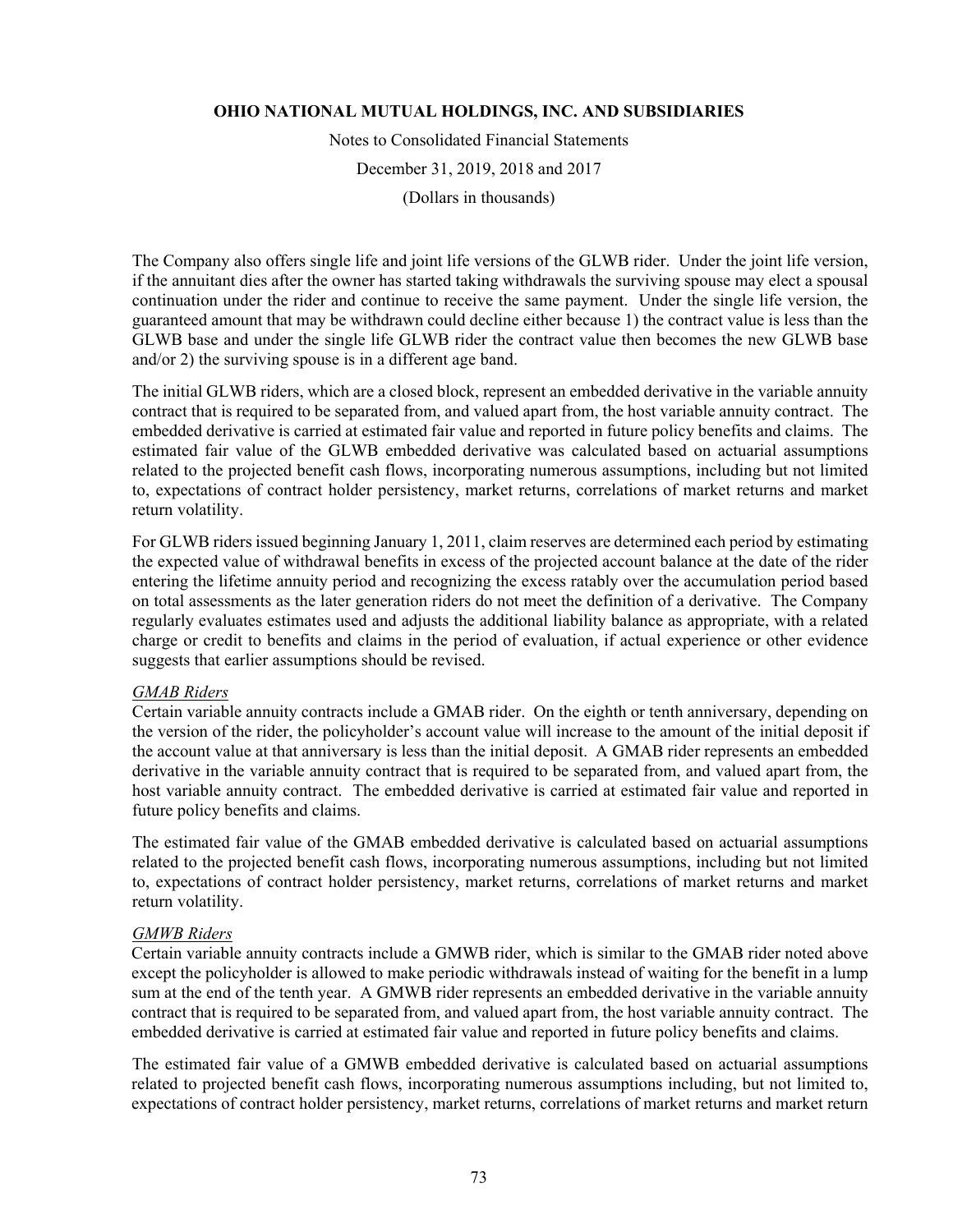The Company also offers single life and joint life versions of the GLWB rider. Under the joint life version, if the annuitant dies after the owner has started taking withdrawals the surviving spouse may elect a spousal continuation under the rider and continue to receive the same payment. Under the single life version, the guaranteed amount that may be withdrawn could decline either because 1) the contract value is less than the GLWB base and under the single life GLWB rider the contract value then becomes the new GLWB base and/or 2) the surviving spouse is in a different age band.

The initial GLWB riders, which are a closed block, represent an embedded derivative in the variable annuity contract that is required to be separated from, and valued apart from, the host variable annuity contract. The embedded derivative is carried at estimated fair value and reported in future policy benefits and claims. The estimated fair value of the GLWB embedded derivative was calculated based on actuarial assumptions related to the projected benefit cash flows, incorporating numerous assumptions, including but not limited to, expectations of contract holder persistency, market returns, correlations of market returns and market return volatility.

For GLWB riders issued beginning January 1, 2011, claim reserves are determined each period by estimating the expected value of withdrawal benefits in excess of the projected account balance at the date of the rider entering the lifetime annuity period and recognizing the excess ratably over the accumulation period based on total assessments as the later generation riders do not meet the definition of a derivative. The Company regularly evaluates estimates used and adjusts the additional liability balance as appropriate, with a related charge or credit to benefits and claims in the period of evaluation, if actual experience or other evidence suggests that earlier assumptions should be revised.

*GMAB Riders*
Certain variable annuity contracts include a GMAB rider. On the eighth or tenth anniversary, depending on the version of the rider, the policyholder's account value will increase to the amount of the initial deposit if the account value at that anniversary is less than the initial deposit. A GMAB rider represents an embedded derivative in the variable annuity contract that is required to be separated from, and valued apart from, the host variable annuity contract. The embedded derivative is carried at estimated fair value and reported in future policy benefits and claims.

The estimated fair value of the GMAB embedded derivative is calculated based on actuarial assumptions related to the projected benefit cash flows, incorporating numerous assumptions, including but not limited to, expectations of contract holder persistency, market returns, correlations of market returns and market return volatility.

*GMWB Riders*
Certain variable annuity contracts include a GMWB rider, which is similar to the GMAB rider noted above except the policyholder is allowed to make periodic withdrawals instead of waiting for the benefit in a lump sum at the end of the tenth year. A GMWB rider represents an embedded derivative in the variable annuity contract that is required to be separated from, and valued apart from, the host variable annuity contract. The embedded derivative is carried at estimated fair value and reported in future policy benefits and claims.

The estimated fair value of a GMWB embedded derivative is calculated based on actuarial assumptions related to projected benefit cash flows, incorporating numerous assumptions including, but not limited to, expectations of contract holder persistency, market returns, correlations of market returns and market return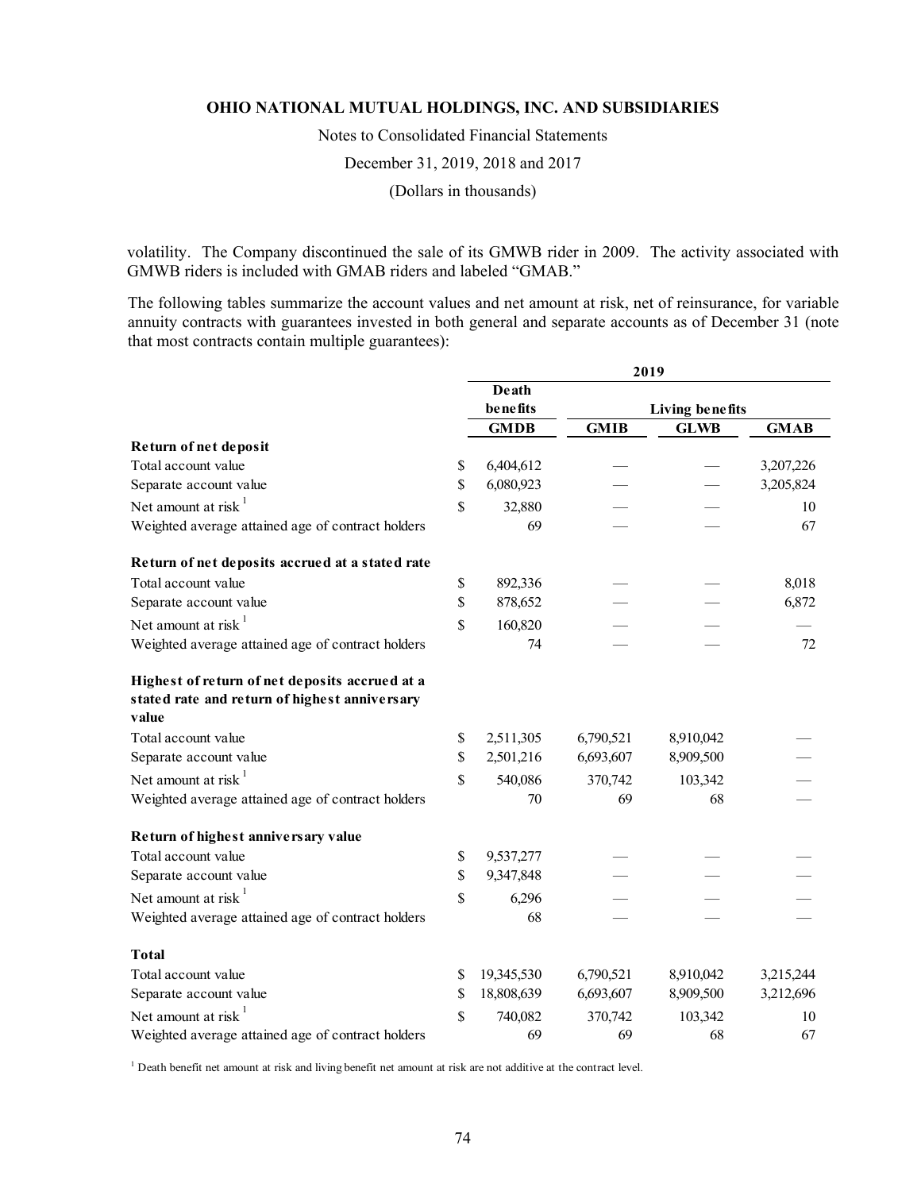volatility. The Company discontinued the sale of its GMWB rider in 2009. The activity associated with GMWB riders is included with GMAB riders and labeled "GMAB."

The following tables summarize the account values and net amount at risk, net of reinsurance, for variable annuity contracts with guarantees invested in both general and separate accounts as of December 31 (note that most contracts contain multiple guarantees):

| | 2019 | | | |
|---|---|---|---|---|
| | Death benefits | Living benefits | | |
| | GMDB | GMIB | GLWB | GMAB |
| **Return of net deposit** | | | | |
| Total account value | $ 6,404,612 | — | — | 3,207,226 |
| Separate account value | $ 6,080,923 | — | — | 3,205,824 |
| Net amount at risk [1] | $ 32,880 | — | — | 10 |
| Weighted average attained age of contract holders | 69 | — | — | 67 |
| **Return of net deposits accrued at a stated rate** | | | | |
| Total account value | $ 892,336 | — | — | 8,018 |
| Separate account value | $ 878,652 | — | — | 6,872 |
| Net amount at risk [1] | $ 160,820 | — | — | — |
| Weighted average attained age of contract holders | 74 | — | — | 72 |
| **Highest of return of net deposits accrued at a stated rate and return of highest anniversary value** | | | | |
| Total account value | $ 2,511,305 | 6,790,521 | 8,910,042 | — |
| Separate account value | $ 2,501,216 | 6,693,607 | 8,909,500 | — |
| Net amount at risk [1] | $ 540,086 | 370,742 | 103,342 | — |
| Weighted average attained age of contract holders | 70 | 69 | 68 | — |
| **Return of highest anniversary value** | | | | |
| Total account value | $ 9,537,277 | — | — | — |
| Separate account value | $ 9,347,848 | — | — | — |
| Net amount at risk [1] | $ 6,296 | — | — | — |
| Weighted average attained age of contract holders | 68 | — | — | — |
| **Total** | | | | |
| Total account value | $ 19,345,530 | 6,790,521 | 8,910,042 | 3,215,244 |
| Separate account value | $ 18,808,639 | 6,693,607 | 8,909,500 | 3,212,696 |
| Net amount at risk [1] | $ 740,082 | 370,742 | 103,342 | 10 |
| Weighted average attained age of contract holders | 69 | 69 | 68 | 67 |

[1] Death benefit net amount at risk and living benefit net amount at risk are not additive at the contract level.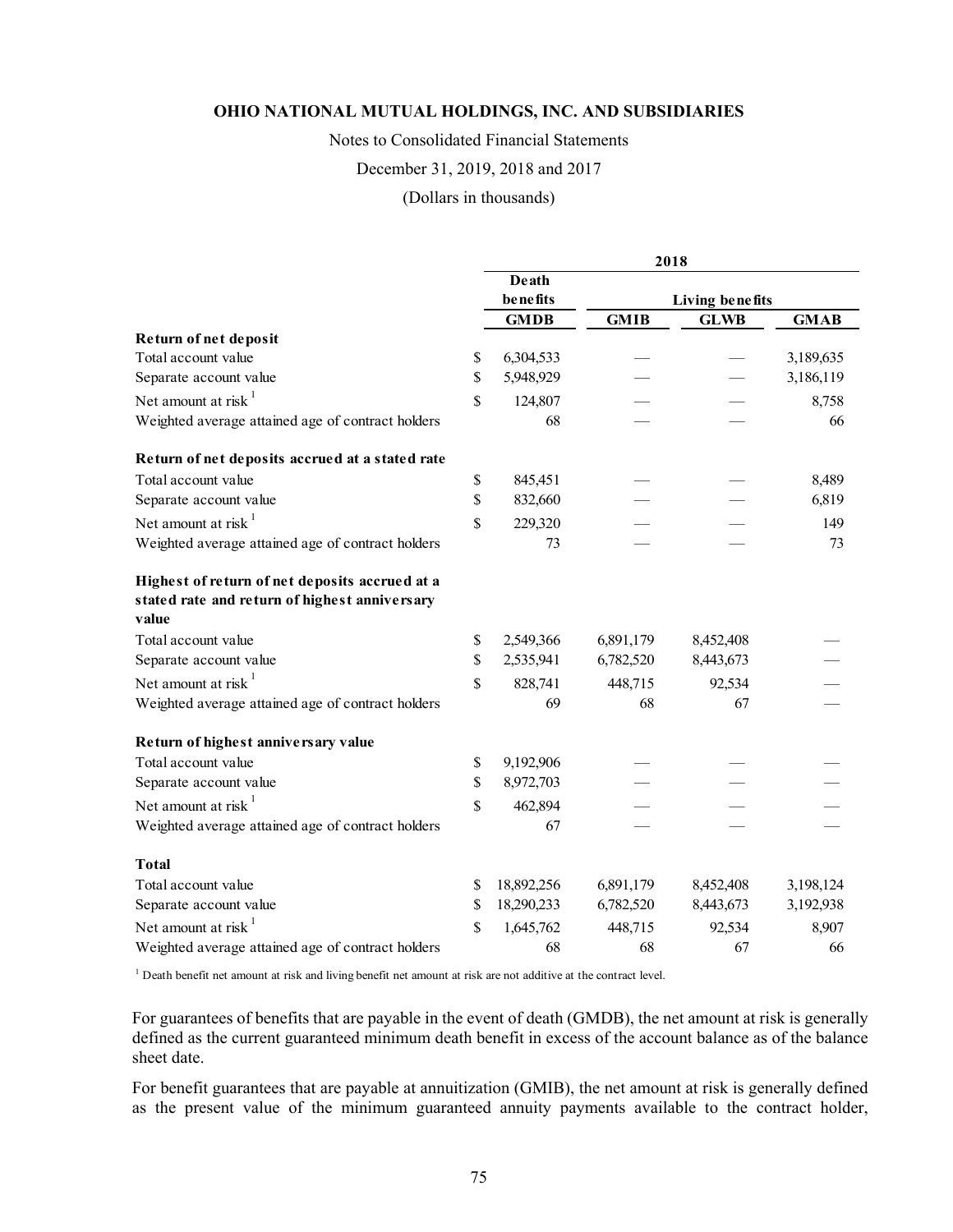**OHIO NATIONAL MUTUAL HOLDINGS, INC. AND SUBSIDIARIES**

Notes to Consolidated Financial Statements

December 31, 2019, 2018 and 2017

(Dollars in thousands)

| | 2018 | | | |
|---|---|---|---|---|
| | Death benefits | Living benefits | | |
| | GMDB | GMIB | GLWB | GMAB |
| **Return of net deposit** | | | | |
| Total account value | $ 6,304,533 | — | — | 3,189,635 |
| Separate account value | $ 5,948,929 | — | — | 3,186,119 |
| Net amount at risk [1] | $ 124,807 | — | — | 8,758 |
| Weighted average attained age of contract holders | 68 | — | — | 66 |
| **Return of net deposits accrued at a stated rate** | | | | |
| Total account value | $ 845,451 | — | — | 8,489 |
| Separate account value | $ 832,660 | — | — | 6,819 |
| Net amount at risk [1] | $ 229,320 | — | — | 149 |
| Weighted average attained age of contract holders | 73 | — | — | 73 |
| **Highest of return of net deposits accrued at a stated rate and return of highest anniversary value** | | | | |
| Total account value | $ 2,549,366 | 6,891,179 | 8,452,408 | — |
| Separate account value | $ 2,535,941 | 6,782,520 | 8,443,673 | — |
| Net amount at risk [1] | $ 828,741 | 448,715 | 92,534 | — |
| Weighted average attained age of contract holders | 69 | 68 | 67 | — |
| **Return of highest anniversary value** | | | | |
| Total account value | $ 9,192,906 | — | — | — |
| Separate account value | $ 8,972,703 | — | — | — |
| Net amount at risk [1] | $ 462,894 | — | — | — |
| Weighted average attained age of contract holders | 67 | — | — | — |
| **Total** | | | | |
| Total account value | $ 18,892,256 | 6,891,179 | 8,452,408 | 3,198,124 |
| Separate account value | $ 18,290,233 | 6,782,520 | 8,443,673 | 3,192,938 |
| Net amount at risk [1] | $ 1,645,762 | 448,715 | 92,534 | 8,907 |
| Weighted average attained age of contract holders | 68 | 68 | 67 | 66 |

[1] Death benefit net amount at risk and living benefit net amount at risk are not additive at the contract level.

For guarantees of benefits that are payable in the event of death (GMDB), the net amount at risk is generally defined as the current guaranteed minimum death benefit in excess of the account balance as of the balance sheet date.

For benefit guarantees that are payable at annuitization (GMIB), the net amount at risk is generally defined as the present value of the minimum guaranteed annuity payments available to the contract holder,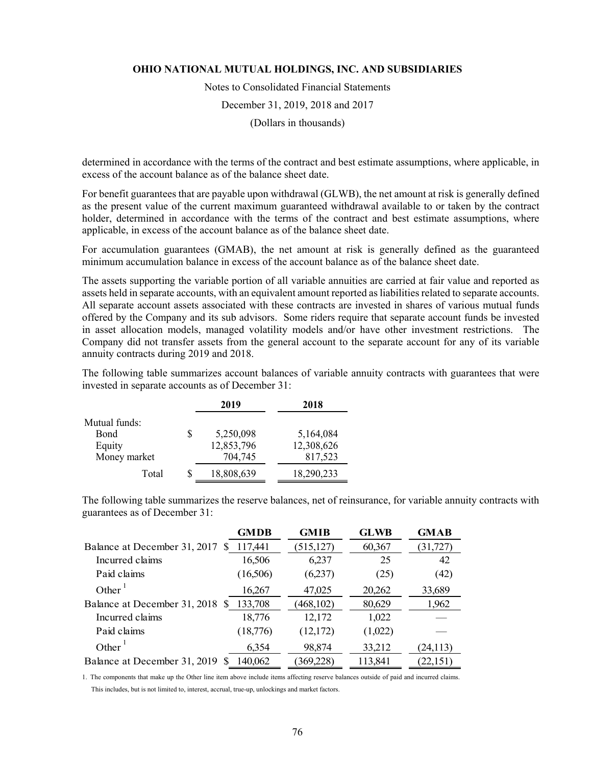determined in accordance with the terms of the contract and best estimate assumptions, where applicable, in excess of the account balance as of the balance sheet date.

For benefit guarantees that are payable upon withdrawal (GLWB), the net amount at risk is generally defined as the present value of the current maximum guaranteed withdrawal available to or taken by the contract holder, determined in accordance with the terms of the contract and best estimate assumptions, where applicable, in excess of the account balance as of the balance sheet date.

For accumulation guarantees (GMAB), the net amount at risk is generally defined as the guaranteed minimum accumulation balance in excess of the account balance as of the balance sheet date.

The assets supporting the variable portion of all variable annuities are carried at fair value and reported as assets held in separate accounts, with an equivalent amount reported as liabilities related to separate accounts. All separate account assets associated with these contracts are invested in shares of various mutual funds offered by the Company and its sub advisors. Some riders require that separate account funds be invested in asset allocation models, managed volatility models and/or have other investment restrictions. The Company did not transfer assets from the general account to the separate account for any of its variable annuity contracts during 2019 and 2018.

The following table summarizes account balances of variable annuity contracts with guarantees that were invested in separate accounts as of December 31:

| | 2019 | 2018 |
|---|---|---|
| Mutual funds: | | |
| Bond | $ 5,250,098 | 5,164,084 |
| Equity | 12,853,796 | 12,308,626 |
| Money market | 704,745 | 817,523 |
| Total | $ 18,808,639 | 18,290,233 |

The following table summarizes the reserve balances, net of reinsurance, for variable annuity contracts with guarantees as of December 31:

| | GMDB | GMIB | GLWB | GMAB |
|---|---|---|---|---|
| Balance at December 31, 2017 | $ 117,441 | (515,127) | 60,367 | (31,727) |
| Incurred claims | 16,506 | 6,237 | 25 | 42 |
| Paid claims | (16,506) | (6,237) | (25) | (42) |
| Other [1] | 16,267 | 47,025 | 20,262 | 33,689 |
| Balance at December 31, 2018 | $ 133,708 | (468,102) | 80,629 | 1,962 |
| Incurred claims | 18,776 | 12,172 | 1,022 | — |
| Paid claims | (18,776) | (12,172) | (1,022) | — |
| Other [1] | 6,354 | 98,874 | 33,212 | (24,113) |
| Balance at December 31, 2019 | $ 140,062 | (369,228) | 113,841 | (22,151) |

1. The components that make up the Other line item above include items affecting reserve balances outside of paid and incurred claims. This includes, but is not limited to, interest, accrual, true-up, unlockings and market factors.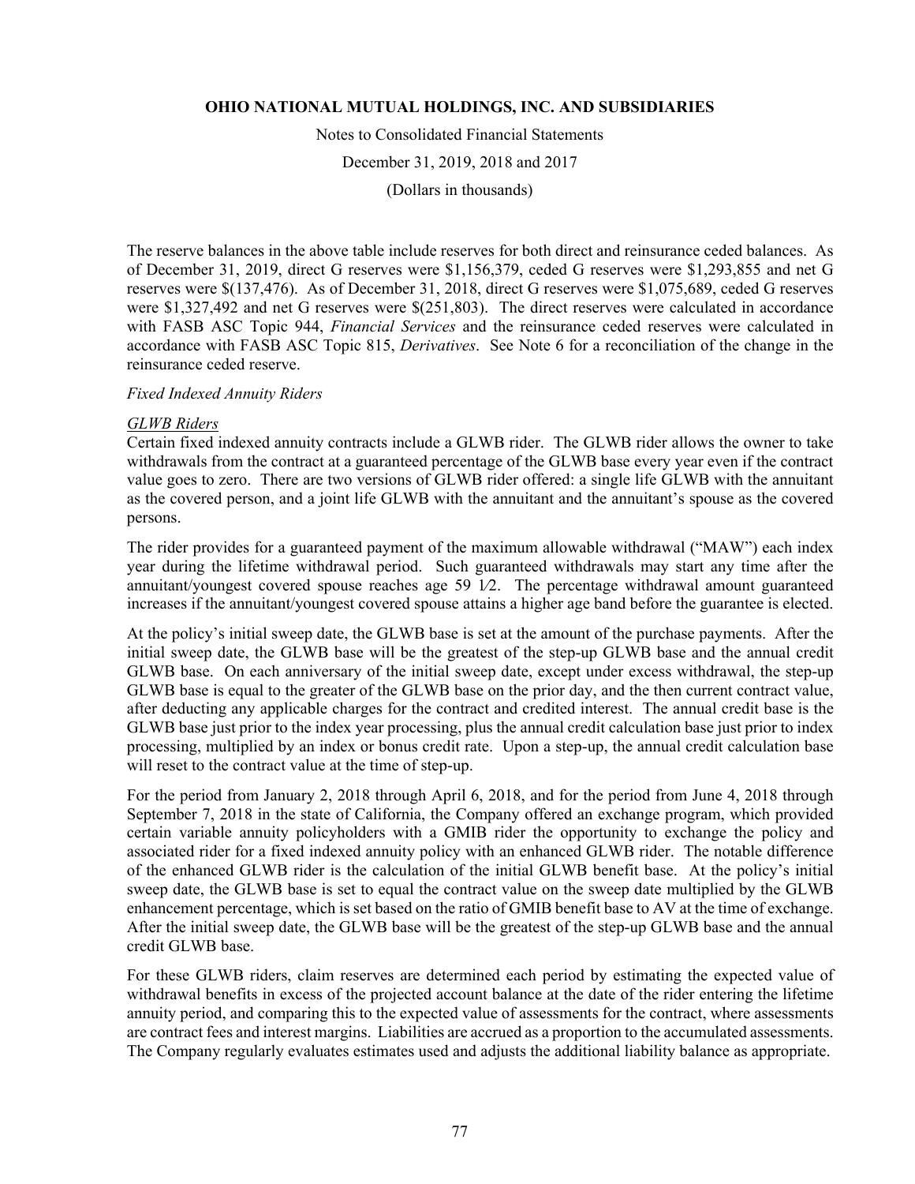The reserve balances in the above table include reserves for both direct and reinsurance ceded balances. As of December 31, 2019, direct G reserves were $1,156,379, ceded G reserves were $1,293,855 and net G reserves were $(137,476). As of December 31, 2018, direct G reserves were $1,075,689, ceded G reserves were $1,327,492 and net G reserves were $(251,803). The direct reserves were calculated in accordance with FASB ASC Topic 944, *Financial Services* and the reinsurance ceded reserves were calculated in accordance with FASB ASC Topic 815, *Derivatives*. See Note 6 for a reconciliation of the change in the reinsurance ceded reserve.

*Fixed Indexed Annuity Riders*

*GLWB Riders*

Certain fixed indexed annuity contracts include a GLWB rider. The GLWB rider allows the owner to take withdrawals from the contract at a guaranteed percentage of the GLWB base every year even if the contract value goes to zero. There are two versions of GLWB rider offered: a single life GLWB with the annuitant as the covered person, and a joint life GLWB with the annuitant and the annuitant's spouse as the covered persons.

The rider provides for a guaranteed payment of the maximum allowable withdrawal ("MAW") each index year during the lifetime withdrawal period. Such guaranteed withdrawals may start any time after the annuitant/youngest covered spouse reaches age 59 1⁄2. The percentage withdrawal amount guaranteed increases if the annuitant/youngest covered spouse attains a higher age band before the guarantee is elected.

At the policy's initial sweep date, the GLWB base is set at the amount of the purchase payments. After the initial sweep date, the GLWB base will be the greatest of the step-up GLWB base and the annual credit GLWB base. On each anniversary of the initial sweep date, except under excess withdrawal, the step-up GLWB base is equal to the greater of the GLWB base on the prior day, and the then current contract value, after deducting any applicable charges for the contract and credited interest. The annual credit base is the GLWB base just prior to the index year processing, plus the annual credit calculation base just prior to index processing, multiplied by an index or bonus credit rate. Upon a step-up, the annual credit calculation base will reset to the contract value at the time of step-up.

For the period from January 2, 2018 through April 6, 2018, and for the period from June 4, 2018 through September 7, 2018 in the state of California, the Company offered an exchange program, which provided certain variable annuity policyholders with a GMIB rider the opportunity to exchange the policy and associated rider for a fixed indexed annuity policy with an enhanced GLWB rider. The notable difference of the enhanced GLWB rider is the calculation of the initial GLWB benefit base. At the policy's initial sweep date, the GLWB base is set to equal the contract value on the sweep date multiplied by the GLWB enhancement percentage, which is set based on the ratio of GMIB benefit base to AV at the time of exchange. After the initial sweep date, the GLWB base will be the greatest of the step-up GLWB base and the annual credit GLWB base.

For these GLWB riders, claim reserves are determined each period by estimating the expected value of withdrawal benefits in excess of the projected account balance at the date of the rider entering the lifetime annuity period, and comparing this to the expected value of assessments for the contract, where assessments are contract fees and interest margins. Liabilities are accrued as a proportion to the accumulated assessments. The Company regularly evaluates estimates used and adjusts the additional liability balance as appropriate.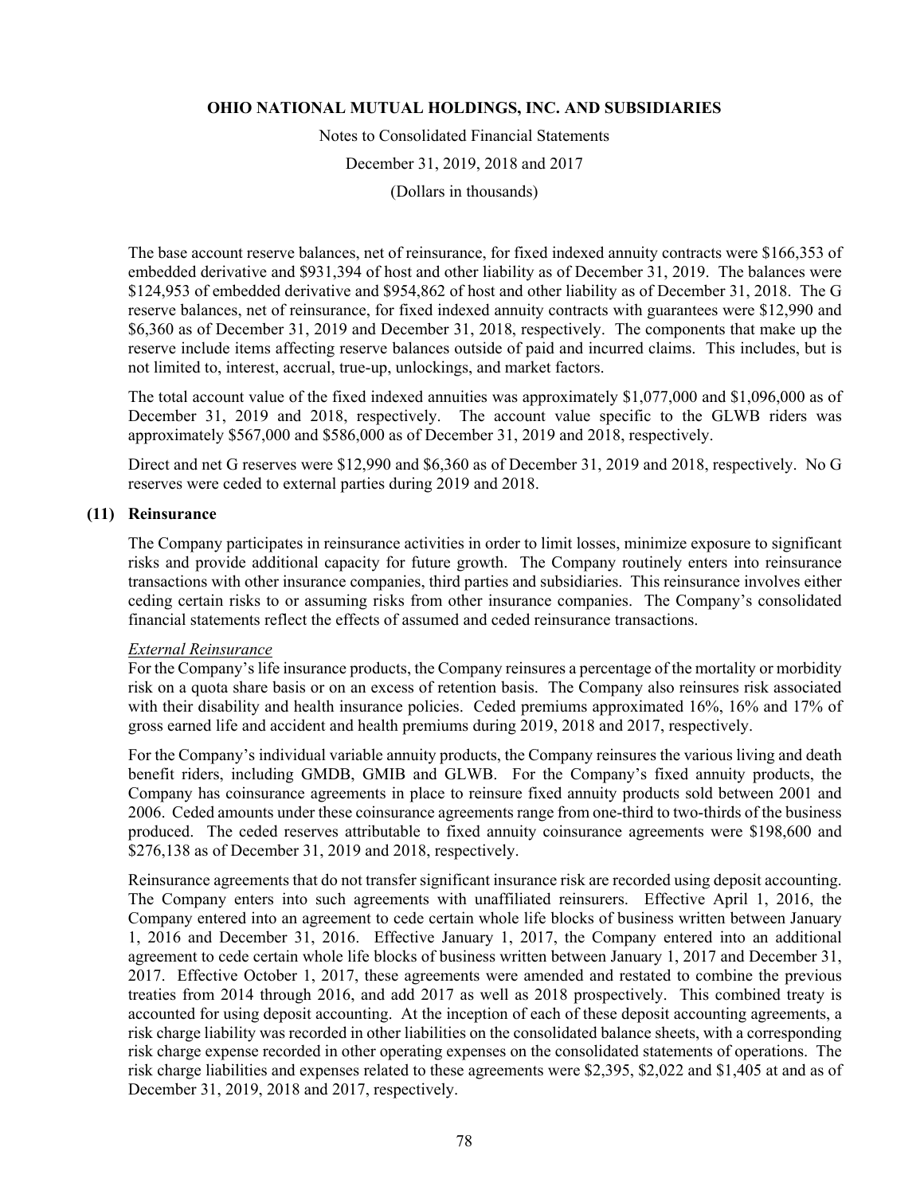The base account reserve balances, net of reinsurance, for fixed indexed annuity contracts were \$166,353 of embedded derivative and \$931,394 of host and other liability as of December 31, 2019. The balances were \$124,953 of embedded derivative and \$954,862 of host and other liability as of December 31, 2018. The G reserve balances, net of reinsurance, for fixed indexed annuity contracts with guarantees were \$12,990 and \$6,360 as of December 31, 2019 and December 31, 2018, respectively. The components that make up the reserve include items affecting reserve balances outside of paid and incurred claims. This includes, but is not limited to, interest, accrual, true-up, unlockings, and market factors.

The total account value of the fixed indexed annuities was approximately \$1,077,000 and \$1,096,000 as of December 31, 2019 and 2018, respectively. The account value specific to the GLWB riders was approximately \$567,000 and \$586,000 as of December 31, 2019 and 2018, respectively.

Direct and net G reserves were \$12,990 and \$6,360 as of December 31, 2019 and 2018, respectively. No G reserves were ceded to external parties during 2019 and 2018.

## (11) Reinsurance

The Company participates in reinsurance activities in order to limit losses, minimize exposure to significant risks and provide additional capacity for future growth. The Company routinely enters into reinsurance transactions with other insurance companies, third parties and subsidiaries. This reinsurance involves either ceding certain risks to or assuming risks from other insurance companies. The Company's consolidated financial statements reflect the effects of assumed and ceded reinsurance transactions.

*External Reinsurance*

For the Company's life insurance products, the Company reinsures a percentage of the mortality or morbidity risk on a quota share basis or on an excess of retention basis. The Company also reinsures risk associated with their disability and health insurance policies. Ceded premiums approximated 16%, 16% and 17% of gross earned life and accident and health premiums during 2019, 2018 and 2017, respectively.

For the Company's individual variable annuity products, the Company reinsures the various living and death benefit riders, including GMDB, GMIB and GLWB. For the Company's fixed annuity products, the Company has coinsurance agreements in place to reinsure fixed annuity products sold between 2001 and 2006. Ceded amounts under these coinsurance agreements range from one-third to two-thirds of the business produced. The ceded reserves attributable to fixed annuity coinsurance agreements were \$198,600 and \$276,138 as of December 31, 2019 and 2018, respectively.

Reinsurance agreements that do not transfer significant insurance risk are recorded using deposit accounting. The Company enters into such agreements with unaffiliated reinsurers. Effective April 1, 2016, the Company entered into an agreement to cede certain whole life blocks of business written between January 1, 2016 and December 31, 2016. Effective January 1, 2017, the Company entered into an additional agreement to cede certain whole life blocks of business written between January 1, 2017 and December 31, 2017. Effective October 1, 2017, these agreements were amended and restated to combine the previous treaties from 2014 through 2016, and add 2017 as well as 2018 prospectively. This combined treaty is accounted for using deposit accounting. At the inception of each of these deposit accounting agreements, a risk charge liability was recorded in other liabilities on the consolidated balance sheets, with a corresponding risk charge expense recorded in other operating expenses on the consolidated statements of operations. The risk charge liabilities and expenses related to these agreements were \$2,395, \$2,022 and \$1,405 at and as of December 31, 2019, 2018 and 2017, respectively.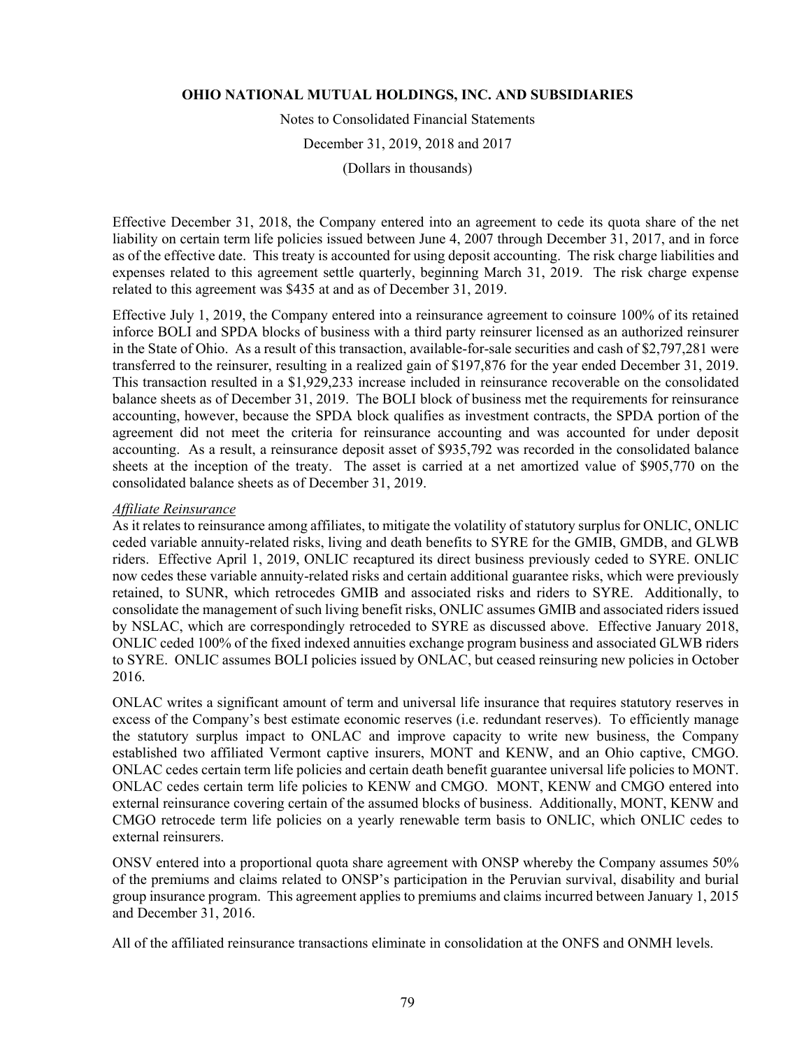Effective December 31, 2018, the Company entered into an agreement to cede its quota share of the net liability on certain term life policies issued between June 4, 2007 through December 31, 2017, and in force as of the effective date. This treaty is accounted for using deposit accounting. The risk charge liabilities and expenses related to this agreement settle quarterly, beginning March 31, 2019. The risk charge expense related to this agreement was $435 at and as of December 31, 2019.

Effective July 1, 2019, the Company entered into a reinsurance agreement to coinsure 100% of its retained inforce BOLI and SPDA blocks of business with a third party reinsurer licensed as an authorized reinsurer in the State of Ohio. As a result of this transaction, available-for-sale securities and cash of $2,797,281 were transferred to the reinsurer, resulting in a realized gain of $197,876 for the year ended December 31, 2019. This transaction resulted in a $1,929,233 increase included in reinsurance recoverable on the consolidated balance sheets as of December 31, 2019. The BOLI block of business met the requirements for reinsurance accounting, however, because the SPDA block qualifies as investment contracts, the SPDA portion of the agreement did not meet the criteria for reinsurance accounting and was accounted for under deposit accounting. As a result, a reinsurance deposit asset of $935,792 was recorded in the consolidated balance sheets at the inception of the treaty. The asset is carried at a net amortized value of $905,770 on the consolidated balance sheets as of December 31, 2019.

*Affiliate Reinsurance*

As it relates to reinsurance among affiliates, to mitigate the volatility of statutory surplus for ONLIC, ONLIC ceded variable annuity-related risks, living and death benefits to SYRE for the GMIB, GMDB, and GLWB riders. Effective April 1, 2019, ONLIC recaptured its direct business previously ceded to SYRE. ONLIC now cedes these variable annuity-related risks and certain additional guarantee risks, which were previously retained, to SUNR, which retrocedes GMIB and associated risks and riders to SYRE. Additionally, to consolidate the management of such living benefit risks, ONLIC assumes GMIB and associated riders issued by NSLAC, which are correspondingly retroceded to SYRE as discussed above. Effective January 2018, ONLIC ceded 100% of the fixed indexed annuities exchange program business and associated GLWB riders to SYRE. ONLIC assumes BOLI policies issued by ONLAC, but ceased reinsuring new policies in October 2016.

ONLAC writes a significant amount of term and universal life insurance that requires statutory reserves in excess of the Company's best estimate economic reserves (i.e. redundant reserves). To efficiently manage the statutory surplus impact to ONLAC and improve capacity to write new business, the Company established two affiliated Vermont captive insurers, MONT and KENW, and an Ohio captive, CMGO. ONLAC cedes certain term life policies and certain death benefit guarantee universal life policies to MONT. ONLAC cedes certain term life policies to KENW and CMGO. MONT, KENW and CMGO entered into external reinsurance covering certain of the assumed blocks of business. Additionally, MONT, KENW and CMGO retrocede term life policies on a yearly renewable term basis to ONLIC, which ONLIC cedes to external reinsurers.

ONSV entered into a proportional quota share agreement with ONSP whereby the Company assumes 50% of the premiums and claims related to ONSP's participation in the Peruvian survival, disability and burial group insurance program. This agreement applies to premiums and claims incurred between January 1, 2015 and December 31, 2016.

All of the affiliated reinsurance transactions eliminate in consolidation at the ONFS and ONMH levels.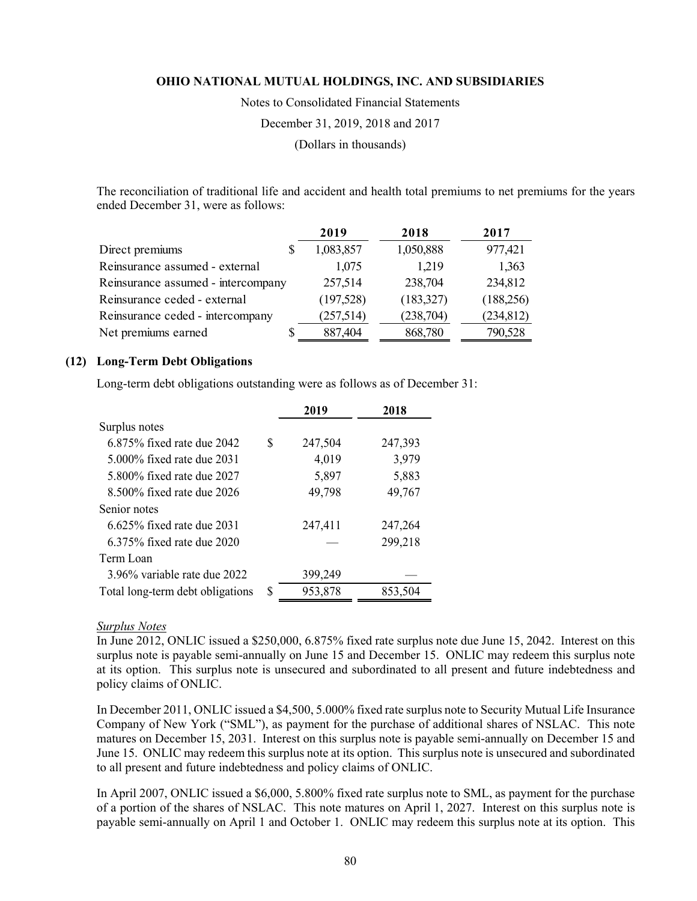The reconciliation of traditional life and accident and health total premiums to net premiums for the years ended December 31, were as follows:

| | 2019 | 2018 | 2017 |
|---|---|---|---|
| Direct premiums | $ 1,083,857 | 1,050,888 | 977,421 |
| Reinsurance assumed - external | 1,075 | 1,219 | 1,363 |
| Reinsurance assumed - intercompany | 257,514 | 238,704 | 234,812 |
| Reinsurance ceded - external | (197,528) | (183,327) | (188,256) |
| Reinsurance ceded - intercompany | (257,514) | (238,704) | (234,812) |
| Net premiums earned | $ 887,404 | 868,780 | 790,528 |

## (12) Long-Term Debt Obligations

Long-term debt obligations outstanding were as follows as of December 31:

| | 2019 | 2018 |
|---|---|---|
| Surplus notes | | |
| 6.875% fixed rate due 2042 | $ 247,504 | 247,393 |
| 5.000% fixed rate due 2031 | 4,019 | 3,979 |
| 5.800% fixed rate due 2027 | 5,897 | 5,883 |
| 8.500% fixed rate due 2026 | 49,798 | 49,767 |
| Senior notes | | |
| 6.625% fixed rate due 2031 | 247,411 | 247,264 |
| 6.375% fixed rate due 2020 | — | 299,218 |
| Term Loan | | |
| 3.96% variable rate due 2022 | 399,249 | — |
| Total long-term debt obligations | $ 953,878 | 853,504 |

*Surplus Notes*

In June 2012, ONLIC issued a $250,000, 6.875% fixed rate surplus note due June 15, 2042. Interest on this surplus note is payable semi-annually on June 15 and December 15. ONLIC may redeem this surplus note at its option. This surplus note is unsecured and subordinated to all present and future indebtedness and policy claims of ONLIC.

In December 2011, ONLIC issued a $4,500, 5.000% fixed rate surplus note to Security Mutual Life Insurance Company of New York ("SML"), as payment for the purchase of additional shares of NSLAC. This note matures on December 15, 2031. Interest on this surplus note is payable semi-annually on December 15 and June 15. ONLIC may redeem this surplus note at its option. This surplus note is unsecured and subordinated to all present and future indebtedness and policy claims of ONLIC.

In April 2007, ONLIC issued a $6,000, 5.800% fixed rate surplus note to SML, as payment for the purchase of a portion of the shares of NSLAC. This note matures on April 1, 2027. Interest on this surplus note is payable semi-annually on April 1 and October 1. ONLIC may redeem this surplus note at its option. This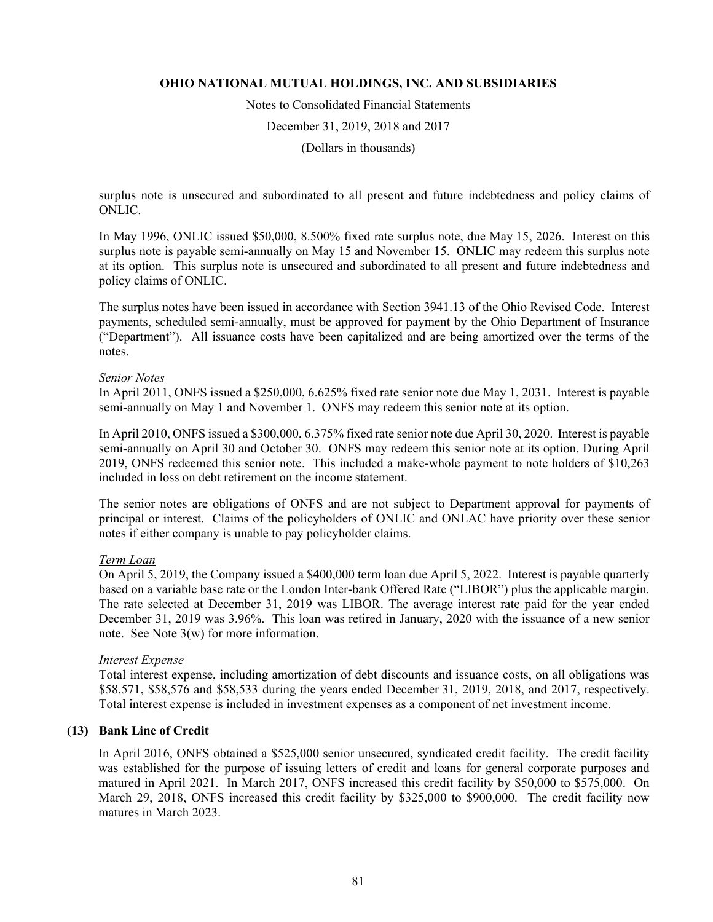surplus note is unsecured and subordinated to all present and future indebtedness and policy claims of ONLIC.

In May 1996, ONLIC issued $50,000, 8.500% fixed rate surplus note, due May 15, 2026. Interest on this surplus note is payable semi-annually on May 15 and November 15. ONLIC may redeem this surplus note at its option. This surplus note is unsecured and subordinated to all present and future indebtedness and policy claims of ONLIC.

The surplus notes have been issued in accordance with Section 3941.13 of the Ohio Revised Code. Interest payments, scheduled semi-annually, must be approved for payment by the Ohio Department of Insurance ("Department"). All issuance costs have been capitalized and are being amortized over the terms of the notes.

*Senior Notes*

In April 2011, ONFS issued a $250,000, 6.625% fixed rate senior note due May 1, 2031. Interest is payable semi-annually on May 1 and November 1. ONFS may redeem this senior note at its option.

In April 2010, ONFS issued a $300,000, 6.375% fixed rate senior note due April 30, 2020. Interest is payable semi-annually on April 30 and October 30. ONFS may redeem this senior note at its option. During April 2019, ONFS redeemed this senior note. This included a make-whole payment to note holders of $10,263 included in loss on debt retirement on the income statement.

The senior notes are obligations of ONFS and are not subject to Department approval for payments of principal or interest. Claims of the policyholders of ONLIC and ONLAC have priority over these senior notes if either company is unable to pay policyholder claims.

*Term Loan*

On April 5, 2019, the Company issued a $400,000 term loan due April 5, 2022. Interest is payable quarterly based on a variable base rate or the London Inter-bank Offered Rate ("LIBOR") plus the applicable margin. The rate selected at December 31, 2019 was LIBOR. The average interest rate paid for the year ended December 31, 2019 was 3.96%. This loan was retired in January, 2020 with the issuance of a new senior note. See Note 3(w) for more information.

*Interest Expense*

Total interest expense, including amortization of debt discounts and issuance costs, on all obligations was $58,571, $58,576 and $58,533 during the years ended December 31, 2019, 2018, and 2017, respectively. Total interest expense is included in investment expenses as a component of net investment income.

## (13) Bank Line of Credit

In April 2016, ONFS obtained a $525,000 senior unsecured, syndicated credit facility. The credit facility was established for the purpose of issuing letters of credit and loans for general corporate purposes and matured in April 2021. In March 2017, ONFS increased this credit facility by $50,000 to $575,000. On March 29, 2018, ONFS increased this credit facility by $325,000 to $900,000. The credit facility now matures in March 2023.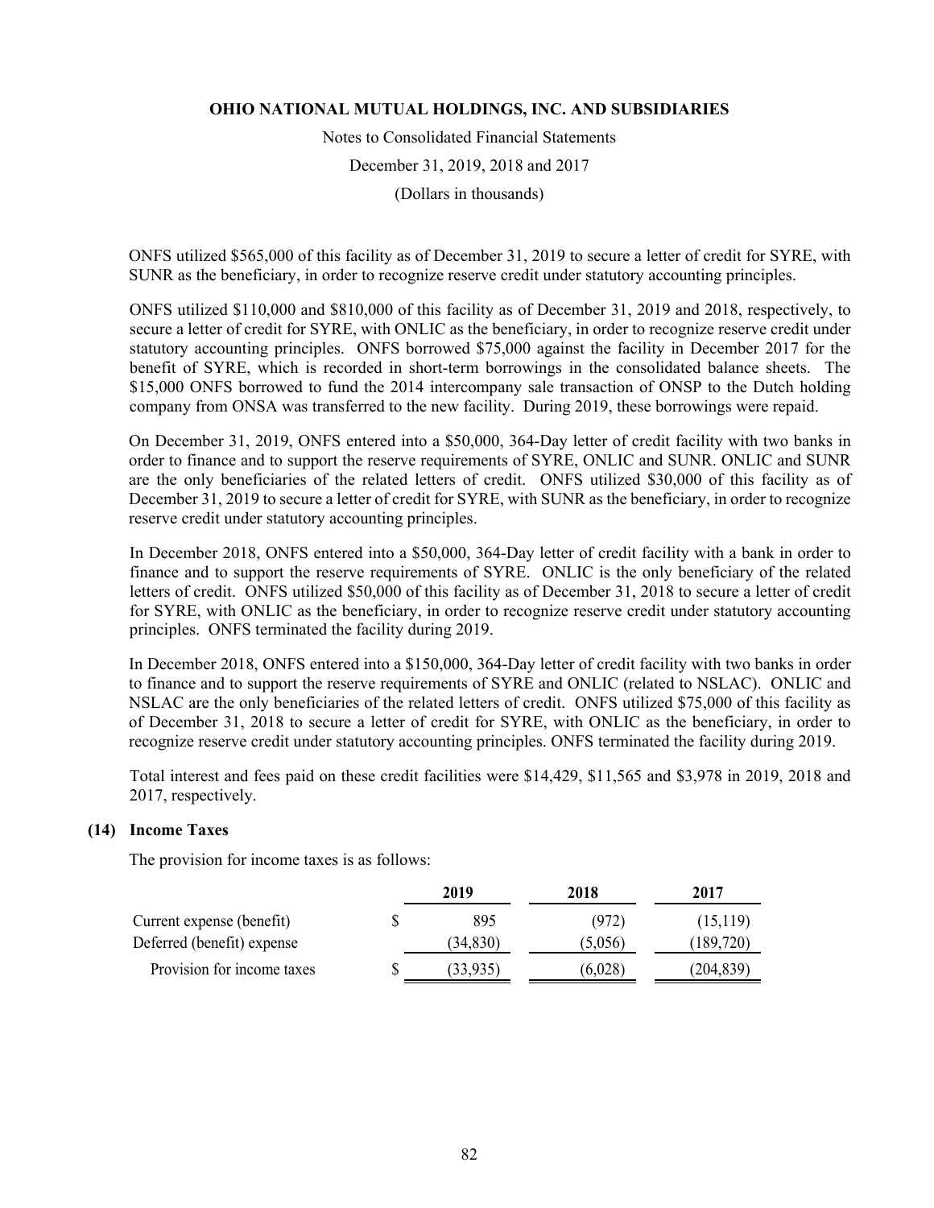ONFS utilized \$565,000 of this facility as of December 31, 2019 to secure a letter of credit for SYRE, with SUNR as the beneficiary, in order to recognize reserve credit under statutory accounting principles.

ONFS utilized \$110,000 and \$810,000 of this facility as of December 31, 2019 and 2018, respectively, to secure a letter of credit for SYRE, with ONLIC as the beneficiary, in order to recognize reserve credit under statutory accounting principles. ONFS borrowed \$75,000 against the facility in December 2017 for the benefit of SYRE, which is recorded in short-term borrowings in the consolidated balance sheets. The \$15,000 ONFS borrowed to fund the 2014 intercompany sale transaction of ONSP to the Dutch holding company from ONSA was transferred to the new facility. During 2019, these borrowings were repaid.

On December 31, 2019, ONFS entered into a \$50,000, 364-Day letter of credit facility with two banks in order to finance and to support the reserve requirements of SYRE, ONLIC and SUNR. ONLIC and SUNR are the only beneficiaries of the related letters of credit. ONFS utilized \$30,000 of this facility as of December 31, 2019 to secure a letter of credit for SYRE, with SUNR as the beneficiary, in order to recognize reserve credit under statutory accounting principles.

In December 2018, ONFS entered into a \$50,000, 364-Day letter of credit facility with a bank in order to finance and to support the reserve requirements of SYRE. ONLIC is the only beneficiary of the related letters of credit. ONFS utilized \$50,000 of this facility as of December 31, 2018 to secure a letter of credit for SYRE, with ONLIC as the beneficiary, in order to recognize reserve credit under statutory accounting principles. ONFS terminated the facility during 2019.

In December 2018, ONFS entered into a \$150,000, 364-Day letter of credit facility with two banks in order to finance and to support the reserve requirements of SYRE and ONLIC (related to NSLAC). ONLIC and NSLAC are the only beneficiaries of the related letters of credit. ONFS utilized \$75,000 of this facility as of December 31, 2018 to secure a letter of credit for SYRE, with ONLIC as the beneficiary, in order to recognize reserve credit under statutory accounting principles. ONFS terminated the facility during 2019.

Total interest and fees paid on these credit facilities were \$14,429, \$11,565 and \$3,978 in 2019, 2018 and 2017, respectively.

## (14) Income Taxes

The provision for income taxes is as follows:

| | 2019 | 2018 | 2017 |
|---|---|---|---|
| Current expense (benefit) | \$ 895 | (972) | (15,119) |
| Deferred (benefit) expense | (34,830) | (5,056) | (189,720) |
| Provision for income taxes | \$ (33,935) | (6,028) | (204,839) |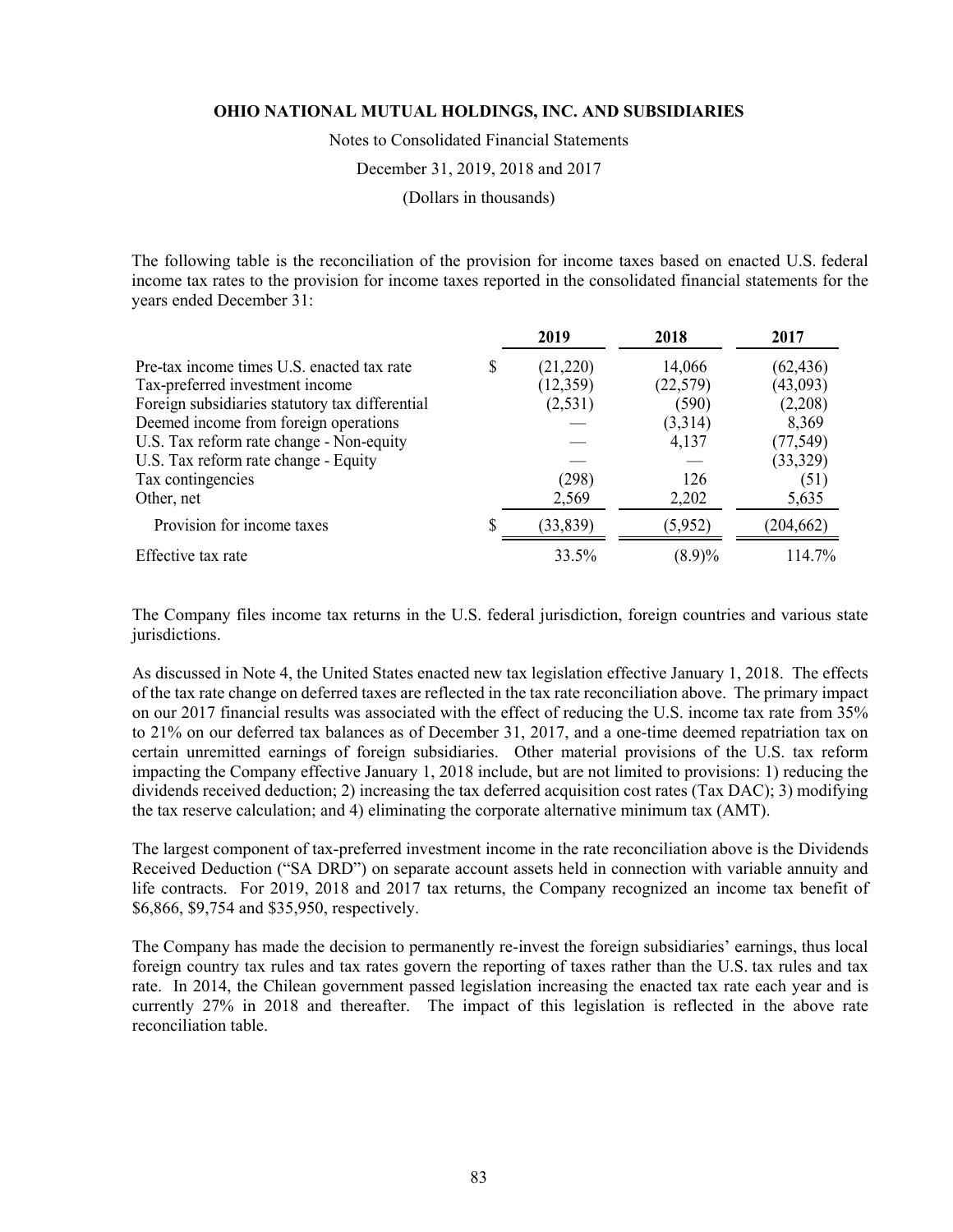The following table is the reconciliation of the provision for income taxes based on enacted U.S. federal income tax rates to the provision for income taxes reported in the consolidated financial statements for the years ended December 31:

| | 2019 | 2018 | 2017 |
|---|---|---|---|
| Pre-tax income times U.S. enacted tax rate | $ (21,220) | 14,066 | (62,436) |
| Tax-preferred investment income | (12,359) | (22,579) | (43,093) |
| Foreign subsidiaries statutory tax differential | (2,531) | (590) | (2,208) |
| Deemed income from foreign operations | — | (3,314) | 8,369 |
| U.S. Tax reform rate change - Non-equity | — | 4,137 | (77,549) |
| U.S. Tax reform rate change - Equity | — | — | (33,329) |
| Tax contingencies | (298) | 126 | (51) |
| Other, net | 2,569 | 2,202 | 5,635 |
| Provision for income taxes | $ (33,839) | (5,952) | (204,662) |
| Effective tax rate | 33.5% | (8.9)% | 114.7% |

The Company files income tax returns in the U.S. federal jurisdiction, foreign countries and various state jurisdictions.

As discussed in Note 4, the United States enacted new tax legislation effective January 1, 2018. The effects of the tax rate change on deferred taxes are reflected in the tax rate reconciliation above. The primary impact on our 2017 financial results was associated with the effect of reducing the U.S. income tax rate from 35% to 21% on our deferred tax balances as of December 31, 2017, and a one-time deemed repatriation tax on certain unremitted earnings of foreign subsidiaries. Other material provisions of the U.S. tax reform impacting the Company effective January 1, 2018 include, but are not limited to provisions: 1) reducing the dividends received deduction; 2) increasing the tax deferred acquisition cost rates (Tax DAC); 3) modifying the tax reserve calculation; and 4) eliminating the corporate alternative minimum tax (AMT).

The largest component of tax-preferred investment income in the rate reconciliation above is the Dividends Received Deduction ("SA DRD") on separate account assets held in connection with variable annuity and life contracts. For 2019, 2018 and 2017 tax returns, the Company recognized an income tax benefit of $6,866, $9,754 and $35,950, respectively.

The Company has made the decision to permanently re-invest the foreign subsidiaries' earnings, thus local foreign country tax rules and tax rates govern the reporting of taxes rather than the U.S. tax rules and tax rate. In 2014, the Chilean government passed legislation increasing the enacted tax rate each year and is currently 27% in 2018 and thereafter. The impact of this legislation is reflected in the above rate reconciliation table.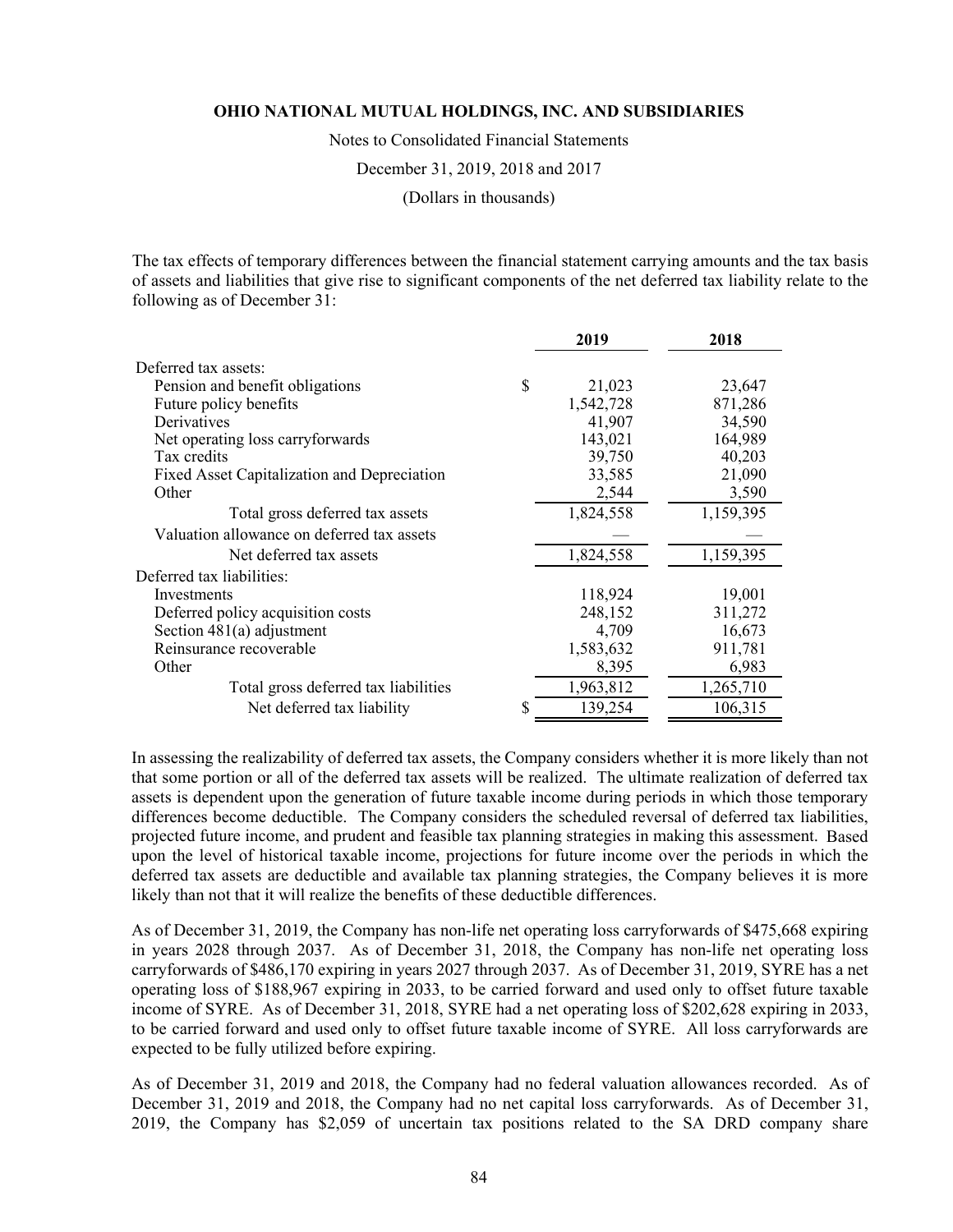The tax effects of temporary differences between the financial statement carrying amounts and the tax basis of assets and liabilities that give rise to significant components of the net deferred tax liability relate to the following as of December 31:

| | 2019 | 2018 |
|---|---|---|
| Deferred tax assets: | | |
| Pension and benefit obligations | $ 21,023 | 23,647 |
| Future policy benefits | 1,542,728 | 871,286 |
| Derivatives | 41,907 | 34,590 |
| Net operating loss carryforwards | 143,021 | 164,989 |
| Tax credits | 39,750 | 40,203 |
| Fixed Asset Capitalization and Depreciation | 33,585 | 21,090 |
| Other | 2,544 | 3,590 |
| Total gross deferred tax assets | 1,824,558 | 1,159,395 |
| Valuation allowance on deferred tax assets | — | — |
| Net deferred tax assets | 1,824,558 | 1,159,395 |
| Deferred tax liabilities: | | |
| Investments | 118,924 | 19,001 |
| Deferred policy acquisition costs | 248,152 | 311,272 |
| Section 481(a) adjustment | 4,709 | 16,673 |
| Reinsurance recoverable | 1,583,632 | 911,781 |
| Other | 8,395 | 6,983 |
| Total gross deferred tax liabilities | 1,963,812 | 1,265,710 |
| Net deferred tax liability | $ 139,254 | 106,315 |

In assessing the realizability of deferred tax assets, the Company considers whether it is more likely than not that some portion or all of the deferred tax assets will be realized. The ultimate realization of deferred tax assets is dependent upon the generation of future taxable income during periods in which those temporary differences become deductible. The Company considers the scheduled reversal of deferred tax liabilities, projected future income, and prudent and feasible tax planning strategies in making this assessment. Based upon the level of historical taxable income, projections for future income over the periods in which the deferred tax assets are deductible and available tax planning strategies, the Company believes it is more likely than not that it will realize the benefits of these deductible differences.

As of December 31, 2019, the Company has non-life net operating loss carryforwards of $475,668 expiring in years 2028 through 2037. As of December 31, 2018, the Company has non-life net operating loss carryforwards of $486,170 expiring in years 2027 through 2037. As of December 31, 2019, SYRE has a net operating loss of $188,967 expiring in 2033, to be carried forward and used only to offset future taxable income of SYRE. As of December 31, 2018, SYRE had a net operating loss of $202,628 expiring in 2033, to be carried forward and used only to offset future taxable income of SYRE. All loss carryforwards are expected to be fully utilized before expiring.

As of December 31, 2019 and 2018, the Company had no federal valuation allowances recorded. As of December 31, 2019 and 2018, the Company had no net capital loss carryforwards. As of December 31, 2019, the Company has $2,059 of uncertain tax positions related to the SA DRD company share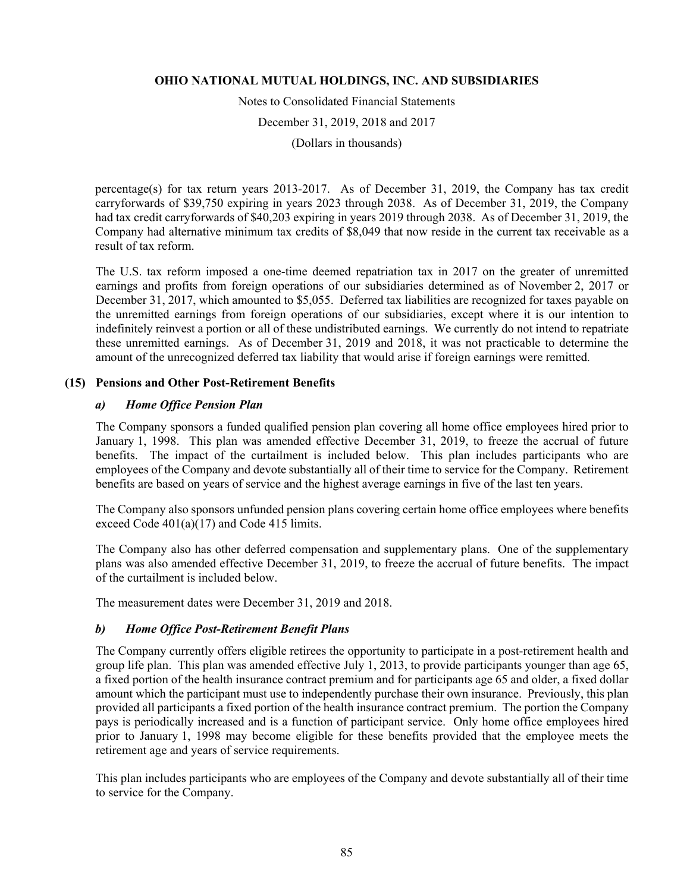percentage(s) for tax return years 2013-2017. As of December 31, 2019, the Company has tax credit carryforwards of $39,750 expiring in years 2023 through 2038. As of December 31, 2019, the Company had tax credit carryforwards of $40,203 expiring in years 2019 through 2038. As of December 31, 2019, the Company had alternative minimum tax credits of $8,049 that now reside in the current tax receivable as a result of tax reform.

The U.S. tax reform imposed a one-time deemed repatriation tax in 2017 on the greater of unremitted earnings and profits from foreign operations of our subsidiaries determined as of November 2, 2017 or December 31, 2017, which amounted to $5,055. Deferred tax liabilities are recognized for taxes payable on the unremitted earnings from foreign operations of our subsidiaries, except where it is our intention to indefinitely reinvest a portion or all of these undistributed earnings. We currently do not intend to repatriate these unremitted earnings. As of December 31, 2019 and 2018, it was not practicable to determine the amount of the unrecognized deferred tax liability that would arise if foreign earnings were remitted.

## (15) Pensions and Other Post-Retirement Benefits

### *a) Home Office Pension Plan*

The Company sponsors a funded qualified pension plan covering all home office employees hired prior to January 1, 1998. This plan was amended effective December 31, 2019, to freeze the accrual of future benefits. The impact of the curtailment is included below. This plan includes participants who are employees of the Company and devote substantially all of their time to service for the Company. Retirement benefits are based on years of service and the highest average earnings in five of the last ten years.

The Company also sponsors unfunded pension plans covering certain home office employees where benefits exceed Code 401(a)(17) and Code 415 limits.

The Company also has other deferred compensation and supplementary plans. One of the supplementary plans was also amended effective December 31, 2019, to freeze the accrual of future benefits. The impact of the curtailment is included below.

The measurement dates were December 31, 2019 and 2018.

### *b) Home Office Post-Retirement Benefit Plans*

The Company currently offers eligible retirees the opportunity to participate in a post-retirement health and group life plan. This plan was amended effective July 1, 2013, to provide participants younger than age 65, a fixed portion of the health insurance contract premium and for participants age 65 and older, a fixed dollar amount which the participant must use to independently purchase their own insurance. Previously, this plan provided all participants a fixed portion of the health insurance contract premium. The portion the Company pays is periodically increased and is a function of participant service. Only home office employees hired prior to January 1, 1998 may become eligible for these benefits provided that the employee meets the retirement age and years of service requirements.

This plan includes participants who are employees of the Company and devote substantially all of their time to service for the Company.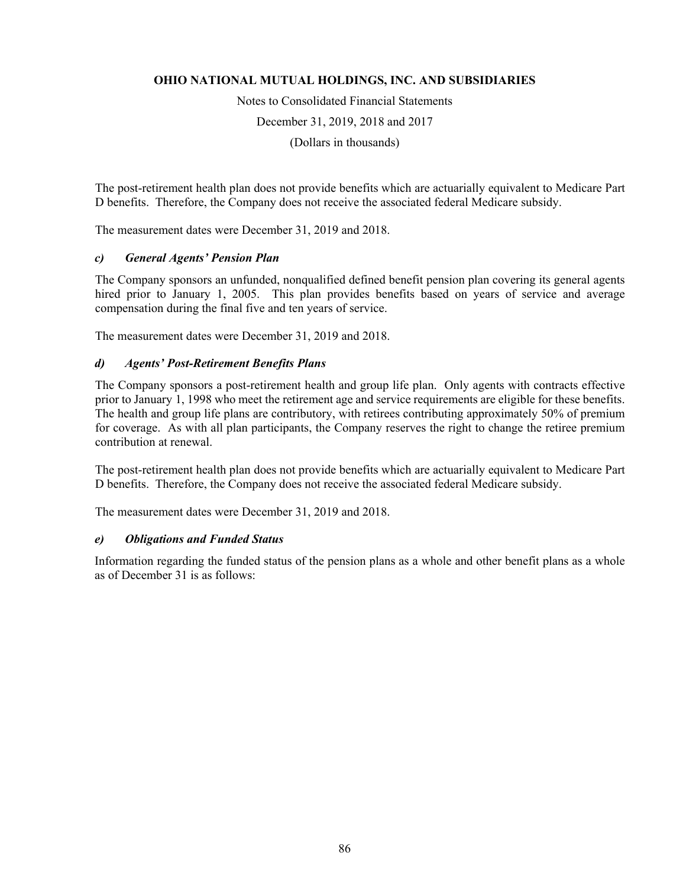The post-retirement health plan does not provide benefits which are actuarially equivalent to Medicare Part D benefits. Therefore, the Company does not receive the associated federal Medicare subsidy.

The measurement dates were December 31, 2019 and 2018.

### *c) General Agents' Pension Plan*

The Company sponsors an unfunded, nonqualified defined benefit pension plan covering its general agents hired prior to January 1, 2005. This plan provides benefits based on years of service and average compensation during the final five and ten years of service.

The measurement dates were December 31, 2019 and 2018.

### *d) Agents' Post-Retirement Benefits Plans*

The Company sponsors a post-retirement health and group life plan. Only agents with contracts effective prior to January 1, 1998 who meet the retirement age and service requirements are eligible for these benefits. The health and group life plans are contributory, with retirees contributing approximately 50% of premium for coverage. As with all plan participants, the Company reserves the right to change the retiree premium contribution at renewal.

The post-retirement health plan does not provide benefits which are actuarially equivalent to Medicare Part D benefits. Therefore, the Company does not receive the associated federal Medicare subsidy.

The measurement dates were December 31, 2019 and 2018.

### *e) Obligations and Funded Status*

Information regarding the funded status of the pension plans as a whole and other benefit plans as a whole as of December 31 is as follows: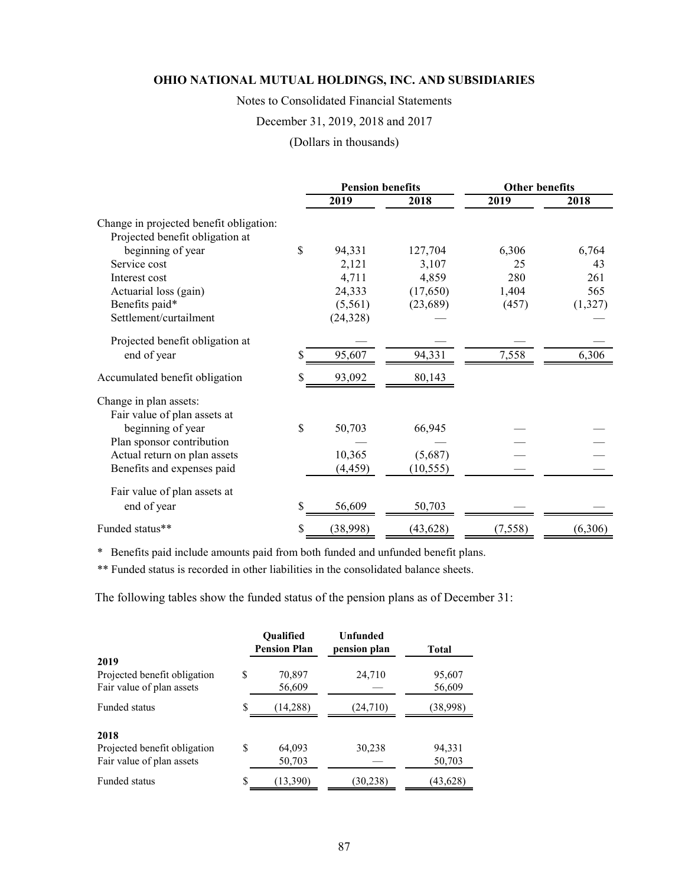**OHIO NATIONAL MUTUAL HOLDINGS, INC. AND SUBSIDIARIES**

Notes to Consolidated Financial Statements

December 31, 2019, 2018 and 2017

(Dollars in thousands)

| | Pension benefits | | Other benefits | |
|---|---|---|---|---|
| | 2019 | 2018 | 2019 | 2018 |
| Change in projected benefit obligation: | | | | |
| Projected benefit obligation at beginning of year | $ 94,331 | 127,704 | 6,306 | 6,764 |
| Service cost | 2,121 | 3,107 | 25 | 43 |
| Interest cost | 4,711 | 4,859 | 280 | 261 |
| Actuarial loss (gain) | 24,333 | (17,650) | 1,404 | 565 |
| Benefits paid* | (5,561) | (23,689) | (457) | (1,327) |
| Settlement/curtailment | (24,328) | — | — | — |
| Projected benefit obligation at end of year | $ 95,607 | 94,331 | 7,558 | 6,306 |
| Accumulated benefit obligation | $ 93,092 | 80,143 | | |
| Change in plan assets: | | | | |
| Fair value of plan assets at beginning of year | $ 50,703 | 66,945 | — | — |
| Plan sponsor contribution | — | — | — | — |
| Actual return on plan assets | 10,365 | (5,687) | — | — |
| Benefits and expenses paid | (4,459) | (10,555) | — | — |
| Fair value of plan assets at end of year | $ 56,609 | 50,703 | — | — |
| Funded status** | $ (38,998) | (43,628) | (7,558) | (6,306) |

\* Benefits paid include amounts paid from both funded and unfunded benefit plans.

\*\* Funded status is recorded in other liabilities in the consolidated balance sheets.

The following tables show the funded status of the pension plans as of December 31:

| | Qualified Pension Plan | Unfunded pension plan | Total |
|---|---|---|---|
| **2019** | | | |
| Projected benefit obligation | $ 70,897 | 24,710 | 95,607 |
| Fair value of plan assets | 56,609 | — | 56,609 |
| Funded status | $ (14,288) | (24,710) | (38,998) |
| **2018** | | | |
| Projected benefit obligation | $ 64,093 | 30,238 | 94,331 |
| Fair value of plan assets | 50,703 | — | 50,703 |
| Funded status | $ (13,390) | (30,238) | (43,628) |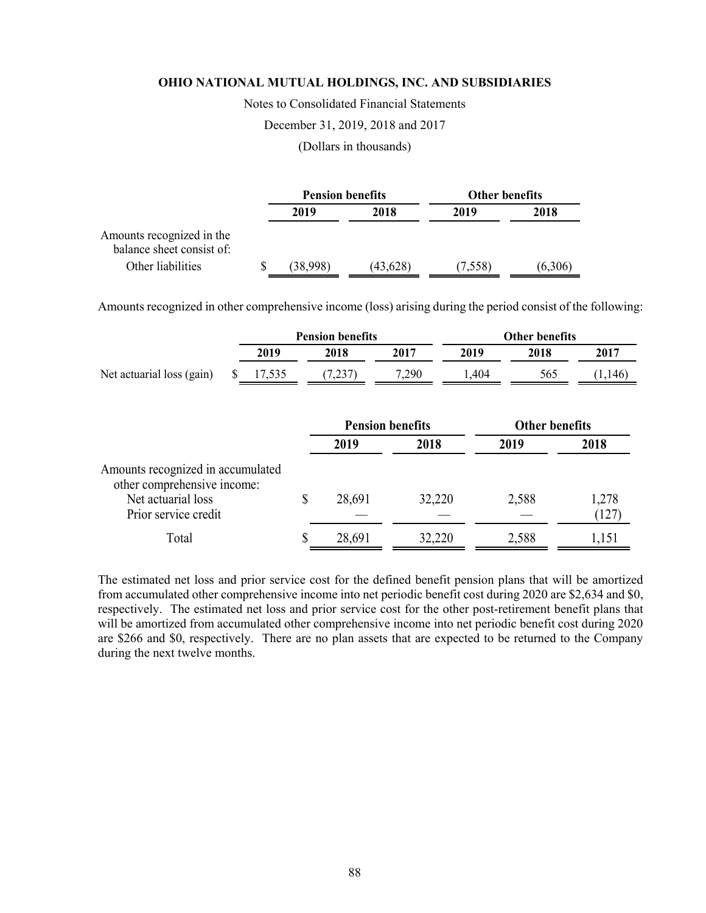**OHIO NATIONAL MUTUAL HOLDINGS, INC. AND SUBSIDIARIES**

Notes to Consolidated Financial Statements

December 31, 2019, 2018 and 2017

(Dollars in thousands)

| | Pension benefits | | Other benefits | |
|---|---|---|---|---|
| | 2019 | 2018 | 2019 | 2018 |
| Amounts recognized in the balance sheet consist of: | | | | |
| Other liabilities | $ (38,998) | (43,628) | (7,558) | (6,306) |

Amounts recognized in other comprehensive income (loss) arising during the period consist of the following:

| | Pension benefits | | | Other benefits | | |
|---|---|---|---|---|---|---|
| | 2019 | 2018 | 2017 | 2019 | 2018 | 2017 |
| Net actuarial loss (gain) | $ 17,535 | (7,237) | 7,290 | 1,404 | 565 | (1,146) |

| | Pension benefits | | Other benefits | |
|---|---|---|---|---|
| | 2019 | 2018 | 2019 | 2018 |
| Amounts recognized in accumulated other comprehensive income: | | | | |
| Net actuarial loss | $ 28,691 | 32,220 | 2,588 | 1,278 |
| Prior service credit | — | — | — | (127) |
| Total | $ 28,691 | 32,220 | 2,588 | 1,151 |

The estimated net loss and prior service cost for the defined benefit pension plans that will be amortized from accumulated other comprehensive income into net periodic benefit cost during 2020 are $2,634 and $0, respectively. The estimated net loss and prior service cost for the other post-retirement benefit plans that will be amortized from accumulated other comprehensive income into net periodic benefit cost during 2020 are $266 and $0, respectively. There are no plan assets that are expected to be returned to the Company during the next twelve months.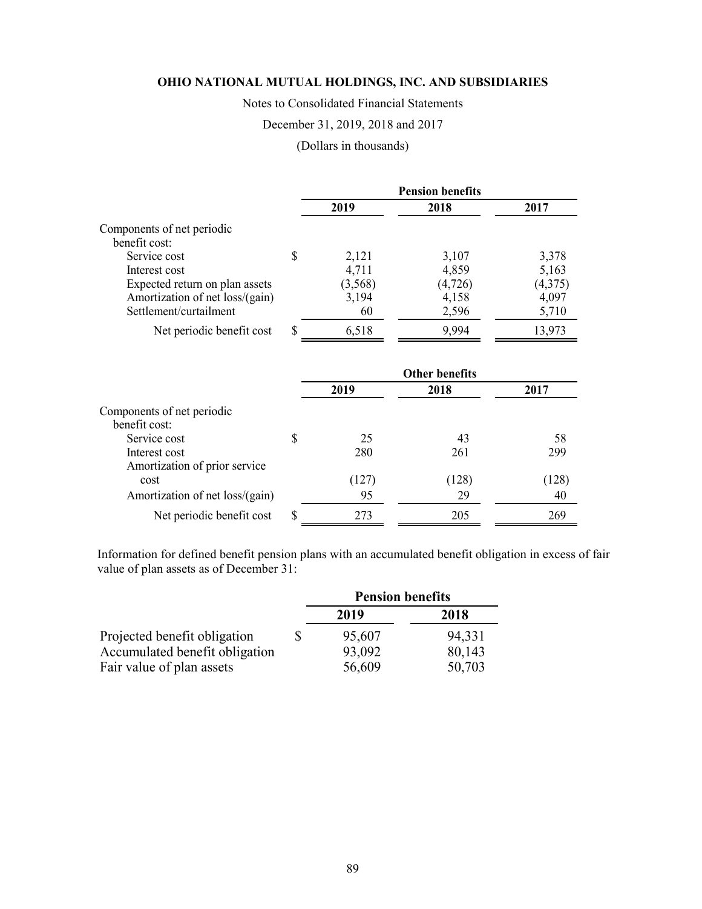**OHIO NATIONAL MUTUAL HOLDINGS, INC. AND SUBSIDIARIES**

Notes to Consolidated Financial Statements

December 31, 2019, 2018 and 2017

(Dollars in thousands)

| | Pension benefits | | |
|---|---|---|---|
| | 2019 | 2018 | 2017 |
| Components of net periodic benefit cost: | | | |
| Service cost | $ 2,121 | 3,107 | 3,378 |
| Interest cost | 4,711 | 4,859 | 5,163 |
| Expected return on plan assets | (3,568) | (4,726) | (4,375) |
| Amortization of net loss/(gain) | 3,194 | 4,158 | 4,097 |
| Settlement/curtailment | 60 | 2,596 | 5,710 |
| Net periodic benefit cost | $ 6,518 | 9,994 | 13,973 |

| | Other benefits | | |
|---|---|---|---|
| | 2019 | 2018 | 2017 |
| Components of net periodic benefit cost: | | | |
| Service cost | $ 25 | 43 | 58 |
| Interest cost | 280 | 261 | 299 |
| Amortization of prior service cost | (127) | (128) | (128) |
| Amortization of net loss/(gain) | 95 | 29 | 40 |
| Net periodic benefit cost | $ 273 | 205 | 269 |

Information for defined benefit pension plans with an accumulated benefit obligation in excess of fair value of plan assets as of December 31:

| | Pension benefits | |
|---|---|---|
| | 2019 | 2018 |
| Projected benefit obligation | $ 95,607 | 94,331 |
| Accumulated benefit obligation | 93,092 | 80,143 |
| Fair value of plan assets | 56,609 | 50,703 |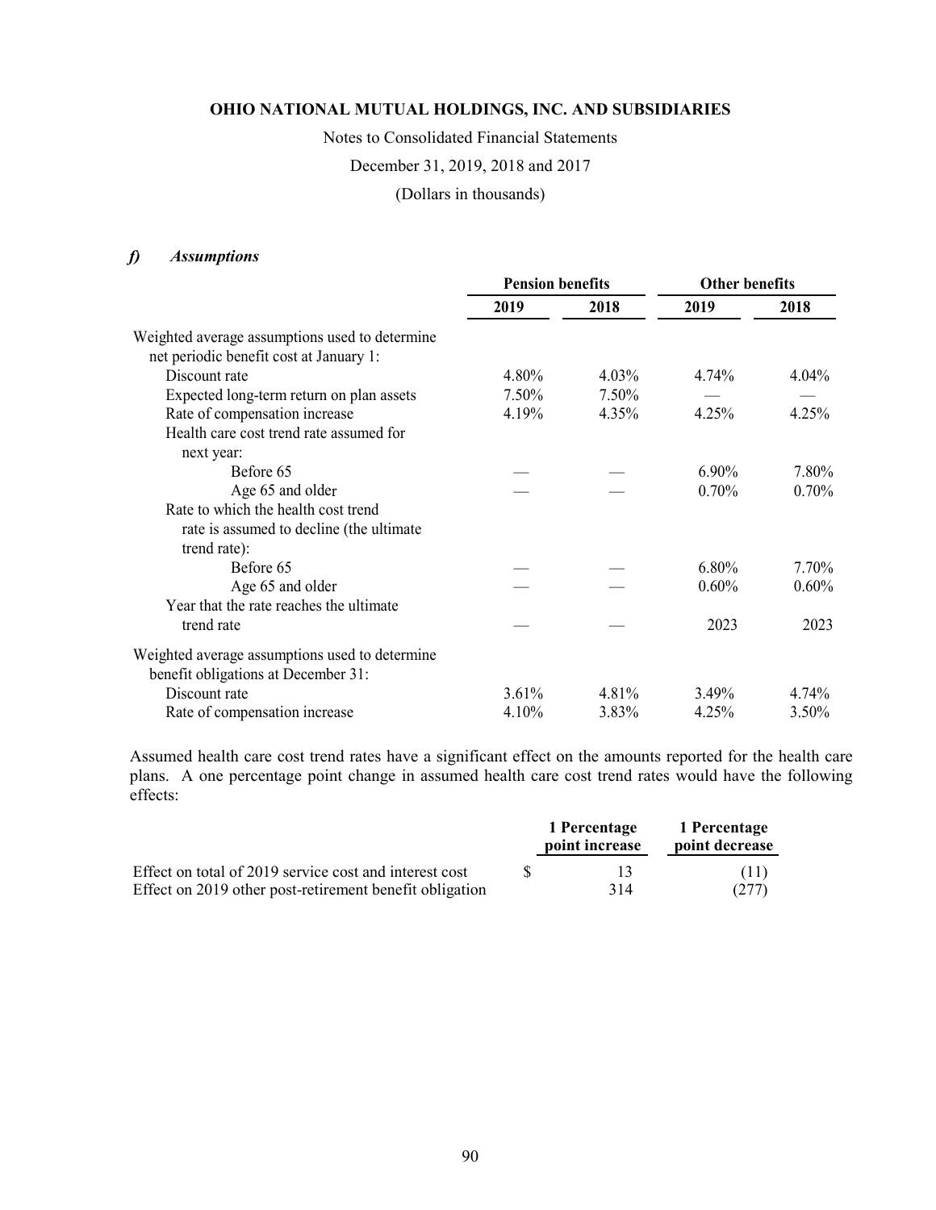**OHIO NATIONAL MUTUAL HOLDINGS, INC. AND SUBSIDIARIES**

Notes to Consolidated Financial Statements

December 31, 2019, 2018 and 2017

(Dollars in thousands)

### *f) Assumptions*

| | Pension benefits | | Other benefits | |
|---|---|---|---|---|
| | 2019 | 2018 | 2019 | 2018 |
| Weighted average assumptions used to determine net periodic benefit cost at January 1: | | | | |
| Discount rate | 4.80% | 4.03% | 4.74% | 4.04% |
| Expected long-term return on plan assets | 7.50% | 7.50% | — | — |
| Rate of compensation increase | 4.19% | 4.35% | 4.25% | 4.25% |
| Health care cost trend rate assumed for next year: | | | | |
| Before 65 | — | — | 6.90% | 7.80% |
| Age 65 and older | — | — | 0.70% | 0.70% |
| Rate to which the health cost trend rate is assumed to decline (the ultimate trend rate): | | | | |
| Before 65 | — | — | 6.80% | 7.70% |
| Age 65 and older | — | — | 0.60% | 0.60% |
| Year that the rate reaches the ultimate trend rate | — | — | 2023 | 2023 |
| Weighted average assumptions used to determine benefit obligations at December 31: | | | | |
| Discount rate | 3.61% | 4.81% | 3.49% | 4.74% |
| Rate of compensation increase | 4.10% | 3.83% | 4.25% | 3.50% |

Assumed health care cost trend rates have a significant effect on the amounts reported for the health care plans. A one percentage point change in assumed health care cost trend rates would have the following effects:

| | 1 Percentage point increase | 1 Percentage point decrease |
|---|---|---|
| Effect on total of 2019 service cost and interest cost | $ 13 | (11) |
| Effect on 2019 other post-retirement benefit obligation | 314 | (277) |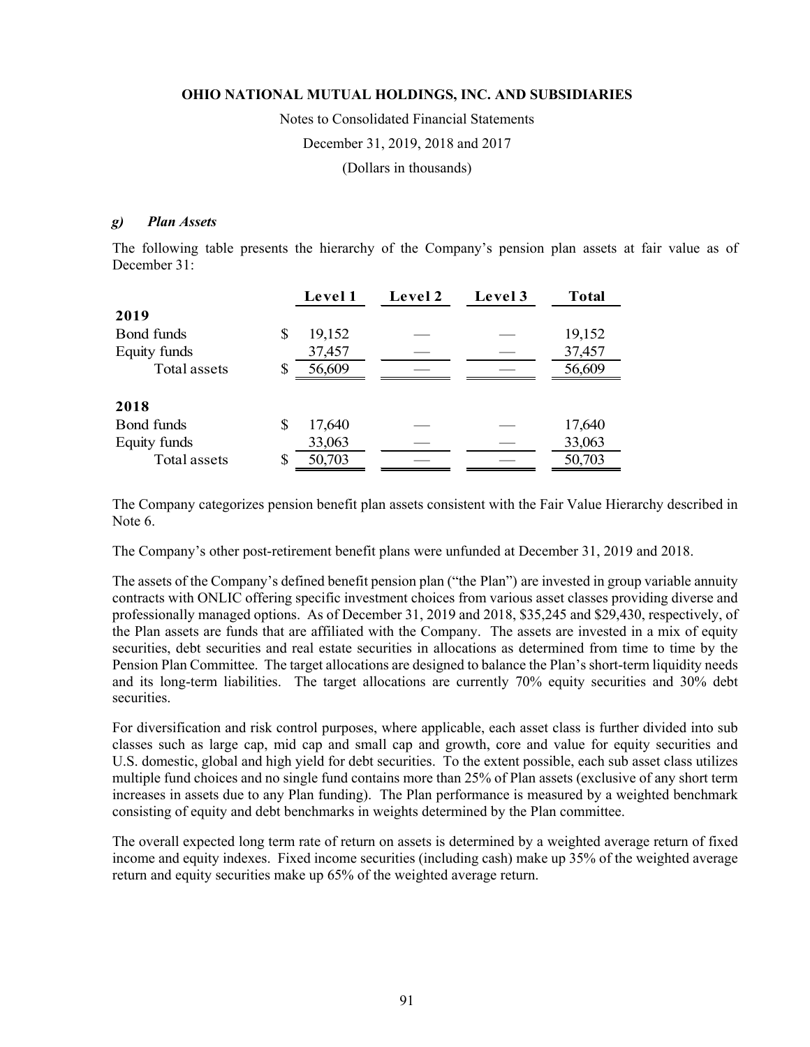### g) *Plan Assets*

The following table presents the hierarchy of the Company's pension plan assets at fair value as of December 31:

| | Level 1 | Level 2 | Level 3 | Total |
|---|---|---|---|---|
| **2019** | | | | |
| Bond funds | $ 19,152 | — | — | 19,152 |
| Equity funds | 37,457 | — | — | 37,457 |
| Total assets | $ 56,609 | — | — | 56,609 |
| **2018** | | | | |
| Bond funds | $ 17,640 | — | — | 17,640 |
| Equity funds | 33,063 | — | — | 33,063 |
| Total assets | $ 50,703 | — | — | 50,703 |

The Company categorizes pension benefit plan assets consistent with the Fair Value Hierarchy described in Note 6.

The Company's other post-retirement benefit plans were unfunded at December 31, 2019 and 2018.

The assets of the Company's defined benefit pension plan ("the Plan") are invested in group variable annuity contracts with ONLIC offering specific investment choices from various asset classes providing diverse and professionally managed options. As of December 31, 2019 and 2018, $35,245 and $29,430, respectively, of the Plan assets are funds that are affiliated with the Company. The assets are invested in a mix of equity securities, debt securities and real estate securities in allocations as determined from time to time by the Pension Plan Committee. The target allocations are designed to balance the Plan's short-term liquidity needs and its long-term liabilities. The target allocations are currently 70% equity securities and 30% debt securities.

For diversification and risk control purposes, where applicable, each asset class is further divided into sub classes such as large cap, mid cap and small cap and growth, core and value for equity securities and U.S. domestic, global and high yield for debt securities. To the extent possible, each sub asset class utilizes multiple fund choices and no single fund contains more than 25% of Plan assets (exclusive of any short term increases in assets due to any Plan funding). The Plan performance is measured by a weighted benchmark consisting of equity and debt benchmarks in weights determined by the Plan committee.

The overall expected long term rate of return on assets is determined by a weighted average return of fixed income and equity indexes. Fixed income securities (including cash) make up 35% of the weighted average return and equity securities make up 65% of the weighted average return.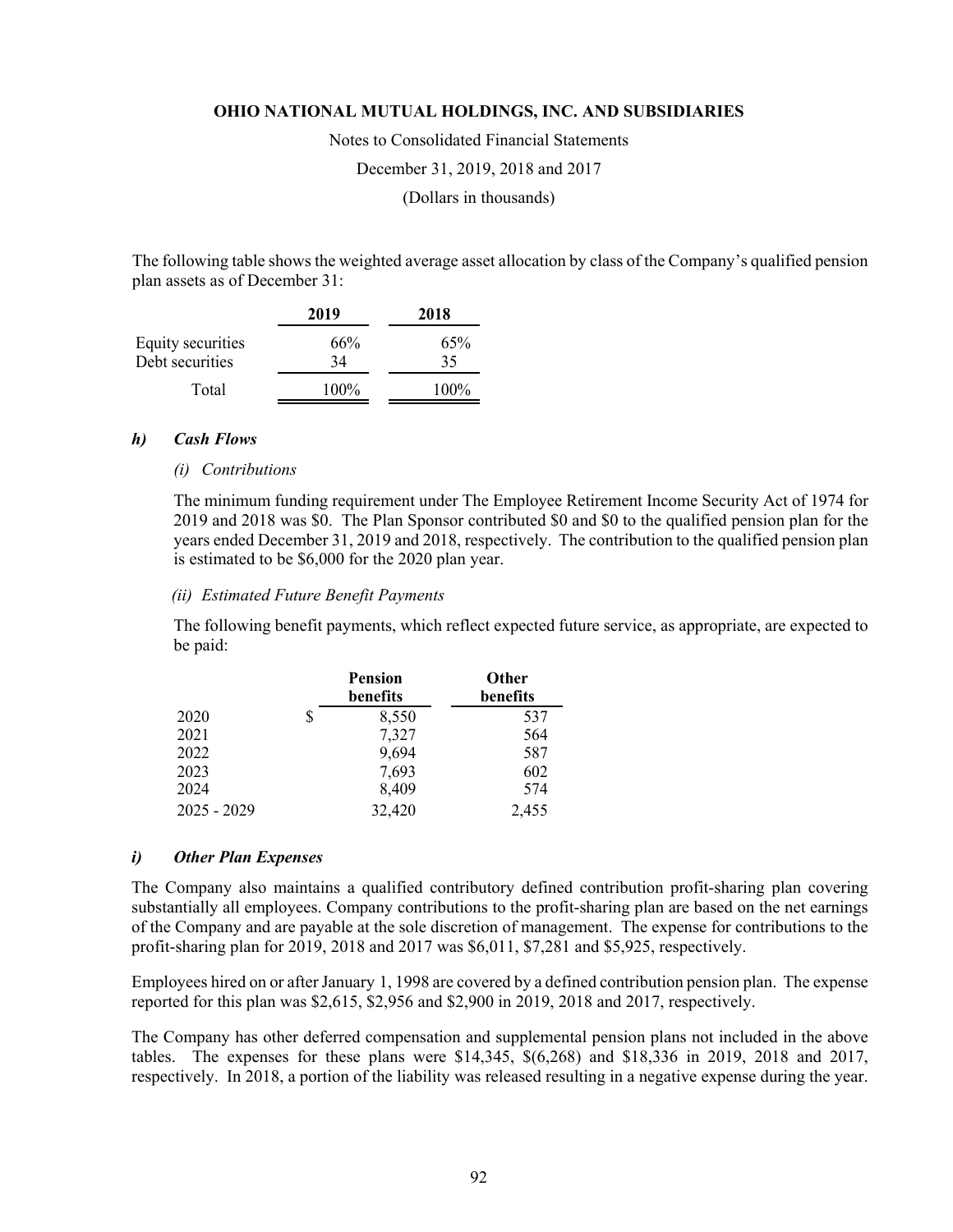The following table shows the weighted average asset allocation by class of the Company's qualified pension plan assets as of December 31:

| | 2019 | 2018 |
|---|---|---|
| Equity securities | 66% | 65% |
| Debt securities | 34 | 35 |
| Total | 100% | 100% |

### *h) Cash Flows*

*(i) Contributions*

The minimum funding requirement under The Employee Retirement Income Security Act of 1974 for 2019 and 2018 was $0. The Plan Sponsor contributed $0 and $0 to the qualified pension plan for the years ended December 31, 2019 and 2018, respectively. The contribution to the qualified pension plan is estimated to be $6,000 for the 2020 plan year.

*(ii) Estimated Future Benefit Payments*

The following benefit payments, which reflect expected future service, as appropriate, are expected to be paid:

| | Pension benefits | Other benefits |
|---|---|---|
| 2020 | $ 8,550 | 537 |
| 2021 | 7,327 | 564 |
| 2022 | 9,694 | 587 |
| 2023 | 7,693 | 602 |
| 2024 | 8,409 | 574 |
| 2025 - 2029 | 32,420 | 2,455 |

### *i) Other Plan Expenses*

The Company also maintains a qualified contributory defined contribution profit-sharing plan covering substantially all employees. Company contributions to the profit-sharing plan are based on the net earnings of the Company and are payable at the sole discretion of management. The expense for contributions to the profit-sharing plan for 2019, 2018 and 2017 was $6,011, $7,281 and $5,925, respectively.

Employees hired on or after January 1, 1998 are covered by a defined contribution pension plan. The expense reported for this plan was $2,615, $2,956 and $2,900 in 2019, 2018 and 2017, respectively.

The Company has other deferred compensation and supplemental pension plans not included in the above tables. The expenses for these plans were $14,345, $(6,268) and $18,336 in 2019, 2018 and 2017, respectively. In 2018, a portion of the liability was released resulting in a negative expense during the year.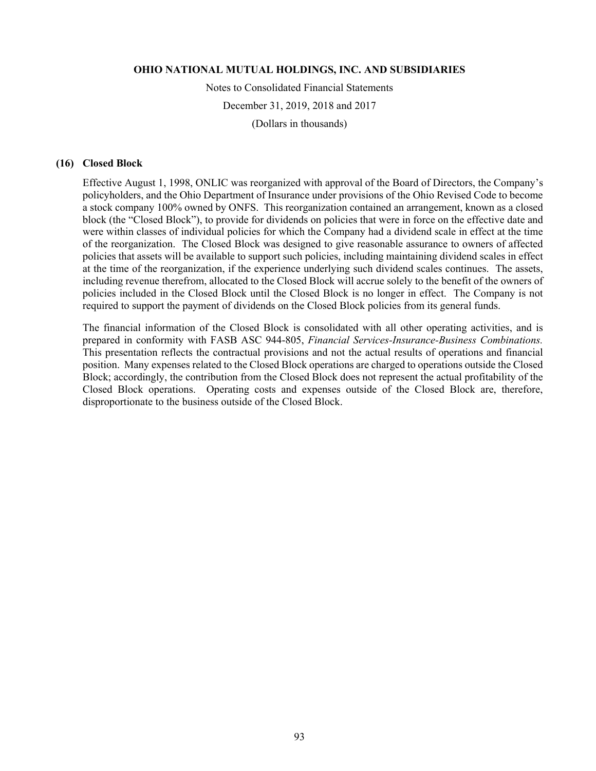## (16) Closed Block

Effective August 1, 1998, ONLIC was reorganized with approval of the Board of Directors, the Company's policyholders, and the Ohio Department of Insurance under provisions of the Ohio Revised Code to become a stock company 100% owned by ONFS. This reorganization contained an arrangement, known as a closed block (the "Closed Block"), to provide for dividends on policies that were in force on the effective date and were within classes of individual policies for which the Company had a dividend scale in effect at the time of the reorganization. The Closed Block was designed to give reasonable assurance to owners of affected policies that assets will be available to support such policies, including maintaining dividend scales in effect at the time of the reorganization, if the experience underlying such dividend scales continues. The assets, including revenue therefrom, allocated to the Closed Block will accrue solely to the benefit of the owners of policies included in the Closed Block until the Closed Block is no longer in effect. The Company is not required to support the payment of dividends on the Closed Block policies from its general funds.

The financial information of the Closed Block is consolidated with all other operating activities, and is prepared in conformity with FASB ASC 944-805, *Financial Services-Insurance-Business Combinations.* This presentation reflects the contractual provisions and not the actual results of operations and financial position. Many expenses related to the Closed Block operations are charged to operations outside the Closed Block; accordingly, the contribution from the Closed Block does not represent the actual profitability of the Closed Block operations. Operating costs and expenses outside of the Closed Block are, therefore, disproportionate to the business outside of the Closed Block.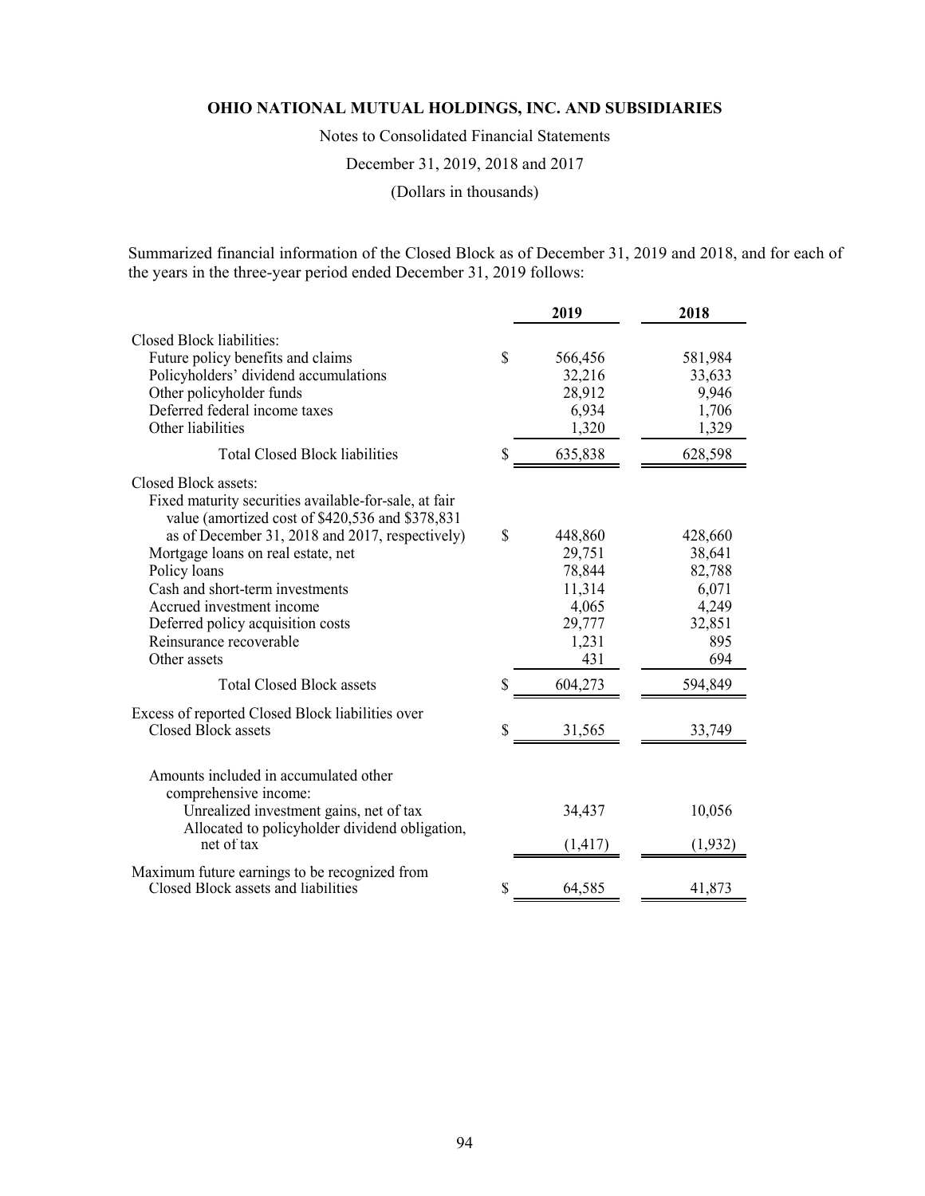# OHIO NATIONAL MUTUAL HOLDINGS, INC. AND SUBSIDIARIES

Notes to Consolidated Financial Statements

December 31, 2019, 2018 and 2017

(Dollars in thousands)

Summarized financial information of the Closed Block as of December 31, 2019 and 2018, and for each of the years in the three-year period ended December 31, 2019 follows:

| | | 2019 | 2018 |
|---|---|---|---|
| Closed Block liabilities: | | | |
| Future policy benefits and claims | $ | 566,456 | 581,984 |
| Policyholders' dividend accumulations | | 32,216 | 33,633 |
| Other policyholder funds | | 28,912 | 9,946 |
| Deferred federal income taxes | | 6,934 | 1,706 |
| Other liabilities | | 1,320 | 1,329 |
| Total Closed Block liabilities | $ | 635,838 | 628,598 |
| Closed Block assets: | | | |
| Fixed maturity securities available-for-sale, at fair value (amortized cost of $420,536 and $378,831 as of December 31, 2018 and 2017, respectively) | $ | 448,860 | 428,660 |
| Mortgage loans on real estate, net | | 29,751 | 38,641 |
| Policy loans | | 78,844 | 82,788 |
| Cash and short-term investments | | 11,314 | 6,071 |
| Accrued investment income | | 4,065 | 4,249 |
| Deferred policy acquisition costs | | 29,777 | 32,851 |
| Reinsurance recoverable | | 1,231 | 895 |
| Other assets | | 431 | 694 |
| Total Closed Block assets | $ | 604,273 | 594,849 |
| Excess of reported Closed Block liabilities over Closed Block assets | $ | 31,565 | 33,749 |
| Amounts included in accumulated other comprehensive income: | | | |
| Unrealized investment gains, net of tax | | 34,437 | 10,056 |
| Allocated to policyholder dividend obligation, net of tax | | (1,417) | (1,932) |
| Maximum future earnings to be recognized from Closed Block assets and liabilities | $ | 64,585 | 41,873 |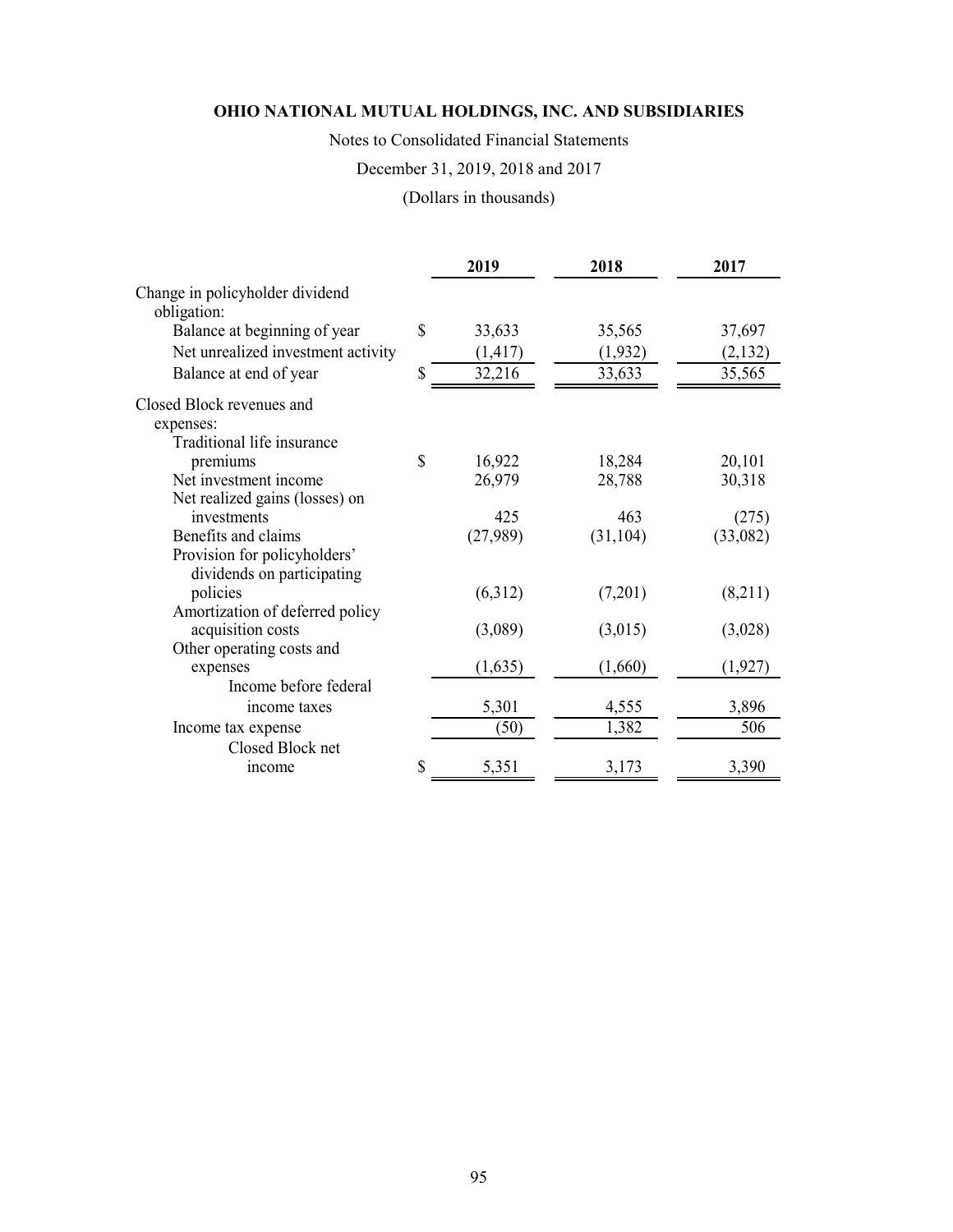**OHIO NATIONAL MUTUAL HOLDINGS, INC. AND SUBSIDIARIES**

Notes to Consolidated Financial Statements

December 31, 2019, 2018 and 2017

(Dollars in thousands)

| | 2019 | 2018 | 2017 |
|---|---|---|---|
| Change in policyholder dividend obligation: | | | |
| Balance at beginning of year | $ 33,633 | 35,565 | 37,697 |
| Net unrealized investment activity | (1,417) | (1,932) | (2,132) |
| Balance at end of year | $ 32,216 | 33,633 | 35,565 |
| Closed Block revenues and expenses: | | | |
| Traditional life insurance premiums | $ 16,922 | 18,284 | 20,101 |
| Net investment income | 26,979 | 28,788 | 30,318 |
| Net realized gains (losses) on investments | 425 | 463 | (275) |
| Benefits and claims | (27,989) | (31,104) | (33,082) |
| Provision for policyholders' dividends on participating policies | (6,312) | (7,201) | (8,211) |
| Amortization of deferred policy acquisition costs | (3,089) | (3,015) | (3,028) |
| Other operating costs and expenses | (1,635) | (1,660) | (1,927) |
| Income before federal income taxes | 5,301 | 4,555 | 3,896 |
| Income tax expense | (50) | 1,382 | 506 |
| Closed Block net income | $ 5,351 | 3,173 | 3,390 |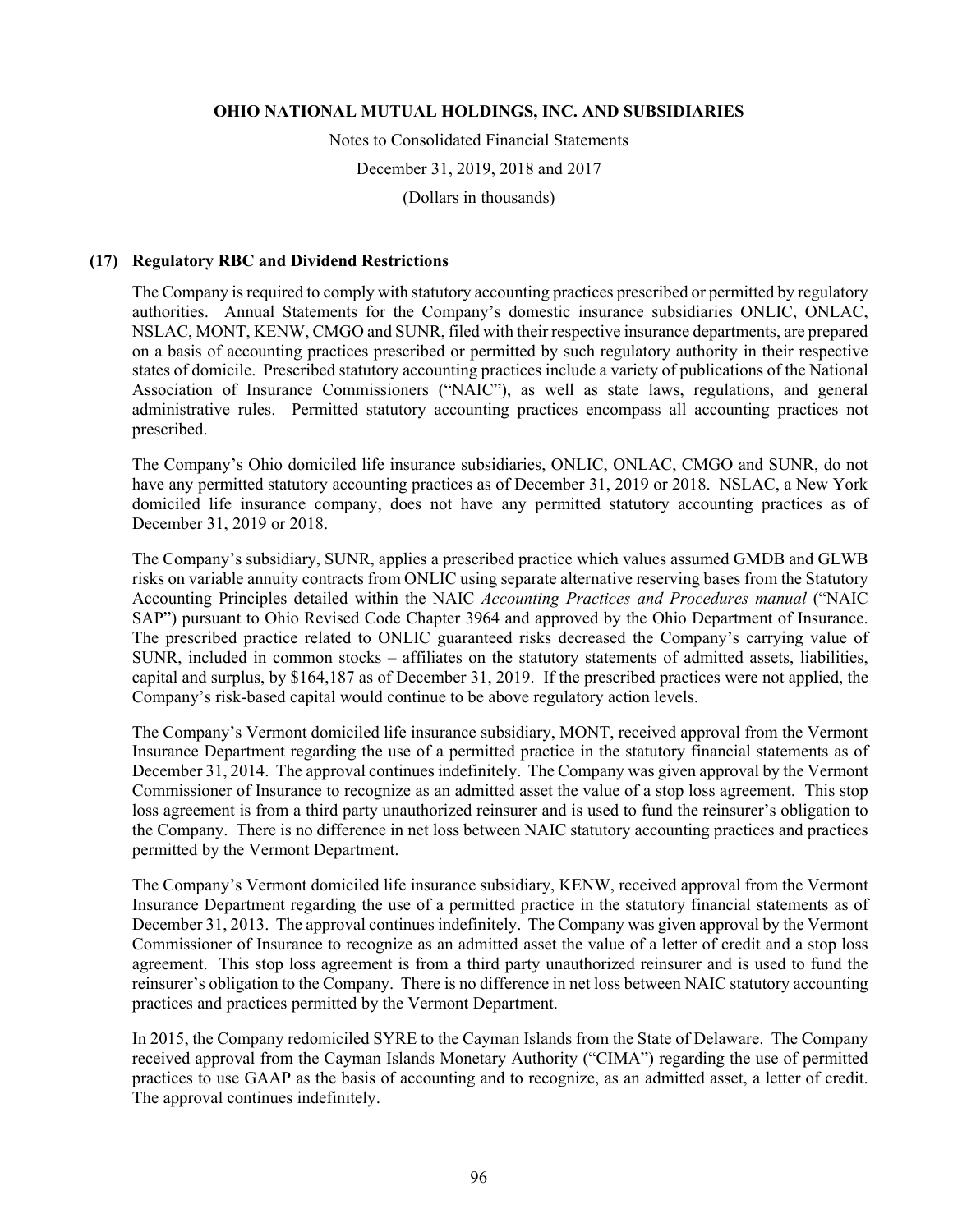## (17) Regulatory RBC and Dividend Restrictions

The Company is required to comply with statutory accounting practices prescribed or permitted by regulatory authorities. Annual Statements for the Company's domestic insurance subsidiaries ONLIC, ONLAC, NSLAC, MONT, KENW, CMGO and SUNR, filed with their respective insurance departments, are prepared on a basis of accounting practices prescribed or permitted by such regulatory authority in their respective states of domicile. Prescribed statutory accounting practices include a variety of publications of the National Association of Insurance Commissioners ("NAIC"), as well as state laws, regulations, and general administrative rules. Permitted statutory accounting practices encompass all accounting practices not prescribed.

The Company's Ohio domiciled life insurance subsidiaries, ONLIC, ONLAC, CMGO and SUNR, do not have any permitted statutory accounting practices as of December 31, 2019 or 2018. NSLAC, a New York domiciled life insurance company, does not have any permitted statutory accounting practices as of December 31, 2019 or 2018.

The Company's subsidiary, SUNR, applies a prescribed practice which values assumed GMDB and GLWB risks on variable annuity contracts from ONLIC using separate alternative reserving bases from the Statutory Accounting Principles detailed within the NAIC *Accounting Practices and Procedures manual* ("NAIC SAP") pursuant to Ohio Revised Code Chapter 3964 and approved by the Ohio Department of Insurance. The prescribed practice related to ONLIC guaranteed risks decreased the Company's carrying value of SUNR, included in common stocks – affiliates on the statutory statements of admitted assets, liabilities, capital and surplus, by $164,187 as of December 31, 2019. If the prescribed practices were not applied, the Company's risk-based capital would continue to be above regulatory action levels.

The Company's Vermont domiciled life insurance subsidiary, MONT, received approval from the Vermont Insurance Department regarding the use of a permitted practice in the statutory financial statements as of December 31, 2014. The approval continues indefinitely. The Company was given approval by the Vermont Commissioner of Insurance to recognize as an admitted asset the value of a stop loss agreement. This stop loss agreement is from a third party unauthorized reinsurer and is used to fund the reinsurer's obligation to the Company. There is no difference in net loss between NAIC statutory accounting practices and practices permitted by the Vermont Department.

The Company's Vermont domiciled life insurance subsidiary, KENW, received approval from the Vermont Insurance Department regarding the use of a permitted practice in the statutory financial statements as of December 31, 2013. The approval continues indefinitely. The Company was given approval by the Vermont Commissioner of Insurance to recognize as an admitted asset the value of a letter of credit and a stop loss agreement. This stop loss agreement is from a third party unauthorized reinsurer and is used to fund the reinsurer's obligation to the Company. There is no difference in net loss between NAIC statutory accounting practices and practices permitted by the Vermont Department.

In 2015, the Company redomiciled SYRE to the Cayman Islands from the State of Delaware. The Company received approval from the Cayman Islands Monetary Authority ("CIMA") regarding the use of permitted practices to use GAAP as the basis of accounting and to recognize, as an admitted asset, a letter of credit. The approval continues indefinitely.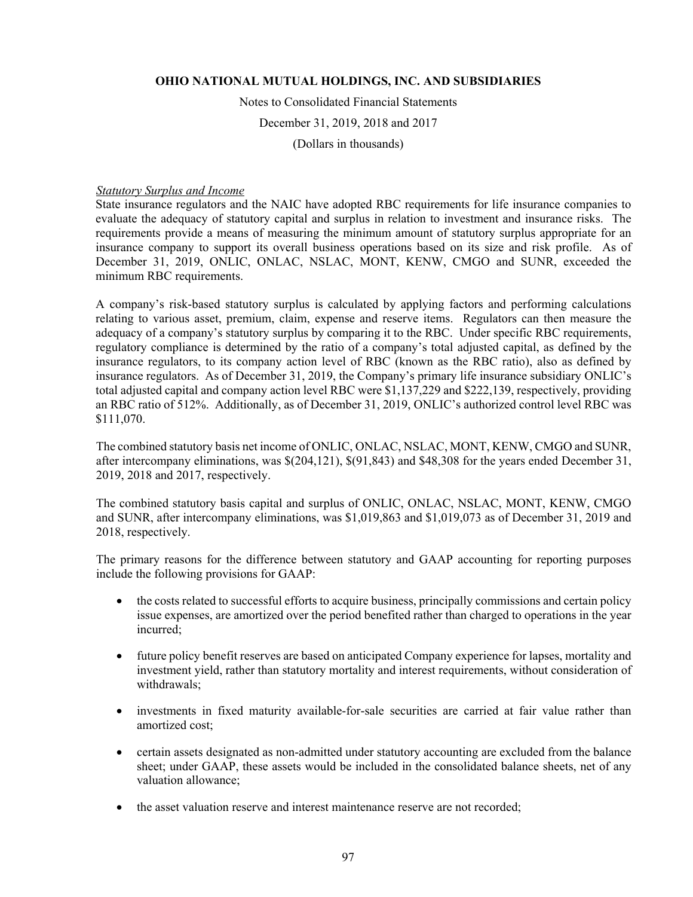*Statutory Surplus and Income*

State insurance regulators and the NAIC have adopted RBC requirements for life insurance companies to evaluate the adequacy of statutory capital and surplus in relation to investment and insurance risks. The requirements provide a means of measuring the minimum amount of statutory surplus appropriate for an insurance company to support its overall business operations based on its size and risk profile. As of December 31, 2019, ONLIC, ONLAC, NSLAC, MONT, KENW, CMGO and SUNR, exceeded the minimum RBC requirements.

A company's risk-based statutory surplus is calculated by applying factors and performing calculations relating to various asset, premium, claim, expense and reserve items. Regulators can then measure the adequacy of a company's statutory surplus by comparing it to the RBC. Under specific RBC requirements, regulatory compliance is determined by the ratio of a company's total adjusted capital, as defined by the insurance regulators, to its company action level of RBC (known as the RBC ratio), also as defined by insurance regulators. As of December 31, 2019, the Company's primary life insurance subsidiary ONLIC's total adjusted capital and company action level RBC were $1,137,229 and $222,139, respectively, providing an RBC ratio of 512%. Additionally, as of December 31, 2019, ONLIC's authorized control level RBC was $111,070.

The combined statutory basis net income of ONLIC, ONLAC, NSLAC, MONT, KENW, CMGO and SUNR, after intercompany eliminations, was $(204,121), $(91,843) and $48,308 for the years ended December 31, 2019, 2018 and 2017, respectively.

The combined statutory basis capital and surplus of ONLIC, ONLAC, NSLAC, MONT, KENW, CMGO and SUNR, after intercompany eliminations, was $1,019,863 and $1,019,073 as of December 31, 2019 and 2018, respectively.

The primary reasons for the difference between statutory and GAAP accounting for reporting purposes include the following provisions for GAAP:

- the costs related to successful efforts to acquire business, principally commissions and certain policy issue expenses, are amortized over the period benefited rather than charged to operations in the year incurred;

- future policy benefit reserves are based on anticipated Company experience for lapses, mortality and investment yield, rather than statutory mortality and interest requirements, without consideration of withdrawals;

- investments in fixed maturity available-for-sale securities are carried at fair value rather than amortized cost;

- certain assets designated as non-admitted under statutory accounting are excluded from the balance sheet; under GAAP, these assets would be included in the consolidated balance sheets, net of any valuation allowance;

- the asset valuation reserve and interest maintenance reserve are not recorded;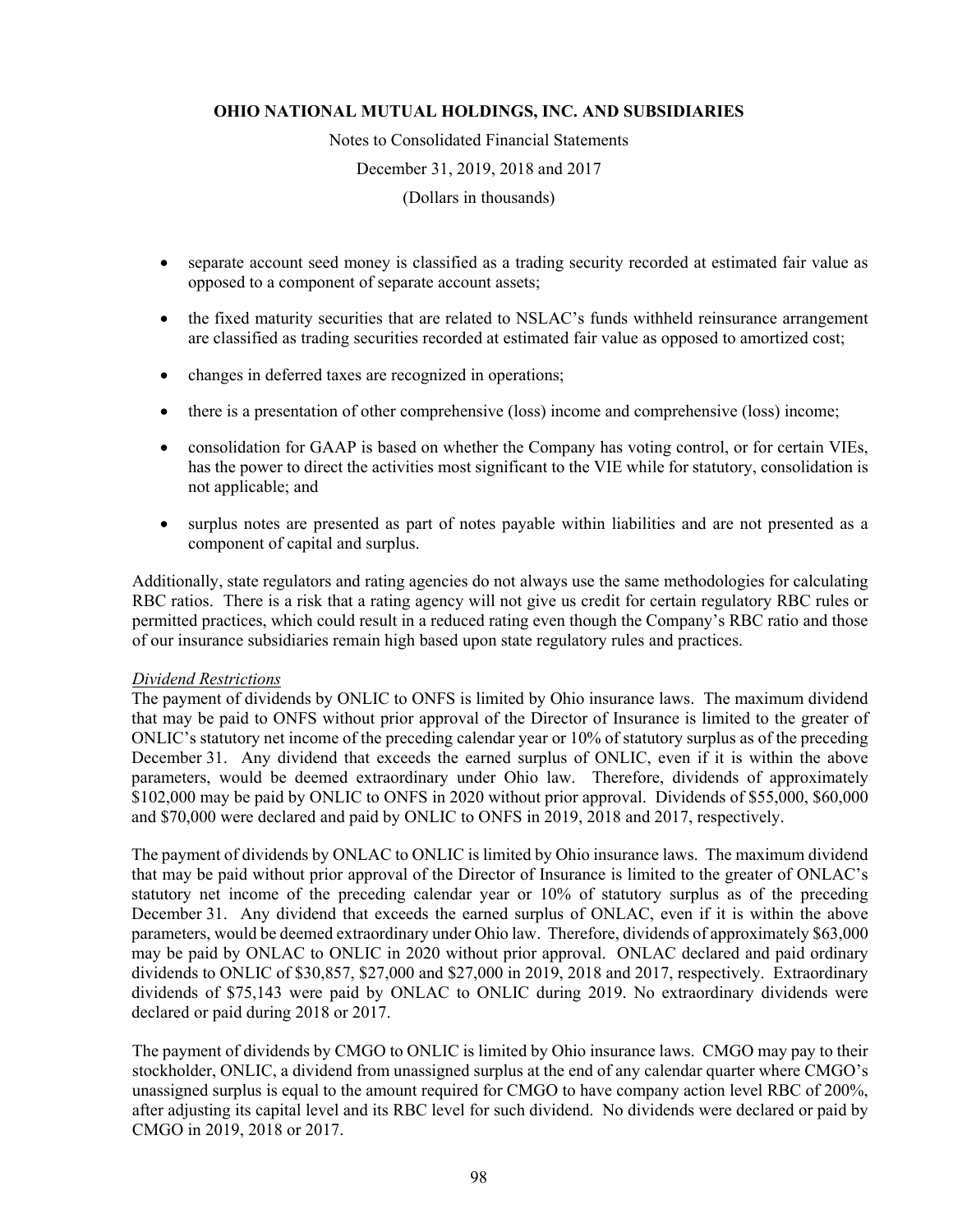- separate account seed money is classified as a trading security recorded at estimated fair value as opposed to a component of separate account assets;
- the fixed maturity securities that are related to NSLAC's funds withheld reinsurance arrangement are classified as trading securities recorded at estimated fair value as opposed to amortized cost;
- changes in deferred taxes are recognized in operations;
- there is a presentation of other comprehensive (loss) income and comprehensive (loss) income;
- consolidation for GAAP is based on whether the Company has voting control, or for certain VIEs, has the power to direct the activities most significant to the VIE while for statutory, consolidation is not applicable; and
- surplus notes are presented as part of notes payable within liabilities and are not presented as a component of capital and surplus.

Additionally, state regulators and rating agencies do not always use the same methodologies for calculating RBC ratios. There is a risk that a rating agency will not give us credit for certain regulatory RBC rules or permitted practices, which could result in a reduced rating even though the Company's RBC ratio and those of our insurance subsidiaries remain high based upon state regulatory rules and practices.

*Dividend Restrictions*

The payment of dividends by ONLIC to ONFS is limited by Ohio insurance laws. The maximum dividend that may be paid to ONFS without prior approval of the Director of Insurance is limited to the greater of ONLIC's statutory net income of the preceding calendar year or 10% of statutory surplus as of the preceding December 31. Any dividend that exceeds the earned surplus of ONLIC, even if it is within the above parameters, would be deemed extraordinary under Ohio law. Therefore, dividends of approximately $102,000 may be paid by ONLIC to ONFS in 2020 without prior approval. Dividends of $55,000, $60,000 and $70,000 were declared and paid by ONLIC to ONFS in 2019, 2018 and 2017, respectively.

The payment of dividends by ONLAC to ONLIC is limited by Ohio insurance laws. The maximum dividend that may be paid without prior approval of the Director of Insurance is limited to the greater of ONLAC's statutory net income of the preceding calendar year or 10% of statutory surplus as of the preceding December 31. Any dividend that exceeds the earned surplus of ONLAC, even if it is within the above parameters, would be deemed extraordinary under Ohio law. Therefore, dividends of approximately $63,000 may be paid by ONLAC to ONLIC in 2020 without prior approval. ONLAC declared and paid ordinary dividends to ONLIC of $30,857, $27,000 and $27,000 in 2019, 2018 and 2017, respectively. Extraordinary dividends of $75,143 were paid by ONLAC to ONLIC during 2019. No extraordinary dividends were declared or paid during 2018 or 2017.

The payment of dividends by CMGO to ONLIC is limited by Ohio insurance laws. CMGO may pay to their stockholder, ONLIC, a dividend from unassigned surplus at the end of any calendar quarter where CMGO's unassigned surplus is equal to the amount required for CMGO to have company action level RBC of 200%, after adjusting its capital level and its RBC level for such dividend. No dividends were declared or paid by CMGO in 2019, 2018 or 2017.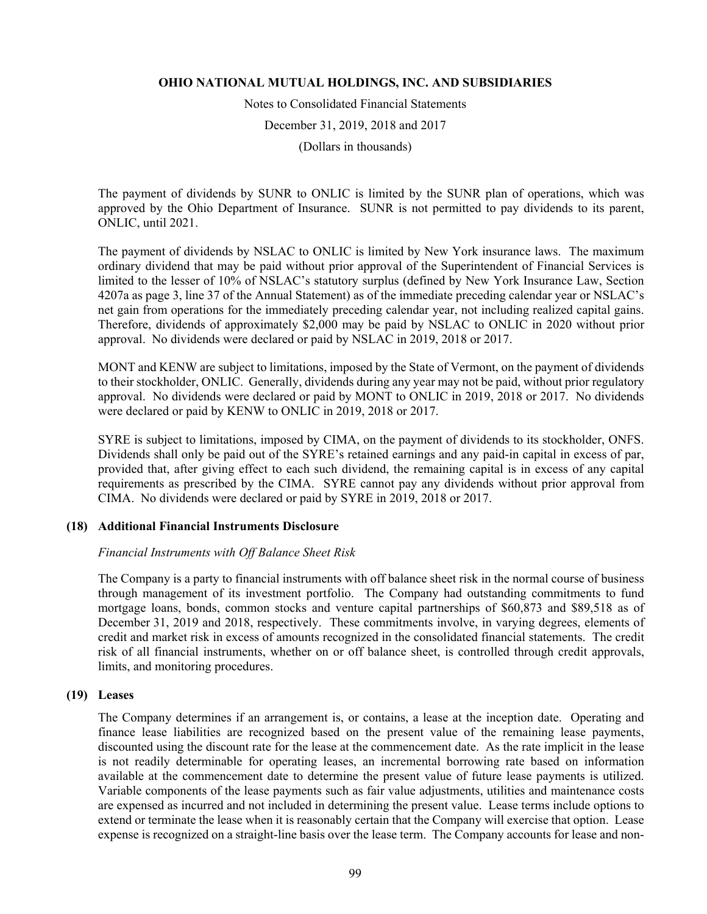The payment of dividends by SUNR to ONLIC is limited by the SUNR plan of operations, which was approved by the Ohio Department of Insurance. SUNR is not permitted to pay dividends to its parent, ONLIC, until 2021.

The payment of dividends by NSLAC to ONLIC is limited by New York insurance laws. The maximum ordinary dividend that may be paid without prior approval of the Superintendent of Financial Services is limited to the lesser of 10% of NSLAC's statutory surplus (defined by New York Insurance Law, Section 4207a as page 3, line 37 of the Annual Statement) as of the immediate preceding calendar year or NSLAC's net gain from operations for the immediately preceding calendar year, not including realized capital gains. Therefore, dividends of approximately $2,000 may be paid by NSLAC to ONLIC in 2020 without prior approval. No dividends were declared or paid by NSLAC in 2019, 2018 or 2017.

MONT and KENW are subject to limitations, imposed by the State of Vermont, on the payment of dividends to their stockholder, ONLIC. Generally, dividends during any year may not be paid, without prior regulatory approval. No dividends were declared or paid by MONT to ONLIC in 2019, 2018 or 2017. No dividends were declared or paid by KENW to ONLIC in 2019, 2018 or 2017.

SYRE is subject to limitations, imposed by CIMA, on the payment of dividends to its stockholder, ONFS. Dividends shall only be paid out of the SYRE's retained earnings and any paid-in capital in excess of par, provided that, after giving effect to each such dividend, the remaining capital is in excess of any capital requirements as prescribed by the CIMA. SYRE cannot pay any dividends without prior approval from CIMA. No dividends were declared or paid by SYRE in 2019, 2018 or 2017.

## (18) Additional Financial Instruments Disclosure

*Financial Instruments with Off Balance Sheet Risk*

The Company is a party to financial instruments with off balance sheet risk in the normal course of business through management of its investment portfolio. The Company had outstanding commitments to fund mortgage loans, bonds, common stocks and venture capital partnerships of $60,873 and $89,518 as of December 31, 2019 and 2018, respectively. These commitments involve, in varying degrees, elements of credit and market risk in excess of amounts recognized in the consolidated financial statements. The credit risk of all financial instruments, whether on or off balance sheet, is controlled through credit approvals, limits, and monitoring procedures.

## (19) Leases

The Company determines if an arrangement is, or contains, a lease at the inception date. Operating and finance lease liabilities are recognized based on the present value of the remaining lease payments, discounted using the discount rate for the lease at the commencement date. As the rate implicit in the lease is not readily determinable for operating leases, an incremental borrowing rate based on information available at the commencement date to determine the present value of future lease payments is utilized. Variable components of the lease payments such as fair value adjustments, utilities and maintenance costs are expensed as incurred and not included in determining the present value. Lease terms include options to extend or terminate the lease when it is reasonably certain that the Company will exercise that option. Lease expense is recognized on a straight-line basis over the lease term. The Company accounts for lease and non-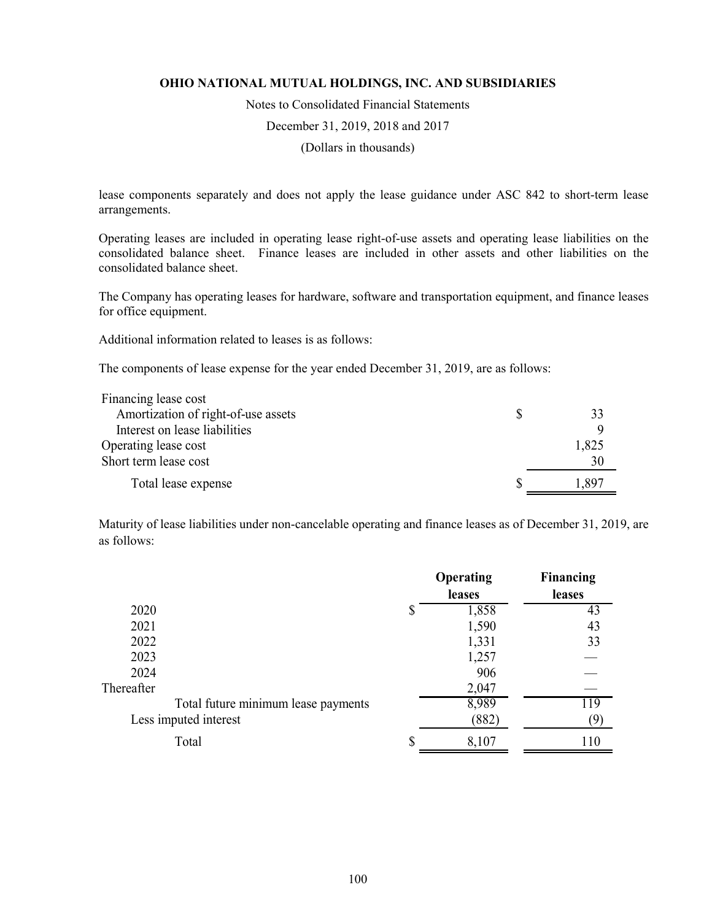lease components separately and does not apply the lease guidance under ASC 842 to short-term lease arrangements.

Operating leases are included in operating lease right-of-use assets and operating lease liabilities on the consolidated balance sheet. Finance leases are included in other assets and other liabilities on the consolidated balance sheet.

The Company has operating leases for hardware, software and transportation equipment, and finance leases for office equipment.

Additional information related to leases is as follows:

The components of lease expense for the year ended December 31, 2019, are as follows:

| | |
|---|---|
| Financing lease cost | |
| Amortization of right-of-use assets | $ 33 |
| Interest on lease liabilities | 9 |
| Operating lease cost | 1,825 |
| Short term lease cost | 30 |
| Total lease expense | $ 1,897 |

Maturity of lease liabilities under non-cancelable operating and finance leases as of December 31, 2019, are as follows:

| | Operating leases | Financing leases |
|---|---|---|
| 2020 | $ 1,858 | 43 |
| 2021 | 1,590 | 43 |
| 2022 | 1,331 | 33 |
| 2023 | 1,257 | — |
| 2024 | 906 | — |
| Thereafter | 2,047 | — |
| Total future minimum lease payments | 8,989 | 119 |
| Less imputed interest | (882) | (9) |
| Total | $ 8,107 | 110 |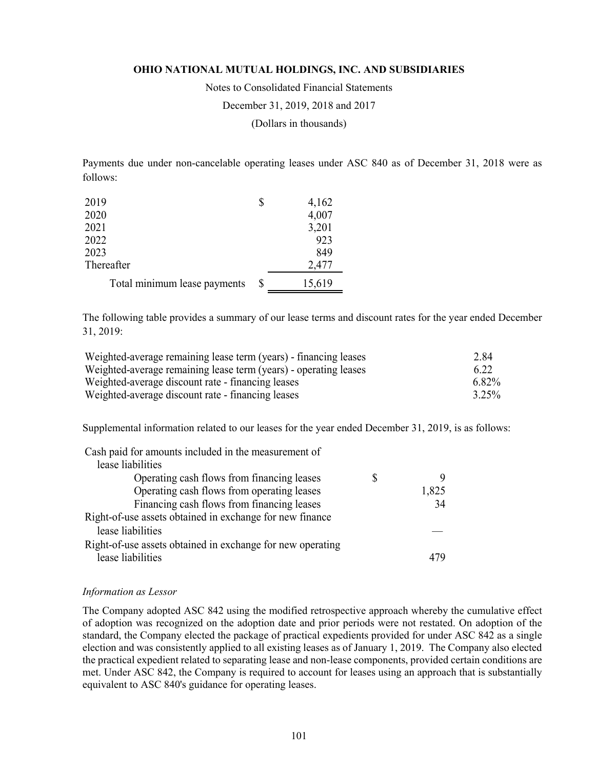Payments due under non-cancelable operating leases under ASC 840 as of December 31, 2018 were as follows:

| | | |
|---|---|---|
| 2019 | $ | 4,162 |
| 2020 | | 4,007 |
| 2021 | | 3,201 |
| 2022 | | 923 |
| 2023 | | 849 |
| Thereafter | | 2,477 |
| Total minimum lease payments | $ | 15,619 |

The following table provides a summary of our lease terms and discount rates for the year ended December 31, 2019:

| | |
|---|---|
| Weighted-average remaining lease term (years) - financing leases | 2.84 |
| Weighted-average remaining lease term (years) - operating leases | 6.22 |
| Weighted-average discount rate - financing leases | 6.82% |
| Weighted-average discount rate - financing leases | 3.25% |

Supplemental information related to our leases for the year ended December 31, 2019, is as follows:

| | | |
|---|---|---|
| Cash paid for amounts included in the measurement of lease liabilities | | |
| Operating cash flows from financing leases | $ | 9 |
| Operating cash flows from operating leases | | 1,825 |
| Financing cash flows from financing leases | | 34 |
| Right-of-use assets obtained in exchange for new finance lease liabilities | | — |
| Right-of-use assets obtained in exchange for new operating lease liabilities | | 479 |

*Information as Lessor*

The Company adopted ASC 842 using the modified retrospective approach whereby the cumulative effect of adoption was recognized on the adoption date and prior periods were not restated. On adoption of the standard, the Company elected the package of practical expedients provided for under ASC 842 as a single election and was consistently applied to all existing leases as of January 1, 2019. The Company also elected the practical expedient related to separating lease and non-lease components, provided certain conditions are met. Under ASC 842, the Company is required to account for leases using an approach that is substantially equivalent to ASC 840's guidance for operating leases.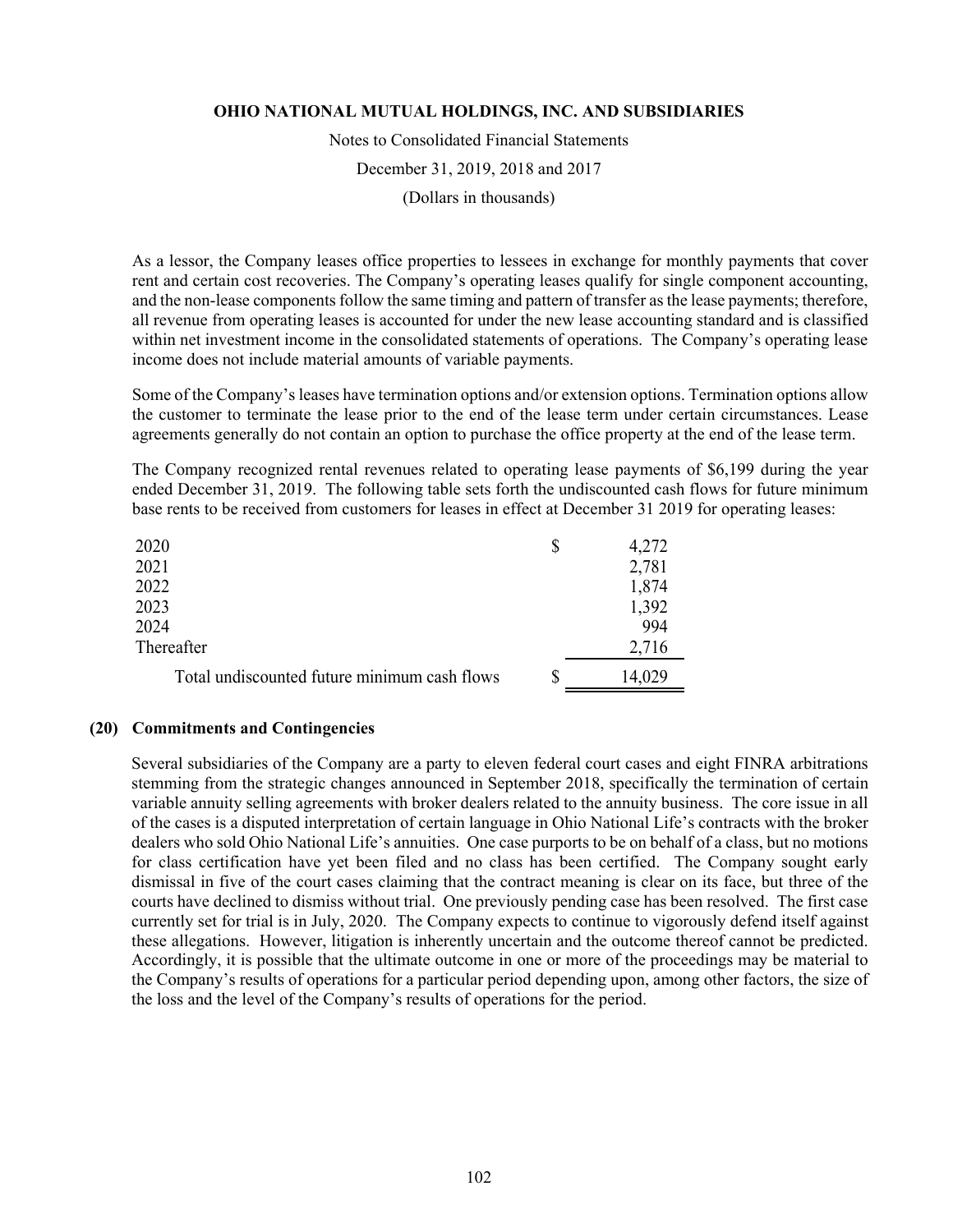As a lessor, the Company leases office properties to lessees in exchange for monthly payments that cover rent and certain cost recoveries. The Company's operating leases qualify for single component accounting, and the non-lease components follow the same timing and pattern of transfer as the lease payments; therefore, all revenue from operating leases is accounted for under the new lease accounting standard and is classified within net investment income in the consolidated statements of operations. The Company's operating lease income does not include material amounts of variable payments.

Some of the Company's leases have termination options and/or extension options. Termination options allow the customer to terminate the lease prior to the end of the lease term under certain circumstances. Lease agreements generally do not contain an option to purchase the office property at the end of the lease term.

The Company recognized rental revenues related to operating lease payments of $6,199 during the year ended December 31, 2019. The following table sets forth the undiscounted cash flows for future minimum base rents to be received from customers for leases in effect at December 31 2019 for operating leases:

| | | |
|---|---|---|
| 2020 | $ | 4,272 |
| 2021 | | 2,781 |
| 2022 | | 1,874 |
| 2023 | | 1,392 |
| 2024 | | 994 |
| Thereafter | | 2,716 |
| Total undiscounted future minimum cash flows | $ | 14,029 |

## (20) Commitments and Contingencies

Several subsidiaries of the Company are a party to eleven federal court cases and eight FINRA arbitrations stemming from the strategic changes announced in September 2018, specifically the termination of certain variable annuity selling agreements with broker dealers related to the annuity business. The core issue in all of the cases is a disputed interpretation of certain language in Ohio National Life's contracts with the broker dealers who sold Ohio National Life's annuities. One case purports to be on behalf of a class, but no motions for class certification have yet been filed and no class has been certified. The Company sought early dismissal in five of the court cases claiming that the contract meaning is clear on its face, but three of the courts have declined to dismiss without trial. One previously pending case has been resolved. The first case currently set for trial is in July, 2020. The Company expects to continue to vigorously defend itself against these allegations. However, litigation is inherently uncertain and the outcome thereof cannot be predicted. Accordingly, it is possible that the ultimate outcome in one or more of the proceedings may be material to the Company's results of operations for a particular period depending upon, among other factors, the size of the loss and the level of the Company's results of operations for the period.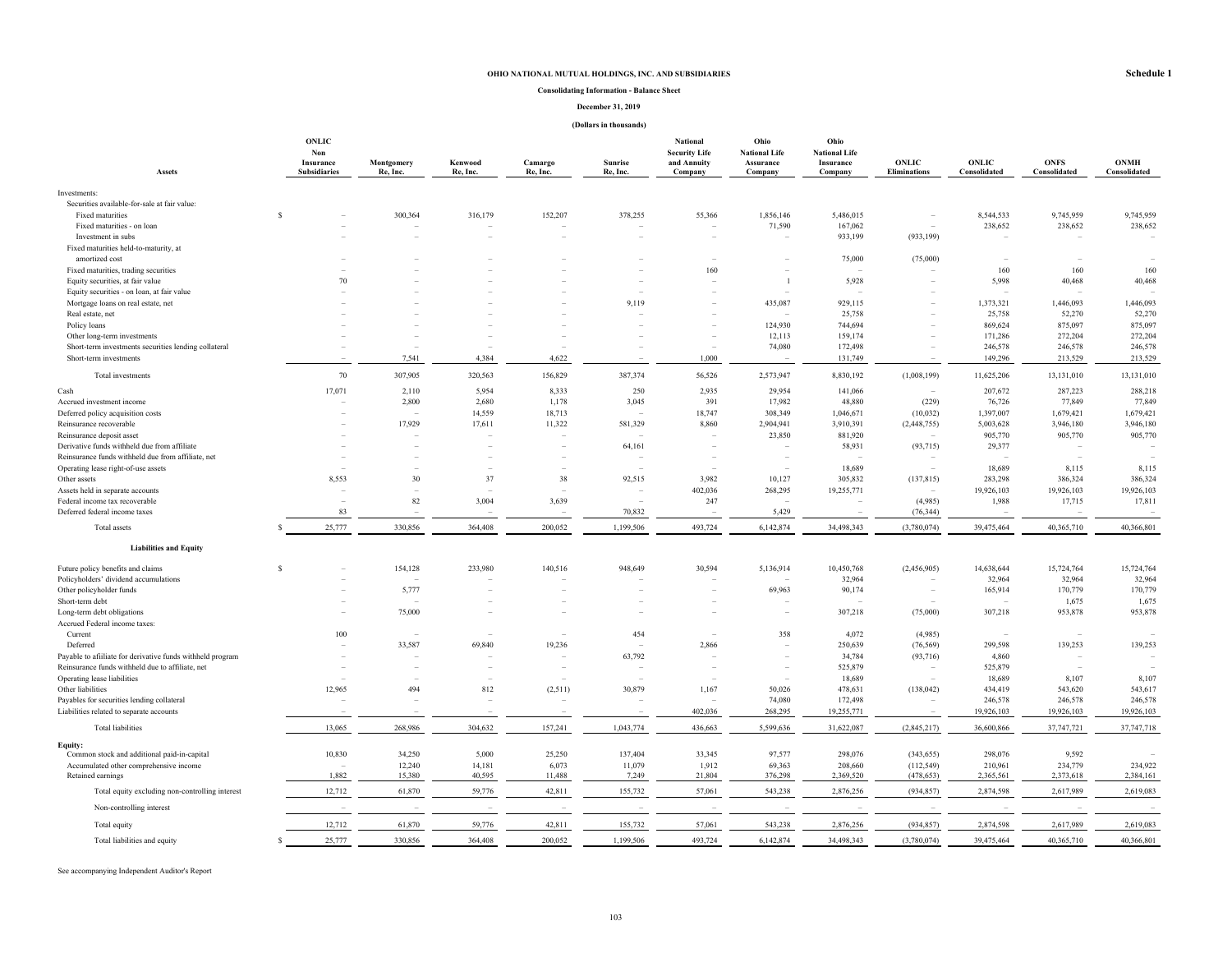**Schedule 1**

**OHIO NATIONAL MUTUAL HOLDINGS, INC. AND SUBSIDIARIES**

**Consolidating Information - Balance Sheet**

**December 31, 2019**

**(Dollars in thousands)**

| Assets | ONLIC Non Insurance Subsidiaries | Montgomery Re, Inc. | Kenwood Re, Inc. | Camargo Re, Inc. | Sunrise Re, Inc. | National Security Life and Annuity Company | Ohio National Life Assurance Company | Ohio National Life Insurance Company | ONLIC Eliminations | ONLIC Consolidated | ONFS Consolidated | ONMH Consolidated |
|---|---|---|---|---|---|---|---|---|---|---|---|---|
| Investments: | | | | | | | | | | | | |
| Securities available-for-sale at fair value: | | | | | | | | | | | | |
| Fixed maturities | $ – | 300,364 | 316,179 | 152,207 | 378,255 | 55,366 | 1,856,146 | 5,486,015 | – | 8,544,533 | 9,745,959 | 9,745,959 |
| Fixed maturities - on loan | – | – | – | – | – | – | 71,590 | 167,062 | – | 238,652 | 238,652 | 238,652 |
| Investment in subs | – | – | – | – | – | – | – | 933,199 | (933,199) | – | – | – |
| Fixed maturities held-to-maturity, at amortized cost | – | – | – | – | – | – | – | 75,000 | (75,000) | – | – | – |
| Fixed maturities, trading securities | – | – | – | – | – | 160 | – | – | – | 160 | 160 | 160 |
| Equity securities, at fair value | 70 | – | – | – | – | – | 1 | 5,928 | – | 5,998 | 40,468 | 40,468 |
| Equity securities - on loan, at fair value | – | – | – | – | – | – | – | – | – | – | – | – |
| Mortgage loans on real estate, net | – | – | – | – | 9,119 | – | 435,087 | 929,115 | – | 1,373,321 | 1,446,093 | 1,446,093 |
| Real estate, net | – | – | – | – | – | – | – | 25,758 | – | 25,758 | 52,270 | 52,270 |
| Policy loans | – | – | – | – | – | – | 124,930 | 744,694 | – | 869,624 | 875,097 | 875,097 |
| Other long-term investments | – | – | – | – | – | – | 12,113 | 159,174 | – | 171,286 | 272,204 | 272,204 |
| Short-term investments securities lending collateral | – | – | – | – | – | – | 74,080 | 172,498 | – | 246,578 | 246,578 | 246,578 |
| Short-term investments | – | 7,541 | 4,384 | 4,622 | – | 1,000 | – | 131,749 | – | 149,296 | 213,529 | 213,529 |
| Total investments | 70 | 307,905 | 320,563 | 156,829 | 387,374 | 56,526 | 2,573,947 | 8,830,192 | (1,008,199) | 11,625,206 | 13,131,010 | 13,131,010 |
| Cash | 17,071 | 2,110 | 5,954 | 8,333 | 250 | 2,935 | 29,954 | 141,066 | – | 207,672 | 287,223 | 288,218 |
| Accrued investment income | – | 2,800 | 2,680 | 1,178 | 3,045 | 391 | 17,982 | 48,880 | (229) | 76,726 | 77,849 | 77,849 |
| Deferred policy acquisition costs | – | – | 14,559 | 18,713 | – | 18,747 | 308,349 | 1,046,671 | (10,032) | 1,397,007 | 1,679,421 | 1,679,421 |
| Reinsurance recoverable | – | 17,929 | 17,611 | 11,322 | 581,329 | 8,860 | 2,904,941 | 3,910,391 | (2,448,755) | 5,003,628 | 3,946,180 | 3,946,180 |
| Reinsurance deposit asset | – | – | – | – | – | – | 23,850 | 881,920 | – | 905,770 | 905,770 | 905,770 |
| Derivative funds withheld due from affiliate | – | – | – | – | 64,161 | – | – | 58,931 | (93,715) | 29,377 | – | – |
| Reinsurance funds withheld due from affiliate, net | – | – | – | – | – | – | – | – | – | – | – | – |
| Operating lease right-of-use assets | – | – | – | – | – | – | – | 18,689 | – | 18,689 | 8,115 | 8,115 |
| Other assets | 8,553 | 30 | 37 | 38 | 92,515 | 3,982 | 10,127 | 305,832 | (137,815) | 283,298 | 386,324 | 386,324 |
| Assets held in separate accounts | – | – | – | – | – | 402,036 | 268,295 | 19,255,771 | – | 19,926,103 | 19,926,103 | 19,926,103 |
| Federal income tax recoverable | – | 82 | 3,004 | 3,639 | – | 247 | – | – | (4,985) | 1,988 | 17,715 | 17,811 |
| Deferred federal income taxes | 83 | – | – | – | 70,832 | – | 5,429 | – | (76,344) | – | – | – |
| Total assets | $ 25,777 | 330,856 | 364,408 | 200,052 | 1,199,506 | 493,724 | 6,142,874 | 34,498,343 | (3,780,074) | 39,475,464 | 40,365,710 | 40,366,801 |
| **Liabilities and Equity** | | | | | | | | | | | | |
| Future policy benefits and claims | $ – | 154,128 | 233,980 | 140,516 | 948,649 | 30,594 | 5,136,914 | 10,450,768 | (2,456,905) | 14,638,644 | 15,724,764 | 15,724,764 |
| Policyholders' dividend accumulations | – | – | – | – | – | – | – | 32,964 | – | 32,964 | 32,964 | 32,964 |
| Other policyholder funds | – | 5,777 | – | – | – | – | 69,963 | 90,174 | – | 165,914 | 170,779 | 170,779 |
| Short-term debt | – | – | – | – | – | – | – | – | – | – | 1,675 | 1,675 |
| Long-term debt obligations | – | 75,000 | – | – | – | – | – | 307,218 | (75,000) | 307,218 | 953,878 | 953,878 |
| Accrued Federal income taxes: | | | | | | | | | | | | |
| Current | 100 | – | – | – | 454 | – | 358 | 4,072 | (4,985) | – | – | – |
| Deferred | – | 33,587 | 69,840 | 19,236 | – | 2,866 | – | 250,639 | (76,569) | 299,598 | 139,253 | 139,253 |
| Payable to afiiliate for derivative funds withheld program | – | – | – | – | 63,792 | – | – | 34,784 | (93,716) | 4,860 | – | – |
| Reinsurance funds withheld due to affiliate, net | – | – | – | – | – | – | – | 525,879 | – | 525,879 | – | – |
| Operating lease liabilities | – | – | – | – | – | – | – | 18,689 | – | 18,689 | 8,107 | 8,107 |
| Other liabilities | 12,965 | 494 | 812 | (2,511) | 30,879 | 1,167 | 50,026 | 478,631 | (138,042) | 434,419 | 543,620 | 543,617 |
| Payables for securities lending collateral | – | – | – | – | – | – | 74,080 | 172,498 | – | 246,578 | 246,578 | 246,578 |
| Liabilities related to separate accounts | – | – | – | – | – | 402,036 | 268,295 | 19,255,771 | – | 19,926,103 | 19,926,103 | 19,926,103 |
| Total liabilities | 13,065 | 268,986 | 304,632 | 157,241 | 1,043,774 | 436,663 | 5,599,636 | 31,622,087 | (2,845,217) | 36,600,866 | 37,747,721 | 37,747,718 |
| **Equity:** | | | | | | | | | | | | |
| Common stock and additional paid-in-capital | 10,830 | 34,250 | 5,000 | 25,250 | 137,404 | 33,345 | 97,577 | 298,076 | (343,655) | 298,076 | 9,592 | – |
| Accumulated other comprehensive income | – | 12,240 | 14,181 | 6,073 | 11,079 | 1,912 | 69,363 | 208,660 | (112,549) | 210,961 | 234,779 | 234,922 |
| Retained earnings | 1,882 | 15,380 | 40,595 | 11,488 | 7,249 | 21,804 | 376,298 | 2,369,520 | (478,653) | 2,365,561 | 2,373,618 | 2,384,161 |
| Total equity excluding non-controlling interest | 12,712 | 61,870 | 59,776 | 42,811 | 155,732 | 57,061 | 543,238 | 2,876,256 | (934,857) | 2,874,598 | 2,617,989 | 2,619,083 |
| Non-controlling interest | – | – | – | – | – | – | – | – | – | – | – | – |
| Total equity | 12,712 | 61,870 | 59,776 | 42,811 | 155,732 | 57,061 | 543,238 | 2,876,256 | (934,857) | 2,874,598 | 2,617,989 | 2,619,083 |
| Total liabilities and equity | $ 25,777 | 330,856 | 364,408 | 200,052 | 1,199,506 | 493,724 | 6,142,874 | 34,498,343 | (3,780,074) | 39,475,464 | 40,365,710 | 40,366,801 |

See accompanying Independent Auditor's Report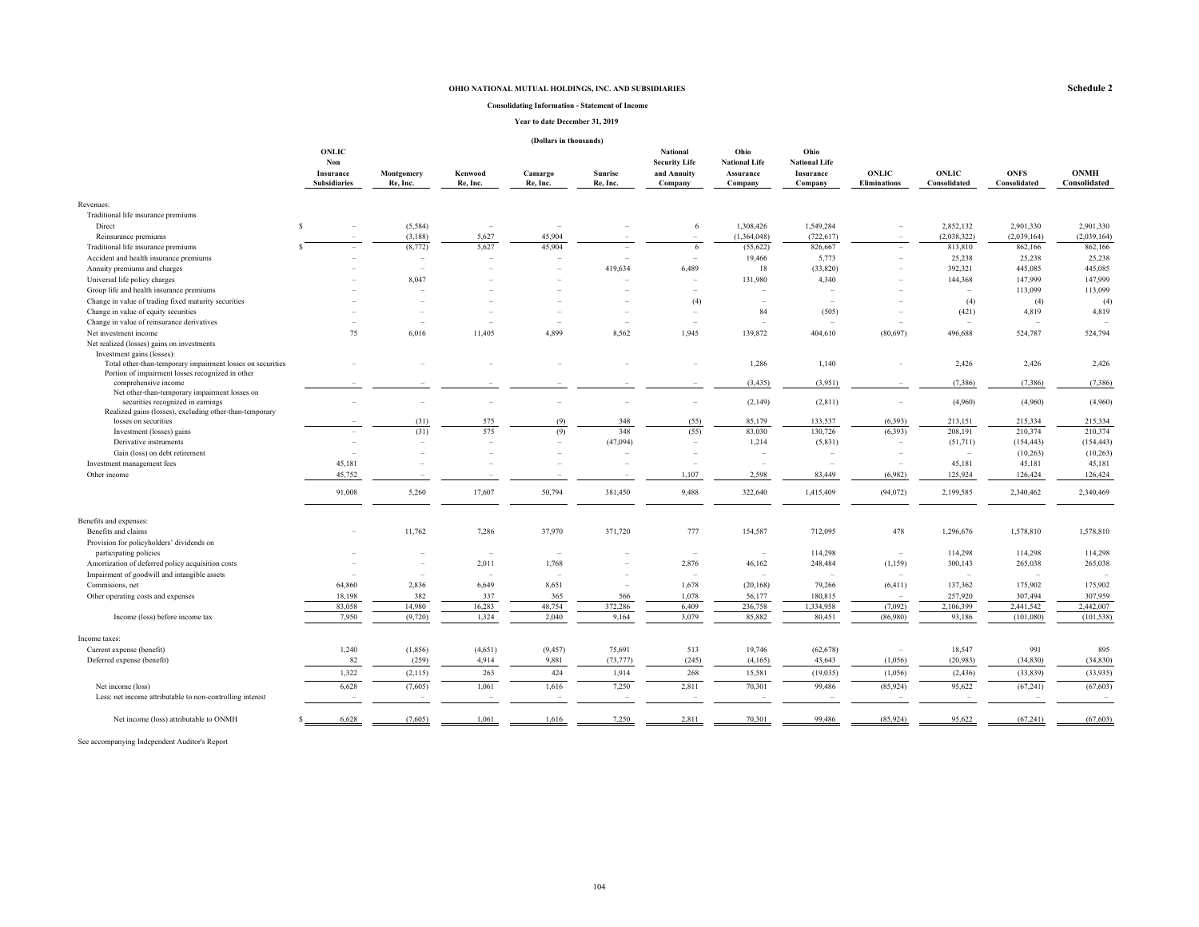**Schedule 2**

**OHIO NATIONAL MUTUAL HOLDINGS, INC. AND SUBSIDIARIES**

**Consolidating Information - Statement of Income**

**Year to date December 31, 2019**

**(Dollars in thousands)**

| | ONLIC Non Insurance Subsidiaries | Montgomery Re, Inc. | Kenwood Re, Inc. | Camargo Re, Inc. | Sunrise Re, Inc. | National Security Life and Annuity Company | Ohio National Life Assurance Company | Ohio National Life Insurance Company | ONLIC Eliminations | ONLIC Consolidated | ONFS Consolidated | ONMH Consolidated |
|---|---|---|---|---|---|---|---|---|---|---|---|---|
| Revenues: | | | | | | | | | | | | |
| Traditional life insurance premiums | | | | | | | | | | | | |
| Direct | $ – | (5,584) | – | – | – | 6 | 1,308,426 | 1,549,284 | – | 2,852,132 | 2,901,330 | 2,901,330 |
| Reinsurance premiums | – | (3,188) | 5,627 | 45,904 | – | – | (1,364,048) | (722,617) | – | (2,038,322) | (2,039,164) | (2,039,164) |
| Traditional life insurance premiums | $ – | (8,772) | 5,627 | 45,904 | – | 6 | (55,622) | 826,667 | – | 813,810 | 862,166 | 862,166 |
| Accident and health insurance premiums | – | – | – | – | – | – | 19,466 | 5,773 | – | 25,238 | 25,238 | 25,238 |
| Annuity premiums and charges | – | – | – | – | 419,634 | 6,489 | 18 | (33,820) | – | 392,321 | 445,085 | 445,085 |
| Universal life policy charges | – | 8,047 | – | – | – | – | 131,980 | 4,340 | – | 144,368 | 147,999 | 147,999 |
| Group life and health insurance premiums | – | – | – | – | – | – | – | – | – | – | 113,099 | 113,099 |
| Change in value of trading fixed maturity securities | – | – | – | – | – | (4) | – | – | – | (4) | (4) | (4) |
| Change in value of equity securities | – | – | – | – | – | – | 84 | (505) | – | (421) | 4,819 | 4,819 |
| Change in value of reinsurance derivatives | – | – | – | – | – | – | – | – | – | – | – | – |
| Net investment income | 75 | 6,016 | 11,405 | 4,899 | 8,562 | 1,945 | 139,872 | 404,610 | (80,697) | 496,688 | 524,787 | 524,794 |
| Net realized (losses) gains on investments | | | | | | | | | | | | |
| Investment gains (losses): | | | | | | | | | | | | |
| Total other-than-temporary impairment losses on securities | – | – | – | – | – | – | 1,286 | 1,140 | – | 2,426 | 2,426 | 2,426 |
| Portion of impairment losses recognized in other comprehensive income | – | – | – | – | – | – | (3,435) | (3,951) | – | (7,386) | (7,386) | (7,386) |
| Net other-than-temporary impairment losses on securities recognized in earnings | – | – | – | – | – | – | (2,149) | (2,811) | – | (4,960) | (4,960) | (4,960) |
| Realized gains (losses), excluding other-than-temporary losses on securities | – | (31) | 575 | (9) | 348 | (55) | 85,179 | 133,537 | (6,393) | 213,151 | 215,334 | 215,334 |
| Investment (losses) gains | – | (31) | 575 | (9) | 348 | (55) | 83,030 | 130,726 | (6,393) | 208,191 | 210,374 | 210,374 |
| Derivative instruments | – | – | – | – | (47,094) | – | 1,214 | (5,831) | – | (51,711) | (154,443) | (154,443) |
| Gain (loss) on debt retirement | – | – | – | – | – | – | – | – | – | – | (10,263) | (10,263) |
| Investment management fees | 45,181 | – | – | – | – | – | – | – | – | 45,181 | 45,181 | 45,181 |
| Other income | 45,752 | – | – | – | – | 1,107 | 2,598 | 83,449 | (6,982) | 125,924 | 126,424 | 126,424 |
| | 91,008 | 5,260 | 17,607 | 50,794 | 381,450 | 9,488 | 322,640 | 1,415,409 | (94,072) | 2,199,585 | 2,340,462 | 2,340,469 |
| Benefits and expenses: | | | | | | | | | | | | |
| Benefits and claims | – | 11,762 | 7,286 | 37,970 | 371,720 | 777 | 154,587 | 712,095 | 478 | 1,296,676 | 1,578,810 | 1,578,810 |
| Provision for policyholders' dividends on participating policies | – | – | – | – | – | – | – | 114,298 | – | 114,298 | 114,298 | 114,298 |
| Amortization of deferred policy acquisition costs | – | – | 2,011 | 1,768 | – | 2,876 | 46,162 | 248,484 | (1,159) | 300,143 | 265,038 | 265,038 |
| Impairment of goodwill and intangible assets | – | – | – | – | – | – | – | – | – | – | – | – |
| Commisions, net | 64,860 | 2,836 | 6,649 | 8,651 | – | 1,678 | (20,168) | 79,266 | (6,411) | 137,362 | 175,902 | 175,902 |
| Other operating costs and expenses | 18,198 | 382 | 337 | 365 | 566 | 1,078 | 56,177 | 180,815 | – | 257,920 | 307,494 | 307,959 |
| | 83,058 | 14,980 | 16,283 | 48,754 | 372,286 | 6,409 | 236,758 | 1,334,958 | (7,092) | 2,106,399 | 2,441,542 | 2,442,007 |
| Income (loss) before income tax | 7,950 | (9,720) | 1,324 | 2,040 | 9,164 | 3,079 | 85,882 | 80,451 | (86,980) | 93,186 | (101,080) | (101,538) |
| Income taxes: | | | | | | | | | | | | |
| Current expense (benefit) | 1,240 | (1,856) | (4,651) | (9,457) | 75,691 | 513 | 19,746 | (62,678) | – | 18,547 | 991 | 895 |
| Deferred expense (benefit) | 82 | (259) | 4,914 | 9,881 | (73,777) | (245) | (4,165) | 43,643 | (1,056) | (20,983) | (34,830) | (34,830) |
| | 1,322 | (2,115) | 263 | 424 | 1,914 | 268 | 15,581 | (19,035) | (1,056) | (2,436) | (33,839) | (33,935) |
| Net income (loss) | 6,628 | (7,605) | 1,061 | 1,616 | 7,250 | 2,811 | 70,301 | 99,486 | (85,924) | 95,622 | (67,241) | (67,603) |
| Less: net income attributable to non-controlling interest | – | – | – | – | – | – | – | – | – | – | – | – |
| Net income (loss) attributable to ONMH | $ 6,628 | (7,605) | 1,061 | 1,616 | 7,250 | 2,811 | 70,301 | 99,486 | (85,924) | 95,622 | (67,241) | (67,603) |

See accompanying Independent Auditor's Report